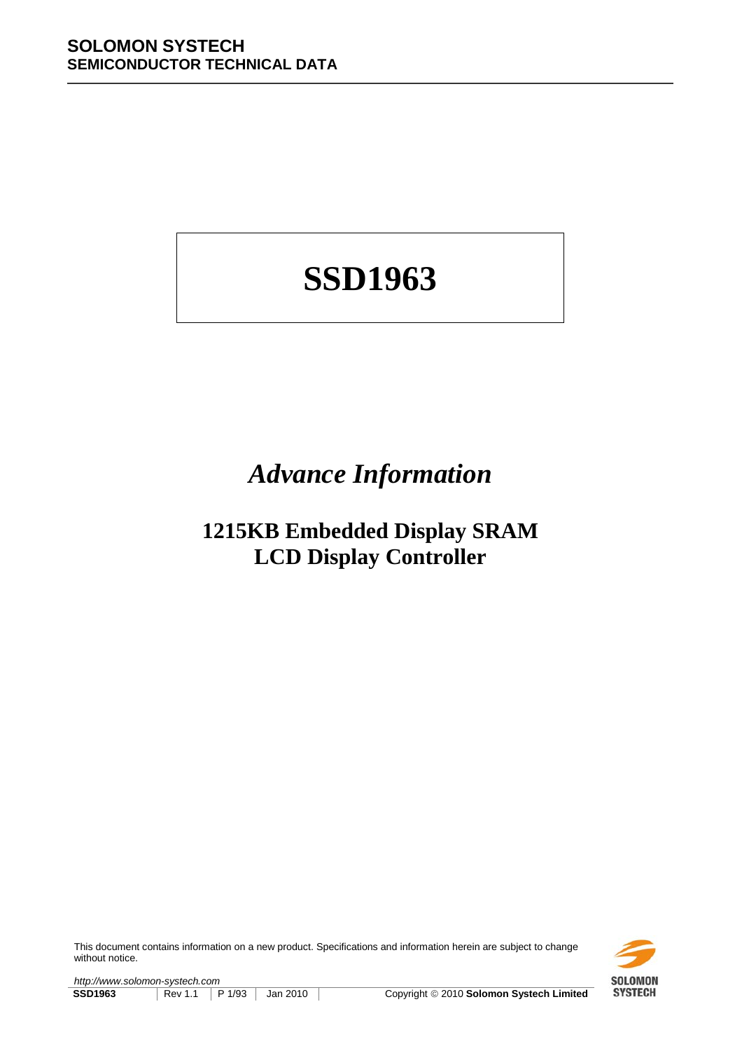**SOLOMON SYSTECH**
**SEMICONDUCTOR TECHNICAL DATA**

# SSD1963

## *Advance Information*

## 1215KB Embedded Display SRAM
## LCD Display Controller

This document contains information on a new product. Specifications and information herein are subject to change without notice.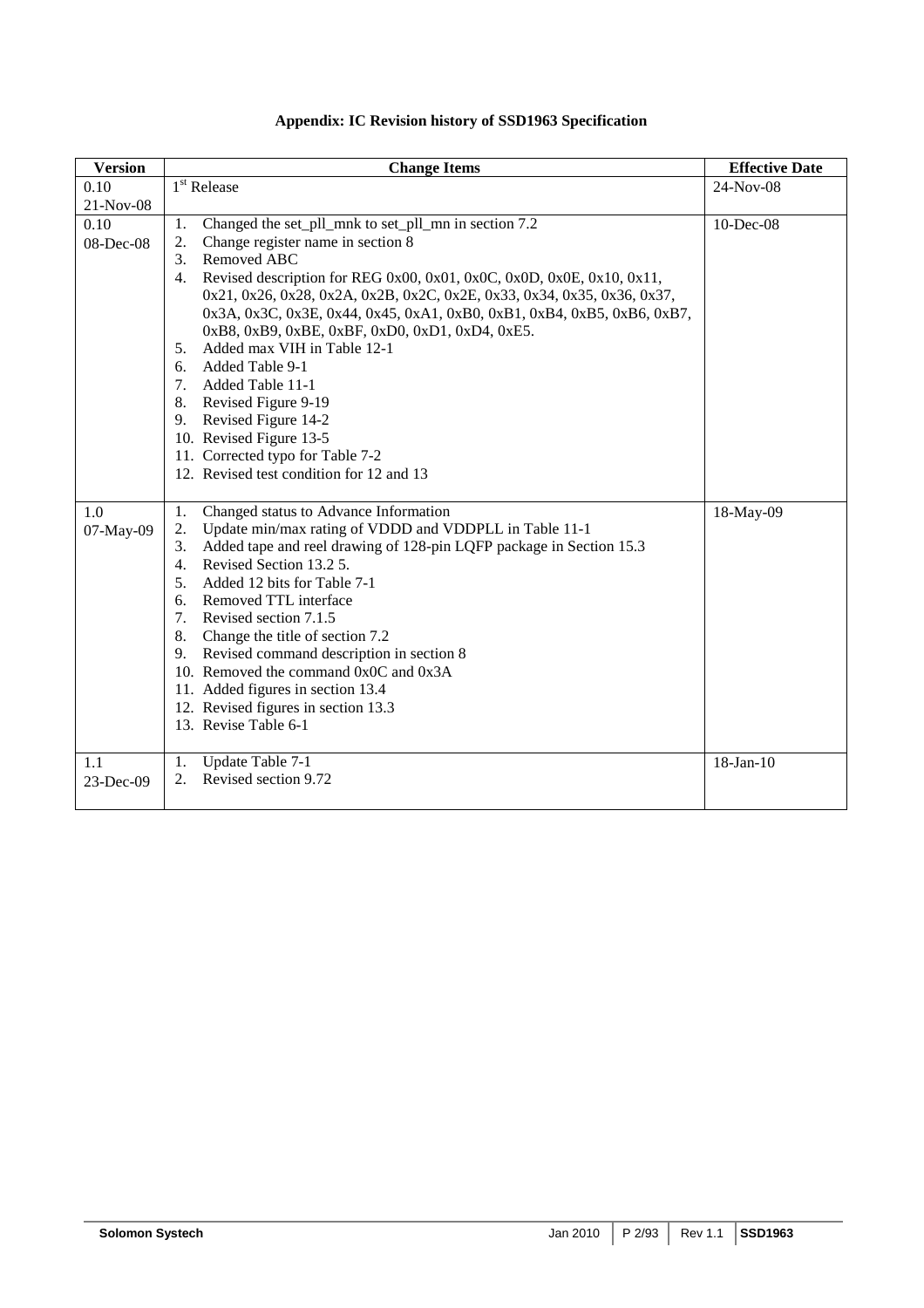**Appendix: IC Revision history of SSD1963 Specification**

| Version | Change Items | Effective Date |
|---|---|---|
| 0.10<br>21-Nov-08 | 1st Release | 24-Nov-08 |
| 0.10<br>08-Dec-08 | 1. Changed the set_pll_mnk to set_pll_mn in section 7.2<br>2. Change register name in section 8<br>3. Removed ABC<br>4. Revised description for REG 0x00, 0x01, 0x0C, 0x0D, 0x0E, 0x10, 0x11, 0x21, 0x26, 0x28, 0x2A, 0x2B, 0x2C, 0x2E, 0x33, 0x34, 0x35, 0x36, 0x37, 0x3A, 0x3C, 0x3E, 0x44, 0x45, 0xA1, 0xB0, 0xB1, 0xB4, 0xB5, 0xB6, 0xB7, 0xB8, 0xB9, 0xBE, 0xBF, 0xD0, 0xD1, 0xD4, 0xE5.<br>5. Added max VIH in Table 12-1<br>6. Added Table 9-1<br>7. Added Table 11-1<br>8. Revised Figure 9-19<br>9. Revised Figure 14-2<br>10. Revised Figure 13-5<br>11. Corrected typo for Table 7-2<br>12. Revised test condition for 12 and 13 | 10-Dec-08 |
| 1.0<br>07-May-09 | 1. Changed status to Advance Information<br>2. Update min/max rating of VDDD and VDDPLL in Table 11-1<br>3. Added tape and reel drawing of 128-pin LQFP package in Section 15.3<br>4. Revised Section 13.2 5.<br>5. Added 12 bits for Table 7-1<br>6. Removed TTL interface<br>7. Revised section 7.1.5<br>8. Change the title of section 7.2<br>9. Revised command description in section 8<br>10. Removed the command 0x0C and 0x3A<br>11. Added figures in section 13.4<br>12. Revised figures in section 13.3<br>13. Revise Table 6-1 | 18-May-09 |
| 1.1<br>23-Dec-09 | 1. Update Table 7-1<br>2. Revised section 9.72 | 18-Jan-10 |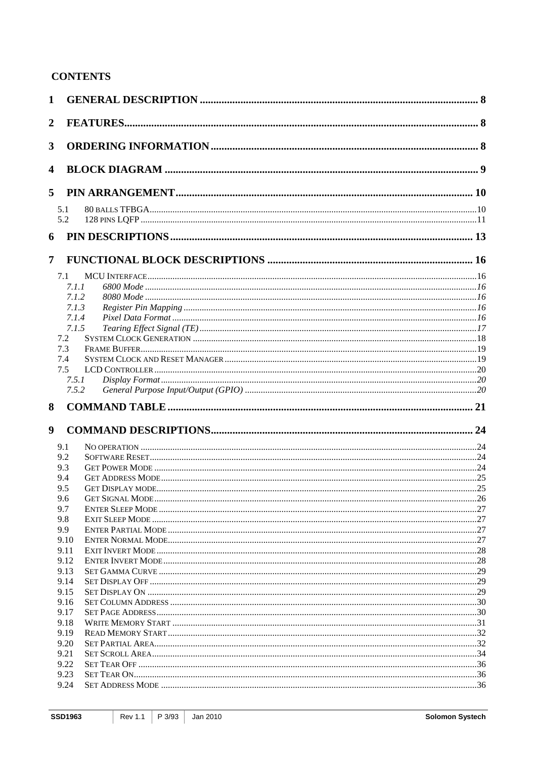**CONTENTS**

**1 GENERAL DESCRIPTION ........................................................ 8**

**2 FEATURES ........................................................ 8**

**3 ORDERING INFORMATION ........................................................ 8**

**4 BLOCK DIAGRAM ........................................................ 9**

**5 PIN ARRANGEMENT ........................................................ 10**

- 5.1 80 BALLS TFBGA ........................................................ 10
- 5.2 128 PINS LQFP ........................................................ 11

**6 PIN DESCRIPTIONS ........................................................ 13**

**7 FUNCTIONAL BLOCK DESCRIPTIONS ........................................................ 16**

- 7.1 MCU INTERFACE ........................................................ 16
  - *7.1.1 6800 Mode ........................................................ 16*
  - *7.1.2 8080 Mode ........................................................ 16*
  - *7.1.3 Register Pin Mapping ........................................................ 16*
  - *7.1.4 Pixel Data Format ........................................................ 16*
  - *7.1.5 Tearing Effect Signal (TE) ........................................................ 17*
- 7.2 SYSTEM CLOCK GENERATION ........................................................ 18
- 7.3 FRAME BUFFER ........................................................ 19
- 7.4 SYSTEM CLOCK AND RESET MANAGER ........................................................ 19
- 7.5 LCD CONTROLLER ........................................................ 20
  - *7.5.1 Display Format ........................................................ 20*
  - *7.5.2 General Purpose Input/Output (GPIO) ........................................................ 20*

**8 COMMAND TABLE ........................................................ 21**

**9 COMMAND DESCRIPTIONS ........................................................ 24**

- 9.1 NO OPERATION ........................................................ 24
- 9.2 SOFTWARE RESET ........................................................ 24
- 9.3 GET POWER MODE ........................................................ 24
- 9.4 GET ADDRESS MODE ........................................................ 25
- 9.5 GET DISPLAY MODE ........................................................ 25
- 9.6 GET SIGNAL MODE ........................................................ 26
- 9.7 ENTER SLEEP MODE ........................................................ 27
- 9.8 EXIT SLEEP MODE ........................................................ 27
- 9.9 ENTER PARTIAL MODE ........................................................ 27
- 9.10 ENTER NORMAL MODE ........................................................ 27
- 9.11 EXIT INVERT MODE ........................................................ 28
- 9.12 ENTER INVERT MODE ........................................................ 28
- 9.13 SET GAMMA CURVE ........................................................ 29
- 9.14 SET DISPLAY OFF ........................................................ 29
- 9.15 SET DISPLAY ON ........................................................ 29
- 9.16 SET COLUMN ADDRESS ........................................................ 30
- 9.17 SET PAGE ADDRESS ........................................................ 30
- 9.18 WRITE MEMORY START ........................................................ 31
- 9.19 READ MEMORY START ........................................................ 32
- 9.20 SET PARTIAL AREA ........................................................ 32
- 9.21 SET SCROLL AREA ........................................................ 34
- 9.22 SET TEAR OFF ........................................................ 36
- 9.23 SET TEAR ON ........................................................ 36
- 9.24 SET ADDRESS MODE ........................................................ 36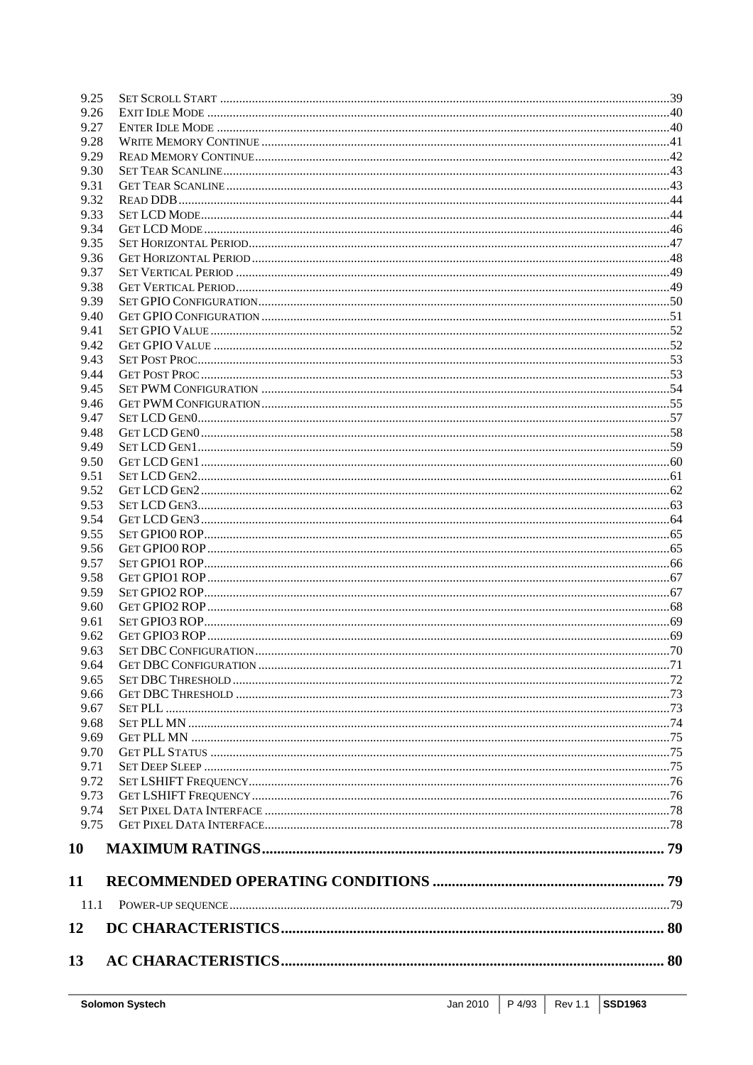9.25 Set Scroll Start ....................................................39
9.26 Exit Idle Mode ....................................................40
9.27 Enter Idle Mode ....................................................40
9.28 Write Memory Continue ....................................................41
9.29 Read Memory Continue ....................................................42
9.30 Set Tear Scanline ....................................................43
9.31 Get Tear Scanline ....................................................43
9.32 Read DDB ....................................................44
9.33 Set LCD Mode ....................................................44
9.34 Get LCD Mode ....................................................46
9.35 Set Horizontal Period ....................................................47
9.36 Get Horizontal Period ....................................................48
9.37 Set Vertical Period ....................................................49
9.38 Get Vertical Period ....................................................49
9.39 Set GPIO Configuration ....................................................50
9.40 Get GPIO Configuration ....................................................51
9.41 Set GPIO Value ....................................................52
9.42 Get GPIO Value ....................................................52
9.43 Set Post Proc ....................................................53
9.44 Get Post Proc ....................................................53
9.45 Set PWM Configuration ....................................................54
9.46 Get PWM Configuration ....................................................55
9.47 Set LCD Gen0 ....................................................57
9.48 Get LCD Gen0 ....................................................58
9.49 Set LCD Gen1 ....................................................59
9.50 Get LCD Gen1 ....................................................60
9.51 Set LCD Gen2 ....................................................61
9.52 Get LCD Gen2 ....................................................62
9.53 Set LCD Gen3 ....................................................63
9.54 Get LCD Gen3 ....................................................64
9.55 Set GPIO0 ROP ....................................................65
9.56 Get GPIO0 ROP ....................................................65
9.57 Set GPIO1 ROP ....................................................66
9.58 Get GPIO1 ROP ....................................................67
9.59 Set GPIO2 ROP ....................................................67
9.60 Get GPIO2 ROP ....................................................68
9.61 Set GPIO3 ROP ....................................................69
9.62 Get GPIO3 ROP ....................................................69
9.63 Set DBC Configuration ....................................................70
9.64 Get DBC Configuration ....................................................71
9.65 Set DBC Threshold ....................................................72
9.66 Get DBC Threshold ....................................................73
9.67 Set PLL ....................................................73
9.68 Set PLL MN ....................................................74
9.69 Get PLL MN ....................................................75
9.70 Get PLL Status ....................................................75
9.71 Set Deep Sleep ....................................................75
9.72 Set LSHIFT Frequency ....................................................76
9.73 Get LSHIFT Frequency ....................................................76
9.74 Set Pixel Data Interface ....................................................78
9.75 Get Pixel Data Interface ....................................................78

**10 MAXIMUM RATINGS .................................................... 79**

**11 RECOMMENDED OPERATING CONDITIONS .................................................... 79**

11.1 Power-up sequence ....................................................79

**12 DC CHARACTERISTICS .................................................... 80**

**13 AC CHARACTERISTICS .................................................... 80**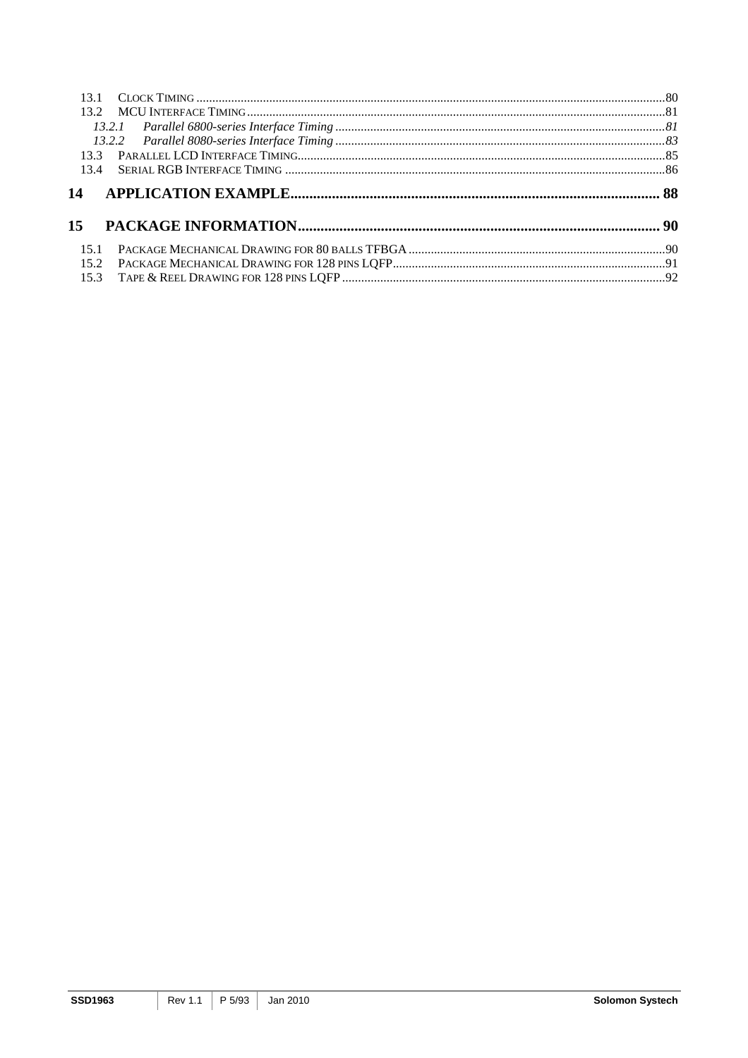13.1 CLOCK TIMING ....................................................................................................................................................80
13.2 MCU INTERFACE TIMING ...................................................................................................................................81
*13.2.1 Parallel 6800-series Interface Timing ........................................................................................................81*
*13.2.2 Parallel 8080-series Interface Timing ........................................................................................................83*
13.3 PARALLEL LCD INTERFACE TIMING....................................................................................................................85
13.4 SERIAL RGB INTERFACE TIMING ........................................................................................................................86

**14 APPLICATION EXAMPLE.................................................................................................. 88**

**15 PACKAGE INFORMATION............................................................................................... 90**

15.1 PACKAGE MECHANICAL DRAWING FOR 80 BALLS TFBGA .................................................................................90
15.2 PACKAGE MECHANICAL DRAWING FOR 128 PINS LQFP......................................................................................91
15.3 TAPE & REEL DRAWING FOR 128 PINS LQFP .....................................................................................................92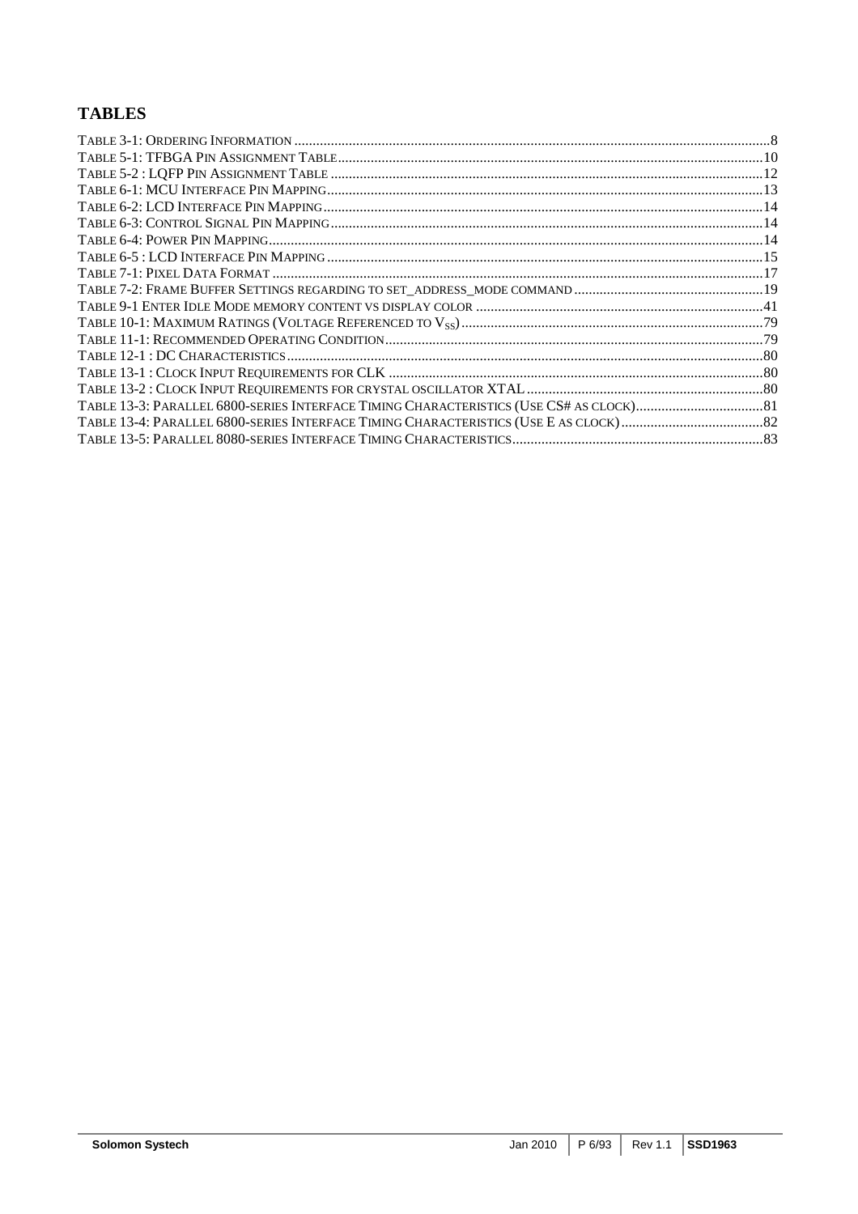# TABLES

TABLE 3-1: ORDERING INFORMATION .....8
TABLE 5-1: TFBGA PIN ASSIGNMENT TABLE.....10
TABLE 5-2 : LQFP PIN ASSIGNMENT TABLE .....12
TABLE 6-1: MCU INTERFACE PIN MAPPING.....13
TABLE 6-2: LCD INTERFACE PIN MAPPING.....14
TABLE 6-3: CONTROL SIGNAL PIN MAPPING.....14
TABLE 6-4: POWER PIN MAPPING.....14
TABLE 6-5 : LCD INTERFACE PIN MAPPING .....15
TABLE 7-1: PIXEL DATA FORMAT .....17
TABLE 7-2: FRAME BUFFER SETTINGS REGARDING TO SET_ADDRESS_MODE COMMAND .....19
TABLE 9-1 ENTER IDLE MODE MEMORY CONTENT VS DISPLAY COLOR .....41
TABLE 10-1: MAXIMUM RATINGS (VOLTAGE REFERENCED TO $V_{SS}$) .....79
TABLE 11-1: RECOMMENDED OPERATING CONDITION.....79
TABLE 12-1 : DC CHARACTERISTICS.....80
TABLE 13-1 : CLOCK INPUT REQUIREMENTS FOR CLK .....80
TABLE 13-2 : CLOCK INPUT REQUIREMENTS FOR CRYSTAL OSCILLATOR XTAL .....80
TABLE 13-3: PARALLEL 6800-SERIES INTERFACE TIMING CHARACTERISTICS (USE CS# AS CLOCK).....81
TABLE 13-4: PARALLEL 6800-SERIES INTERFACE TIMING CHARACTERISTICS (USE E AS CLOCK) .....82
TABLE 13-5: PARALLEL 8080-SERIES INTERFACE TIMING CHARACTERISTICS.....83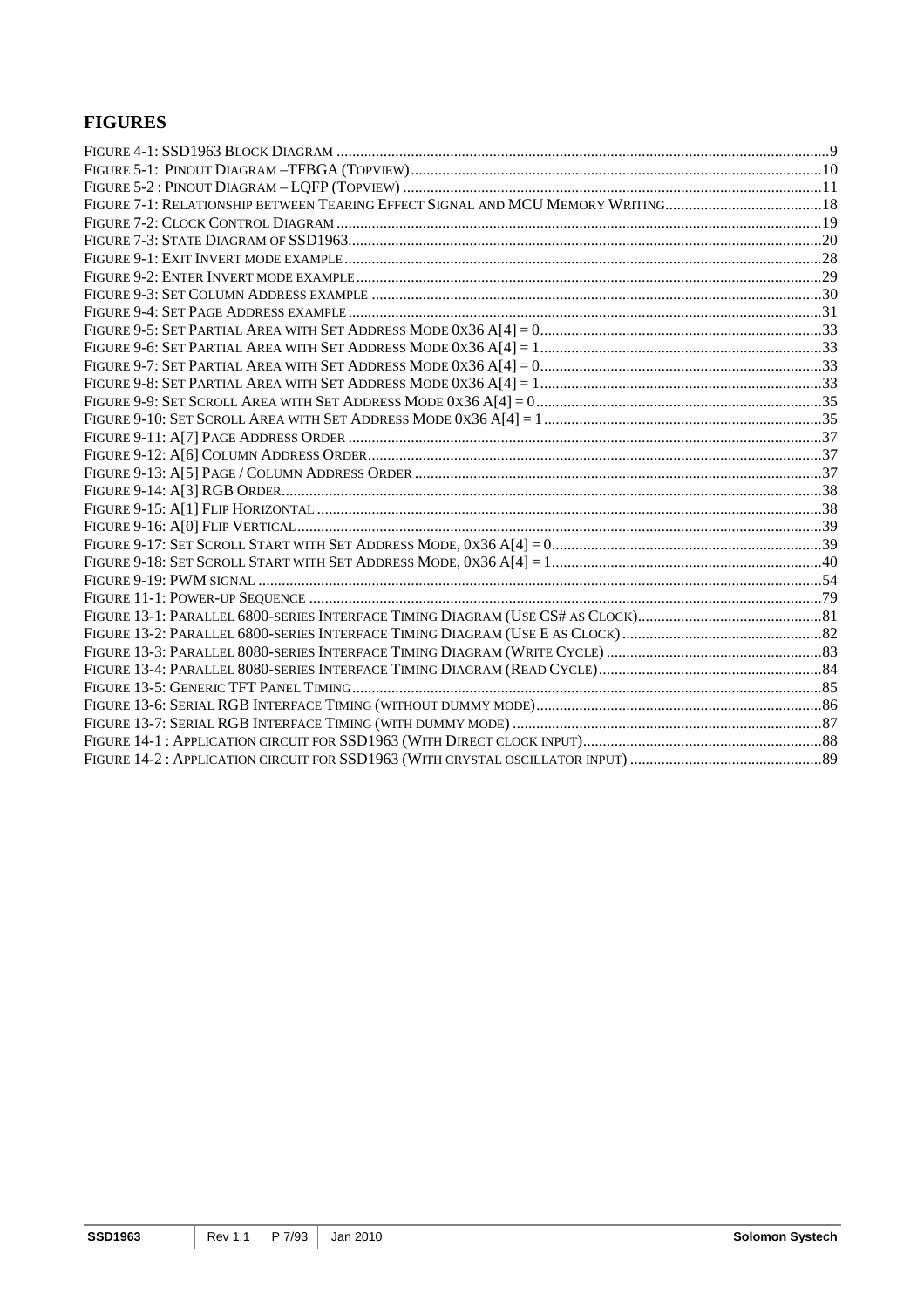# FIGURES

FIGURE 4-1: SSD1963 BLOCK DIAGRAM ....................................................................................................................9
FIGURE 5-1: PINOUT DIAGRAM –TFBGA (TOPVIEW).............................................................................................10
FIGURE 5-2 : PINOUT DIAGRAM – LQFP (TOPVIEW) ...........................................................................................11
FIGURE 7-1: RELATIONSHIP BETWEEN TEARING EFFECT SIGNAL AND MCU MEMORY WRITING.....................................18
FIGURE 7-2: CLOCK CONTROL DIAGRAM ...........................................................................................................19
FIGURE 7-3: STATE DIAGRAM OF SSD1963..........................................................................................................20
FIGURE 9-1: EXIT INVERT MODE EXAMPLE...........................................................................................................28
FIGURE 9-2: ENTER INVERT MODE EXAMPLE........................................................................................................29
FIGURE 9-3: SET COLUMN ADDRESS EXAMPLE ....................................................................................................30
FIGURE 9-4: SET PAGE ADDRESS EXAMPLE ..........................................................................................................31
FIGURE 9-5: SET PARTIAL AREA WITH SET ADDRESS MODE 0X36 A[4] = 0.............................................................33
FIGURE 9-6: SET PARTIAL AREA WITH SET ADDRESS MODE 0X36 A[4] = 1.............................................................33
FIGURE 9-7: SET PARTIAL AREA WITH SET ADDRESS MODE 0X36 A[4] = 0.............................................................33
FIGURE 9-8: SET PARTIAL AREA WITH SET ADDRESS MODE 0X36 A[4] = 1.............................................................33
FIGURE 9-9: SET SCROLL AREA WITH SET ADDRESS MODE 0X36 A[4] = 0..............................................................35
FIGURE 9-10: SET SCROLL AREA WITH SET ADDRESS MODE 0X36 A[4] = 1............................................................35
FIGURE 9-11: A[7] PAGE ADDRESS ORDER ..........................................................................................................37
FIGURE 9-12: A[6] COLUMN ADDRESS ORDER.......................................................................................................37
FIGURE 9-13: A[5] PAGE / COLUMN ADDRESS ORDER ..........................................................................................37
FIGURE 9-14: A[3] RGB ORDER...........................................................................................................................38
FIGURE 9-15: A[1] FLIP HORIZONTAL ..................................................................................................................38
FIGURE 9-16: A[0] FLIP VERTICAL.......................................................................................................................39
FIGURE 9-17: SET SCROLL START WITH SET ADDRESS MODE, 0X36 A[4] = 0..........................................................39
FIGURE 9-18: SET SCROLL START WITH SET ADDRESS MODE, 0X36 A[4] = 1..........................................................40
FIGURE 9-19: PWM SIGNAL ................................................................................................................................54
FIGURE 11-1: POWER-UP SEQUENCE ...................................................................................................................79
FIGURE 13-1: PARALLEL 6800-SERIES INTERFACE TIMING DIAGRAM (USE CS# AS CLOCK)...................................81
FIGURE 13-2: PARALLEL 6800-SERIES INTERFACE TIMING DIAGRAM (USE E AS CLOCK).......................................82
FIGURE 13-3: PARALLEL 8080-SERIES INTERFACE TIMING DIAGRAM (WRITE CYCLE) ...........................................83
FIGURE 13-4: PARALLEL 8080-SERIES INTERFACE TIMING DIAGRAM (READ CYCLE).............................................84
FIGURE 13-5: GENERIC TFT PANEL TIMING.........................................................................................................85
FIGURE 13-6: SERIAL RGB INTERFACE TIMING (WITHOUT DUMMY MODE)..............................................................86
FIGURE 13-7: SERIAL RGB INTERFACE TIMING (WITH DUMMY MODE) ...................................................................87
FIGURE 14-1 : APPLICATION CIRCUIT FOR SSD1963 (WITH DIRECT CLOCK INPUT)..................................................88
FIGURE 14-2 : APPLICATION CIRCUIT FOR SSD1963 (WITH CRYSTAL OSCILLATOR INPUT) .....................................89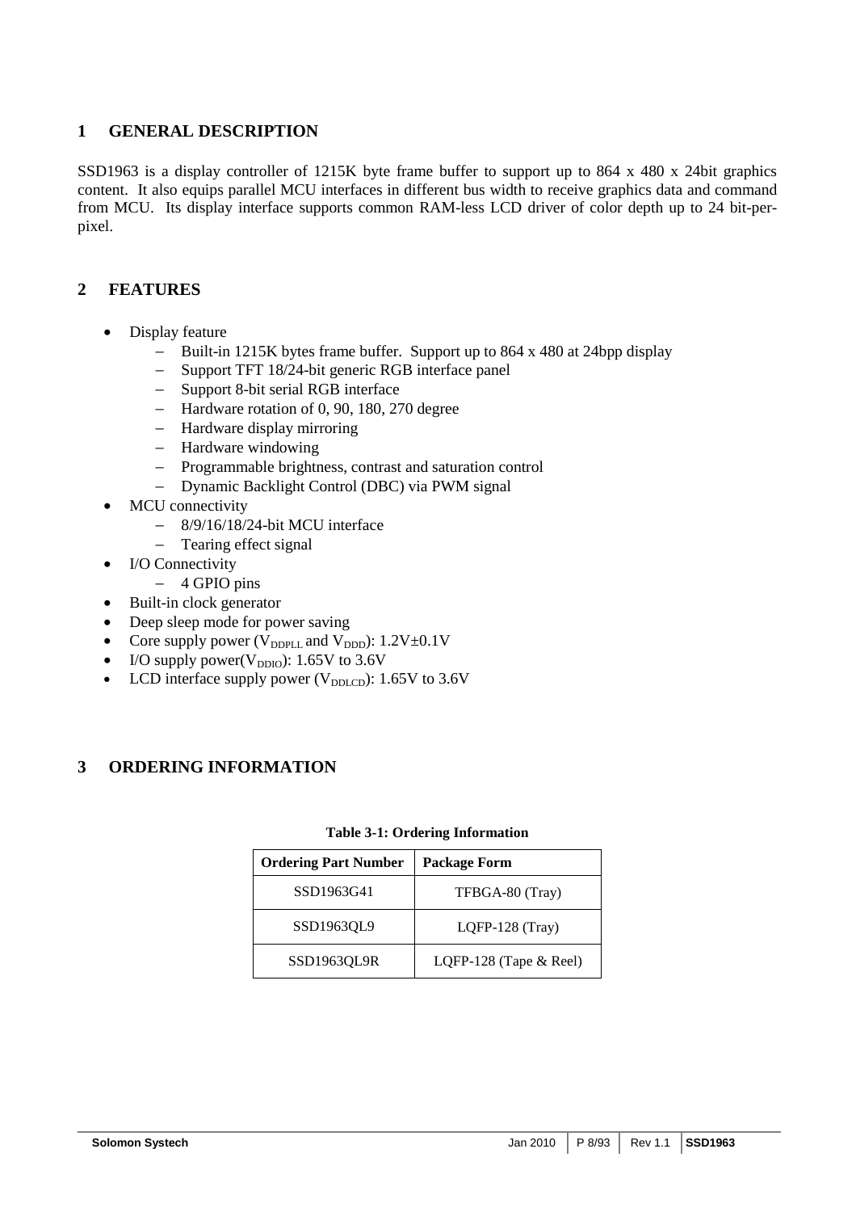# 1 GENERAL DESCRIPTION

SSD1963 is a display controller of 1215K byte frame buffer to support up to 864 x 480 x 24bit graphics content. It also equips parallel MCU interfaces in different bus width to receive graphics data and command from MCU. Its display interface supports common RAM-less LCD driver of color depth up to 24 bit-per-pixel.

# 2 FEATURES

- Display feature
  - Built-in 1215K bytes frame buffer. Support up to 864 x 480 at 24bpp display
  - Support TFT 18/24-bit generic RGB interface panel
  - Support 8-bit serial RGB interface
  - Hardware rotation of 0, 90, 180, 270 degree
  - Hardware display mirroring
  - Hardware windowing
  - Programmable brightness, contrast and saturation control
  - Dynamic Backlight Control (DBC) via PWM signal
- MCU connectivity
  - 8/9/16/18/24-bit MCU interface
  - Tearing effect signal
- I/O Connectivity
  - 4 GPIO pins
- Built-in clock generator
- Deep sleep mode for power saving
- Core supply power ($V_{DDPLL}$ and $V_{DDD}$): 1.2V±0.1V
- I/O supply power($V_{DDIO}$): 1.65V to 3.6V
- LCD interface supply power ($V_{DDLCD}$): 1.65V to 3.6V

# 3 ORDERING INFORMATION

**Table 3-1: Ordering Information**

| Ordering Part Number | Package Form |
|---|---|
| SSD1963G41 | TFBGA-80 (Tray) |
| SSD1963QL9 | LQFP-128 (Tray) |
| SSD1963QL9R | LQFP-128 (Tape & Reel) |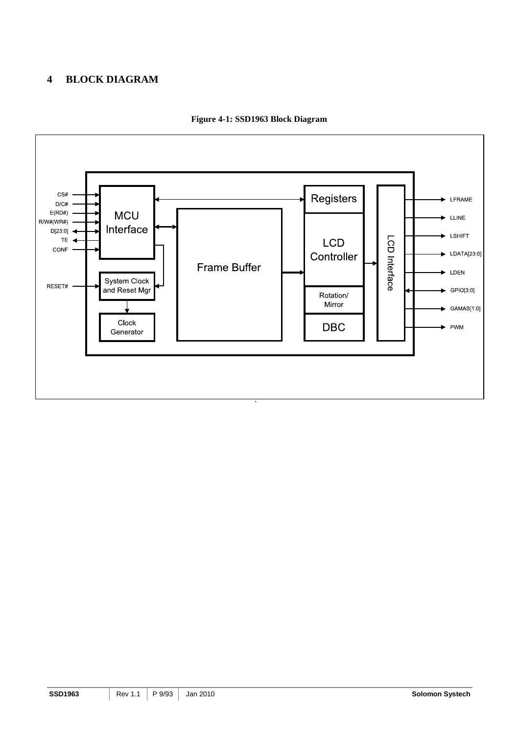# 4 BLOCK DIAGRAM

**Figure 4-1: SSD1963 Block Diagram**

CS#
D/C#
E(RD#)
R/W#(WR#)
D[23:0]
TE
CONF
RESET#

MCU Interface

System Clock and Reset Mgr

Clock Generator

Frame Buffer

Registers

LCD Controller

Rotation/ Mirror

DBC

LCD Interface

LFRAME
LLINE
LSHIFT
LDATA[23:0]
LDEN
GPIO[3:0]
GAMAS[1:0]
PWM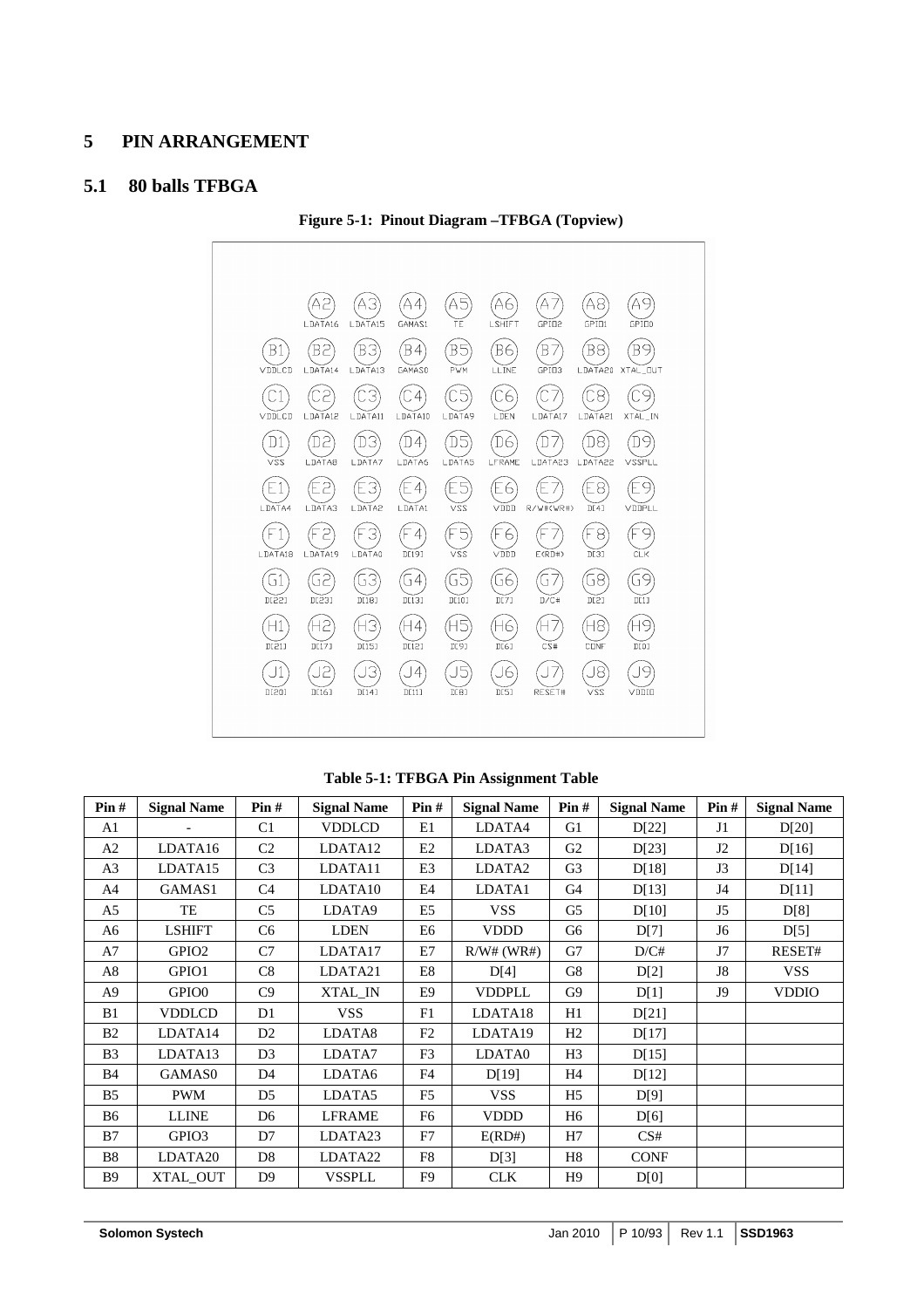# 5 PIN ARRANGEMENT

## 5.1 80 balls TFBGA

**Figure 5-1: Pinout Diagram –TFBGA (Topview)**

A2 LDATA16, A3 LDATA15, A4 GAMAS1, A5 TE, A6 LSHIFT, A7 GPIO2, A8 GPIO1, A9 GPIO0

B1 VDDLCD, B2 LDATA14, B3 LDATA13, B4 GAMAS0, B5 PWM, B6 LLINE, B7 GPIO3, B8 LDATA20, B9 XTAL_OUT

C1 VDDLCD, C2 LDATA12, C3 LDATA11, C4 LDATA10, C5 LDATA9, C6 LDEN, C7 LDATA17, C8 LDATA21, C9 XTAL_IN

D1 VSS, D2 LDATA8, D3 LDATA7, D4 LDATA6, D5 LDATA5, D6 LFRAME, D7 LDATA23, D8 LDATA22, D9 VSSPLL

E1 LDATA4, E2 LDATA3, E3 LDATA2, E4 LDATA1, E5 VSS, E6 VDDD, E7 R/W#(WR#), E8 D[4], E9 VDDPLL

F1 LDATA18, F2 LDATA19, F3 LDATA0, F4 D[19], F5 VSS, F6 VDDD, F7 E(RD#), F8 D[3], F9 CLK

G1 D[22], G2 D[23], G3 D[18], G4 D[13], G5 D[10], G6 D[7], G7 D/C#, G8 D[2], G9 D[1]

H1 D[21], H2 D[17], H3 D[15], H4 D[12], H5 D[9], H6 D[6], H7 CS#, H8 CONF, H9 D[0]

J1 D[20], J2 D[16], J3 D[14], J4 D[11], J5 D[8], J6 D[5], J7 RESET#, J8 VSS, J9 VDDIO

**Table 5-1: TFBGA Pin Assignment Table**

| Pin # | Signal Name | Pin # | Signal Name | Pin # | Signal Name | Pin # | Signal Name | Pin # | Signal Name |
|---|---|---|---|---|---|---|---|---|---|
| A1 | - | C1 | VDDLCD | E1 | LDATA4 | G1 | D[22] | J1 | D[20] |
| A2 | LDATA16 | C2 | LDATA12 | E2 | LDATA3 | G2 | D[23] | J2 | D[16] |
| A3 | LDATA15 | C3 | LDATA11 | E3 | LDATA2 | G3 | D[18] | J3 | D[14] |
| A4 | GAMAS1 | C4 | LDATA10 | E4 | LDATA1 | G4 | D[13] | J4 | D[11] |
| A5 | TE | C5 | LDATA9 | E5 | VSS | G5 | D[10] | J5 | D[8] |
| A6 | LSHIFT | C6 | LDEN | E6 | VDDD | G6 | D[7] | J6 | D[5] |
| A7 | GPIO2 | C7 | LDATA17 | E7 | R/W# (WR#) | G7 | D/C# | J7 | RESET# |
| A8 | GPIO1 | C8 | LDATA21 | E8 | D[4] | G8 | D[2] | J8 | VSS |
| A9 | GPIO0 | C9 | XTAL_IN | E9 | VDDPLL | G9 | D[1] | J9 | VDDIO |
| B1 | VDDLCD | D1 | VSS | F1 | LDATA18 | H1 | D[21] | | |
| B2 | LDATA14 | D2 | LDATA8 | F2 | LDATA19 | H2 | D[17] | | |
| B3 | LDATA13 | D3 | LDATA7 | F3 | LDATA0 | H3 | D[15] | | |
| B4 | GAMAS0 | D4 | LDATA6 | F4 | D[19] | H4 | D[12] | | |
| B5 | PWM | D5 | LDATA5 | F5 | VSS | H5 | D[9] | | |
| B6 | LLINE | D6 | LFRAME | F6 | VDDD | H6 | D[6] | | |
| B7 | GPIO3 | D7 | LDATA23 | F7 | E(RD#) | H7 | CS# | | |
| B8 | LDATA20 | D8 | LDATA22 | F8 | D[3] | H8 | CONF | | |
| B9 | XTAL_OUT | D9 | VSSPLL | F9 | CLK | H9 | D[0] | | |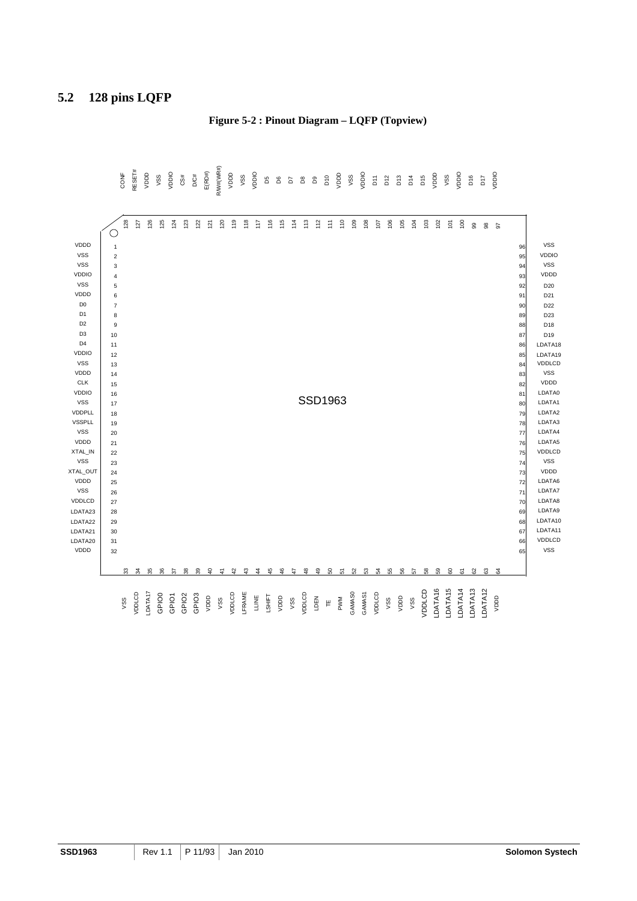## 5.2 128 pins LQFP

**Figure 5-2 : Pinout Diagram – LQFP (Topview)**

SSD1963

128 CONF
127 RESET#
126 VDDD
125 VSS
124 VDDIO
123 CS#
122 D/C#
121 E(RD#)
120 R/W#(WR#)
119 VDDD
118 VSS
117 VDDIO
116 D5
115 D6
114 D7
113 D8
112 D9
111 D10
110 VDDD
109 VSS
108 VDDIO
107 D11
106 D12
105 D13
104 D14
103 D15
102 VDDD
101 VSS
100 VDDIO
99 D16
98 D17
97 VDDIO

1 VDDD
2 VSS
3 VSS
4 VDDIO
5 VSS
6 VDDD
7 D0
8 D1
9 D2
10 D3
11 D4
12 VDDIO
13 VSS
14 VDDD
15 CLK
16 VDDIO
17 VSS
18 VDDPLL
19 VSSPLL
20 VSS
21 VDDD
22 XTAL_IN
23 VSS
24 XTAL_OUT
25 VDDD
26 VSS
27 VDDLCD
28 LDATA23
29 LDATA22
30 LDATA21
31 LDATA20
32 VDDD

33 VSS
34 VDDLCD
35 LDATA17
36 GPIO0
37 GPIO1
38 GPIO2
39 GPIO3
40 VDDD
41 VSS
42 VDDLCD
43 LFRAME
44 LLINE
45 LSHIFT
46 VDDD
47 VSS
48 VDDLCD
49 LDEN
50 TE
51 PWM
52 GAMAS0
53 GAMAS1
54 VDDLCD
55 VSS
56 VDDD
57 VSS
58 VDDLCD
59 LDATA16
60 LDATA15
61 LDATA14
62 LDATA13
63 LDATA12
64 VDDD

96 VSS
95 VDDIO
94 VSS
93 VDDD
92 D20
91 D21
90 D22
89 D23
88 D18
87 D19
86 LDATA18
85 LDATA19
84 VDDLCD
83 VSS
82 VDDD
81 LDATA0
80 LDATA1
79 LDATA2
78 LDATA3
77 LDATA4
76 LDATA5
75 VDDLCD
74 VSS
73 VDDD
72 LDATA6
71 LDATA7
70 LDATA8
69 LDATA9
68 LDATA10
67 LDATA11
66 VDDLCD
65 VSS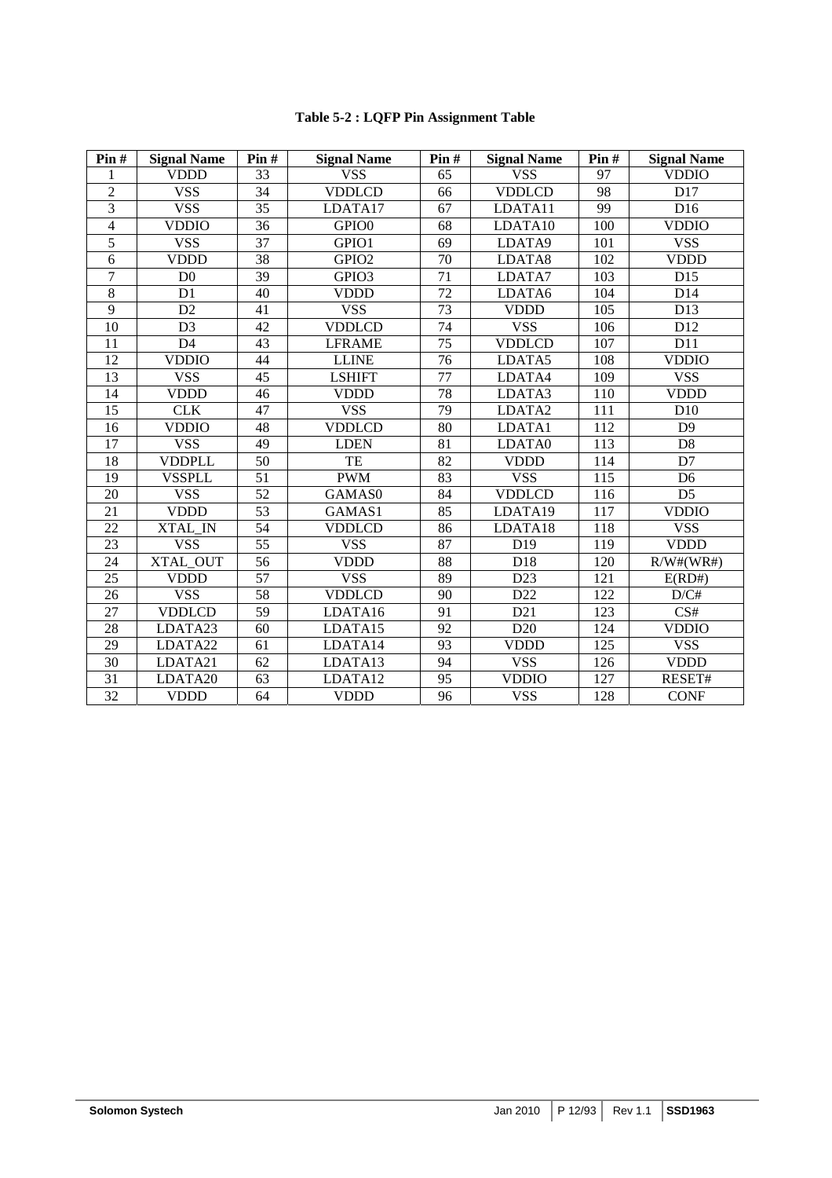**Table 5-2 : LQFP Pin Assignment Table**

| Pin # | Signal Name | Pin # | Signal Name | Pin # | Signal Name | Pin # | Signal Name |
|---|---|---|---|---|---|---|---|
| 1 | VDDD | 33 | VSS | 65 | VSS | 97 | VDDIO |
| 2 | VSS | 34 | VDDLCD | 66 | VDDLCD | 98 | D17 |
| 3 | VSS | 35 | LDATA17 | 67 | LDATA11 | 99 | D16 |
| 4 | VDDIO | 36 | GPIO0 | 68 | LDATA10 | 100 | VDDIO |
| 5 | VSS | 37 | GPIO1 | 69 | LDATA9 | 101 | VSS |
| 6 | VDDD | 38 | GPIO2 | 70 | LDATA8 | 102 | VDDD |
| 7 | D0 | 39 | GPIO3 | 71 | LDATA7 | 103 | D15 |
| 8 | D1 | 40 | VDDD | 72 | LDATA6 | 104 | D14 |
| 9 | D2 | 41 | VSS | 73 | VDDD | 105 | D13 |
| 10 | D3 | 42 | VDDLCD | 74 | VSS | 106 | D12 |
| 11 | D4 | 43 | LFRAME | 75 | VDDLCD | 107 | D11 |
| 12 | VDDIO | 44 | LLINE | 76 | LDATA5 | 108 | VDDIO |
| 13 | VSS | 45 | LSHIFT | 77 | LDATA4 | 109 | VSS |
| 14 | VDDD | 46 | VDDD | 78 | LDATA3 | 110 | VDDD |
| 15 | CLK | 47 | VSS | 79 | LDATA2 | 111 | D10 |
| 16 | VDDIO | 48 | VDDLCD | 80 | LDATA1 | 112 | D9 |
| 17 | VSS | 49 | LDEN | 81 | LDATA0 | 113 | D8 |
| 18 | VDDPLL | 50 | TE | 82 | VDDD | 114 | D7 |
| 19 | VSSPLL | 51 | PWM | 83 | VSS | 115 | D6 |
| 20 | VSS | 52 | GAMAS0 | 84 | VDDLCD | 116 | D5 |
| 21 | VDDD | 53 | GAMAS1 | 85 | LDATA19 | 117 | VDDIO |
| 22 | XTAL_IN | 54 | VDDLCD | 86 | LDATA18 | 118 | VSS |
| 23 | VSS | 55 | VSS | 87 | D19 | 119 | VDDD |
| 24 | XTAL_OUT | 56 | VDDD | 88 | D18 | 120 | R/W#(WR#) |
| 25 | VDDD | 57 | VSS | 89 | D23 | 121 | E(RD#) |
| 26 | VSS | 58 | VDDLCD | 90 | D22 | 122 | D/C# |
| 27 | VDDLCD | 59 | LDATA16 | 91 | D21 | 123 | CS# |
| 28 | LDATA23 | 60 | LDATA15 | 92 | D20 | 124 | VDDIO |
| 29 | LDATA22 | 61 | LDATA14 | 93 | VDDD | 125 | VSS |
| 30 | LDATA21 | 62 | LDATA13 | 94 | VSS | 126 | VDDD |
| 31 | LDATA20 | 63 | LDATA12 | 95 | VDDIO | 127 | RESET# |
| 32 | VDDD | 64 | VDDD | 96 | VSS | 128 | CONF |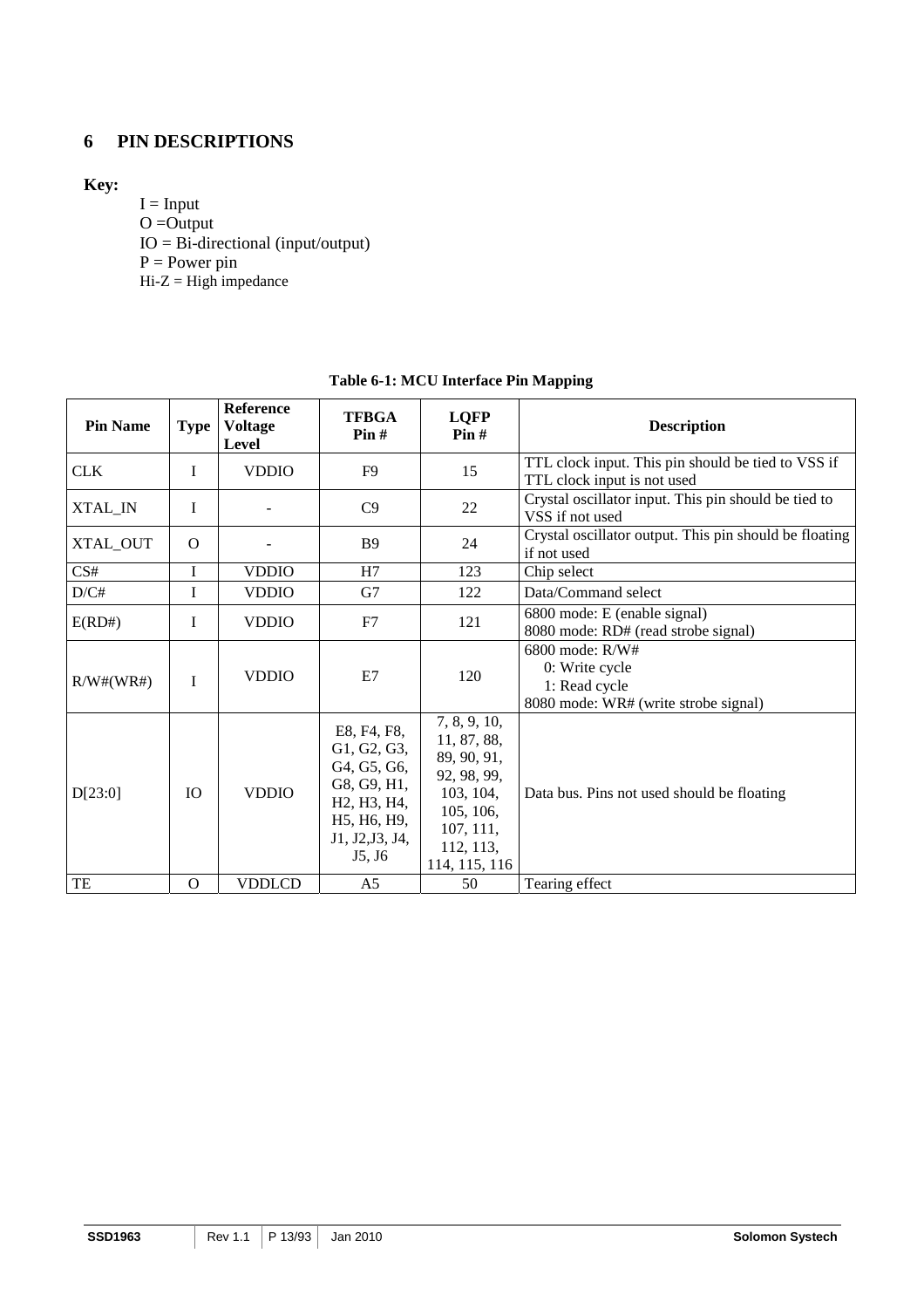# 6 PIN DESCRIPTIONS

**Key:**

I = Input
O =Output
IO = Bi-directional (input/output)
P = Power pin
Hi-Z = High impedance

**Table 6-1: MCU Interface Pin Mapping**

| Pin Name | Type | Reference Voltage Level | TFBGA Pin # | LQFP Pin # | Description |
|---|---|---|---|---|---|
| CLK | I | VDDIO | F9 | 15 | TTL clock input. This pin should be tied to VSS if TTL clock input is not used |
| XTAL_IN | I | - | C9 | 22 | Crystal oscillator input. This pin should be tied to VSS if not used |
| XTAL_OUT | O | - | B9 | 24 | Crystal oscillator output. This pin should be floating if not used |
| CS# | I | VDDIO | H7 | 123 | Chip select |
| D/C# | I | VDDIO | G7 | 122 | Data/Command select |
| E(RD#) | I | VDDIO | F7 | 121 | 6800 mode: E (enable signal)<br>8080 mode: RD# (read strobe signal) |
| R/W#(WR#) | I | VDDIO | E7 | 120 | 6800 mode: R/W#<br>0: Write cycle<br>1: Read cycle<br>8080 mode: WR# (write strobe signal) |
| D[23:0] | IO | VDDIO | E8, F4, F8, G1, G2, G3, G4, G5, G6, G8, G9, H1, H2, H3, H4, H5, H6, H9, J1, J2,J3, J4, J5, J6 | 7, 8, 9, 10, 11, 87, 88, 89, 90, 91, 92, 98, 99, 103, 104, 105, 106, 107, 111, 112, 113, 114, 115, 116 | Data bus. Pins not used should be floating |
| TE | O | VDDLCD | A5 | 50 | Tearing effect |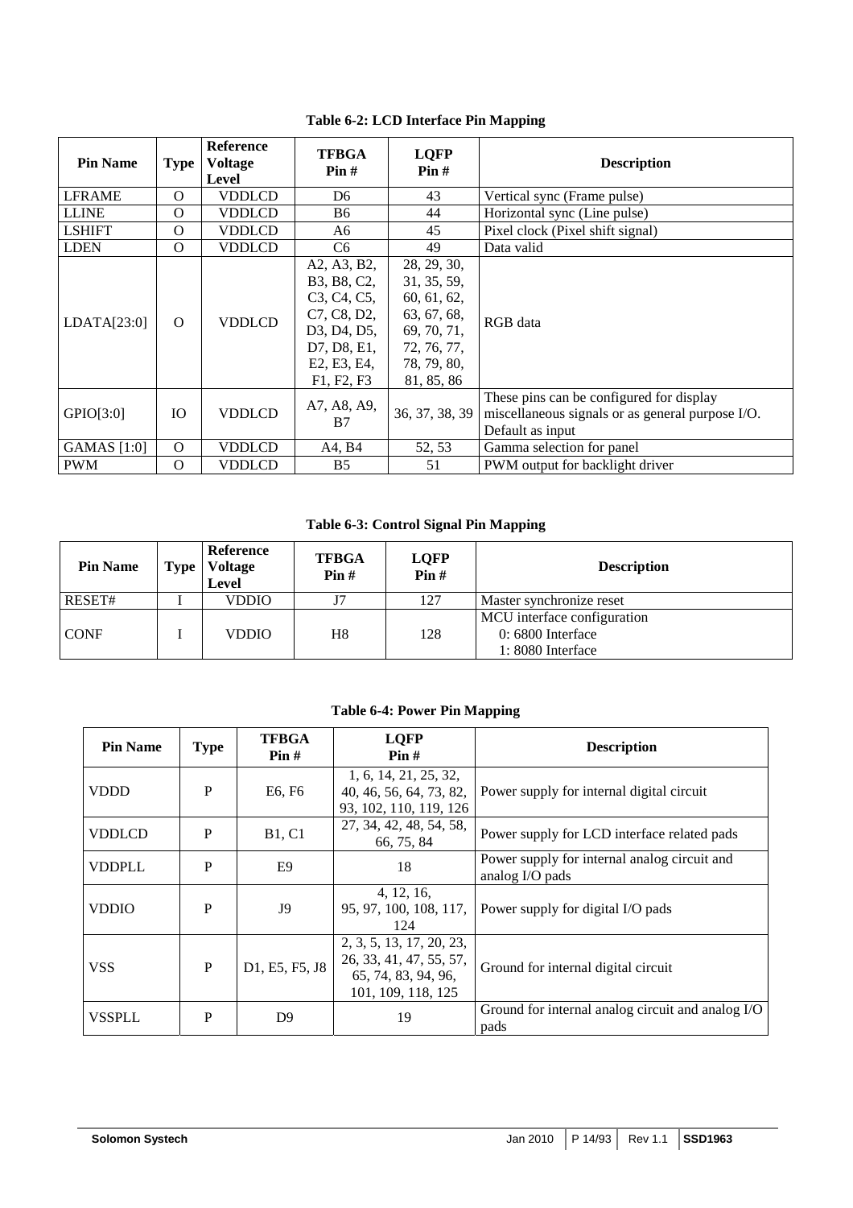**Table 6-2: LCD Interface Pin Mapping**

| Pin Name | Type | Reference Voltage Level | TFBGA Pin # | LQFP Pin # | Description |
|---|---|---|---|---|---|
| LFRAME | O | VDDLCD | D6 | 43 | Vertical sync (Frame pulse) |
| LLINE | O | VDDLCD | B6 | 44 | Horizontal sync (Line pulse) |
| LSHIFT | O | VDDLCD | A6 | 45 | Pixel clock (Pixel shift signal) |
| LDEN | O | VDDLCD | C6 | 49 | Data valid |
| LDATA[23:0] | O | VDDLCD | A2, A3, B2, B3, B8, C2, C3, C4, C5, C7, C8, D2, D3, D4, D5, D7, D8, E1, E2, E3, E4, F1, F2, F3 | 28, 29, 30, 31, 35, 59, 60, 61, 62, 63, 67, 68, 69, 70, 71, 72, 76, 77, 78, 79, 80, 81, 85, 86 | RGB data |
| GPIO[3:0] | IO | VDDLCD | A7, A8, A9, B7 | 36, 37, 38, 39 | These pins can be configured for display miscellaneous signals or as general purpose I/O. Default as input |
| GAMAS [1:0] | O | VDDLCD | A4, B4 | 52, 53 | Gamma selection for panel |
| PWM | O | VDDLCD | B5 | 51 | PWM output for backlight driver |

**Table 6-3: Control Signal Pin Mapping**

| Pin Name | Type | Reference Voltage Level | TFBGA Pin # | LQFP Pin # | Description |
|---|---|---|---|---|---|
| RESET# | I | VDDIO | J7 | 127 | Master synchronize reset |
| CONF | I | VDDIO | H8 | 128 | MCU interface configuration<br>0: 6800 Interface<br>1: 8080 Interface |

**Table 6-4: Power Pin Mapping**

| Pin Name | Type | TFBGA Pin # | LQFP Pin # | Description |
|---|---|---|---|---|
| VDDD | P | E6, F6 | 1, 6, 14, 21, 25, 32, 40, 46, 56, 64, 73, 82, 93, 102, 110, 119, 126 | Power supply for internal digital circuit |
| VDDLCD | P | B1, C1 | 27, 34, 42, 48, 54, 58, 66, 75, 84 | Power supply for LCD interface related pads |
| VDDPLL | P | E9 | 18 | Power supply for internal analog circuit and analog I/O pads |
| VDDIO | P | J9 | 4, 12, 16, 95, 97, 100, 108, 117, 124 | Power supply for digital I/O pads |
| VSS | P | D1, E5, F5, J8 | 2, 3, 5, 13, 17, 20, 23, 26, 33, 41, 47, 55, 57, 65, 74, 83, 94, 96, 101, 109, 118, 125 | Ground for internal digital circuit |
| VSSPLL | P | D9 | 19 | Ground for internal analog circuit and analog I/O pads |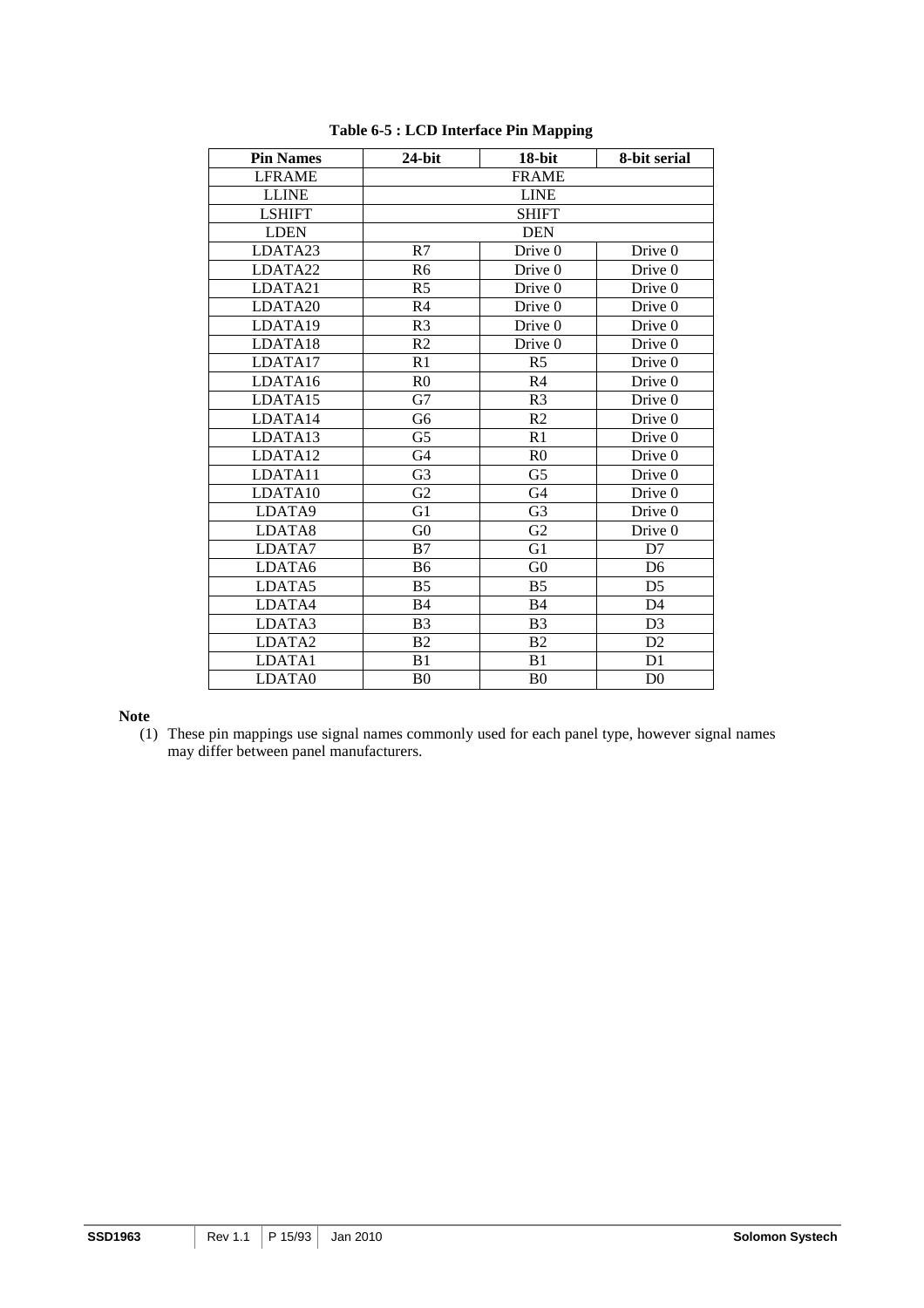**Table 6-5 : LCD Interface Pin Mapping**

| Pin Names | 24-bit | 18-bit | 8-bit serial |
|---|---|---|---|
| LFRAME | FRAME | | |
| LLINE | LINE | | |
| LSHIFT | SHIFT | | |
| LDEN | DEN | | |
| LDATA23 | R7 | Drive 0 | Drive 0 |
| LDATA22 | R6 | Drive 0 | Drive 0 |
| LDATA21 | R5 | Drive 0 | Drive 0 |
| LDATA20 | R4 | Drive 0 | Drive 0 |
| LDATA19 | R3 | Drive 0 | Drive 0 |
| LDATA18 | R2 | Drive 0 | Drive 0 |
| LDATA17 | R1 | R5 | Drive 0 |
| LDATA16 | R0 | R4 | Drive 0 |
| LDATA15 | G7 | R3 | Drive 0 |
| LDATA14 | G6 | R2 | Drive 0 |
| LDATA13 | G5 | R1 | Drive 0 |
| LDATA12 | G4 | R0 | Drive 0 |
| LDATA11 | G3 | G5 | Drive 0 |
| LDATA10 | G2 | G4 | Drive 0 |
| LDATA9 | G1 | G3 | Drive 0 |
| LDATA8 | G0 | G2 | Drive 0 |
| LDATA7 | B7 | G1 | D7 |
| LDATA6 | B6 | G0 | D6 |
| LDATA5 | B5 | B5 | D5 |
| LDATA4 | B4 | B4 | D4 |
| LDATA3 | B3 | B3 | D3 |
| LDATA2 | B2 | B2 | D2 |
| LDATA1 | B1 | B1 | D1 |
| LDATA0 | B0 | B0 | D0 |

**Note**

(1) These pin mappings use signal names commonly used for each panel type, however signal names may differ between panel manufacturers.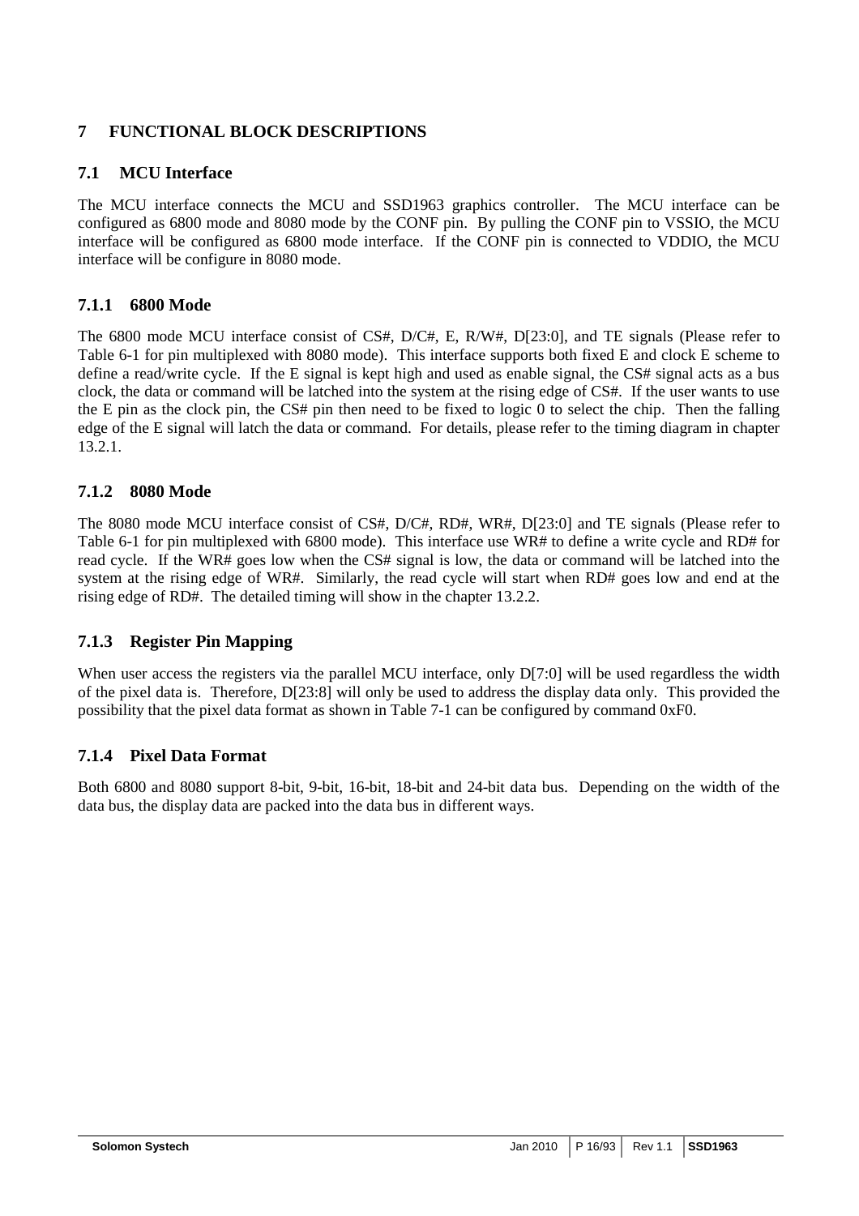# 7 FUNCTIONAL BLOCK DESCRIPTIONS

## 7.1 MCU Interface

The MCU interface connects the MCU and SSD1963 graphics controller. The MCU interface can be configured as 6800 mode and 8080 mode by the CONF pin. By pulling the CONF pin to VSSIO, the MCU interface will be configured as 6800 mode interface. If the CONF pin is connected to VDDIO, the MCU interface will be configure in 8080 mode.

### 7.1.1 6800 Mode

The 6800 mode MCU interface consist of CS#, D/C#, E, R/W#, D[23:0], and TE signals (Please refer to Table 6-1 for pin multiplexed with 8080 mode). This interface supports both fixed E and clock E scheme to define a read/write cycle. If the E signal is kept high and used as enable signal, the CS# signal acts as a bus clock, the data or command will be latched into the system at the rising edge of CS#. If the user wants to use the E pin as the clock pin, the CS# pin then need to be fixed to logic 0 to select the chip. Then the falling edge of the E signal will latch the data or command. For details, please refer to the timing diagram in chapter 13.2.1.

### 7.1.2 8080 Mode

The 8080 mode MCU interface consist of CS#, D/C#, RD#, WR#, D[23:0] and TE signals (Please refer to Table 6-1 for pin multiplexed with 6800 mode). This interface use WR# to define a write cycle and RD# for read cycle. If the WR# goes low when the CS# signal is low, the data or command will be latched into the system at the rising edge of WR#. Similarly, the read cycle will start when RD# goes low and end at the rising edge of RD#. The detailed timing will show in the chapter 13.2.2.

### 7.1.3 Register Pin Mapping

When user access the registers via the parallel MCU interface, only D[7:0] will be used regardless the width of the pixel data is. Therefore, D[23:8] will only be used to address the display data only. This provided the possibility that the pixel data format as shown in Table 7-1 can be configured by command 0xF0.

### 7.1.4 Pixel Data Format

Both 6800 and 8080 support 8-bit, 9-bit, 16-bit, 18-bit and 24-bit data bus. Depending on the width of the data bus, the display data are packed into the data bus in different ways.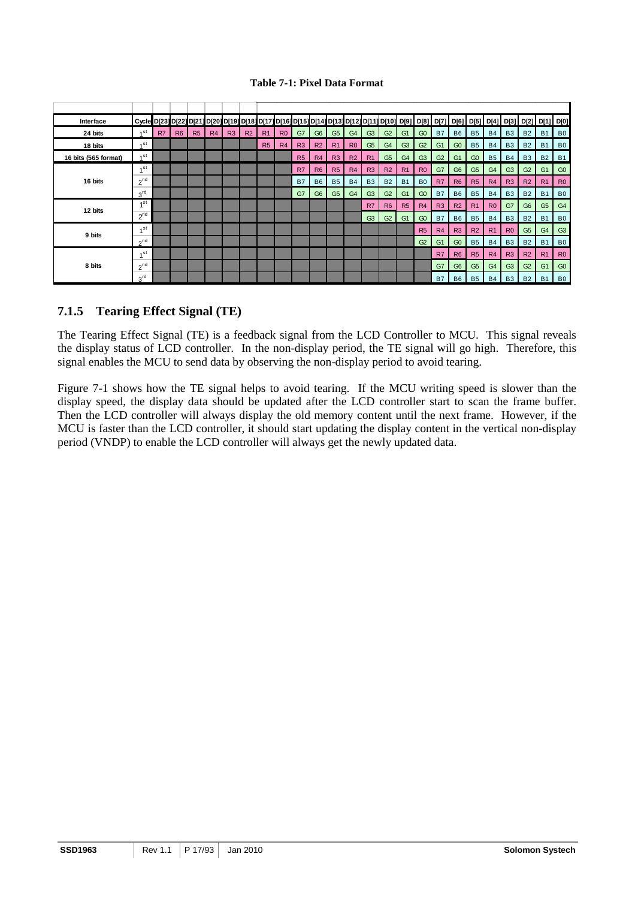**Table 7-1: Pixel Data Format**

| Interface | Cycle | D[23] | D[22] | D[21] | D[20] | D[19] | D[18] | D[17] | D[16] | D[15] | D[14] | D[13] | D[12] | D[11] | D[10] | D[9] | D[8] | D[7] | D[6] | D[5] | D[4] | D[3] | D[2] | D[1] | D[0] |
|---|---|---|---|---|---|---|---|---|---|---|---|---|---|---|---|---|---|---|---|---|---|---|---|---|---|
| 24 bits | 1st | R7 | R6 | R5 | R4 | R3 | R2 | R1 | R0 | G7 | G6 | G5 | G4 | G3 | G2 | G1 | G0 | B7 | B6 | B5 | B4 | B3 | B2 | B1 | B0 |
| 18 bits | 1st | | | | | | | R5 | R4 | R3 | R2 | R1 | R0 | G5 | G4 | G3 | G2 | G1 | G0 | B5 | B4 | B3 | B2 | B1 | B0 |
| 16 bits (565 format) | 1st | | | | | | | | | R5 | R4 | R3 | R2 | R1 | G5 | G4 | G3 | G2 | G1 | G0 | B5 | B4 | B3 | B2 | B1 |
| 16 bits | 1st | | | | | | | | | R7 | R6 | R5 | R4 | R3 | R2 | R1 | R0 | G7 | G6 | G5 | G4 | G3 | G2 | G1 | G0 |
| | 2nd | | | | | | | | | B7 | B6 | B5 | B4 | B3 | B2 | B1 | B0 | R7 | R6 | R5 | R4 | R3 | R2 | R1 | R0 |
| | 3rd | | | | | | | | | G7 | G6 | G5 | G4 | G3 | G2 | G1 | G0 | B7 | B6 | B5 | B4 | B3 | B2 | B1 | B0 |
| 12 bits | 1st | | | | | | | | | | | | | R7 | R6 | R5 | R4 | R3 | R2 | R1 | R0 | G7 | G6 | G5 | G4 |
| | 2nd | | | | | | | | | | | | | G3 | G2 | G1 | G0 | B7 | B6 | B5 | B4 | B3 | B2 | B1 | B0 |
| 9 bits | 1st | | | | | | | | | | | | | | | | R5 | R4 | R3 | R2 | R1 | R0 | G5 | G4 | G3 |
| | 2nd | | | | | | | | | | | | | | | | G2 | G1 | G0 | B5 | B4 | B3 | B2 | B1 | B0 |
| 8 bits | 1st | | | | | | | | | | | | | | | | | R7 | R6 | R5 | R4 | R3 | R2 | R1 | R0 |
| | 2nd | | | | | | | | | | | | | | | | | G7 | G6 | G5 | G4 | G3 | G2 | G1 | G0 |
| | 3rd | | | | | | | | | | | | | | | | | B7 | B6 | B5 | B4 | B3 | B2 | B1 | B0 |

### 7.1.5 Tearing Effect Signal (TE)

The Tearing Effect Signal (TE) is a feedback signal from the LCD Controller to MCU. This signal reveals the display status of LCD controller. In the non-display period, the TE signal will go high. Therefore, this signal enables the MCU to send data by observing the non-display period to avoid tearing.

Figure 7-1 shows how the TE signal helps to avoid tearing. If the MCU writing speed is slower than the display speed, the display data should be updated after the LCD controller start to scan the frame buffer. Then the LCD controller will always display the old memory content until the next frame. However, if the MCU is faster than the LCD controller, it should start updating the display content in the vertical non-display period (VNDP) to enable the LCD controller will always get the newly updated data.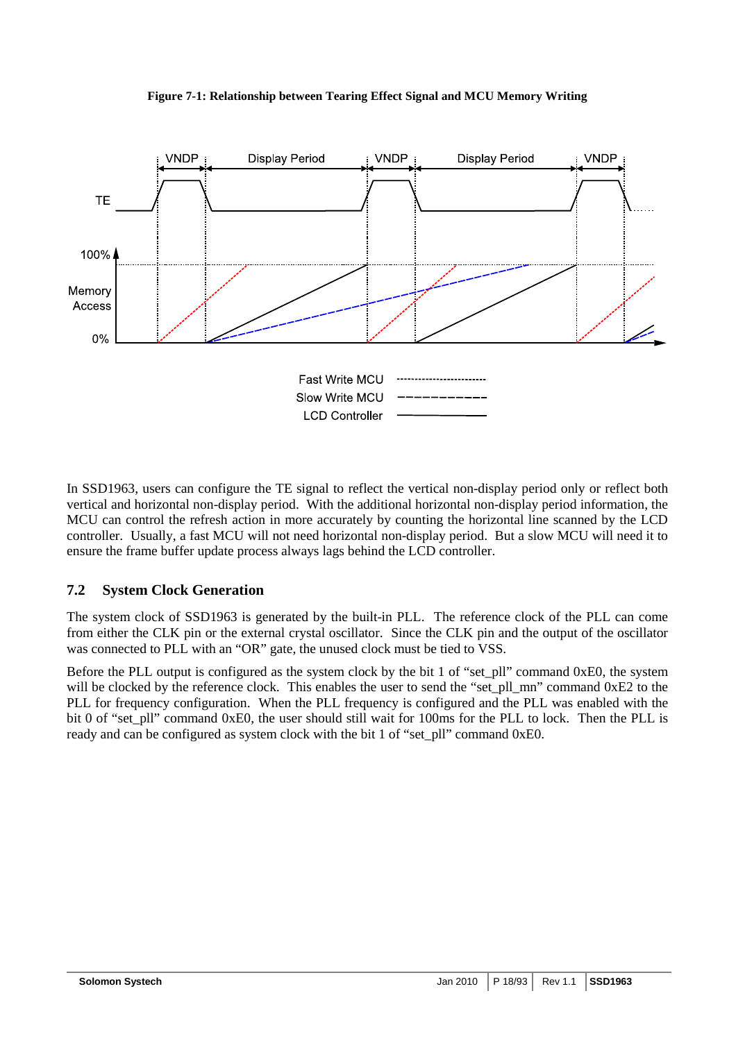**Figure 7-1: Relationship between Tearing Effect Signal and MCU Memory Writing**

VNDP
Display Period
VNDP
Display Period
VNDP
TE
100%
Memory
Access
0%
Fast Write MCU
Slow Write MCU
LCD Controller

In SSD1963, users can configure the TE signal to reflect the vertical non-display period only or reflect both vertical and horizontal non-display period. With the additional horizontal non-display period information, the MCU can control the refresh action in more accurately by counting the horizontal line scanned by the LCD controller. Usually, a fast MCU will not need horizontal non-display period. But a slow MCU will need it to ensure the frame buffer update process always lags behind the LCD controller.

## 7.2 System Clock Generation

The system clock of SSD1963 is generated by the built-in PLL. The reference clock of the PLL can come from either the CLK pin or the external crystal oscillator. Since the CLK pin and the output of the oscillator was connected to PLL with an "OR" gate, the unused clock must be tied to VSS.

Before the PLL output is configured as the system clock by the bit 1 of "set_pll" command 0xE0, the system will be clocked by the reference clock. This enables the user to send the "set_pll_mn" command 0xE2 to the PLL for frequency configuration. When the PLL frequency is configured and the PLL was enabled with the bit 0 of "set_pll" command 0xE0, the user should still wait for 100ms for the PLL to lock. Then the PLL is ready and can be configured as system clock with the bit 1 of "set_pll" command 0xE0.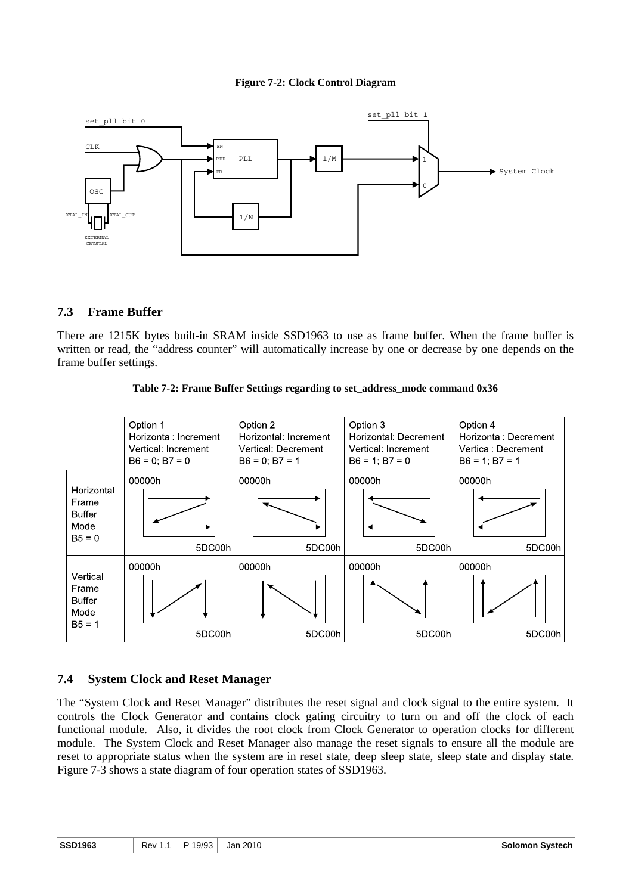**Figure 7-2: Clock Control Diagram**

set_pll bit 0
CLK
OSC
XTAL_IN
XTAL_OUT
EXTERNAL CRYSTAL
EN
REF
FB
PLL
1/N
1/M
set_pll bit 1
1
0
System Clock

## 7.3 Frame Buffer

There are 1215K bytes built-in SRAM inside SSD1963 to use as frame buffer. When the frame buffer is written or read, the "address counter" will automatically increase by one or decrease by one depends on the frame buffer settings.

**Table 7-2: Frame Buffer Settings regarding to set_address_mode command 0x36**

| | Option 1<br>Horizontal: Increment<br>Vertical: Increment<br>B6 = 0; B7 = 0 | Option 2<br>Horizontal: Increment<br>Vertical: Decrement<br>B6 = 0; B7 = 1 | Option 3<br>Horizontal: Decrement<br>Vertical: Increment<br>B6 = 1; B7 = 0 | Option 4<br>Horizontal: Decrement<br>Vertical: Decrement<br>B6 = 1; B7 = 1 |
|---|---|---|---|---|
| Horizontal Frame Buffer Mode<br>B5 = 0 | 00000h … 5DC00h | 00000h … 5DC00h | 00000h … 5DC00h | 00000h … 5DC00h |
| Vertical Frame Buffer Mode<br>B5 = 1 | 00000h … 5DC00h | 00000h … 5DC00h | 00000h … 5DC00h | 00000h … 5DC00h |

## 7.4 System Clock and Reset Manager

The "System Clock and Reset Manager" distributes the reset signal and clock signal to the entire system. It controls the Clock Generator and contains clock gating circuitry to turn on and off the clock of each functional module. Also, it divides the root clock from Clock Generator to operation clocks for different module. The System Clock and Reset Manager also manage the reset signals to ensure all the module are reset to appropriate status when the system are in reset state, deep sleep state, sleep state and display state. Figure 7-3 shows a state diagram of four operation states of SSD1963.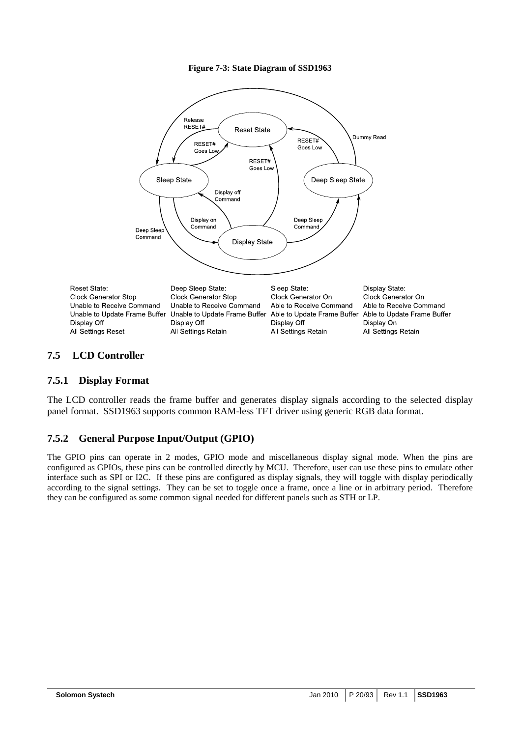**Figure 7-3: State Diagram of SSD1963**

Reset State

Sleep State

Deep Sleep State

Display State

Release RESET#

RESET# Goes Low

RESET# Goes Low

RESET# Goes Low

Dummy Read

Display off Command

Display on Command

Deep Sleep Command

Deep Sleep Command

| Reset State: | Deep Sleep State: | Sleep State: | Display State: |
|---|---|---|---|
| Clock Generator Stop | Clock Generator Stop | Clock Generator On | Clock Generator On |
| Unable to Receive Command | Unable to Receive Command | Able to Receive Command | Able to Receive Command |
| Unable to Update Frame Buffer | Unable to Update Frame Buffer | Able to Update Frame Buffer | Able to Update Frame Buffer |
| Display Off | Display Off | Display Off | Display On |
| All Settings Reset | All Settings Retain | All Settings Retain | All Settings Retain |

## 7.5 LCD Controller

### 7.5.1 Display Format

The LCD controller reads the frame buffer and generates display signals according to the selected display panel format. SSD1963 supports common RAM-less TFT driver using generic RGB data format.

### 7.5.2 General Purpose Input/Output (GPIO)

The GPIO pins can operate in 2 modes, GPIO mode and miscellaneous display signal mode. When the pins are configured as GPIOs, these pins can be controlled directly by MCU. Therefore, user can use these pins to emulate other interface such as SPI or I2C. If these pins are configured as display signals, they will toggle with display periodically according to the signal settings. They can be set to toggle once a frame, once a line or in arbitrary period. Therefore they can be configured as some common signal needed for different panels such as STH or LP.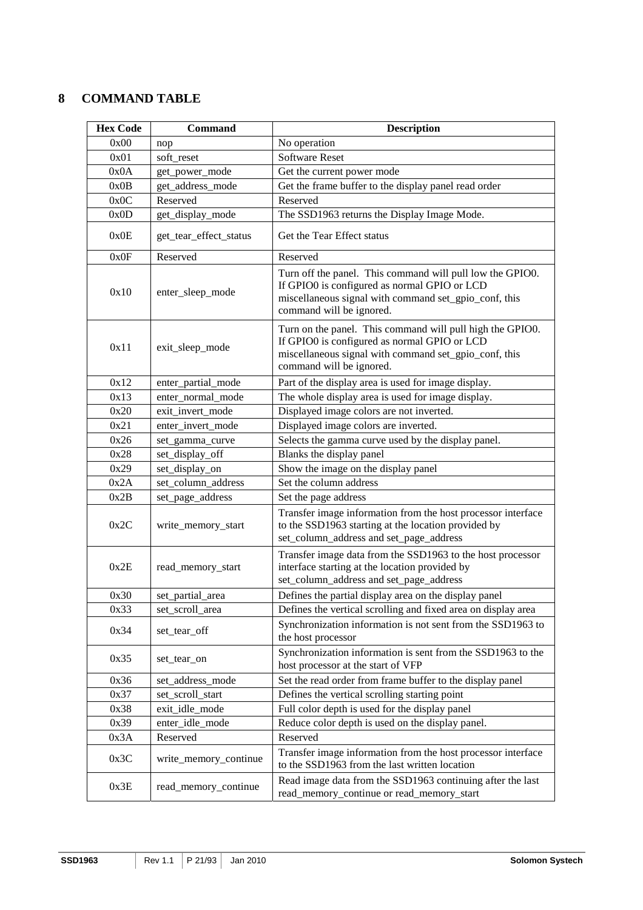# 8 COMMAND TABLE

| Hex Code | Command | Description |
|---|---|---|
| 0x00 | nop | No operation |
| 0x01 | soft_reset | Software Reset |
| 0x0A | get_power_mode | Get the current power mode |
| 0x0B | get_address_mode | Get the frame buffer to the display panel read order |
| 0x0C | Reserved | Reserved |
| 0x0D | get_display_mode | The SSD1963 returns the Display Image Mode. |
| 0x0E | get_tear_effect_status | Get the Tear Effect status |
| 0x0F | Reserved | Reserved |
| 0x10 | enter_sleep_mode | Turn off the panel. This command will pull low the GPIO0. If GPIO0 is configured as normal GPIO or LCD miscellaneous signal with command set_gpio_conf, this command will be ignored. |
| 0x11 | exit_sleep_mode | Turn on the panel. This command will pull high the GPIO0. If GPIO0 is configured as normal GPIO or LCD miscellaneous signal with command set_gpio_conf, this command will be ignored. |
| 0x12 | enter_partial_mode | Part of the display area is used for image display. |
| 0x13 | enter_normal_mode | The whole display area is used for image display. |
| 0x20 | exit_invert_mode | Displayed image colors are not inverted. |
| 0x21 | enter_invert_mode | Displayed image colors are inverted. |
| 0x26 | set_gamma_curve | Selects the gamma curve used by the display panel. |
| 0x28 | set_display_off | Blanks the display panel |
| 0x29 | set_display_on | Show the image on the display panel |
| 0x2A | set_column_address | Set the column address |
| 0x2B | set_page_address | Set the page address |
| 0x2C | write_memory_start | Transfer image information from the host processor interface to the SSD1963 starting at the location provided by set_column_address and set_page_address |
| 0x2E | read_memory_start | Transfer image data from the SSD1963 to the host processor interface starting at the location provided by set_column_address and set_page_address |
| 0x30 | set_partial_area | Defines the partial display area on the display panel |
| 0x33 | set_scroll_area | Defines the vertical scrolling and fixed area on display area |
| 0x34 | set_tear_off | Synchronization information is not sent from the SSD1963 to the host processor |
| 0x35 | set_tear_on | Synchronization information is sent from the SSD1963 to the host processor at the start of VFP |
| 0x36 | set_address_mode | Set the read order from frame buffer to the display panel |
| 0x37 | set_scroll_start | Defines the vertical scrolling starting point |
| 0x38 | exit_idle_mode | Full color depth is used for the display panel |
| 0x39 | enter_idle_mode | Reduce color depth is used on the display panel. |
| 0x3A | Reserved | Reserved |
| 0x3C | write_memory_continue | Transfer image information from the host processor interface to the SSD1963 from the last written location |
| 0x3E | read_memory_continue | Read image data from the SSD1963 continuing after the last read_memory_continue or read_memory_start |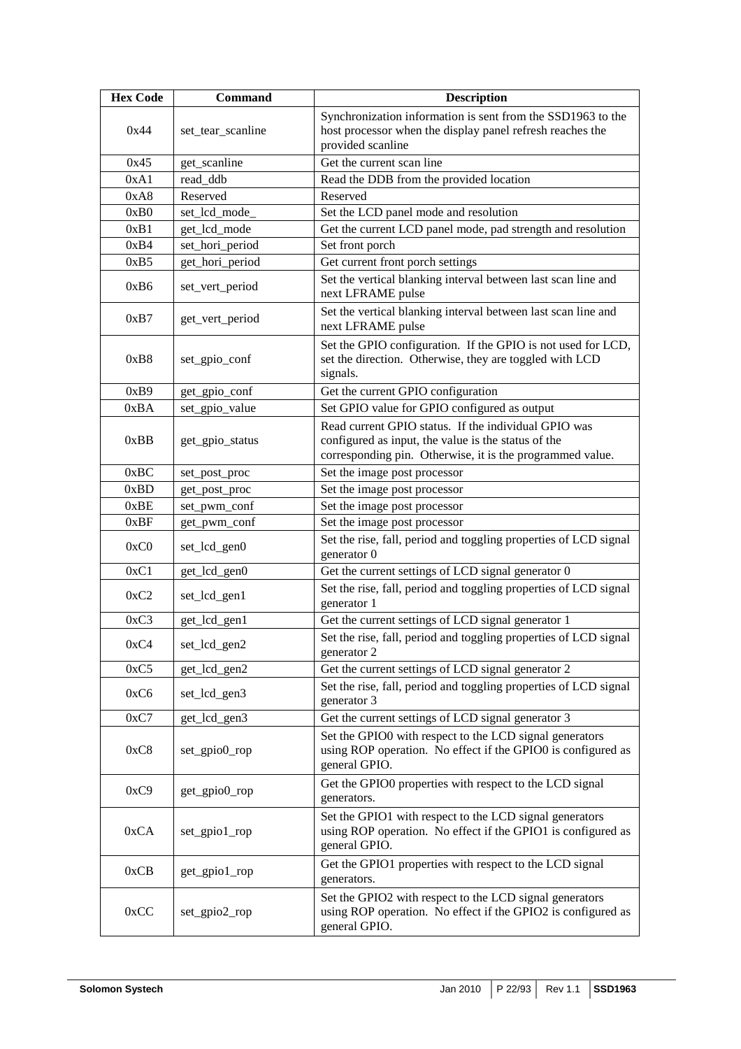| Hex Code | Command | Description |
|---|---|---|
| 0x44 | set_tear_scanline | Synchronization information is sent from the SSD1963 to the host processor when the display panel refresh reaches the provided scanline |
| 0x45 | get_scanline | Get the current scan line |
| 0xA1 | read_ddb | Read the DDB from the provided location |
| 0xA8 | Reserved | Reserved |
| 0xB0 | set_lcd_mode_ | Set the LCD panel mode and resolution |
| 0xB1 | get_lcd_mode | Get the current LCD panel mode, pad strength and resolution |
| 0xB4 | set_hori_period | Set front porch |
| 0xB5 | get_hori_period | Get current front porch settings |
| 0xB6 | set_vert_period | Set the vertical blanking interval between last scan line and next LFRAME pulse |
| 0xB7 | get_vert_period | Set the vertical blanking interval between last scan line and next LFRAME pulse |
| 0xB8 | set_gpio_conf | Set the GPIO configuration. If the GPIO is not used for LCD, set the direction. Otherwise, they are toggled with LCD signals. |
| 0xB9 | get_gpio_conf | Get the current GPIO configuration |
| 0xBA | set_gpio_value | Set GPIO value for GPIO configured as output |
| 0xBB | get_gpio_status | Read current GPIO status. If the individual GPIO was configured as input, the value is the status of the corresponding pin. Otherwise, it is the programmed value. |
| 0xBC | set_post_proc | Set the image post processor |
| 0xBD | get_post_proc | Set the image post processor |
| 0xBE | set_pwm_conf | Set the image post processor |
| 0xBF | get_pwm_conf | Set the image post processor |
| 0xC0 | set_lcd_gen0 | Set the rise, fall, period and toggling properties of LCD signal generator 0 |
| 0xC1 | get_lcd_gen0 | Get the current settings of LCD signal generator 0 |
| 0xC2 | set_lcd_gen1 | Set the rise, fall, period and toggling properties of LCD signal generator 1 |
| 0xC3 | get_lcd_gen1 | Get the current settings of LCD signal generator 1 |
| 0xC4 | set_lcd_gen2 | Set the rise, fall, period and toggling properties of LCD signal generator 2 |
| 0xC5 | get_lcd_gen2 | Get the current settings of LCD signal generator 2 |
| 0xC6 | set_lcd_gen3 | Set the rise, fall, period and toggling properties of LCD signal generator 3 |
| 0xC7 | get_lcd_gen3 | Get the current settings of LCD signal generator 3 |
| 0xC8 | set_gpio0_rop | Set the GPIO0 with respect to the LCD signal generators using ROP operation. No effect if the GPIO0 is configured as general GPIO. |
| 0xC9 | get_gpio0_rop | Get the GPIO0 properties with respect to the LCD signal generators. |
| 0xCA | set_gpio1_rop | Set the GPIO1 with respect to the LCD signal generators using ROP operation. No effect if the GPIO1 is configured as general GPIO. |
| 0xCB | get_gpio1_rop | Get the GPIO1 properties with respect to the LCD signal generators. |
| 0xCC | set_gpio2_rop | Set the GPIO2 with respect to the LCD signal generators using ROP operation. No effect if the GPIO2 is configured as general GPIO. |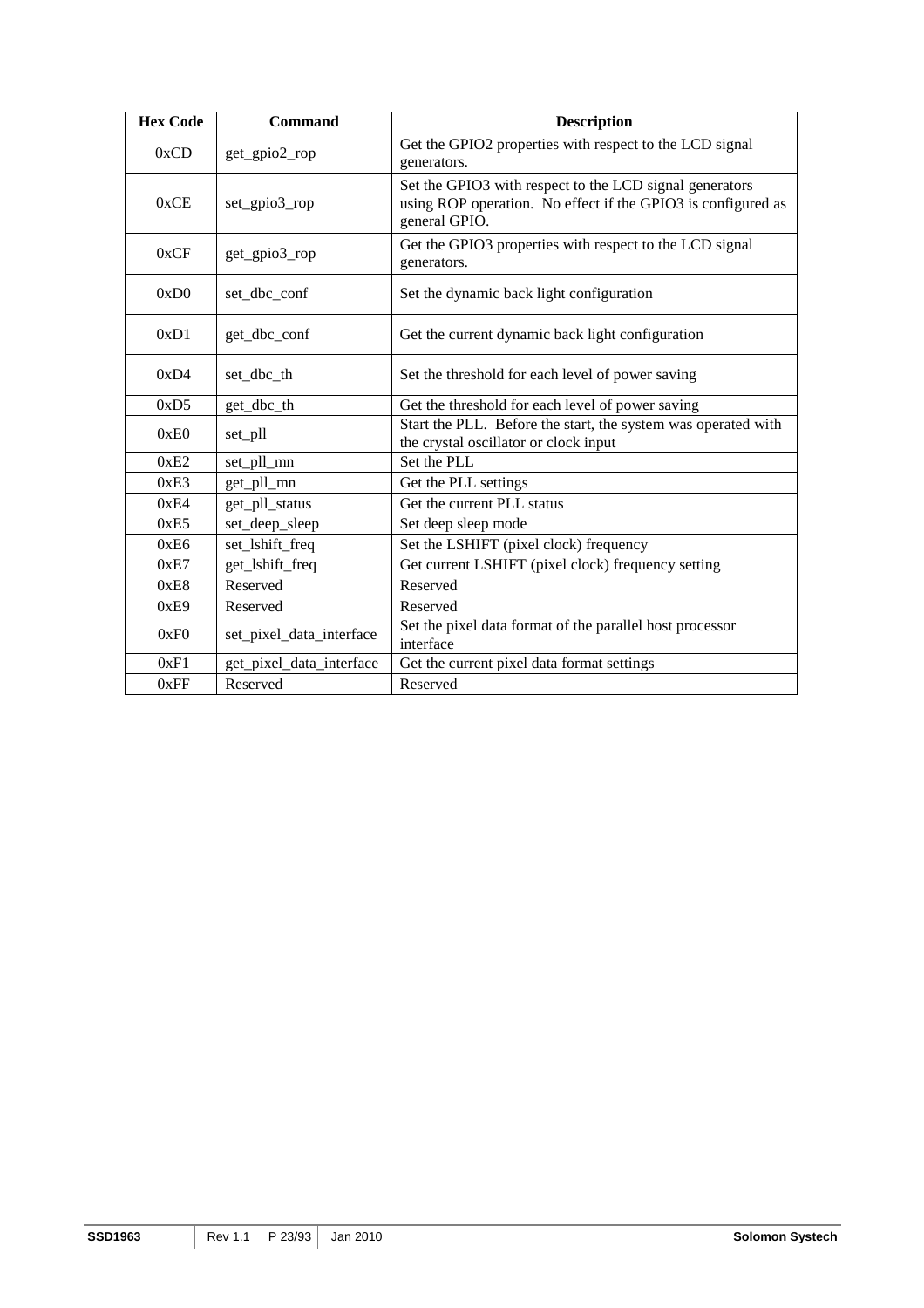| Hex Code | Command | Description |
|---|---|---|
| 0xCD | get_gpio2_rop | Get the GPIO2 properties with respect to the LCD signal generators. |
| 0xCE | set_gpio3_rop | Set the GPIO3 with respect to the LCD signal generators using ROP operation. No effect if the GPIO3 is configured as general GPIO. |
| 0xCF | get_gpio3_rop | Get the GPIO3 properties with respect to the LCD signal generators. |
| 0xD0 | set_dbc_conf | Set the dynamic back light configuration |
| 0xD1 | get_dbc_conf | Get the current dynamic back light configuration |
| 0xD4 | set_dbc_th | Set the threshold for each level of power saving |
| 0xD5 | get_dbc_th | Get the threshold for each level of power saving |
| 0xE0 | set_pll | Start the PLL. Before the start, the system was operated with the crystal oscillator or clock input |
| 0xE2 | set_pll_mn | Set the PLL |
| 0xE3 | get_pll_mn | Get the PLL settings |
| 0xE4 | get_pll_status | Get the current PLL status |
| 0xE5 | set_deep_sleep | Set deep sleep mode |
| 0xE6 | set_lshift_freq | Set the LSHIFT (pixel clock) frequency |
| 0xE7 | get_lshift_freq | Get current LSHIFT (pixel clock) frequency setting |
| 0xE8 | Reserved | Reserved |
| 0xE9 | Reserved | Reserved |
| 0xF0 | set_pixel_data_interface | Set the pixel data format of the parallel host processor interface |
| 0xF1 | get_pixel_data_interface | Get the current pixel data format settings |
| 0xFF | Reserved | Reserved |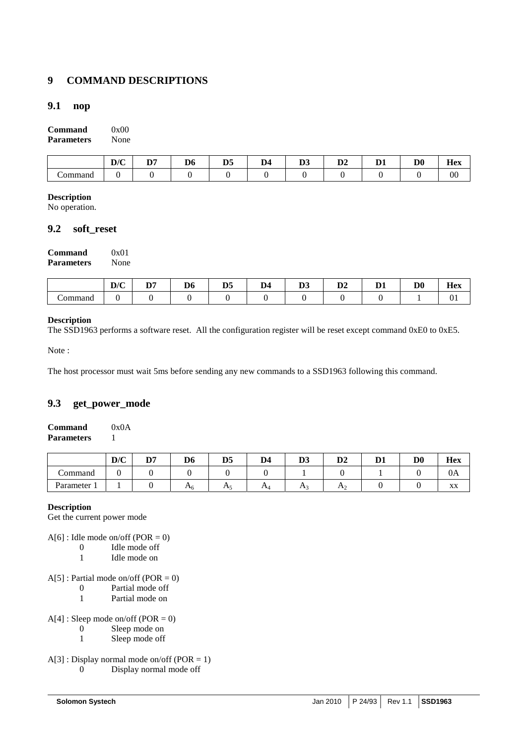# 9 COMMAND DESCRIPTIONS

## 9.1 nop

**Command** 0x00
**Parameters** None

| | D/C | D7 | D6 | D5 | D4 | D3 | D2 | D1 | D0 | Hex |
|---|---|---|---|---|---|---|---|---|---|---|
| Command | 0 | 0 | 0 | 0 | 0 | 0 | 0 | 0 | 0 | 00 |

**Description**
No operation.

## 9.2 soft_reset

**Command** 0x01
**Parameters** None

| | D/C | D7 | D6 | D5 | D4 | D3 | D2 | D1 | D0 | Hex |
|---|---|---|---|---|---|---|---|---|---|---|
| Command | 0 | 0 | 0 | 0 | 0 | 0 | 0 | 0 | 1 | 01 |

**Description**
The SSD1963 performs a software reset. All the configuration register will be reset except command 0xE0 to 0xE5.

Note :

The host processor must wait 5ms before sending any new commands to a SSD1963 following this command.

## 9.3 get_power_mode

**Command** 0x0A
**Parameters** 1

| | D/C | D7 | D6 | D5 | D4 | D3 | D2 | D1 | D0 | Hex |
|---|---|---|---|---|---|---|---|---|---|---|
| Command | 0 | 0 | 0 | 0 | 0 | 1 | 0 | 1 | 0 | 0A |
| Parameter 1 | 1 | 0 | $A_6$ | $A_5$ | $A_4$ | $A_3$ | $A_2$ | 0 | 0 | xx |

**Description**
Get the current power mode

A[6] : Idle mode on/off (POR = 0)
- 0 Idle mode off
- 1 Idle mode on

A[5] : Partial mode on/off (POR = 0)
- 0 Partial mode off
- 1 Partial mode on

A[4] : Sleep mode on/off (POR = 0)
- 0 Sleep mode on
- 1 Sleep mode off

A[3] : Display normal mode on/off (POR = 1)
- 0 Display normal mode off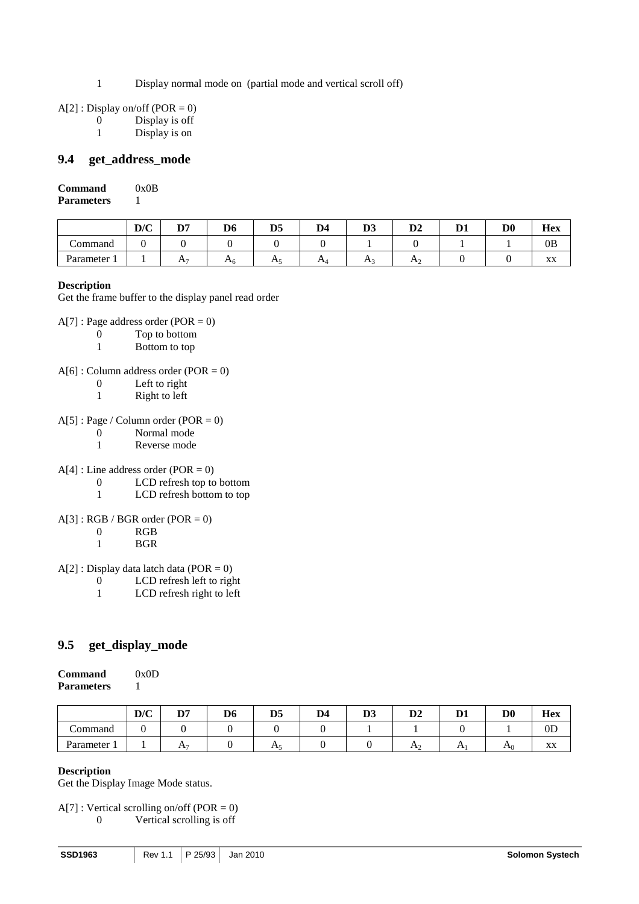1 Display normal mode on (partial mode and vertical scroll off)

A[2] : Display on/off (POR = 0)

0 Display is off

1 Display is on

## 9.4 get_address_mode

**Command** 0x0B
**Parameters** 1

| | D/C | D7 | D6 | D5 | D4 | D3 | D2 | D1 | D0 | Hex |
|---|---|---|---|---|---|---|---|---|---|---|
| Command | 0 | 0 | 0 | 0 | 0 | 1 | 0 | 1 | 1 | 0B |
| Parameter 1 | 1 | $A_7$ | $A_6$ | $A_5$ | $A_4$ | $A_3$ | $A_2$ | 0 | 0 | xx |

**Description**
Get the frame buffer to the display panel read order

A[7] : Page address order (POR = 0)

0 Top to bottom

1 Bottom to top

A[6] : Column address order (POR = 0)

0 Left to right

1 Right to left

A[5] : Page / Column order (POR = 0)

0 Normal mode

1 Reverse mode

A[4] : Line address order (POR = 0)

0 LCD refresh top to bottom

1 LCD refresh bottom to top

A[3] : RGB / BGR order (POR = 0)

0 RGB

1 BGR

A[2] : Display data latch data (POR = 0)

0 LCD refresh left to right

1 LCD refresh right to left

## 9.5 get_display_mode

**Command** 0x0D
**Parameters** 1

| | D/C | D7 | D6 | D5 | D4 | D3 | D2 | D1 | D0 | Hex |
|---|---|---|---|---|---|---|---|---|---|---|
| Command | 0 | 0 | 0 | 0 | 0 | 1 | 1 | 0 | 1 | 0D |
| Parameter 1 | 1 | $A_7$ | 0 | $A_5$ | 0 | 0 | $A_2$ | $A_1$ | $A_0$ | xx |

**Description**
Get the Display Image Mode status.

A[7] : Vertical scrolling on/off (POR = 0)

0 Vertical scrolling is off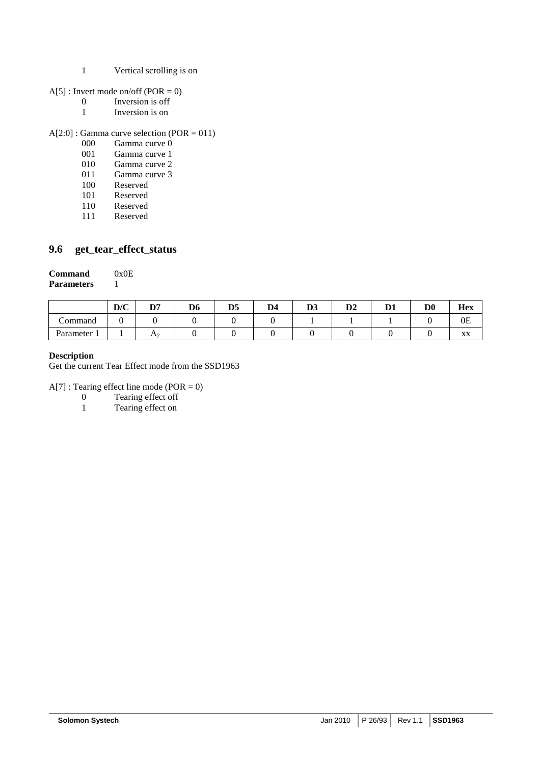1 Vertical scrolling is on

A[5] : Invert mode on/off (POR = 0)

- 0 Inversion is off
- 1 Inversion is on

A[2:0] : Gamma curve selection (POR = 011)

- 000 Gamma curve 0
- 001 Gamma curve 1
- 010 Gamma curve 2
- 011 Gamma curve 3
- 100 Reserved
- 101 Reserved
- 110 Reserved
- 111 Reserved

## 9.6 get_tear_effect_status

**Command** 0x0E
**Parameters** 1

| | D/C | D7 | D6 | D5 | D4 | D3 | D2 | D1 | D0 | Hex |
|---|---|---|---|---|---|---|---|---|---|---|
| Command | 0 | 0 | 0 | 0 | 0 | 1 | 1 | 1 | 0 | 0E |
| Parameter 1 | 1 | $A_7$ | 0 | 0 | 0 | 0 | 0 | 0 | 0 | xx |

**Description**
Get the current Tear Effect mode from the SSD1963

A[7] : Tearing effect line mode (POR = 0)

- 0 Tearing effect off
- 1 Tearing effect on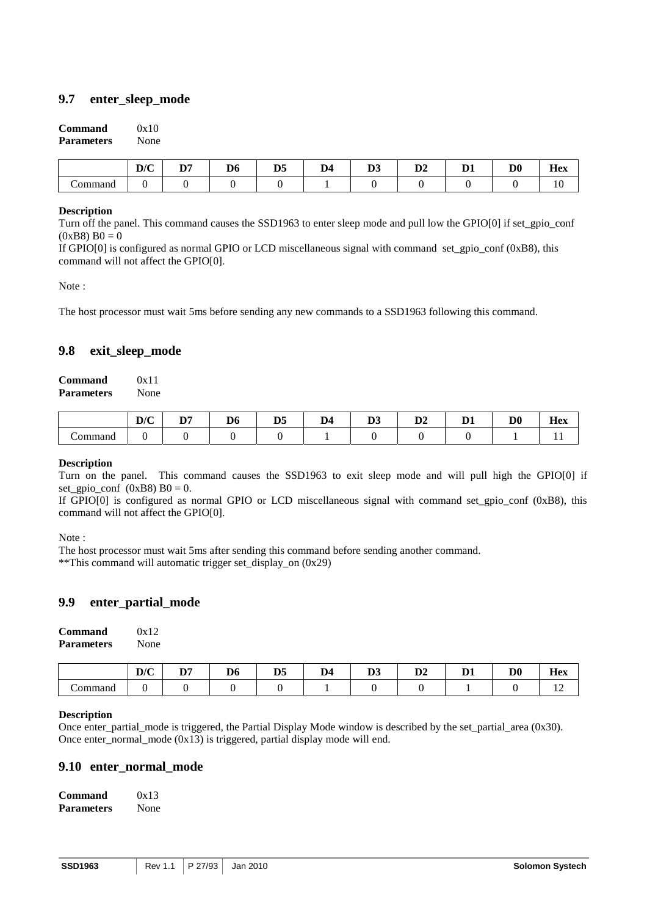## 9.7 enter_sleep_mode

**Command** 0x10
**Parameters** None

| | D/C | D7 | D6 | D5 | D4 | D3 | D2 | D1 | D0 | Hex |
|---|---|---|---|---|---|---|---|---|---|---|
| Command | 0 | 0 | 0 | 0 | 1 | 0 | 0 | 0 | 0 | 10 |

**Description**
Turn off the panel. This command causes the SSD1963 to enter sleep mode and pull low the GPIO[0] if set_gpio_conf (0xB8) B0 = 0
If GPIO[0] is configured as normal GPIO or LCD miscellaneous signal with command set_gpio_conf (0xB8), this command will not affect the GPIO[0].

Note :

The host processor must wait 5ms before sending any new commands to a SSD1963 following this command.

## 9.8 exit_sleep_mode

**Command** 0x11
**Parameters** None

| | D/C | D7 | D6 | D5 | D4 | D3 | D2 | D1 | D0 | Hex |
|---|---|---|---|---|---|---|---|---|---|---|
| Command | 0 | 0 | 0 | 0 | 1 | 0 | 0 | 0 | 1 | 11 |

**Description**
Turn on the panel. This command causes the SSD1963 to exit sleep mode and will pull high the GPIO[0] if set_gpio_conf (0xB8) B0 = 0.
If GPIO[0] is configured as normal GPIO or LCD miscellaneous signal with command set_gpio_conf (0xB8), this command will not affect the GPIO[0].

Note :
The host processor must wait 5ms after sending this command before sending another command.
**This command will automatic trigger set_display_on (0x29)

## 9.9 enter_partial_mode

**Command** 0x12
**Parameters** None

| | D/C | D7 | D6 | D5 | D4 | D3 | D2 | D1 | D0 | Hex |
|---|---|---|---|---|---|---|---|---|---|---|
| Command | 0 | 0 | 0 | 0 | 1 | 0 | 0 | 1 | 0 | 12 |

**Description**
Once enter_partial_mode is triggered, the Partial Display Mode window is described by the set_partial_area (0x30).
Once enter_normal_mode (0x13) is triggered, partial display mode will end.

## 9.10 enter_normal_mode

**Command** 0x13
**Parameters** None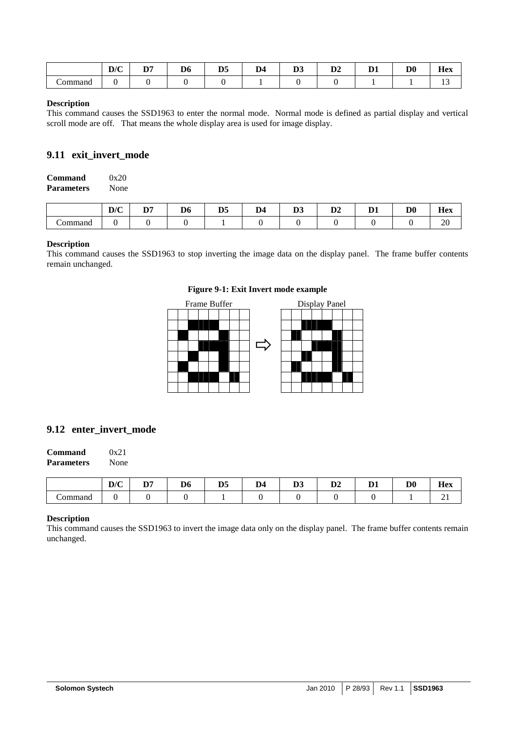| | D/C | D7 | D6 | D5 | D4 | D3 | D2 | D1 | D0 | Hex |
|---|---|---|---|---|---|---|---|---|---|---|
| Command | 0 | 0 | 0 | 0 | 1 | 0 | 0 | 1 | 1 | 13 |

**Description**

This command causes the SSD1963 to enter the normal mode. Normal mode is defined as partial display and vertical scroll mode are off. That means the whole display area is used for image display.

## 9.11 exit_invert_mode

**Command** 0x20
**Parameters** None

| | D/C | D7 | D6 | D5 | D4 | D3 | D2 | D1 | D0 | Hex |
|---|---|---|---|---|---|---|---|---|---|---|
| Command | 0 | 0 | 0 | 1 | 0 | 0 | 0 | 0 | 0 | 20 |

**Description**

This command causes the SSD1963 to stop inverting the image data on the display panel. The frame buffer contents remain unchanged.

**Figure 9-1: Exit Invert mode example**

Frame Buffer

Display Panel

## 9.12 enter_invert_mode

**Command** 0x21
**Parameters** None

| | D/C | D7 | D6 | D5 | D4 | D3 | D2 | D1 | D0 | Hex |
|---|---|---|---|---|---|---|---|---|---|---|
| Command | 0 | 0 | 0 | 1 | 0 | 0 | 0 | 0 | 1 | 21 |

**Description**

This command causes the SSD1963 to invert the image data only on the display panel. The frame buffer contents remain unchanged.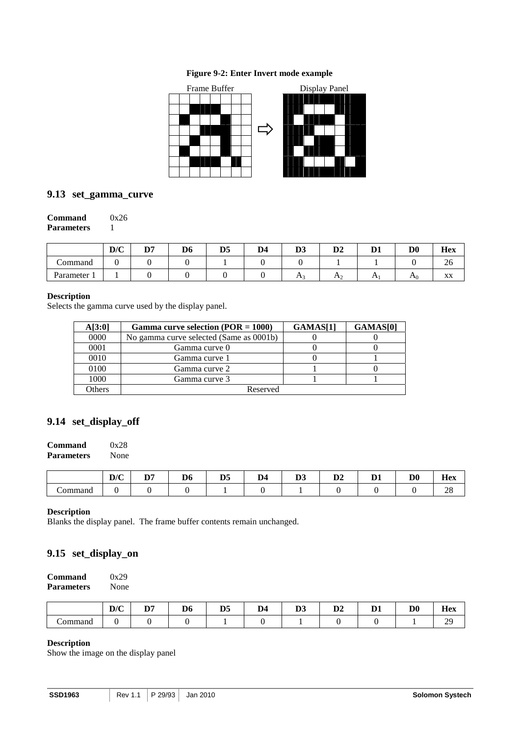**Figure 9-2: Enter Invert mode example**

Frame Buffer

Display Panel

## 9.13 set_gamma_curve

**Command** 0x26
**Parameters** 1

| | D/C | D7 | D6 | D5 | D4 | D3 | D2 | D1 | D0 | Hex |
|---|---|---|---|---|---|---|---|---|---|---|
| Command | 0 | 0 | 0 | 1 | 0 | 0 | 1 | 1 | 0 | 26 |
| Parameter 1 | 1 | 0 | 0 | 0 | 0 | $A_3$ | $A_2$ | $A_1$ | $A_0$ | xx |

**Description**
Selects the gamma curve used by the display panel.

| A[3:0] | Gamma curve selection (POR = 1000) | GAMAS[1] | GAMAS[0] |
|---|---|---|---|
| 0000 | No gamma curve selected (Same as 0001b) | 0 | 0 |
| 0001 | Gamma curve 0 | 0 | 0 |
| 0010 | Gamma curve 1 | 0 | 1 |
| 0100 | Gamma curve 2 | 1 | 0 |
| 1000 | Gamma curve 3 | 1 | 1 |
| Others | Reserved | | |

## 9.14 set_display_off

**Command** 0x28
**Parameters** None

| | D/C | D7 | D6 | D5 | D4 | D3 | D2 | D1 | D0 | Hex |
|---|---|---|---|---|---|---|---|---|---|---|
| Command | 0 | 0 | 0 | 1 | 0 | 1 | 0 | 0 | 0 | 28 |

**Description**
Blanks the display panel. The frame buffer contents remain unchanged.

## 9.15 set_display_on

**Command** 0x29
**Parameters** None

| | D/C | D7 | D6 | D5 | D4 | D3 | D2 | D1 | D0 | Hex |
|---|---|---|---|---|---|---|---|---|---|---|
| Command | 0 | 0 | 0 | 1 | 0 | 1 | 0 | 0 | 1 | 29 |

**Description**
Show the image on the display panel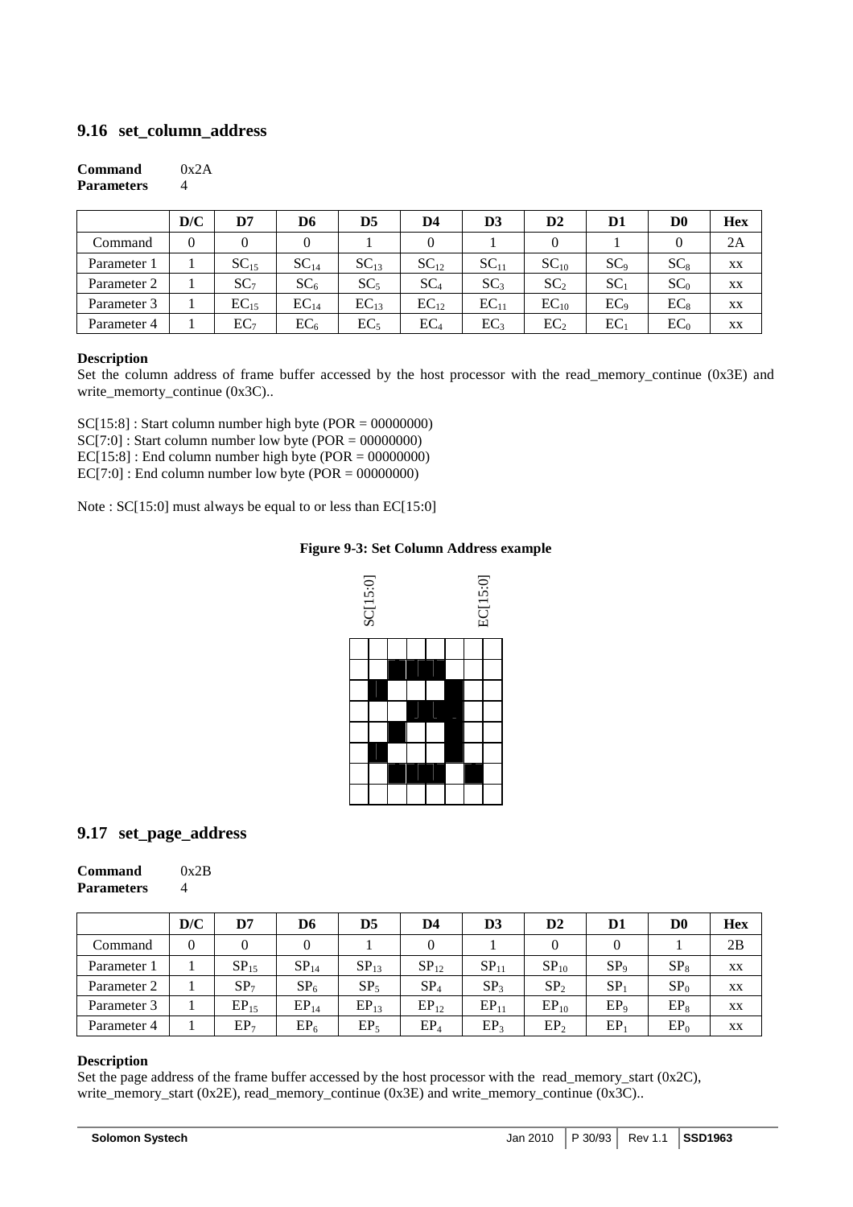## 9.16 set_column_address

**Command** 0x2A
**Parameters** 4

| | D/C | D7 | D6 | D5 | D4 | D3 | D2 | D1 | D0 | Hex |
|---|---|---|---|---|---|---|---|---|---|---|
| Command | 0 | 0 | 0 | 1 | 0 | 1 | 0 | 1 | 0 | 2A |
| Parameter 1 | 1 | $SC_{15}$ | $SC_{14}$ | $SC_{13}$ | $SC_{12}$ | $SC_{11}$ | $SC_{10}$ | $SC_9$ | $SC_8$ | xx |
| Parameter 2 | 1 | $SC_7$ | $SC_6$ | $SC_5$ | $SC_4$ | $SC_3$ | $SC_2$ | $SC_1$ | $SC_0$ | xx |
| Parameter 3 | 1 | $EC_{15}$ | $EC_{14}$ | $EC_{13}$ | $EC_{12}$ | $EC_{11}$ | $EC_{10}$ | $EC_9$ | $EC_8$ | xx |
| Parameter 4 | 1 | $EC_7$ | $EC_6$ | $EC_5$ | $EC_4$ | $EC_3$ | $EC_2$ | $EC_1$ | $EC_0$ | xx |

**Description**

Set the column address of frame buffer accessed by the host processor with the read_memory_continue (0x3E) and write_memorty_continue (0x3C)..

SC[15:8] : Start column number high byte (POR = 00000000)
SC[7:0] : Start column number low byte (POR = 00000000)
EC[15:8] : End column number high byte (POR = 00000000)
EC[7:0] : End column number low byte (POR = 00000000)

Note : SC[15:0] must always be equal to or less than EC[15:0]

**Figure 9-3: Set Column Address example**

SC[15:0]
EC[15:0]

## 9.17 set_page_address

**Command** 0x2B
**Parameters** 4

| | D/C | D7 | D6 | D5 | D4 | D3 | D2 | D1 | D0 | Hex |
|---|---|---|---|---|---|---|---|---|---|---|
| Command | 0 | 0 | 0 | 1 | 0 | 1 | 0 | 0 | 1 | 2B |
| Parameter 1 | 1 | $SP_{15}$ | $SP_{14}$ | $SP_{13}$ | $SP_{12}$ | $SP_{11}$ | $SP_{10}$ | $SP_9$ | $SP_8$ | xx |
| Parameter 2 | 1 | $SP_7$ | $SP_6$ | $SP_5$ | $SP_4$ | $SP_3$ | $SP_2$ | $SP_1$ | $SP_0$ | xx |
| Parameter 3 | 1 | $EP_{15}$ | $EP_{14}$ | $EP_{13}$ | $EP_{12}$ | $EP_{11}$ | $EP_{10}$ | $EP_9$ | $EP_8$ | xx |
| Parameter 4 | 1 | $EP_7$ | $EP_6$ | $EP_5$ | $EP_4$ | $EP_3$ | $EP_2$ | $EP_1$ | $EP_0$ | xx |

**Description**

Set the page address of the frame buffer accessed by the host processor with the read_memory_start (0x2C), write_memory_start (0x2E), read_memory_continue (0x3E) and write_memory_continue (0x3C)..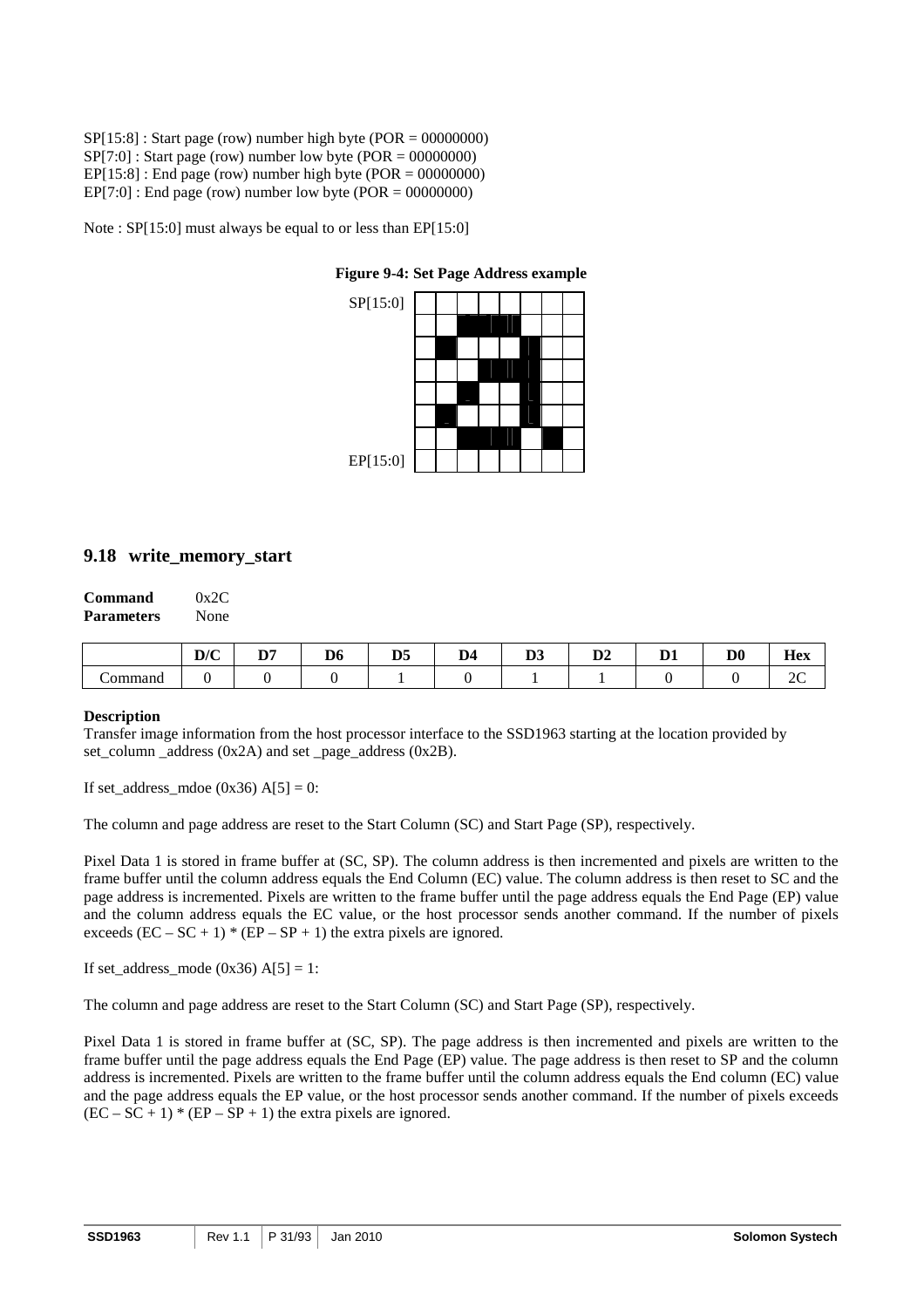SP[15:8] : Start page (row) number high byte (POR = 00000000)
SP[7:0] : Start page (row) number low byte (POR = 00000000)
EP[15:8] : End page (row) number high byte (POR = 00000000)
EP[7:0] : End page (row) number low byte (POR = 00000000)

Note : SP[15:0] must always be equal to or less than EP[15:0]

**Figure 9-4: Set Page Address example**

SP[15:0]

EP[15:0]

## 9.18 write_memory_start

**Command** 0x2C
**Parameters** None

| | D/C | D7 | D6 | D5 | D4 | D3 | D2 | D1 | D0 | Hex |
|---|---|---|---|---|---|---|---|---|---|---|
| Command | 0 | 0 | 0 | 1 | 0 | 1 | 1 | 0 | 0 | 2C |

**Description**

Transfer image information from the host processor interface to the SSD1963 starting at the location provided by set_column _address (0x2A) and set _page_address (0x2B).

If set_address_mdoe (0x36) A[5] = 0:

The column and page address are reset to the Start Column (SC) and Start Page (SP), respectively.

Pixel Data 1 is stored in frame buffer at (SC, SP). The column address is then incremented and pixels are written to the frame buffer until the column address equals the End Column (EC) value. The column address is then reset to SC and the page address is incremented. Pixels are written to the frame buffer until the page address equals the End Page (EP) value and the column address equals the EC value, or the host processor sends another command. If the number of pixels exceeds (EC – SC + 1) * (EP – SP + 1) the extra pixels are ignored.

If set_address_mode (0x36) A[5] = 1:

The column and page address are reset to the Start Column (SC) and Start Page (SP), respectively.

Pixel Data 1 is stored in frame buffer at (SC, SP). The page address is then incremented and pixels are written to the frame buffer until the page address equals the End Page (EP) value. The page address is then reset to SP and the column address is incremented. Pixels are written to the frame buffer until the column address equals the End column (EC) value and the page address equals the EP value, or the host processor sends another command. If the number of pixels exceeds (EC – SC + 1) * (EP – SP + 1) the extra pixels are ignored.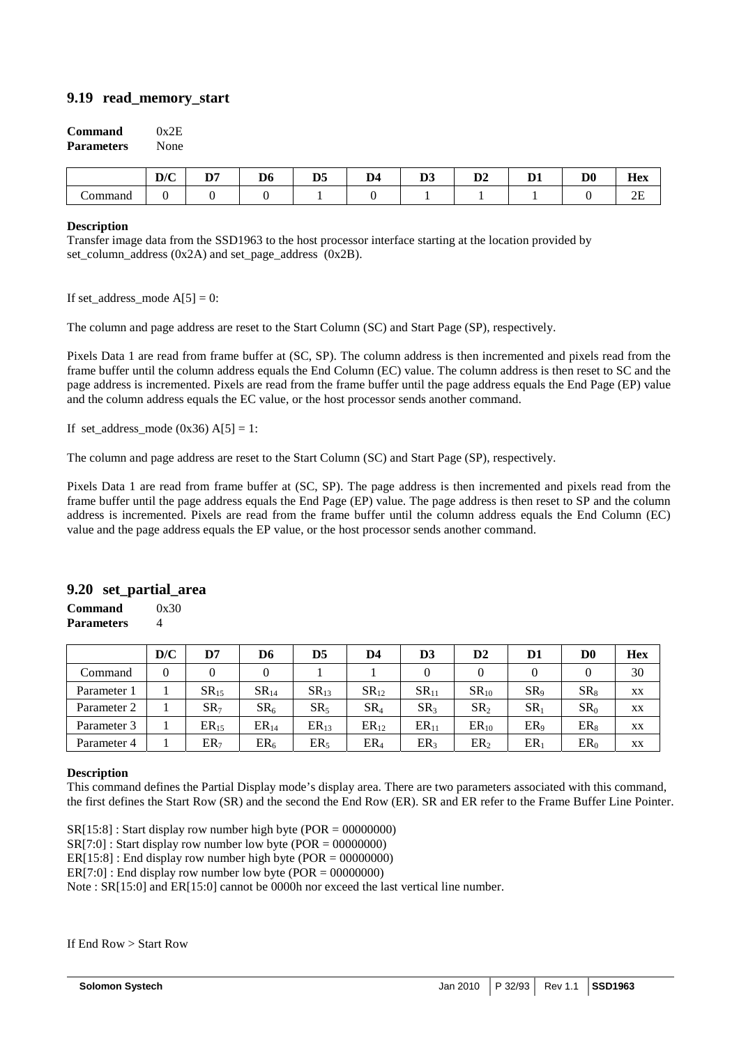### 9.19 read_memory_start

**Command** 0x2E
**Parameters** None

| | D/C | D7 | D6 | D5 | D4 | D3 | D2 | D1 | D0 | Hex |
|---|---|---|---|---|---|---|---|---|---|---|
| Command | 0 | 0 | 0 | 1 | 0 | 1 | 1 | 1 | 0 | 2E |

**Description**

Transfer image data from the SSD1963 to the host processor interface starting at the location provided by set_column_address (0x2A) and set_page_address (0x2B).

If set_address_mode A[5] = 0:

The column and page address are reset to the Start Column (SC) and Start Page (SP), respectively.

Pixels Data 1 are read from frame buffer at (SC, SP). The column address is then incremented and pixels read from the frame buffer until the column address equals the End Column (EC) value. The column address is then reset to SC and the page address is incremented. Pixels are read from the frame buffer until the page address equals the End Page (EP) value and the column address equals the EC value, or the host processor sends another command.

If set_address_mode (0x36) A[5] = 1:

The column and page address are reset to the Start Column (SC) and Start Page (SP), respectively.

Pixels Data 1 are read from frame buffer at (SC, SP). The page address is then incremented and pixels read from the frame buffer until the page address equals the End Page (EP) value. The page address is then reset to SP and the column address is incremented. Pixels are read from the frame buffer until the column address equals the End Column (EC) value and the page address equals the EP value, or the host processor sends another command.

### 9.20 set_partial_area

**Command** 0x30
**Parameters** 4

| | D/C | D7 | D6 | D5 | D4 | D3 | D2 | D1 | D0 | Hex |
|---|---|---|---|---|---|---|---|---|---|---|
| Command | 0 | 0 | 0 | 1 | 1 | 0 | 0 | 0 | 0 | 30 |
| Parameter 1 | 1 | $SR_{15}$ | $SR_{14}$ | $SR_{13}$ | $SR_{12}$ | $SR_{11}$ | $SR_{10}$ | $SR_9$ | $SR_8$ | xx |
| Parameter 2 | 1 | $SR_7$ | $SR_6$ | $SR_5$ | $SR_4$ | $SR_3$ | $SR_2$ | $SR_1$ | $SR_0$ | xx |
| Parameter 3 | 1 | $ER_{15}$ | $ER_{14}$ | $ER_{13}$ | $ER_{12}$ | $ER_{11}$ | $ER_{10}$ | $ER_9$ | $ER_8$ | xx |
| Parameter 4 | 1 | $ER_7$ | $ER_6$ | $ER_5$ | $ER_4$ | $ER_3$ | $ER_2$ | $ER_1$ | $ER_0$ | xx |

**Description**

This command defines the Partial Display mode's display area. There are two parameters associated with this command, the first defines the Start Row (SR) and the second the End Row (ER). SR and ER refer to the Frame Buffer Line Pointer.

SR[15:8] : Start display row number high byte (POR = 00000000)
SR[7:0] : Start display row number low byte (POR = 00000000)
ER[15:8] : End display row number high byte (POR = 00000000)
ER[7:0] : End display row number low byte (POR = 00000000)
Note : SR[15:0] and ER[15:0] cannot be 0000h nor exceed the last vertical line number.

If End Row > Start Row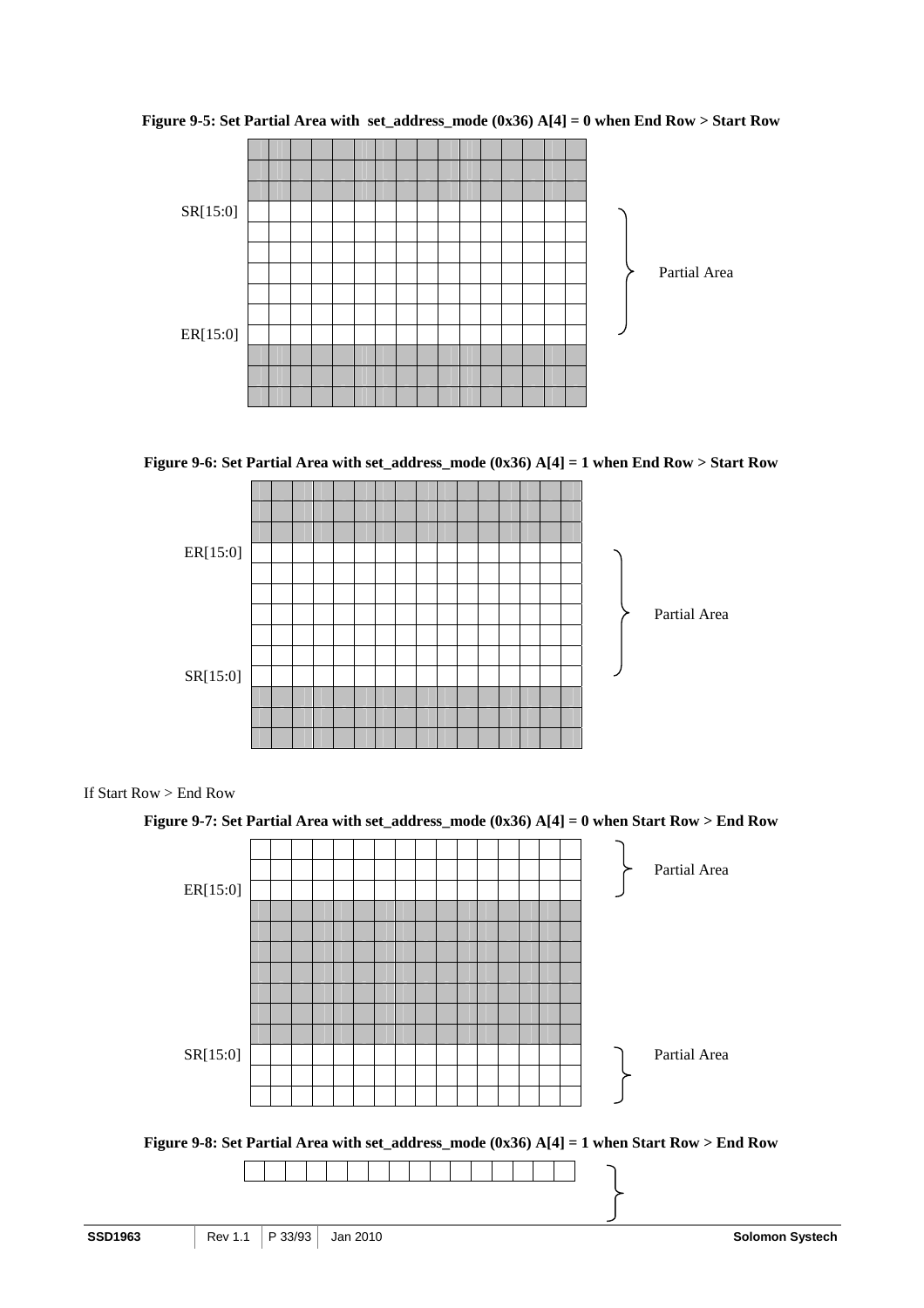**Figure 9-5: Set Partial Area with set_address_mode (0x36) A[4] = 0 when End Row > Start Row**

SR[15:0]

ER[15:0]

Partial Area

**Figure 9-6: Set Partial Area with set_address_mode (0x36) A[4] = 1 when End Row > Start Row**

ER[15:0]

SR[15:0]

Partial Area

If Start Row > End Row

**Figure 9-7: Set Partial Area with set_address_mode (0x36) A[4] = 0 when Start Row > End Row**

ER[15:0]

SR[15:0]

Partial Area

Partial Area

**Figure 9-8: Set Partial Area with set_address_mode (0x36) A[4] = 1 when Start Row > End Row**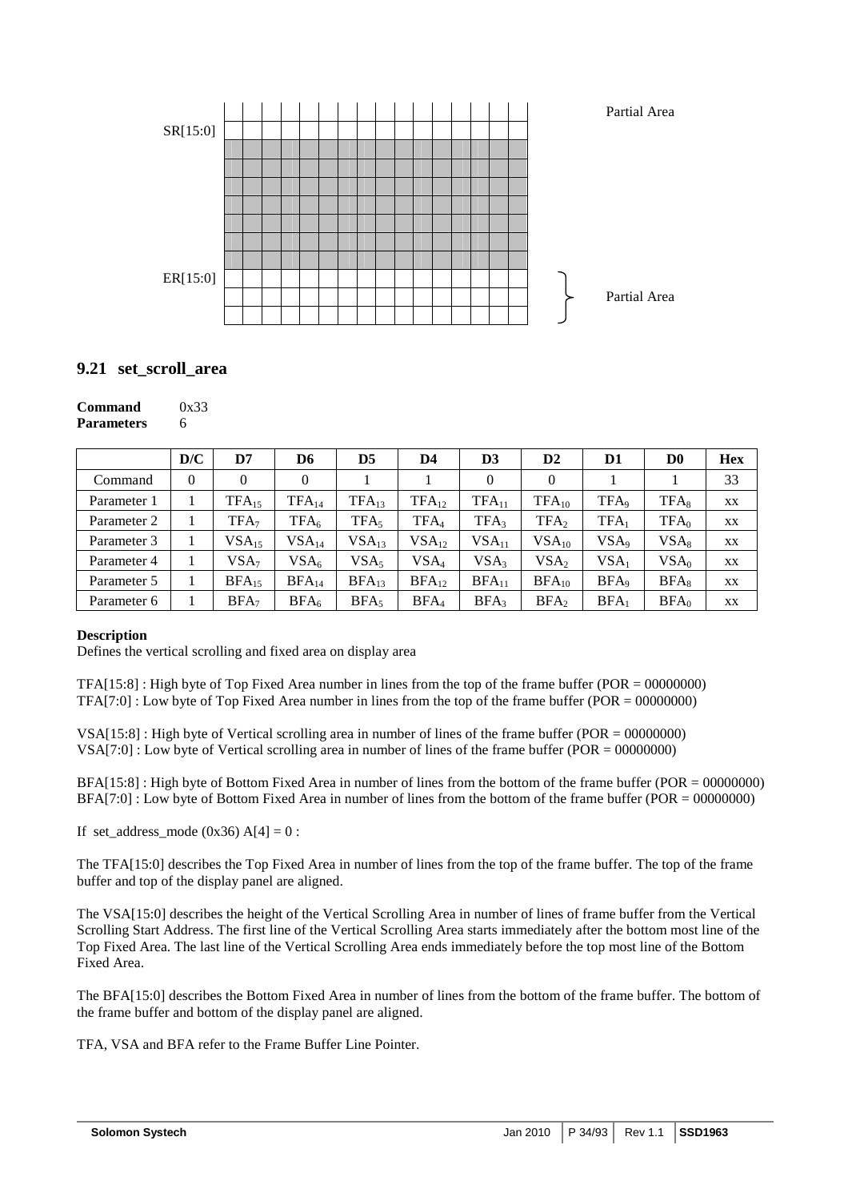SR[15:0]

ER[15:0]

Partial Area

Partial Area

## 9.21 set_scroll_area

**Command** 0x33
**Parameters** 6

| | D/C | D7 | D6 | D5 | D4 | D3 | D2 | D1 | D0 | Hex |
|---|---|---|---|---|---|---|---|---|---|---|
| Command | 0 | 0 | 0 | 1 | 1 | 0 | 0 | 1 | 1 | 33 |
| Parameter 1 | 1 | $TFA_{15}$ | $TFA_{14}$ | $TFA_{13}$ | $TFA_{12}$ | $TFA_{11}$ | $TFA_{10}$ | $TFA_9$ | $TFA_8$ | xx |
| Parameter 2 | 1 | $TFA_7$ | $TFA_6$ | $TFA_5$ | $TFA_4$ | $TFA_3$ | $TFA_2$ | $TFA_1$ | $TFA_0$ | xx |
| Parameter 3 | 1 | $VSA_{15}$ | $VSA_{14}$ | $VSA_{13}$ | $VSA_{12}$ | $VSA_{11}$ | $VSA_{10}$ | $VSA_9$ | $VSA_8$ | xx |
| Parameter 4 | 1 | $VSA_7$ | $VSA_6$ | $VSA_5$ | $VSA_4$ | $VSA_3$ | $VSA_2$ | $VSA_1$ | $VSA_0$ | xx |
| Parameter 5 | 1 | $BFA_{15}$ | $BFA_{14}$ | $BFA_{13}$ | $BFA_{12}$ | $BFA_{11}$ | $BFA_{10}$ | $BFA_9$ | $BFA_8$ | xx |
| Parameter 6 | 1 | $BFA_7$ | $BFA_6$ | $BFA_5$ | $BFA_4$ | $BFA_3$ | $BFA_2$ | $BFA_1$ | $BFA_0$ | xx |

**Description**

Defines the vertical scrolling and fixed area on display area

TFA[15:8] : High byte of Top Fixed Area number in lines from the top of the frame buffer (POR = 00000000)
TFA[7:0] : Low byte of Top Fixed Area number in lines from the top of the frame buffer (POR = 00000000)

VSA[15:8] : High byte of Vertical scrolling area in number of lines of the frame buffer (POR = 00000000)
VSA[7:0] : Low byte of Vertical scrolling area in number of lines of the frame buffer (POR = 00000000)

BFA[15:8] : High byte of Bottom Fixed Area in number of lines from the bottom of the frame buffer (POR = 00000000)
BFA[7:0] : Low byte of Bottom Fixed Area in number of lines from the bottom of the frame buffer (POR = 00000000)

If set_address_mode (0x36) A[4] = 0 :

The TFA[15:0] describes the Top Fixed Area in number of lines from the top of the frame buffer. The top of the frame buffer and top of the display panel are aligned.

The VSA[15:0] describes the height of the Vertical Scrolling Area in number of lines of frame buffer from the Vertical Scrolling Start Address. The first line of the Vertical Scrolling Area starts immediately after the bottom most line of the Top Fixed Area. The last line of the Vertical Scrolling Area ends immediately before the top most line of the Bottom Fixed Area.

The BFA[15:0] describes the Bottom Fixed Area in number of lines from the bottom of the frame buffer. The bottom of the frame buffer and bottom of the display panel are aligned.

TFA, VSA and BFA refer to the Frame Buffer Line Pointer.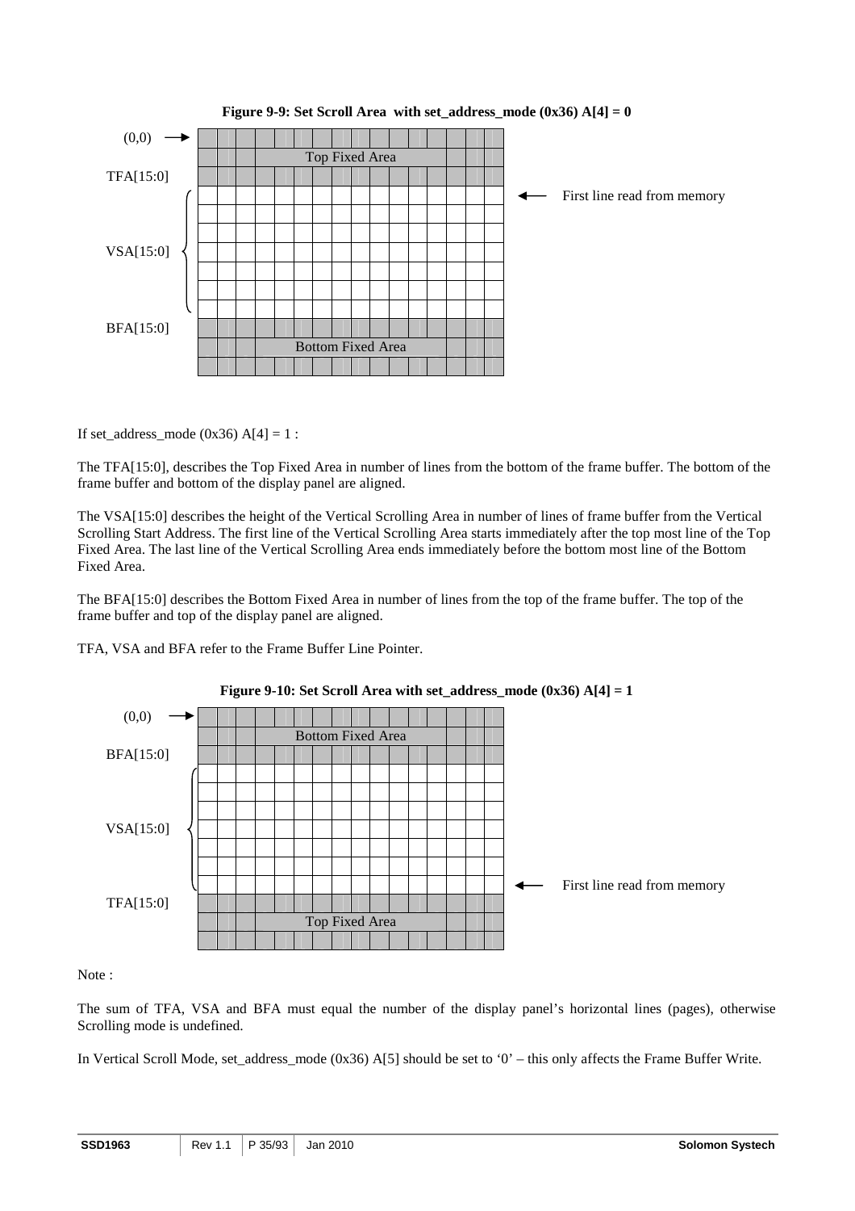**Figure 9-9: Set Scroll Area with set_address_mode (0x36) A[4] = 0**

(0,0)

Top Fixed Area

TFA[15:0]

First line read from memory

VSA[15:0]

BFA[15:0]

Bottom Fixed Area

If set_address_mode (0x36) A[4] = 1 :

The TFA[15:0], describes the Top Fixed Area in number of lines from the bottom of the frame buffer. The bottom of the frame buffer and bottom of the display panel are aligned.

The VSA[15:0] describes the height of the Vertical Scrolling Area in number of lines of frame buffer from the Vertical Scrolling Start Address. The first line of the Vertical Scrolling Area starts immediately after the top most line of the Top Fixed Area. The last line of the Vertical Scrolling Area ends immediately before the bottom most line of the Bottom Fixed Area.

The BFA[15:0] describes the Bottom Fixed Area in number of lines from the top of the frame buffer. The top of the frame buffer and top of the display panel are aligned.

TFA, VSA and BFA refer to the Frame Buffer Line Pointer.

**Figure 9-10: Set Scroll Area with set_address_mode (0x36) A[4] = 1**

(0,0)

Bottom Fixed Area

BFA[15:0]

VSA[15:0]

First line read from memory

TFA[15:0]

Top Fixed Area

Note :

The sum of TFA, VSA and BFA must equal the number of the display panel's horizontal lines (pages), otherwise Scrolling mode is undefined.

In Vertical Scroll Mode, set_address_mode (0x36) A[5] should be set to '0' – this only affects the Frame Buffer Write.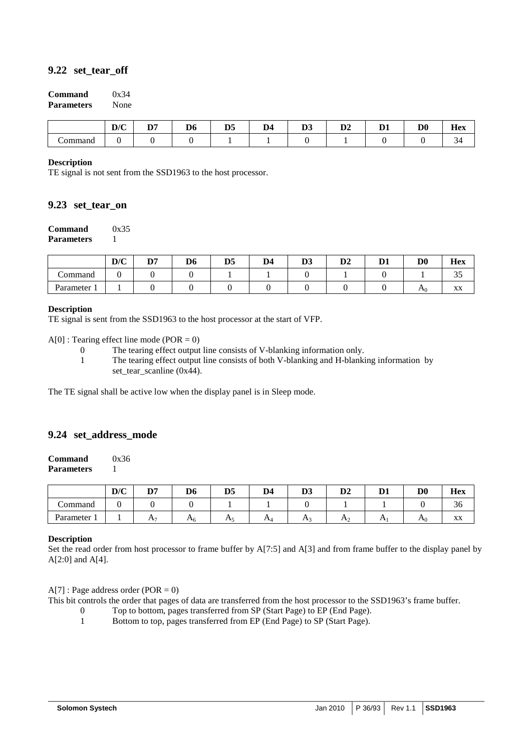## 9.22 set_tear_off

**Command** 0x34
**Parameters** None

| | D/C | D7 | D6 | D5 | D4 | D3 | D2 | D1 | D0 | Hex |
|---|---|---|---|---|---|---|---|---|---|---|
| Command | 0 | 0 | 0 | 1 | 1 | 0 | 1 | 0 | 0 | 34 |

**Description**
TE signal is not sent from the SSD1963 to the host processor.

## 9.23 set_tear_on

**Command** 0x35
**Parameters** 1

| | D/C | D7 | D6 | D5 | D4 | D3 | D2 | D1 | D0 | Hex |
|---|---|---|---|---|---|---|---|---|---|---|
| Command | 0 | 0 | 0 | 1 | 1 | 0 | 1 | 0 | 1 | 35 |
| Parameter 1 | 1 | 0 | 0 | 0 | 0 | 0 | 0 | 0 | $A_0$ | xx |

**Description**
TE signal is sent from the SSD1963 to the host processor at the start of VFP.

A[0] : Tearing effect line mode (POR = 0)

- 0 The tearing effect output line consists of V-blanking information only.
- 1 The tearing effect output line consists of both V-blanking and H-blanking information by set_tear_scanline (0x44).

The TE signal shall be active low when the display panel is in Sleep mode.

## 9.24 set_address_mode

**Command** 0x36
**Parameters** 1

| | D/C | D7 | D6 | D5 | D4 | D3 | D2 | D1 | D0 | Hex |
|---|---|---|---|---|---|---|---|---|---|---|
| Command | 0 | 0 | 0 | 1 | 1 | 0 | 1 | 1 | 0 | 36 |
| Parameter 1 | 1 | $A_7$ | $A_6$ | $A_5$ | $A_4$ | $A_3$ | $A_2$ | $A_1$ | $A_0$ | xx |

**Description**
Set the read order from host processor to frame buffer by A[7:5] and A[3] and from frame buffer to the display panel by A[2:0] and A[4].

A[7] : Page address order (POR = 0)
This bit controls the order that pages of data are transferred from the host processor to the SSD1963's frame buffer.

- 0 Top to bottom, pages transferred from SP (Start Page) to EP (End Page).
- 1 Bottom to top, pages transferred from EP (End Page) to SP (Start Page).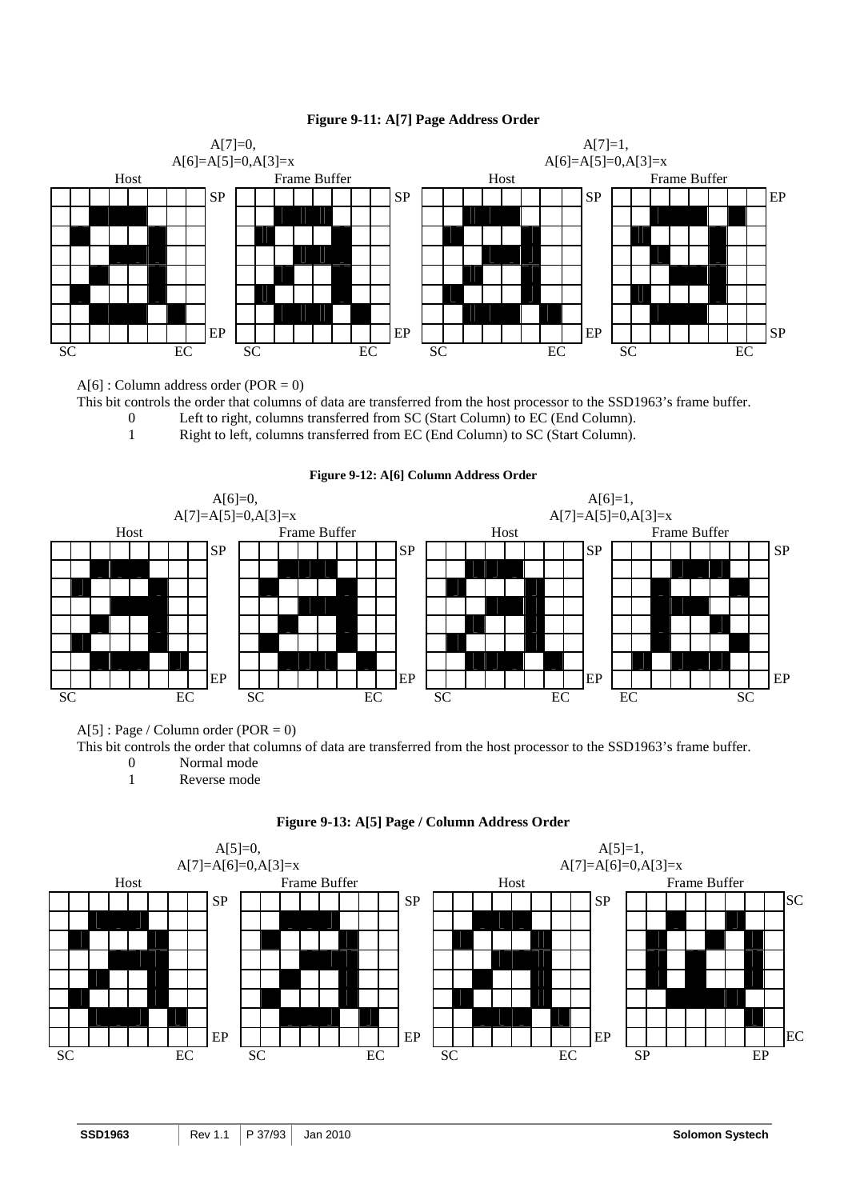**Figure 9-11: A[7] Page Address Order**

A[7]=0,
A[6]=A[5]=0,A[3]=x

Host

Frame Buffer

SP

EP

SC

EC

A[7]=1,
A[6]=A[5]=0,A[3]=x

Host

Frame Buffer

SP

EP

SC

EC

A[6] : Column address order (POR = 0)

This bit controls the order that columns of data are transferred from the host processor to the SSD1963's frame buffer.

0 Left to right, columns transferred from SC (Start Column) to EC (End Column).

1 Right to left, columns transferred from EC (End Column) to SC (Start Column).

**Figure 9-12: A[6] Column Address Order**

A[6]=0,
A[7]=A[5]=0,A[3]=x

Host

Frame Buffer

SP

EP

SC

EC

A[6]=1,
A[7]=A[5]=0,A[3]=x

Host

Frame Buffer

SP

EP

SC

EC

A[5] : Page / Column order (POR = 0)

This bit controls the order that columns of data are transferred from the host processor to the SSD1963's frame buffer.

0 Normal mode

1 Reverse mode

**Figure 9-13: A[5] Page / Column Address Order**

A[5]=0,
A[7]=A[6]=0,A[3]=x

Host

Frame Buffer

SP

EP

SC

EC

A[5]=1,
A[7]=A[6]=0,A[3]=x

Host

Frame Buffer

SP

EP

SC

EC

SP

EP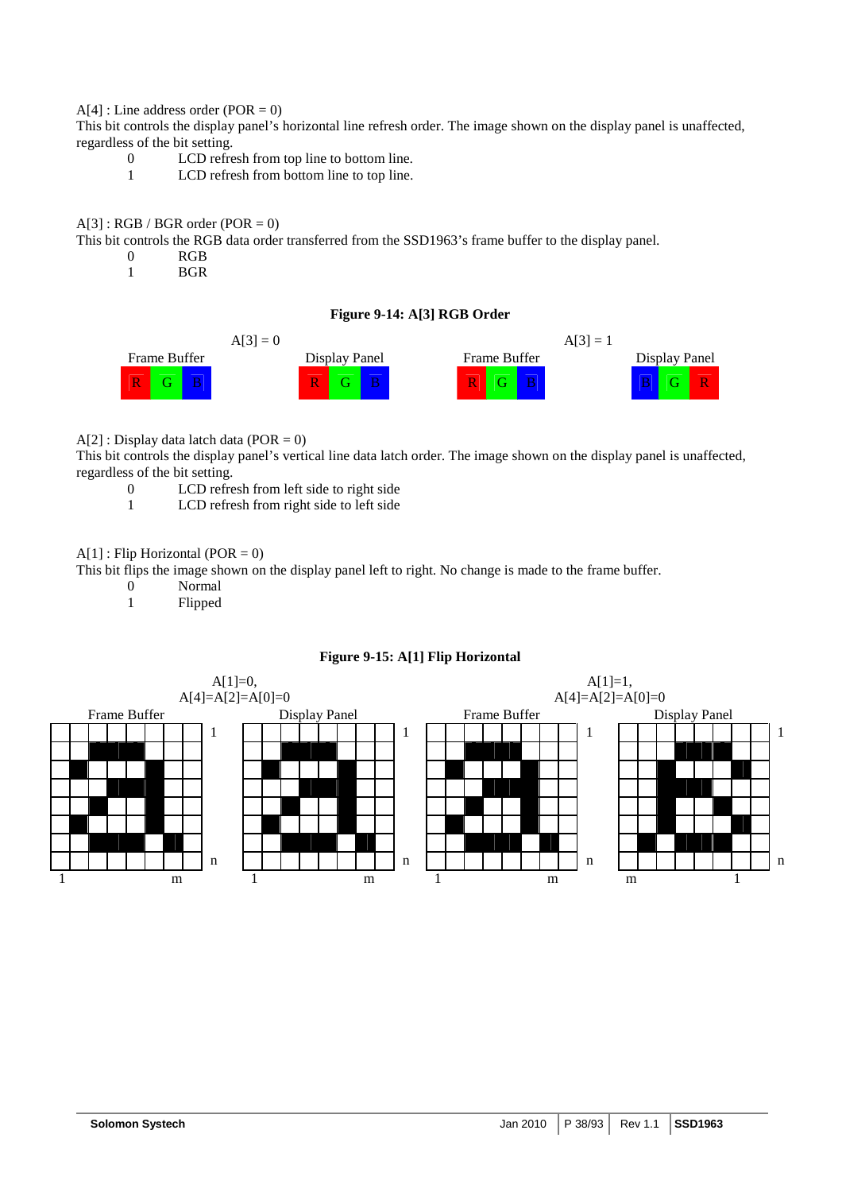A[4] : Line address order (POR = 0)

This bit controls the display panel's horizontal line refresh order. The image shown on the display panel is unaffected, regardless of the bit setting.

| | |
|---|---|
| 0 | LCD refresh from top line to bottom line. |
| 1 | LCD refresh from bottom line to top line. |

A[3] : RGB / BGR order (POR = 0)

This bit controls the RGB data order transferred from the SSD1963's frame buffer to the display panel.

| | |
|---|---|
| 0 | RGB |
| 1 | BGR |

**Figure 9-14: A[3] RGB Order**

A[3] = 0

Frame Buffer

R G B

Display Panel

R G B

A[3] = 1

Frame Buffer

R G B

Display Panel

B G R

A[2] : Display data latch data (POR = 0)

This bit controls the display panel's vertical line data latch order. The image shown on the display panel is unaffected, regardless of the bit setting.

| | |
|---|---|
| 0 | LCD refresh from left side to right side |
| 1 | LCD refresh from right side to left side |

A[1] : Flip Horizontal (POR = 0)

This bit flips the image shown on the display panel left to right. No change is made to the frame buffer.

| | |
|---|---|
| 0 | Normal |
| 1 | Flipped |

**Figure 9-15: A[1] Flip Horizontal**

A[1]=0,
A[4]=A[2]=A[0]=0

Frame Buffer

1 m 1 n

Display Panel

1 m 1 n

A[1]=1,
A[4]=A[2]=A[0]=0

Frame Buffer

1 m 1 n

Display Panel

m 1 1 n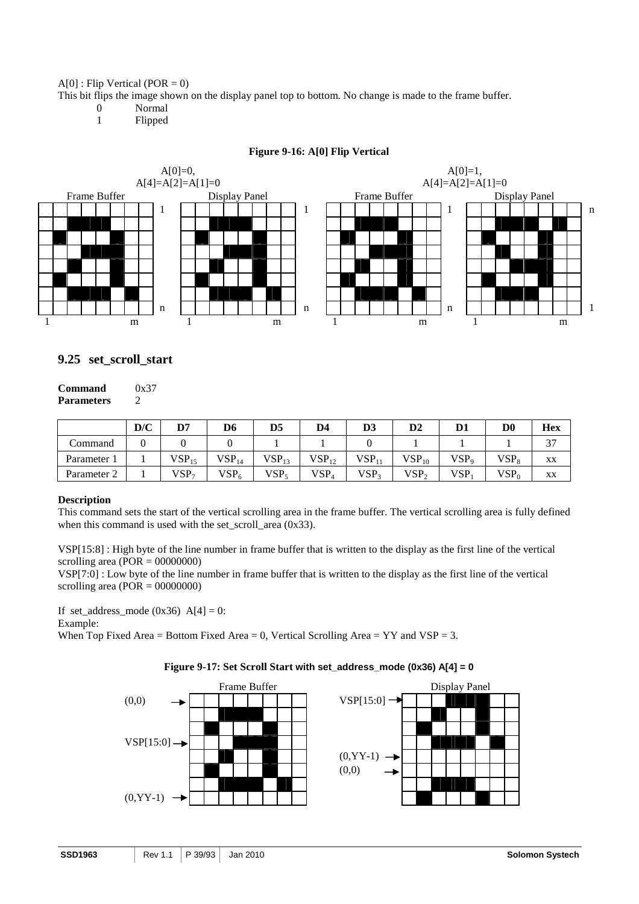A[0] : Flip Vertical (POR = 0)

This bit flips the image shown on the display panel top to bottom. No change is made to the frame buffer.

- 0 Normal
- 1 Flipped

**Figure 9-16: A[0] Flip Vertical**

A[0]=0, A[4]=A[2]=A[1]=0

Frame Buffer

Display Panel

A[0]=1, A[4]=A[2]=A[1]=0

Frame Buffer

Display Panel

1 n m

## 9.25 set_scroll_start

**Command** 0x37
**Parameters** 2

| | D/C | D7 | D6 | D5 | D4 | D3 | D2 | D1 | D0 | Hex |
|---|---|---|---|---|---|---|---|---|---|---|
| Command | 0 | 0 | 0 | 1 | 1 | 0 | 1 | 1 | 1 | 37 |
| Parameter 1 | 1 | $VSP_{15}$ | $VSP_{14}$ | $VSP_{13}$ | $VSP_{12}$ | $VSP_{11}$ | $VSP_{10}$ | $VSP_9$ | $VSP_8$ | xx |
| Parameter 2 | 1 | $VSP_7$ | $VSP_6$ | $VSP_5$ | $VSP_4$ | $VSP_3$ | $VSP_2$ | $VSP_1$ | $VSP_0$ | xx |

**Description**

This command sets the start of the vertical scrolling area in the frame buffer. The vertical scrolling area is fully defined when this command is used with the set_scroll_area (0x33).

VSP[15:8] : High byte of the line number in frame buffer that is written to the display as the first line of the vertical scrolling area (POR = 00000000)

VSP[7:0] : Low byte of the line number in frame buffer that is written to the display as the first line of the vertical scrolling area (POR = 00000000)

If set_address_mode (0x36) A[4] = 0:

Example:

When Top Fixed Area = Bottom Fixed Area = 0, Vertical Scrolling Area = YY and VSP = 3.

**Figure 9-17: Set Scroll Start with set_address_mode (0x36) A[4] = 0**

Frame Buffer

(0,0)

VSP[15:0]

(0,YY-1)

Display Panel

VSP[15:0]

(0,YY-1)

(0,0)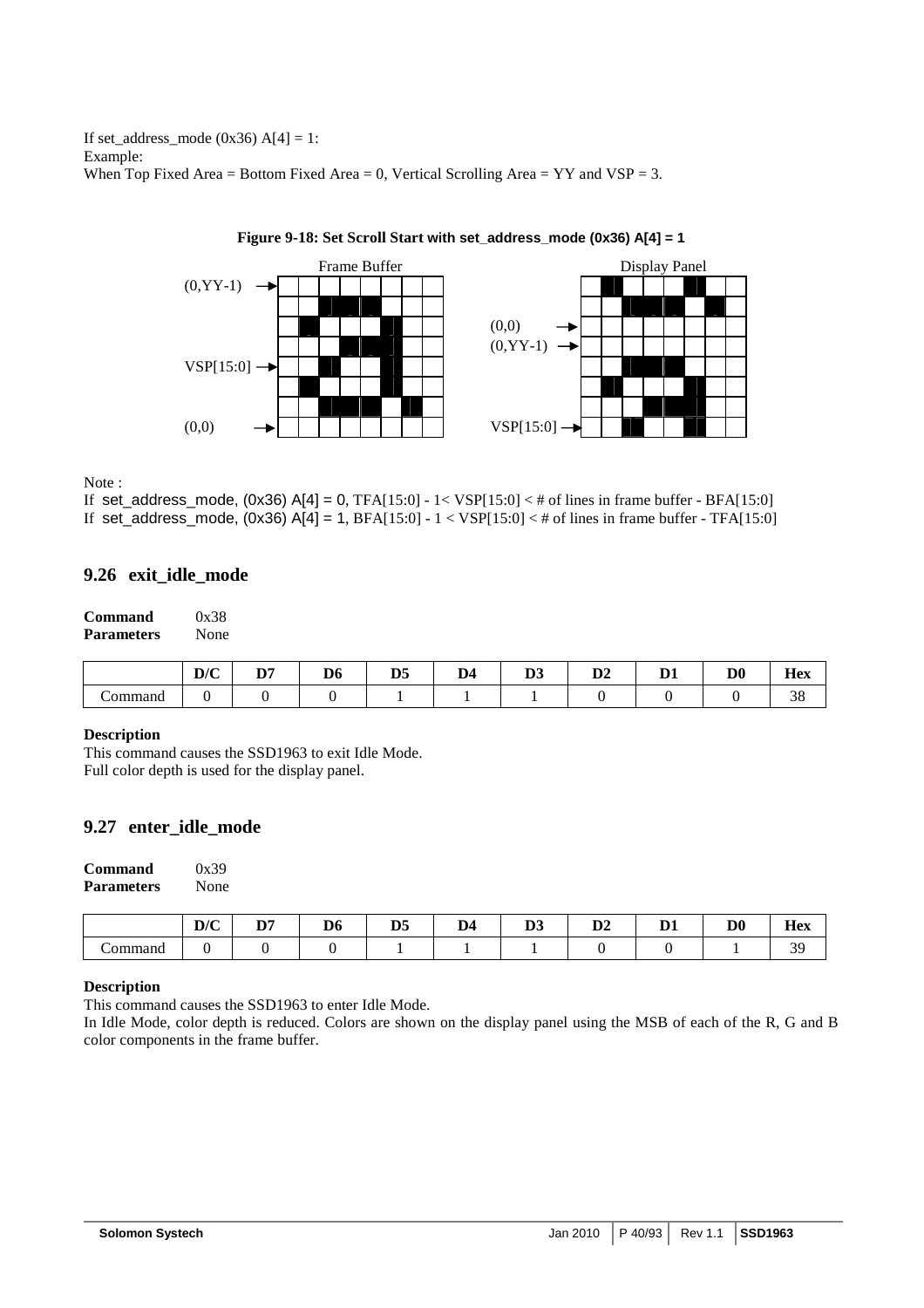If set_address_mode (0x36) A[4] = 1:
Example:
When Top Fixed Area = Bottom Fixed Area = 0, Vertical Scrolling Area = YY and VSP = 3.

**Figure 9-18: Set Scroll Start with set_address_mode (0x36) A[4] = 1**

Frame Buffer

(0,YY-1)

VSP[15:0]

(0,0)

Display Panel

(0,0)

(0,YY-1)

VSP[15:0]

Note :
If set_address_mode, (0x36) A[4] = 0, TFA[15:0] - 1< VSP[15:0] < # of lines in frame buffer - BFA[15:0]
If set_address_mode, (0x36) A[4] = 1, BFA[15:0] - 1 < VSP[15:0] < # of lines in frame buffer - TFA[15:0]

## 9.26 exit_idle_mode

**Command** 0x38
**Parameters** None

| | D/C | D7 | D6 | D5 | D4 | D3 | D2 | D1 | D0 | Hex |
|---|---|---|---|---|---|---|---|---|---|---|
| Command | 0 | 0 | 0 | 1 | 1 | 1 | 0 | 0 | 0 | 38 |

**Description**
This command causes the SSD1963 to exit Idle Mode.
Full color depth is used for the display panel.

## 9.27 enter_idle_mode

**Command** 0x39
**Parameters** None

| | D/C | D7 | D6 | D5 | D4 | D3 | D2 | D1 | D0 | Hex |
|---|---|---|---|---|---|---|---|---|---|---|
| Command | 0 | 0 | 0 | 1 | 1 | 1 | 0 | 0 | 1 | 39 |

**Description**
This command causes the SSD1963 to enter Idle Mode.
In Idle Mode, color depth is reduced. Colors are shown on the display panel using the MSB of each of the R, G and B color components in the frame buffer.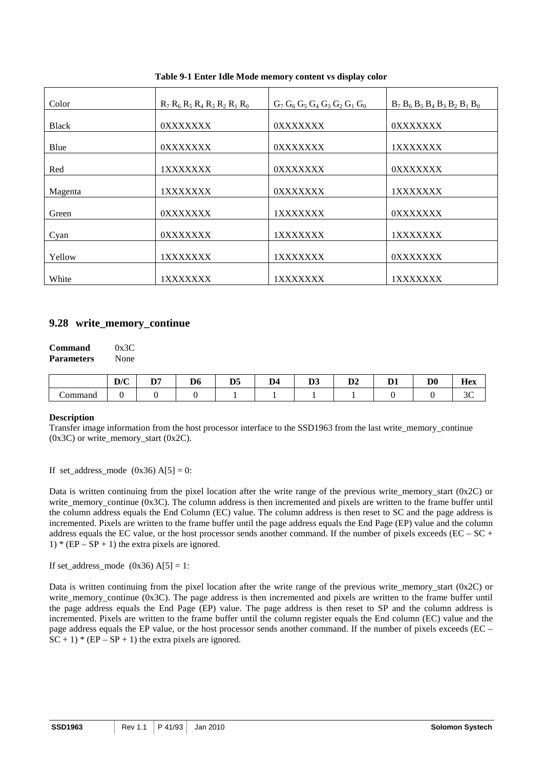**Table 9-1 Enter Idle Mode memory content vs display color**

| Color | $R_7 R_6 R_5 R_4 R_3 R_2 R_1 R_0$ | $G_7 G_6 G_5 G_4 G_3 G_2 G_1 G_0$ | $B_7 B_6 B_5 B_4 B_3 B_2 B_1 B_0$ |
|---|---|---|---|
| Black | 0XXXXXXX | 0XXXXXXX | 0XXXXXXX |
| Blue | 0XXXXXXX | 0XXXXXXX | 1XXXXXXX |
| Red | 1XXXXXXX | 0XXXXXXX | 0XXXXXXX |
| Magenta | 1XXXXXXX | 0XXXXXXX | 1XXXXXXX |
| Green | 0XXXXXXX | 1XXXXXXX | 0XXXXXXX |
| Cyan | 0XXXXXXX | 1XXXXXXX | 1XXXXXXX |
| Yellow | 1XXXXXXX | 1XXXXXXX | 0XXXXXXX |
| White | 1XXXXXXX | 1XXXXXXX | 1XXXXXXX |

## 9.28 write_memory_continue

**Command** 0x3C
**Parameters** None

| | D/C | D7 | D6 | D5 | D4 | D3 | D2 | D1 | D0 | Hex |
|---|---|---|---|---|---|---|---|---|---|---|
| Command | 0 | 0 | 0 | 1 | 1 | 1 | 1 | 0 | 0 | 3C |

**Description**
Transfer image information from the host processor interface to the SSD1963 from the last write_memory_continue (0x3C) or write_memory_start (0x2C).

If set_address_mode (0x36) A[5] = 0:

Data is written continuing from the pixel location after the write range of the previous write_memory_start (0x2C) or write_memory_continue (0x3C). The column address is then incremented and pixels are written to the frame buffer until the column address equals the End Column (EC) value. The column address is then reset to SC and the page address is incremented. Pixels are written to the frame buffer until the page address equals the End Page (EP) value and the column address equals the EC value, or the host processor sends another command. If the number of pixels exceeds (EC – SC + 1) * (EP – SP + 1) the extra pixels are ignored.

If set_address_mode (0x36) A[5] = 1:

Data is written continuing from the pixel location after the write range of the previous write_memory_start (0x2C) or write_memory_continue (0x3C). The page address is then incremented and pixels are written to the frame buffer until the page address equals the End Page (EP) value. The page address is then reset to SP and the column address is incremented. Pixels are written to the frame buffer until the column register equals the End column (EC) value and the page address equals the EP value, or the host processor sends another command. If the number of pixels exceeds (EC – SC + 1) * (EP – SP + 1) the extra pixels are ignored.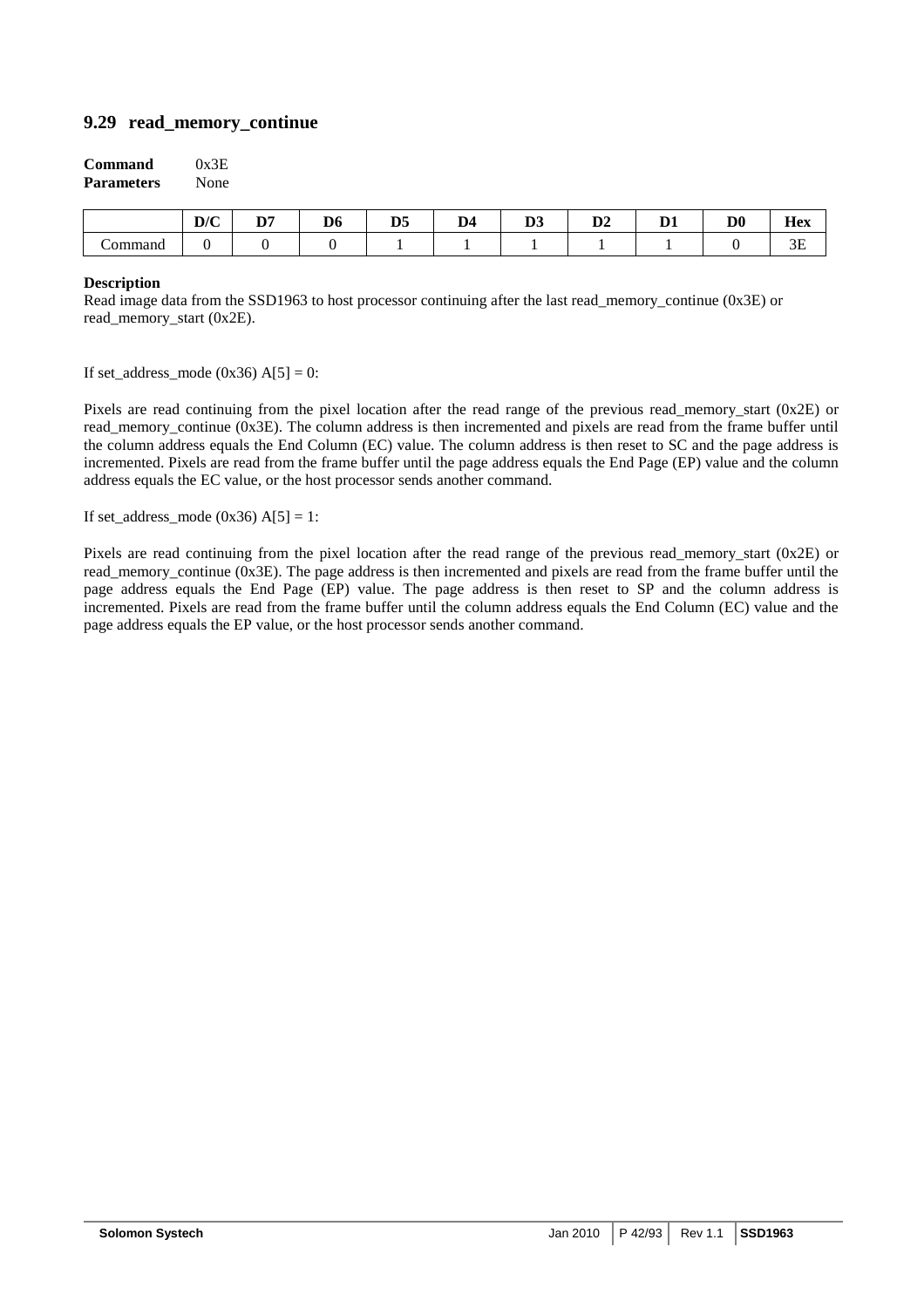### 9.29 read_memory_continue

**Command** 0x3E
**Parameters** None

| | D/C | D7 | D6 | D5 | D4 | D3 | D2 | D1 | D0 | Hex |
|---|---|---|---|---|---|---|---|---|---|---|
| Command | 0 | 0 | 0 | 1 | 1 | 1 | 1 | 1 | 0 | 3E |

**Description**

Read image data from the SSD1963 to host processor continuing after the last read_memory_continue (0x3E) or read_memory_start (0x2E).

If set_address_mode (0x36) A[5] = 0:

Pixels are read continuing from the pixel location after the read range of the previous read_memory_start (0x2E) or read_memory_continue (0x3E). The column address is then incremented and pixels are read from the frame buffer until the column address equals the End Column (EC) value. The column address is then reset to SC and the page address is incremented. Pixels are read from the frame buffer until the page address equals the End Page (EP) value and the column address equals the EC value, or the host processor sends another command.

If set_address_mode (0x36) A[5] = 1:

Pixels are read continuing from the pixel location after the read range of the previous read_memory_start (0x2E) or read_memory_continue (0x3E). The page address is then incremented and pixels are read from the frame buffer until the page address equals the End Page (EP) value. The page address is then reset to SP and the column address is incremented. Pixels are read from the frame buffer until the column address equals the End Column (EC) value and the page address equals the EP value, or the host processor sends another command.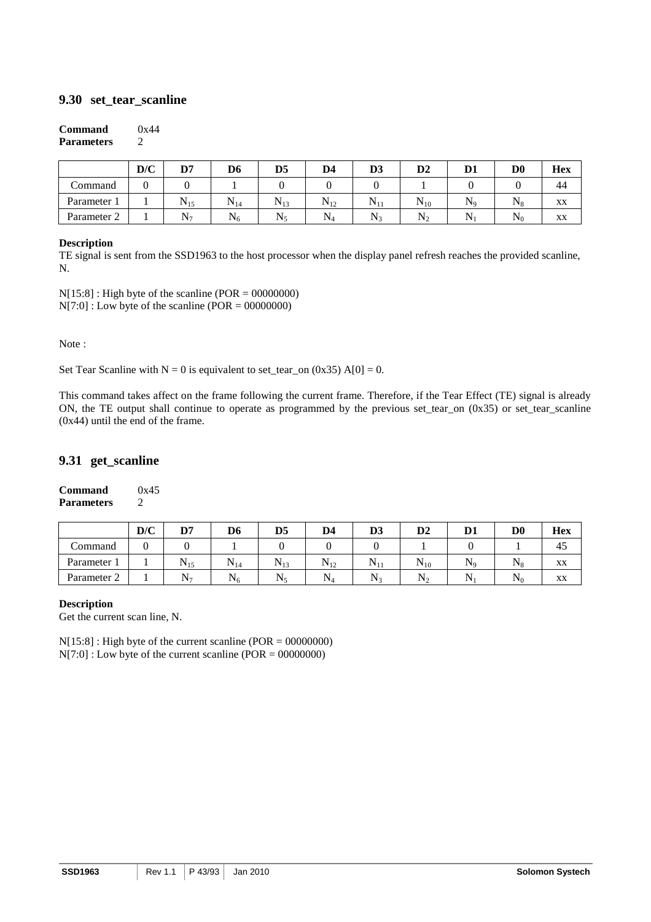## 9.30 set_tear_scanline

**Command** 0x44
**Parameters** 2

| | D/C | D7 | D6 | D5 | D4 | D3 | D2 | D1 | D0 | Hex |
|---|---|---|---|---|---|---|---|---|---|---|
| Command | 0 | 0 | 1 | 0 | 0 | 0 | 1 | 0 | 0 | 44 |
| Parameter 1 | 1 | $N_{15}$ | $N_{14}$ | $N_{13}$ | $N_{12}$ | $N_{11}$ | $N_{10}$ | $N_9$ | $N_8$ | xx |
| Parameter 2 | 1 | $N_7$ | $N_6$ | $N_5$ | $N_4$ | $N_3$ | $N_2$ | $N_1$ | $N_0$ | xx |

**Description**
TE signal is sent from the SSD1963 to the host processor when the display panel refresh reaches the provided scanline, N.

N[15:8] : High byte of the scanline (POR = 00000000)
N[7:0] : Low byte of the scanline (POR = 00000000)

Note :

Set Tear Scanline with N = 0 is equivalent to set_tear_on (0x35) A[0] = 0.

This command takes affect on the frame following the current frame. Therefore, if the Tear Effect (TE) signal is already ON, the TE output shall continue to operate as programmed by the previous set_tear_on (0x35) or set_tear_scanline (0x44) until the end of the frame.

## 9.31 get_scanline

**Command** 0x45
**Parameters** 2

| | D/C | D7 | D6 | D5 | D4 | D3 | D2 | D1 | D0 | Hex |
|---|---|---|---|---|---|---|---|---|---|---|
| Command | 0 | 0 | 1 | 0 | 0 | 0 | 1 | 0 | 1 | 45 |
| Parameter 1 | 1 | $N_{15}$ | $N_{14}$ | $N_{13}$ | $N_{12}$ | $N_{11}$ | $N_{10}$ | $N_9$ | $N_8$ | xx |
| Parameter 2 | 1 | $N_7$ | $N_6$ | $N_5$ | $N_4$ | $N_3$ | $N_2$ | $N_1$ | $N_0$ | xx |

**Description**
Get the current scan line, N.

N[15:8] : High byte of the current scanline (POR = 00000000)
N[7:0] : Low byte of the current scanline (POR = 00000000)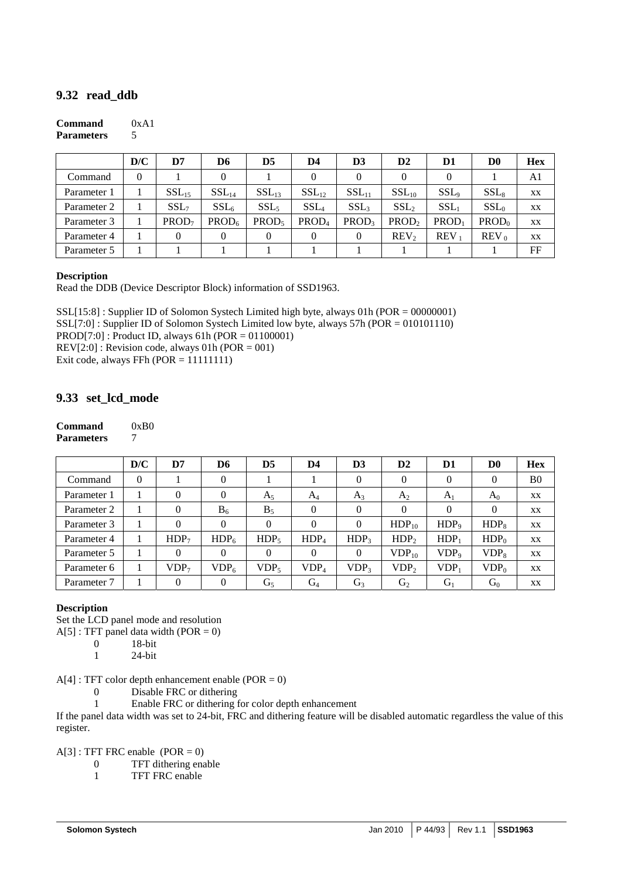## 9.32 read_ddb

**Command** 0xA1
**Parameters** 5

| | D/C | D7 | D6 | D5 | D4 | D3 | D2 | D1 | D0 | Hex |
|---|---|---|---|---|---|---|---|---|---|---|
| Command | 0 | 1 | 0 | 1 | 0 | 0 | 0 | 0 | 1 | A1 |
| Parameter 1 | 1 | $SSL_{15}$ | $SSL_{14}$ | $SSL_{13}$ | $SSL_{12}$ | $SSL_{11}$ | $SSL_{10}$ | $SSL_9$ | $SSL_8$ | xx |
| Parameter 2 | 1 | $SSL_7$ | $SSL_6$ | $SSL_5$ | $SSL_4$ | $SSL_3$ | $SSL_2$ | $SSL_1$ | $SSL_0$ | xx |
| Parameter 3 | 1 | $PROD_7$ | $PROD_6$ | $PROD_5$ | $PROD_4$ | $PROD_3$ | $PROD_2$ | $PROD_1$ | $PROD_0$ | xx |
| Parameter 4 | 1 | 0 | 0 | 0 | 0 | 0 | $REV_2$ | $REV_1$ | $REV_0$ | xx |
| Parameter 5 | 1 | 1 | 1 | 1 | 1 | 1 | 1 | 1 | 1 | FF |

**Description**

Read the DDB (Device Descriptor Block) information of SSD1963.

SSL[15:8] : Supplier ID of Solomon Systech Limited high byte, always 01h (POR = 00000001)
SSL[7:0] : Supplier ID of Solomon Systech Limited low byte, always 57h (POR = 010101110)
PROD[7:0] : Product ID, always 61h (POR = 01100001)
REV[2:0] : Revision code, always 01h (POR = 001)
Exit code, always FFh (POR = 11111111)

## 9.33 set_lcd_mode

**Command** 0xB0
**Parameters** 7

| | D/C | D7 | D6 | D5 | D4 | D3 | D2 | D1 | D0 | Hex |
|---|---|---|---|---|---|---|---|---|---|---|
| Command | 0 | 1 | 0 | 1 | 1 | 0 | 0 | 0 | 0 | B0 |
| Parameter 1 | 1 | 0 | 0 | $A_5$ | $A_4$ | $A_3$ | $A_2$ | $A_1$ | $A_0$ | xx |
| Parameter 2 | 1 | 0 | $B_6$ | $B_5$ | 0 | 0 | 0 | 0 | 0 | xx |
| Parameter 3 | 1 | 0 | 0 | 0 | 0 | 0 | $HDP_{10}$ | $HDP_9$ | $HDP_8$ | xx |
| Parameter 4 | 1 | $HDP_7$ | $HDP_6$ | $HDP_5$ | $HDP_4$ | $HDP_3$ | $HDP_2$ | $HDP_1$ | $HDP_0$ | xx |
| Parameter 5 | 1 | 0 | 0 | 0 | 0 | 0 | $VDP_{10}$ | $VDP_9$ | $VDP_8$ | xx |
| Parameter 6 | 1 | $VDP_7$ | $VDP_6$ | $VDP_5$ | $VDP_4$ | $VDP_3$ | $VDP_2$ | $VDP_1$ | $VDP_0$ | xx |
| Parameter 7 | 1 | 0 | 0 | $G_5$ | $G_4$ | $G_3$ | $G_2$ | $G_1$ | $G_0$ | xx |

**Description**

Set the LCD panel mode and resolution

A[5] : TFT panel data width (POR = 0)
- 0 18-bit
- 1 24-bit

A[4] : TFT color depth enhancement enable (POR = 0)
- 0 Disable FRC or dithering
- 1 Enable FRC or dithering for color depth enhancement

If the panel data width was set to 24-bit, FRC and dithering feature will be disabled automatic regardless the value of this register.

A[3] : TFT FRC enable (POR = 0)
- 0 TFT dithering enable
- 1 TFT FRC enable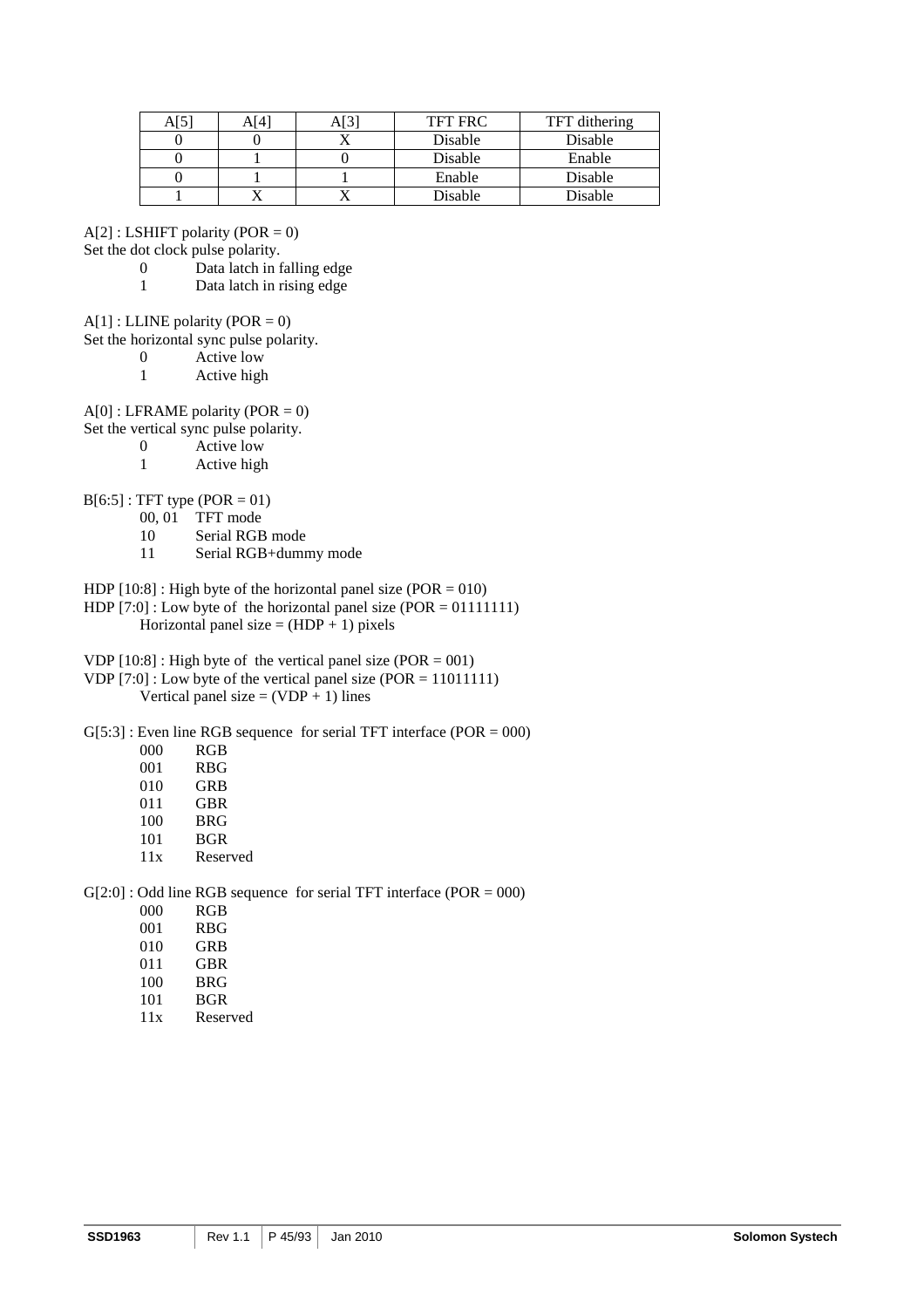| A[5] | A[4] | A[3] | TFT FRC | TFT dithering |
|---|---|---|---|---|
| 0 | 0 | X | Disable | Disable |
| 0 | 1 | 0 | Disable | Enable |
| 0 | 1 | 1 | Enable | Disable |
| 1 | X | X | Disable | Disable |

A[2] : LSHIFT polarity (POR = 0)
Set the dot clock pulse polarity.

- 0 Data latch in falling edge
- 1 Data latch in rising edge

A[1] : LLINE polarity (POR = 0)
Set the horizontal sync pulse polarity.

- 0 Active low
- 1 Active high

A[0] : LFRAME polarity (POR = 0)
Set the vertical sync pulse polarity.

- 0 Active low
- 1 Active high

B[6:5] : TFT type (POR = 01)

- 00, 01 TFT mode
- 10 Serial RGB mode
- 11 Serial RGB+dummy mode

HDP [10:8] : High byte of the horizontal panel size (POR = 010)
HDP [7:0] : Low byte of the horizontal panel size (POR = 01111111)
Horizontal panel size = (HDP + 1) pixels

VDP [10:8] : High byte of the vertical panel size (POR = 001)
VDP [7:0] : Low byte of the vertical panel size (POR = 11011111)
Vertical panel size = (VDP + 1) lines

G[5:3] : Even line RGB sequence for serial TFT interface (POR = 000)

- 000 RGB
- 001 RBG
- 010 GRB
- 011 GBR
- 100 BRG
- 101 BGR
- 11x Reserved

G[2:0] : Odd line RGB sequence for serial TFT interface (POR = 000)

- 000 RGB
- 001 RBG
- 010 GRB
- 011 GBR
- 100 BRG
- 101 BGR
- 11x Reserved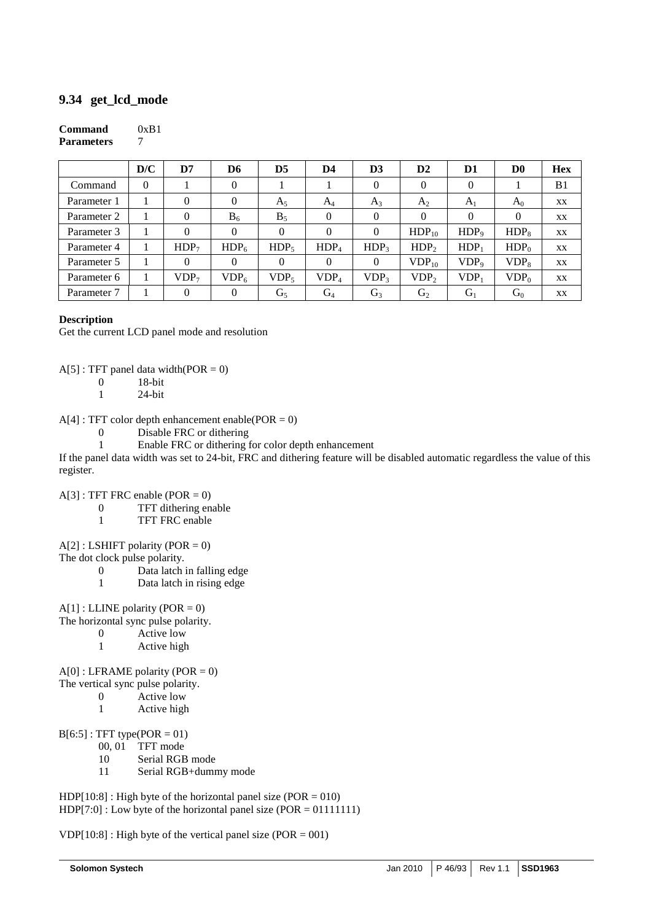## 9.34 get_lcd_mode

**Command** 0xB1
**Parameters** 7

| | D/C | D7 | D6 | D5 | D4 | D3 | D2 | D1 | D0 | Hex |
|---|---|---|---|---|---|---|---|---|---|---|
| Command | 0 | 1 | 0 | 1 | 1 | 0 | 0 | 0 | 1 | B1 |
| Parameter 1 | 1 | 0 | 0 | $A_5$ | $A_4$ | $A_3$ | $A_2$ | $A_1$ | $A_0$ | xx |
| Parameter 2 | 1 | 0 | $B_6$ | $B_5$ | 0 | 0 | 0 | 0 | 0 | xx |
| Parameter 3 | 1 | 0 | 0 | 0 | 0 | 0 | $HDP_{10}$ | $HDP_9$ | $HDP_8$ | xx |
| Parameter 4 | 1 | $HDP_7$ | $HDP_6$ | $HDP_5$ | $HDP_4$ | $HDP_3$ | $HDP_2$ | $HDP_1$ | $HDP_0$ | xx |
| Parameter 5 | 1 | 0 | 0 | 0 | 0 | 0 | $VDP_{10}$ | $VDP_9$ | $VDP_8$ | xx |
| Parameter 6 | 1 | $VDP_7$ | $VDP_6$ | $VDP_5$ | $VDP_4$ | $VDP_3$ | $VDP_2$ | $VDP_1$ | $VDP_0$ | xx |
| Parameter 7 | 1 | 0 | 0 | $G_5$ | $G_4$ | $G_3$ | $G_2$ | $G_1$ | $G_0$ | xx |

**Description**

Get the current LCD panel mode and resolution

A[5] : TFT panel data width(POR = 0)
- 0 18-bit
- 1 24-bit

A[4] : TFT color depth enhancement enable(POR = 0)
- 0 Disable FRC or dithering
- 1 Enable FRC or dithering for color depth enhancement

If the panel data width was set to 24-bit, FRC and dithering feature will be disabled automatic regardless the value of this register.

A[3] : TFT FRC enable (POR = 0)
- 0 TFT dithering enable
- 1 TFT FRC enable

A[2] : LSHIFT polarity (POR = 0)
The dot clock pulse polarity.
- 0 Data latch in falling edge
- 1 Data latch in rising edge

A[1] : LLINE polarity (POR = 0)
The horizontal sync pulse polarity.
- 0 Active low
- 1 Active high

A[0] : LFRAME polarity (POR = 0)
The vertical sync pulse polarity.
- 0 Active low
- 1 Active high

B[6:5] : TFT type(POR = 01)
- 00, 01 TFT mode
- 10 Serial RGB mode
- 11 Serial RGB+dummy mode

HDP[10:8] : High byte of the horizontal panel size (POR = 010)
HDP[7:0] : Low byte of the horizontal panel size (POR = 01111111)

VDP[10:8] : High byte of the vertical panel size (POR = 001)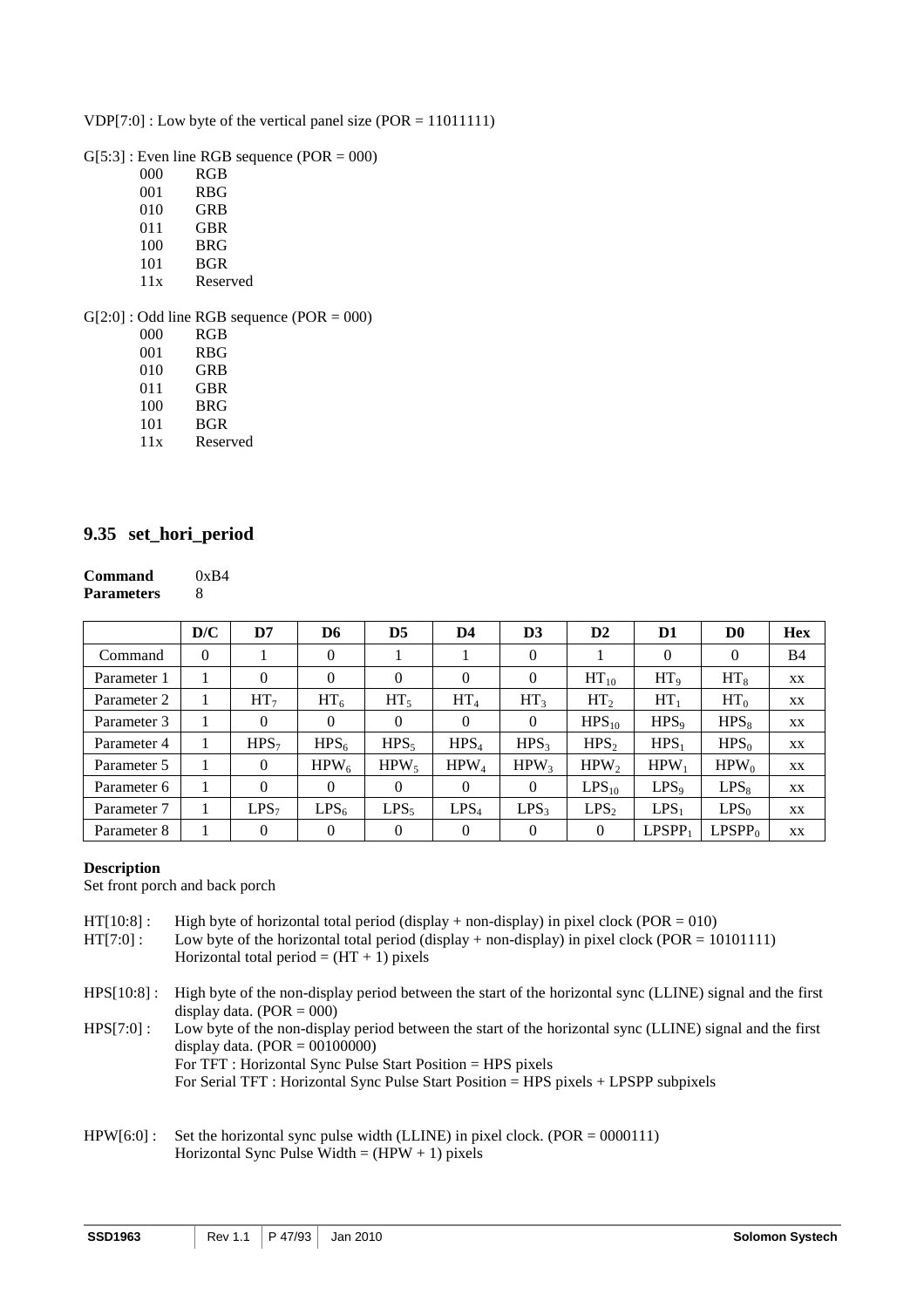VDP[7:0] : Low byte of the vertical panel size (POR = 11011111)

G[5:3] : Even line RGB sequence (POR = 000)

| | |
|---|---|
| 000 | RGB |
| 001 | RBG |
| 010 | GRB |
| 011 | GBR |
| 100 | BRG |
| 101 | BGR |
| 11x | Reserved |

G[2:0] : Odd line RGB sequence (POR = 000)

| | |
|---|---|
| 000 | RGB |
| 001 | RBG |
| 010 | GRB |
| 011 | GBR |
| 100 | BRG |
| 101 | BGR |
| 11x | Reserved |

## 9.35 set_hori_period

**Command** 0xB4
**Parameters** 8

| | D/C | D7 | D6 | D5 | D4 | D3 | D2 | D1 | D0 | Hex |
|---|---|---|---|---|---|---|---|---|---|---|
| Command | 0 | 1 | 0 | 1 | 1 | 0 | 1 | 0 | 0 | B4 |
| Parameter 1 | 1 | 0 | 0 | 0 | 0 | 0 | $HT_{10}$ | $HT_9$ | $HT_8$ | xx |
| Parameter 2 | 1 | $HT_7$ | $HT_6$ | $HT_5$ | $HT_4$ | $HT_3$ | $HT_2$ | $HT_1$ | $HT_0$ | xx |
| Parameter 3 | 1 | 0 | 0 | 0 | 0 | 0 | $HPS_{10}$ | $HPS_9$ | $HPS_8$ | xx |
| Parameter 4 | 1 | $HPS_7$ | $HPS_6$ | $HPS_5$ | $HPS_4$ | $HPS_3$ | $HPS_2$ | $HPS_1$ | $HPS_0$ | xx |
| Parameter 5 | 1 | 0 | $HPW_6$ | $HPW_5$ | $HPW_4$ | $HPW_3$ | $HPW_2$ | $HPW_1$ | $HPW_0$ | xx |
| Parameter 6 | 1 | 0 | 0 | 0 | 0 | 0 | $LPS_{10}$ | $LPS_9$ | $LPS_8$ | xx |
| Parameter 7 | 1 | $LPS_7$ | $LPS_6$ | $LPS_5$ | $LPS_4$ | $LPS_3$ | $LPS_2$ | $LPS_1$ | $LPS_0$ | xx |
| Parameter 8 | 1 | 0 | 0 | 0 | 0 | 0 | 0 | $LPSPP_1$ | $LPSPP_0$ | xx |

**Description**
Set front porch and back porch

HT[10:8] : High byte of horizontal total period (display + non-display) in pixel clock (POR = 010)
HT[7:0] : Low byte of the horizontal total period (display + non-display) in pixel clock (POR = 10101111)
Horizontal total period = (HT + 1) pixels

HPS[10:8] : High byte of the non-display period between the start of the horizontal sync (LLINE) signal and the first display data. (POR = 000)
HPS[7:0] : Low byte of the non-display period between the start of the horizontal sync (LLINE) signal and the first display data. (POR = 00100000)
For TFT : Horizontal Sync Pulse Start Position = HPS pixels
For Serial TFT : Horizontal Sync Pulse Start Position = HPS pixels + LPSPP subpixels

HPW[6:0] : Set the horizontal sync pulse width (LLINE) in pixel clock. (POR = 0000111)
Horizontal Sync Pulse Width = (HPW + 1) pixels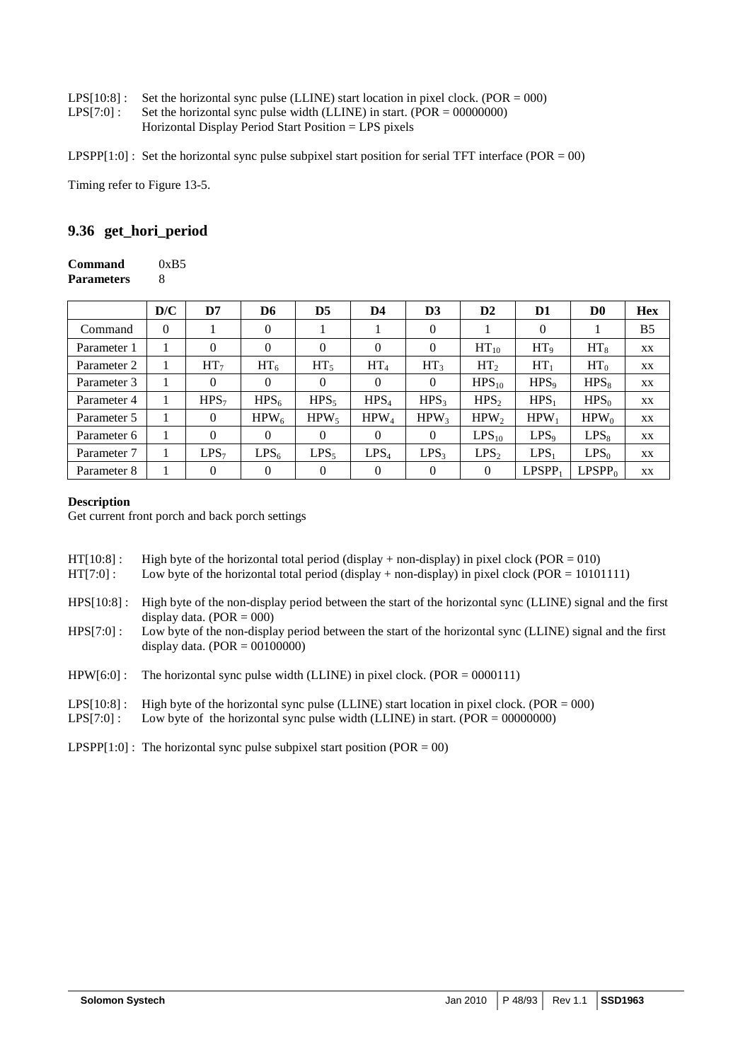LPS[10:8] : Set the horizontal sync pulse (LLINE) start location in pixel clock. (POR = 000)
LPS[7:0] : Set the horizontal sync pulse width (LLINE) in start. (POR = 00000000)
Horizontal Display Period Start Position = LPS pixels

LPSPP[1:0] : Set the horizontal sync pulse subpixel start position for serial TFT interface (POR = 00)

Timing refer to Figure 13-5.

## 9.36 get_hori_period

**Command** 0xB5
**Parameters** 8

| | D/C | D7 | D6 | D5 | D4 | D3 | D2 | D1 | D0 | Hex |
|---|---|---|---|---|---|---|---|---|---|---|
| Command | 0 | 1 | 0 | 1 | 1 | 0 | 1 | 0 | 1 | B5 |
| Parameter 1 | 1 | 0 | 0 | 0 | 0 | 0 | $HT_{10}$ | $HT_9$ | $HT_8$ | xx |
| Parameter 2 | 1 | $HT_7$ | $HT_6$ | $HT_5$ | $HT_4$ | $HT_3$ | $HT_2$ | $HT_1$ | $HT_0$ | xx |
| Parameter 3 | 1 | 0 | 0 | 0 | 0 | 0 | $HPS_{10}$ | $HPS_9$ | $HPS_8$ | xx |
| Parameter 4 | 1 | $HPS_7$ | $HPS_6$ | $HPS_5$ | $HPS_4$ | $HPS_3$ | $HPS_2$ | $HPS_1$ | $HPS_0$ | xx |
| Parameter 5 | 1 | 0 | $HPW_6$ | $HPW_5$ | $HPW_4$ | $HPW_3$ | $HPW_2$ | $HPW_1$ | $HPW_0$ | xx |
| Parameter 6 | 1 | 0 | 0 | 0 | 0 | 0 | $LPS_{10}$ | $LPS_9$ | $LPS_8$ | xx |
| Parameter 7 | 1 | $LPS_7$ | $LPS_6$ | $LPS_5$ | $LPS_4$ | $LPS_3$ | $LPS_2$ | $LPS_1$ | $LPS_0$ | xx |
| Parameter 8 | 1 | 0 | 0 | 0 | 0 | 0 | 0 | $LPSPP_1$ | $LPSPP_0$ | xx |

**Description**
Get current front porch and back porch settings

HT[10:8] : High byte of the horizontal total period (display + non-display) in pixel clock (POR = 010)
HT[7:0] : Low byte of the horizontal total period (display + non-display) in pixel clock (POR = 10101111)

HPS[10:8] : High byte of the non-display period between the start of the horizontal sync (LLINE) signal and the first display data. (POR = 000)
HPS[7:0] : Low byte of the non-display period between the start of the horizontal sync (LLINE) signal and the first display data. (POR = 00100000)

HPW[6:0] : The horizontal sync pulse width (LLINE) in pixel clock. (POR = 0000111)

LPS[10:8] : High byte of the horizontal sync pulse (LLINE) start location in pixel clock. (POR = 000)
LPS[7:0] : Low byte of the horizontal sync pulse width (LLINE) in start. (POR = 00000000)

LPSPP[1:0] : The horizontal sync pulse subpixel start position (POR = 00)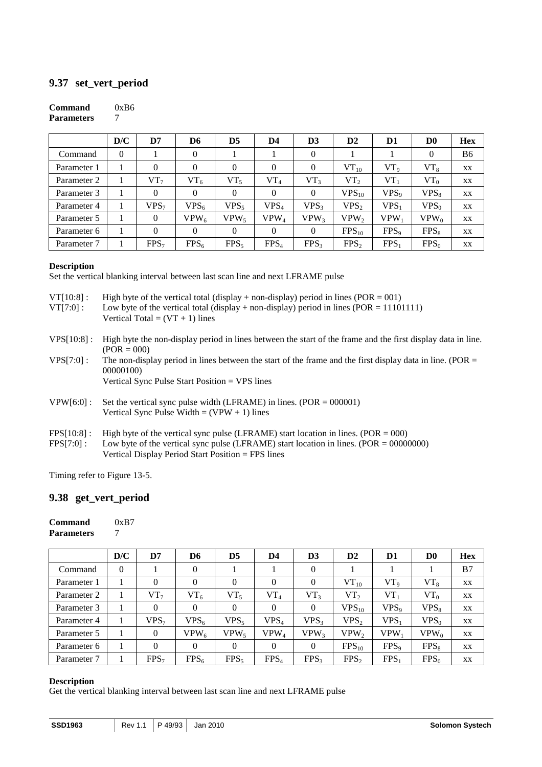## 9.37 set_vert_period

**Command** 0xB6
**Parameters** 7

| | D/C | D7 | D6 | D5 | D4 | D3 | D2 | D1 | D0 | Hex |
|---|---|---|---|---|---|---|---|---|---|---|
| Command | 0 | 1 | 0 | 1 | 1 | 0 | 1 | 1 | 0 | B6 |
| Parameter 1 | 1 | 0 | 0 | 0 | 0 | 0 | $VT_{10}$ | $VT_9$ | $VT_8$ | xx |
| Parameter 2 | 1 | $VT_7$ | $VT_6$ | $VT_5$ | $VT_4$ | $VT_3$ | $VT_2$ | $VT_1$ | $VT_0$ | xx |
| Parameter 3 | 1 | 0 | 0 | 0 | 0 | 0 | $VPS_{10}$ | $VPS_9$ | $VPS_8$ | xx |
| Parameter 4 | 1 | $VPS_7$ | $VPS_6$ | $VPS_5$ | $VPS_4$ | $VPS_3$ | $VPS_2$ | $VPS_1$ | $VPS_0$ | xx |
| Parameter 5 | 1 | 0 | $VPW_6$ | $VPW_5$ | $VPW_4$ | $VPW_3$ | $VPW_2$ | $VPW_1$ | $VPW_0$ | xx |
| Parameter 6 | 1 | 0 | 0 | 0 | 0 | 0 | $FPS_{10}$ | $FPS_9$ | $FPS_8$ | xx |
| Parameter 7 | 1 | $FPS_7$ | $FPS_6$ | $FPS_5$ | $FPS_4$ | $FPS_3$ | $FPS_2$ | $FPS_1$ | $FPS_0$ | xx |

**Description**

Set the vertical blanking interval between last scan line and next LFRAME pulse

VT[10:8] : High byte of the vertical total (display + non-display) period in lines (POR = 001)
VT[7:0] : Low byte of the vertical total (display + non-display) period in lines (POR = 11101111)
Vertical Total = (VT + 1) lines

VPS[10:8] : High byte the non-display period in lines between the start of the frame and the first display data in line. (POR = 000)
VPS[7:0] : The non-display period in lines between the start of the frame and the first display data in line. (POR = 00000100)
Vertical Sync Pulse Start Position = VPS lines

VPW[6:0] : Set the vertical sync pulse width (LFRAME) in lines. (POR = 000001)
Vertical Sync Pulse Width = (VPW + 1) lines

FPS[10:8] : High byte of the vertical sync pulse (LFRAME) start location in lines. (POR = 000)
FPS[7:0] : Low byte of the vertical sync pulse (LFRAME) start location in lines. (POR = 00000000)
Vertical Display Period Start Position = FPS lines

Timing refer to Figure 13-5.

## 9.38 get_vert_period

**Command** 0xB7
**Parameters** 7

| | D/C | D7 | D6 | D5 | D4 | D3 | D2 | D1 | D0 | Hex |
|---|---|---|---|---|---|---|---|---|---|---|
| Command | 0 | 1 | 0 | 1 | 1 | 0 | 1 | 1 | 1 | B7 |
| Parameter 1 | 1 | 0 | 0 | 0 | 0 | 0 | $VT_{10}$ | $VT_9$ | $VT_8$ | xx |
| Parameter 2 | 1 | $VT_7$ | $VT_6$ | $VT_5$ | $VT_4$ | $VT_3$ | $VT_2$ | $VT_1$ | $VT_0$ | xx |
| Parameter 3 | 1 | 0 | 0 | 0 | 0 | 0 | $VPS_{10}$ | $VPS_9$ | $VPS_8$ | xx |
| Parameter 4 | 1 | $VPS_7$ | $VPS_6$ | $VPS_5$ | $VPS_4$ | $VPS_3$ | $VPS_2$ | $VPS_1$ | $VPS_0$ | xx |
| Parameter 5 | 1 | 0 | $VPW_6$ | $VPW_5$ | $VPW_4$ | $VPW_3$ | $VPW_2$ | $VPW_1$ | $VPW_0$ | xx |
| Parameter 6 | 1 | 0 | 0 | 0 | 0 | 0 | $FPS_{10}$ | $FPS_9$ | $FPS_8$ | xx |
| Parameter 7 | 1 | $FPS_7$ | $FPS_6$ | $FPS_5$ | $FPS_4$ | $FPS_3$ | $FPS_2$ | $FPS_1$ | $FPS_0$ | xx |

**Description**

Get the vertical blanking interval between last scan line and next LFRAME pulse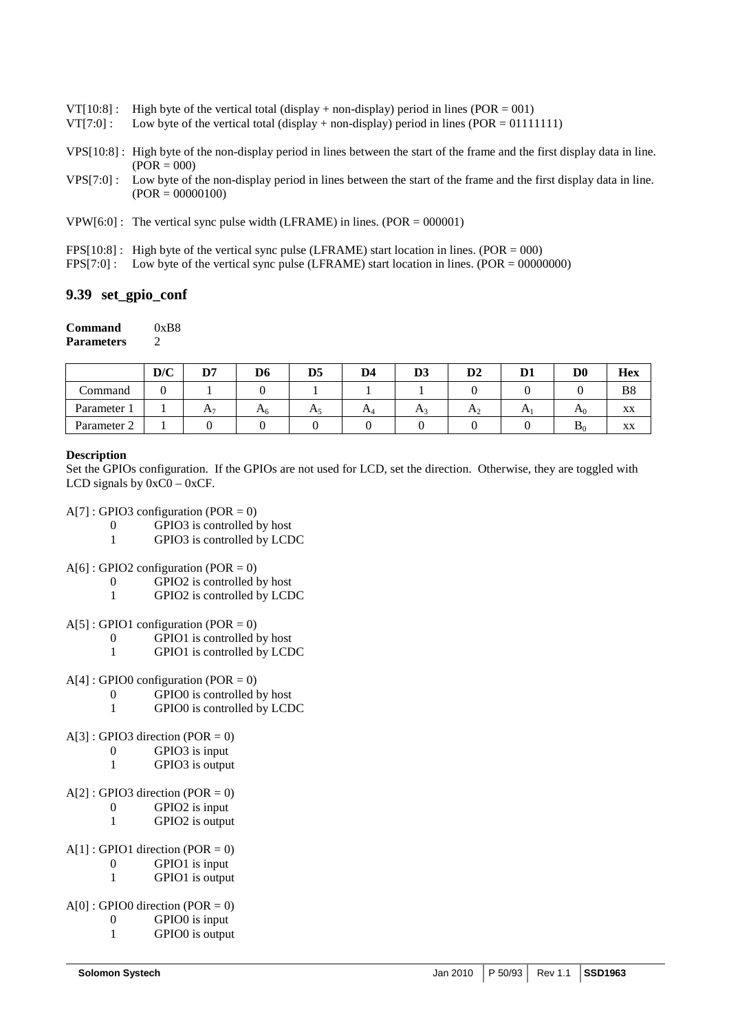VT[10:8] : High byte of the vertical total (display + non-display) period in lines (POR = 001)
VT[7:0] : Low byte of the vertical total (display + non-display) period in lines (POR = 01111111)

VPS[10:8] : High byte of the non-display period in lines between the start of the frame and the first display data in line. (POR = 000)
VPS[7:0] : Low byte of the non-display period in lines between the start of the frame and the first display data in line. (POR = 00000100)

VPW[6:0] : The vertical sync pulse width (LFRAME) in lines. (POR = 000001)

FPS[10:8] : High byte of the vertical sync pulse (LFRAME) start location in lines. (POR = 000)
FPS[7:0] : Low byte of the vertical sync pulse (LFRAME) start location in lines. (POR = 00000000)

## 9.39 set_gpio_conf

**Command** 0xB8
**Parameters** 2

| | D/C | D7 | D6 | D5 | D4 | D3 | D2 | D1 | D0 | Hex |
|---|---|---|---|---|---|---|---|---|---|---|
| Command | 0 | 1 | 0 | 1 | 1 | 1 | 0 | 0 | 0 | B8 |
| Parameter 1 | 1 | $A_7$ | $A_6$ | $A_5$ | $A_4$ | $A_3$ | $A_2$ | $A_1$ | $A_0$ | xx |
| Parameter 2 | 1 | 0 | 0 | 0 | 0 | 0 | 0 | 0 | $B_0$ | xx |

**Description**

Set the GPIOs configuration. If the GPIOs are not used for LCD, set the direction. Otherwise, they are toggled with LCD signals by 0xC0 – 0xCF.

A[7] : GPIO3 configuration (POR = 0)
- 0 GPIO3 is controlled by host
- 1 GPIO3 is controlled by LCDC

A[6] : GPIO2 configuration (POR = 0)
- 0 GPIO2 is controlled by host
- 1 GPIO2 is controlled by LCDC

A[5] : GPIO1 configuration (POR = 0)
- 0 GPIO1 is controlled by host
- 1 GPIO1 is controlled by LCDC

A[4] : GPIO0 configuration (POR = 0)
- 0 GPIO0 is controlled by host
- 1 GPIO0 is controlled by LCDC

A[3] : GPIO3 direction (POR = 0)
- 0 GPIO3 is input
- 1 GPIO3 is output

A[2] : GPIO3 direction (POR = 0)
- 0 GPIO2 is input
- 1 GPIO2 is output

A[1] : GPIO1 direction (POR = 0)
- 0 GPIO1 is input
- 1 GPIO1 is output

A[0] : GPIO0 direction (POR = 0)
- 0 GPIO0 is input
- 1 GPIO0 is output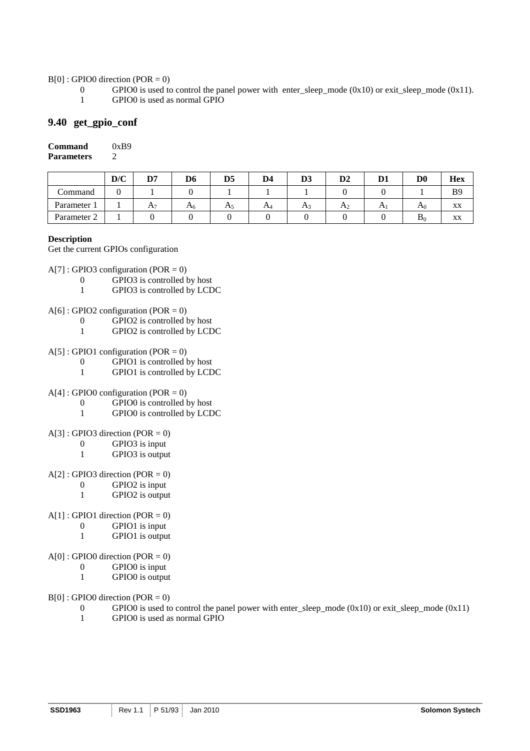B[0] : GPIO0 direction (POR = 0)

- 0 GPIO0 is used to control the panel power with enter_sleep_mode (0x10) or exit_sleep_mode (0x11).
- 1 GPIO0 is used as normal GPIO

## 9.40 get_gpio_conf

**Command** 0xB9
**Parameters** 2

| | D/C | D7 | D6 | D5 | D4 | D3 | D2 | D1 | D0 | Hex |
|---|---|---|---|---|---|---|---|---|---|---|
| Command | 0 | 1 | 0 | 1 | 1 | 1 | 0 | 0 | 1 | B9 |
| Parameter 1 | 1 | $A_7$ | $A_6$ | $A_5$ | $A_4$ | $A_3$ | $A_2$ | $A_1$ | $A_0$ | xx |
| Parameter 2 | 1 | 0 | 0 | 0 | 0 | 0 | 0 | 0 | $B_0$ | xx |

**Description**
Get the current GPIOs configuration

A[7] : GPIO3 configuration (POR = 0)

- 0 GPIO3 is controlled by host
- 1 GPIO3 is controlled by LCDC

A[6] : GPIO2 configuration (POR = 0)

- 0 GPIO2 is controlled by host
- 1 GPIO2 is controlled by LCDC

A[5] : GPIO1 configuration (POR = 0)

- 0 GPIO1 is controlled by host
- 1 GPIO1 is controlled by LCDC

A[4] : GPIO0 configuration (POR = 0)

- 0 GPIO0 is controlled by host
- 1 GPIO0 is controlled by LCDC

A[3] : GPIO3 direction (POR = 0)

- 0 GPIO3 is input
- 1 GPIO3 is output

A[2] : GPIO3 direction (POR = 0)

- 0 GPIO2 is input
- 1 GPIO2 is output

A[1] : GPIO1 direction (POR = 0)

- 0 GPIO1 is input
- 1 GPIO1 is output

A[0] : GPIO0 direction (POR = 0)

- 0 GPIO0 is input
- 1 GPIO0 is output

B[0] : GPIO0 direction (POR = 0)

- 0 GPIO0 is used to control the panel power with enter_sleep_mode (0x10) or exit_sleep_mode (0x11)
- 1 GPIO0 is used as normal GPIO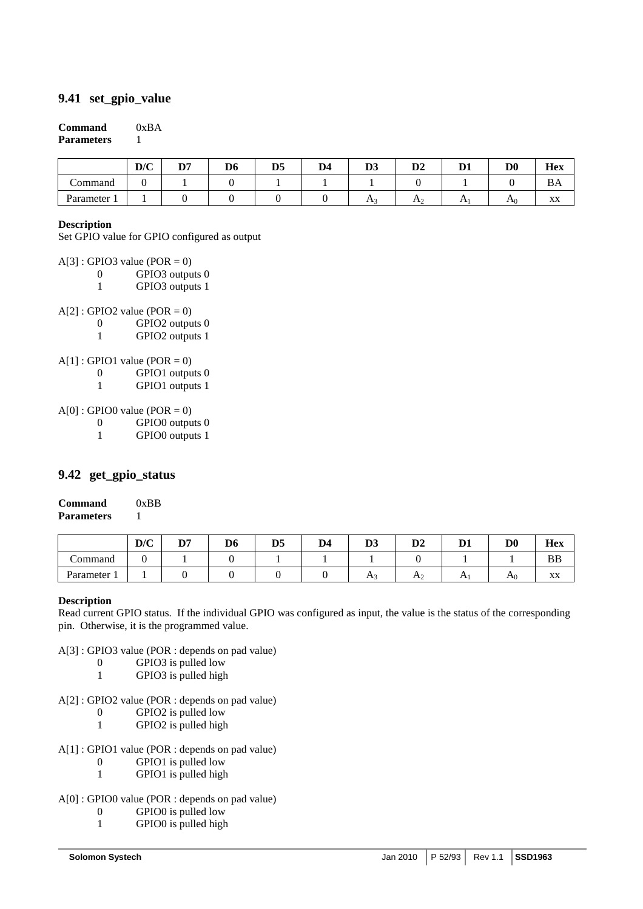## 9.41 set_gpio_value

**Command** 0xBA
**Parameters** 1

| | D/C | D7 | D6 | D5 | D4 | D3 | D2 | D1 | D0 | Hex |
|---|---|---|---|---|---|---|---|---|---|---|
| Command | 0 | 1 | 0 | 1 | 1 | 1 | 0 | 1 | 0 | BA |
| Parameter 1 | 1 | 0 | 0 | 0 | 0 | $A_3$ | $A_2$ | $A_1$ | $A_0$ | xx |

**Description**
Set GPIO value for GPIO configured as output

A[3] : GPIO3 value (POR = 0)
- 0 GPIO3 outputs 0
- 1 GPIO3 outputs 1

A[2] : GPIO2 value (POR = 0)
- 0 GPIO2 outputs 0
- 1 GPIO2 outputs 1

A[1] : GPIO1 value (POR = 0)
- 0 GPIO1 outputs 0
- 1 GPIO1 outputs 1

A[0] : GPIO0 value (POR = 0)
- 0 GPIO0 outputs 0
- 1 GPIO0 outputs 1

## 9.42 get_gpio_status

**Command** 0xBB
**Parameters** 1

| | D/C | D7 | D6 | D5 | D4 | D3 | D2 | D1 | D0 | Hex |
|---|---|---|---|---|---|---|---|---|---|---|
| Command | 0 | 1 | 0 | 1 | 1 | 1 | 0 | 1 | 1 | BB |
| Parameter 1 | 1 | 0 | 0 | 0 | 0 | $A_3$ | $A_2$ | $A_1$ | $A_0$ | xx |

**Description**
Read current GPIO status. If the individual GPIO was configured as input, the value is the status of the corresponding pin. Otherwise, it is the programmed value.

A[3] : GPIO3 value (POR : depends on pad value)
- 0 GPIO3 is pulled low
- 1 GPIO3 is pulled high

A[2] : GPIO2 value (POR : depends on pad value)
- 0 GPIO2 is pulled low
- 1 GPIO2 is pulled high

A[1] : GPIO1 value (POR : depends on pad value)
- 0 GPIO1 is pulled low
- 1 GPIO1 is pulled high

A[0] : GPIO0 value (POR : depends on pad value)
- 0 GPIO0 is pulled low
- 1 GPIO0 is pulled high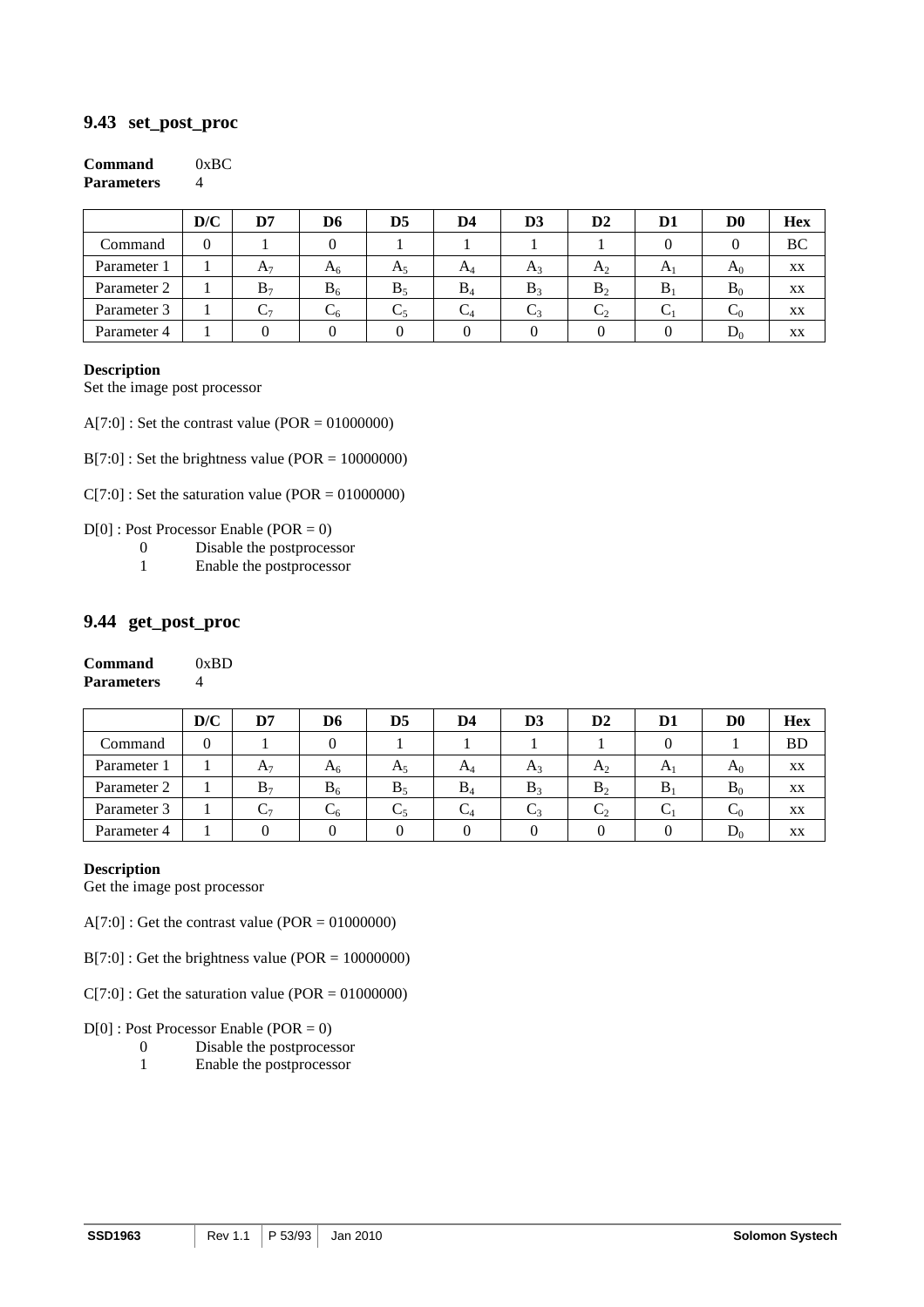## 9.43 set_post_proc

**Command** 0xBC
**Parameters** 4

| | D/C | D7 | D6 | D5 | D4 | D3 | D2 | D1 | D0 | Hex |
|---|---|---|---|---|---|---|---|---|---|---|
| Command | 0 | 1 | 0 | 1 | 1 | 1 | 1 | 0 | 0 | BC |
| Parameter 1 | 1 | $A_7$ | $A_6$ | $A_5$ | $A_4$ | $A_3$ | $A_2$ | $A_1$ | $A_0$ | xx |
| Parameter 2 | 1 | $B_7$ | $B_6$ | $B_5$ | $B_4$ | $B_3$ | $B_2$ | $B_1$ | $B_0$ | xx |
| Parameter 3 | 1 | $C_7$ | $C_6$ | $C_5$ | $C_4$ | $C_3$ | $C_2$ | $C_1$ | $C_0$ | xx |
| Parameter 4 | 1 | 0 | 0 | 0 | 0 | 0 | 0 | 0 | $D_0$ | xx |

**Description**
Set the image post processor

A[7:0] : Set the contrast value (POR = 01000000)

B[7:0] : Set the brightness value (POR = 10000000)

C[7:0] : Set the saturation value (POR = 01000000)

D[0] : Post Processor Enable (POR = 0)
- 0 Disable the postprocessor
- 1 Enable the postprocessor

## 9.44 get_post_proc

**Command** 0xBD
**Parameters** 4

| | D/C | D7 | D6 | D5 | D4 | D3 | D2 | D1 | D0 | Hex |
|---|---|---|---|---|---|---|---|---|---|---|
| Command | 0 | 1 | 0 | 1 | 1 | 1 | 1 | 0 | 1 | BD |
| Parameter 1 | 1 | $A_7$ | $A_6$ | $A_5$ | $A_4$ | $A_3$ | $A_2$ | $A_1$ | $A_0$ | xx |
| Parameter 2 | 1 | $B_7$ | $B_6$ | $B_5$ | $B_4$ | $B_3$ | $B_2$ | $B_1$ | $B_0$ | xx |
| Parameter 3 | 1 | $C_7$ | $C_6$ | $C_5$ | $C_4$ | $C_3$ | $C_2$ | $C_1$ | $C_0$ | xx |
| Parameter 4 | 1 | 0 | 0 | 0 | 0 | 0 | 0 | 0 | $D_0$ | xx |

**Description**
Get the image post processor

A[7:0] : Get the contrast value (POR = 01000000)

B[7:0] : Get the brightness value (POR = 10000000)

C[7:0] : Get the saturation value (POR = 01000000)

D[0] : Post Processor Enable (POR = 0)
- 0 Disable the postprocessor
- 1 Enable the postprocessor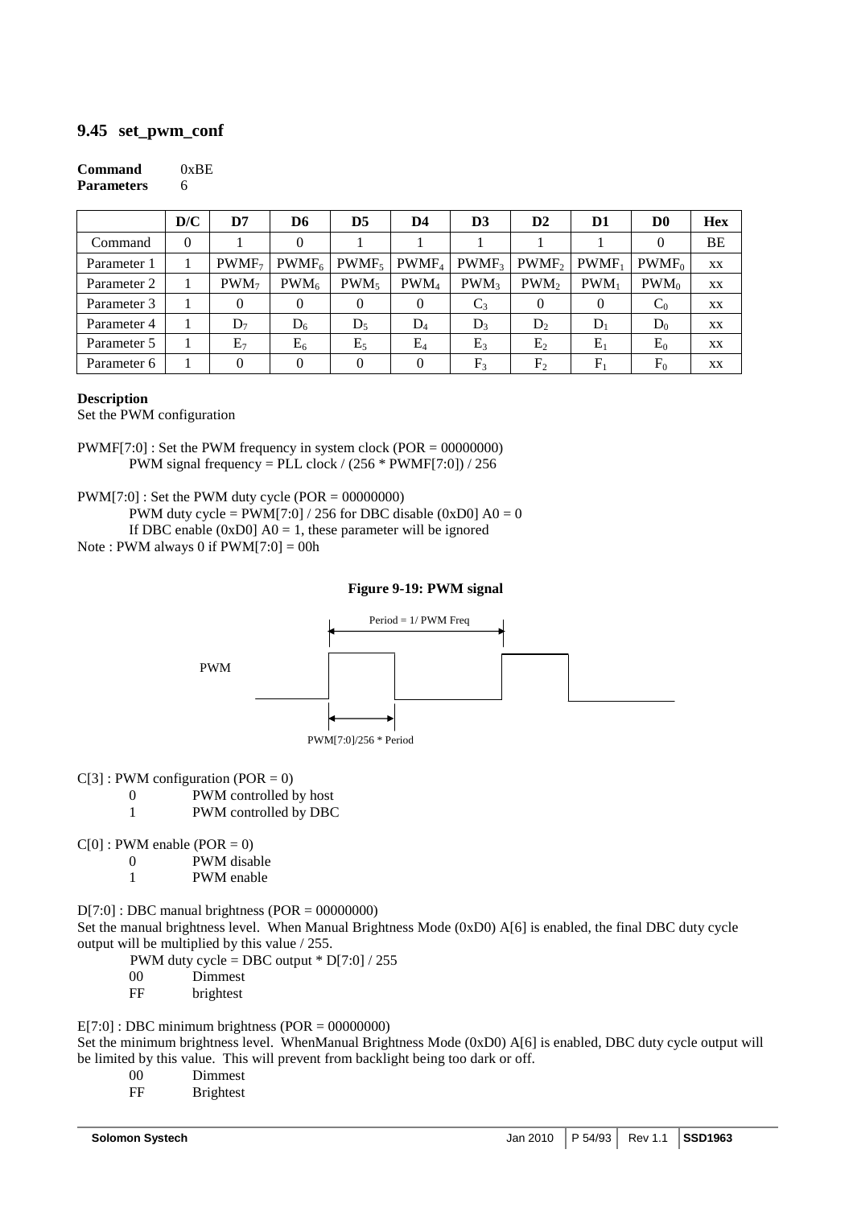### 9.45 set_pwm_conf

**Command** 0xBE
**Parameters** 6

| | D/C | D7 | D6 | D5 | D4 | D3 | D2 | D1 | D0 | Hex |
|---|---|---|---|---|---|---|---|---|---|---|
| Command | 0 | 1 | 0 | 1 | 1 | 1 | 1 | 1 | 0 | BE |
| Parameter 1 | 1 | $PWMF_7$ | $PWMF_6$ | $PWMF_5$ | $PWMF_4$ | $PWMF_3$ | $PWMF_2$ | $PWMF_1$ | $PWMF_0$ | xx |
| Parameter 2 | 1 | $PWM_7$ | $PWM_6$ | $PWM_5$ | $PWM_4$ | $PWM_3$ | $PWM_2$ | $PWM_1$ | $PWM_0$ | xx |
| Parameter 3 | 1 | 0 | 0 | 0 | 0 | $C_3$ | 0 | 0 | $C_0$ | xx |
| Parameter 4 | 1 | $D_7$ | $D_6$ | $D_5$ | $D_4$ | $D_3$ | $D_2$ | $D_1$ | $D_0$ | xx |
| Parameter 5 | 1 | $E_7$ | $E_6$ | $E_5$ | $E_4$ | $E_3$ | $E_2$ | $E_1$ | $E_0$ | xx |
| Parameter 6 | 1 | 0 | 0 | 0 | 0 | $F_3$ | $F_2$ | $F_1$ | $F_0$ | xx |

**Description**
Set the PWM configuration

PWMF[7:0] : Set the PWM frequency in system clock (POR = 00000000)
PWM signal frequency = PLL clock / (256 * PWMF[7:0]) / 256

PWM[7:0] : Set the PWM duty cycle (POR = 00000000)
PWM duty cycle = PWM[7:0] / 256 for DBC disable (0xD0) A0 = 0
If DBC enable (0xD0) A0 = 1, these parameter will be ignored
Note : PWM always 0 if PWM[7:0] = 00h

**Figure 9-19: PWM signal**

Period = 1/ PWM Freq
PWM
PWM[7:0]/256 * Period

C[3] : PWM configuration (POR = 0)
- 0 PWM controlled by host
- 1 PWM controlled by DBC

C[0] : PWM enable (POR = 0)
- 0 PWM disable
- 1 PWM enable

D[7:0] : DBC manual brightness (POR = 00000000)
Set the manual brightness level. When Manual Brightness Mode (0xD0) A[6] is enabled, the final DBC duty cycle output will be multiplied by this value / 255.
PWM duty cycle = DBC output * D[7:0] / 255
- 00 Dimmest
- FF brightest

E[7:0] : DBC minimum brightness (POR = 00000000)
Set the minimum brightness level. WhenManual Brightness Mode (0xD0) A[6] is enabled, DBC duty cycle output will be limited by this value. This will prevent from backlight being too dark or off.
- 00 Dimmest
- FF Brightest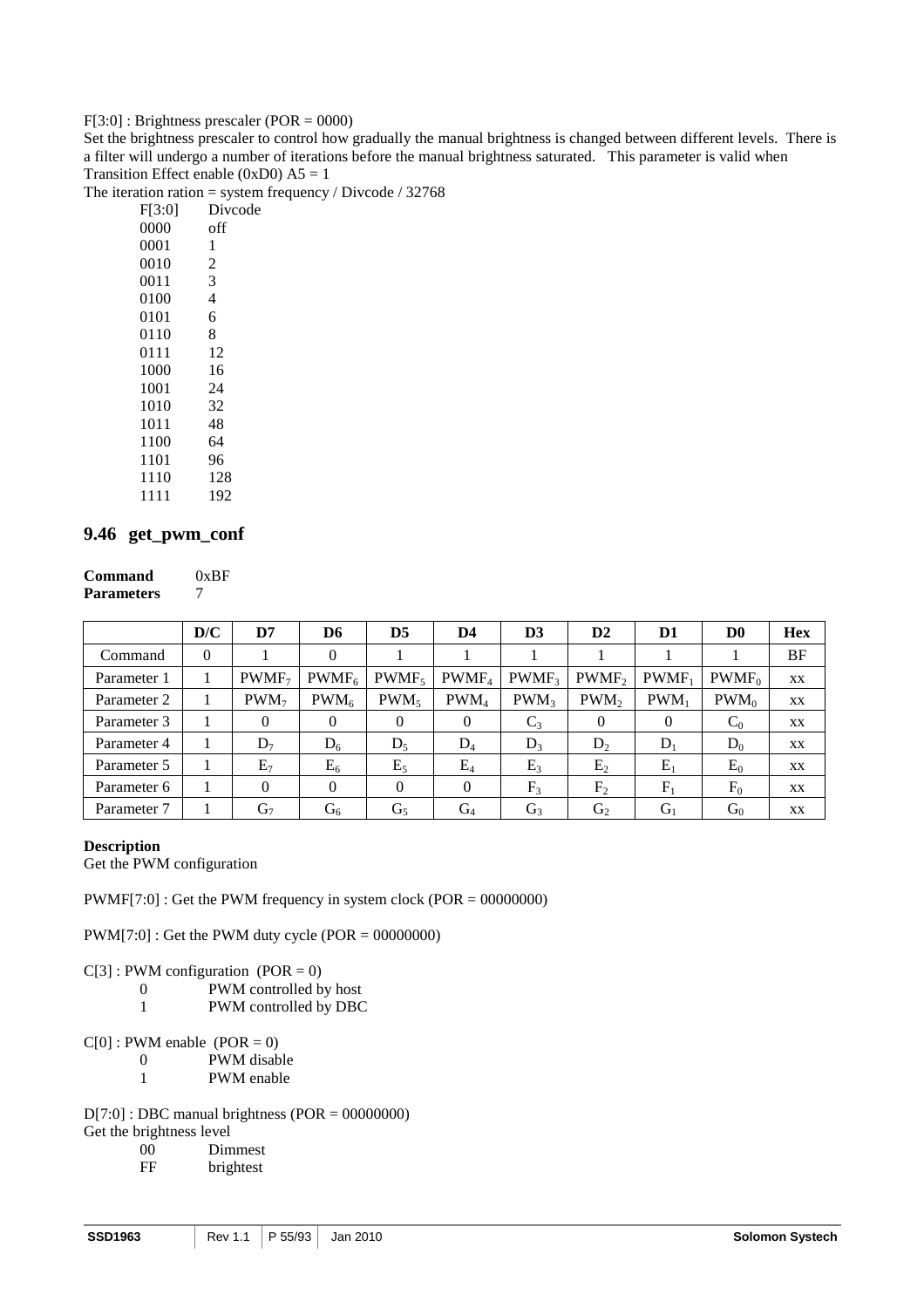F[3:0] : Brightness prescaler (POR = 0000)
Set the brightness prescaler to control how gradually the manual brightness is changed between different levels. There is a filter will undergo a number of iterations before the manual brightness saturated. This parameter is valid when Transition Effect enable (0xD0) A5 = 1
The iteration ration = system frequency / Divcode / 32768

| F[3:0] | Divcode |
|---|---|
| 0000 | off |
| 0001 | 1 |
| 0010 | 2 |
| 0011 | 3 |
| 0100 | 4 |
| 0101 | 6 |
| 0110 | 8 |
| 0111 | 12 |
| 1000 | 16 |
| 1001 | 24 |
| 1010 | 32 |
| 1011 | 48 |
| 1100 | 64 |
| 1101 | 96 |
| 1110 | 128 |
| 1111 | 192 |

## 9.46 get_pwm_conf

**Command** 0xBF
**Parameters** 7

| | D/C | D7 | D6 | D5 | D4 | D3 | D2 | D1 | D0 | Hex |
|---|---|---|---|---|---|---|---|---|---|---|
| Command | 0 | 1 | 0 | 1 | 1 | 1 | 1 | 1 | 1 | BF |
| Parameter 1 | 1 | $PWMF_7$ | $PWMF_6$ | $PWMF_5$ | $PWMF_4$ | $PWMF_3$ | $PWMF_2$ | $PWMF_1$ | $PWMF_0$ | xx |
| Parameter 2 | 1 | $PWM_7$ | $PWM_6$ | $PWM_5$ | $PWM_4$ | $PWM_3$ | $PWM_2$ | $PWM_1$ | $PWM_0$ | xx |
| Parameter 3 | 1 | 0 | 0 | 0 | 0 | $C_3$ | 0 | 0 | $C_0$ | xx |
| Parameter 4 | 1 | $D_7$ | $D_6$ | $D_5$ | $D_4$ | $D_3$ | $D_2$ | $D_1$ | $D_0$ | xx |
| Parameter 5 | 1 | $E_7$ | $E_6$ | $E_5$ | $E_4$ | $E_3$ | $E_2$ | $E_1$ | $E_0$ | xx |
| Parameter 6 | 1 | 0 | 0 | 0 | 0 | $F_3$ | $F_2$ | $F_1$ | $F_0$ | xx |
| Parameter 7 | 1 | $G_7$ | $G_6$ | $G_5$ | $G_4$ | $G_3$ | $G_2$ | $G_1$ | $G_0$ | xx |

**Description**
Get the PWM configuration

PWMF[7:0] : Get the PWM frequency in system clock (POR = 00000000)

PWM[7:0] : Get the PWM duty cycle (POR = 00000000)

C[3] : PWM configuration (POR = 0)
- 0 PWM controlled by host
- 1 PWM controlled by DBC

C[0] : PWM enable (POR = 0)
- 0 PWM disable
- 1 PWM enable

D[7:0] : DBC manual brightness (POR = 00000000)
Get the brightness level
- 00 Dimmest
- FF brightest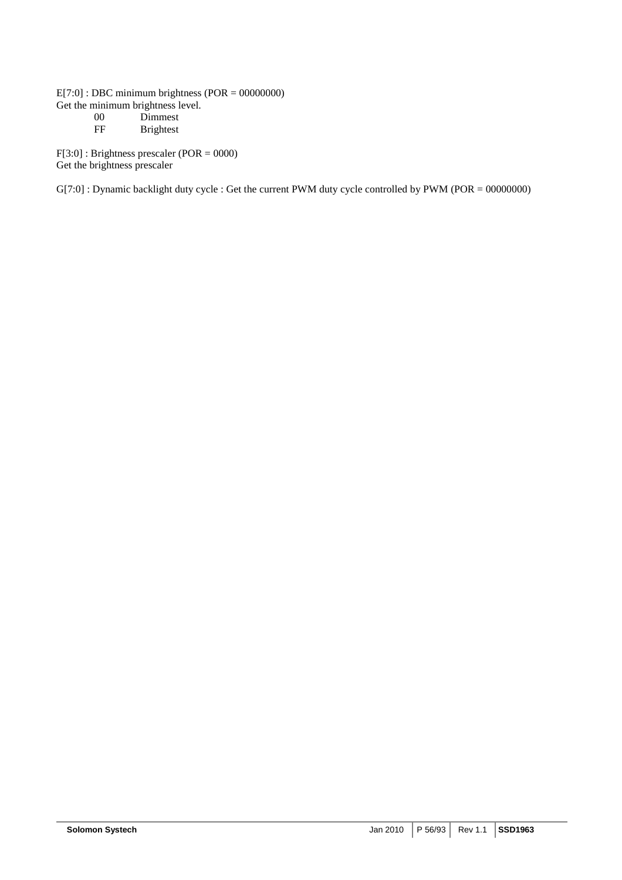E[7:0] : DBC minimum brightness (POR = 00000000)
Get the minimum brightness level.

| | |
|---|---|
| 00 | Dimmest |
| FF | Brightest |

F[3:0] : Brightness prescaler (POR = 0000)
Get the brightness prescaler

G[7:0] : Dynamic backlight duty cycle : Get the current PWM duty cycle controlled by PWM (POR = 00000000)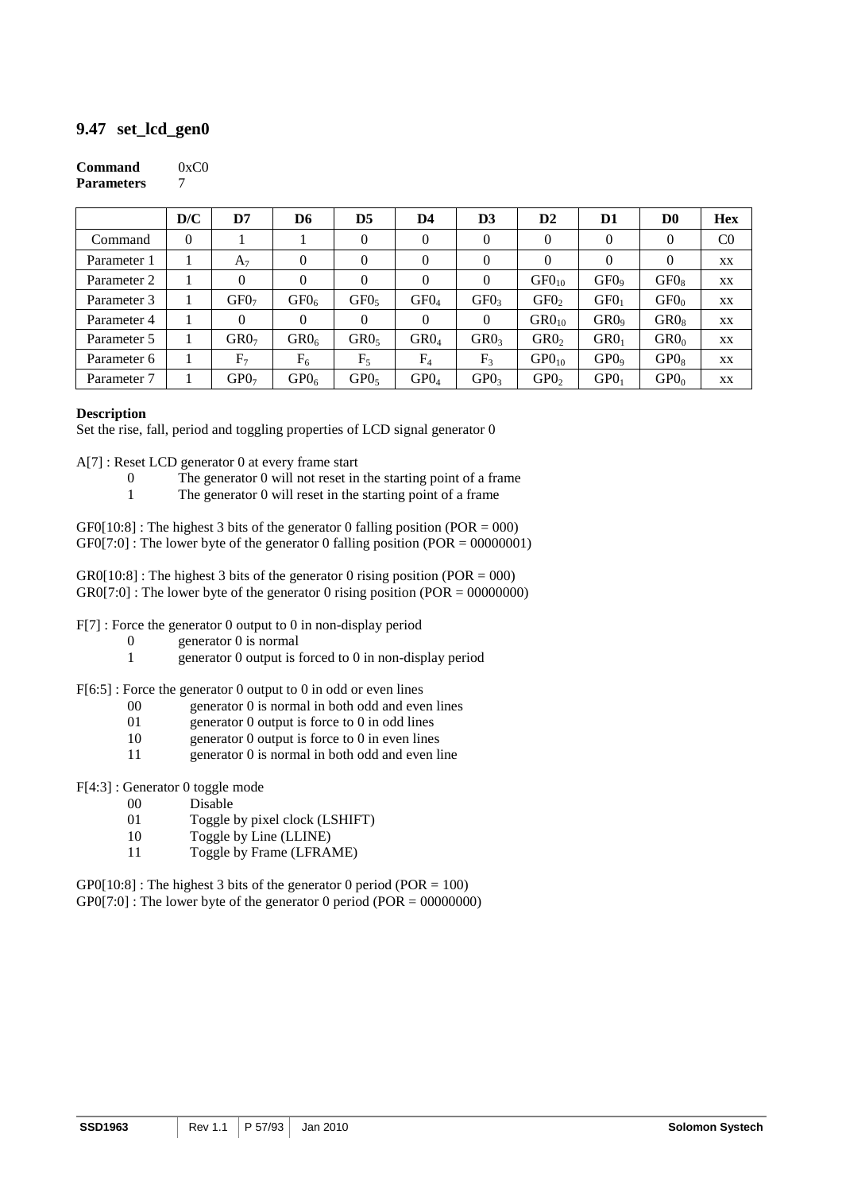## 9.47 set_lcd_gen0

**Command** 0xC0
**Parameters** 7

| | D/C | D7 | D6 | D5 | D4 | D3 | D2 | D1 | D0 | Hex |
|---|---|---|---|---|---|---|---|---|---|---|
| Command | 0 | 1 | 1 | 0 | 0 | 0 | 0 | 0 | 0 | C0 |
| Parameter 1 | 1 | $A_7$ | 0 | 0 | 0 | 0 | 0 | 0 | 0 | xx |
| Parameter 2 | 1 | 0 | 0 | 0 | 0 | 0 | $GF0_{10}$ | $GF0_9$ | $GF0_8$ | xx |
| Parameter 3 | 1 | $GF0_7$ | $GF0_6$ | $GF0_5$ | $GF0_4$ | $GF0_3$ | $GF0_2$ | $GF0_1$ | $GF0_0$ | xx |
| Parameter 4 | 1 | 0 | 0 | 0 | 0 | 0 | $GR0_{10}$ | $GR0_9$ | $GR0_8$ | xx |
| Parameter 5 | 1 | $GR0_7$ | $GR0_6$ | $GR0_5$ | $GR0_4$ | $GR0_3$ | $GR0_2$ | $GR0_1$ | $GR0_0$ | xx |
| Parameter 6 | 1 | $F_7$ | $F_6$ | $F_5$ | $F_4$ | $F_3$ | $GP0_{10}$ | $GP0_9$ | $GP0_8$ | xx |
| Parameter 7 | 1 | $GP0_7$ | $GP0_6$ | $GP0_5$ | $GP0_4$ | $GP0_3$ | $GP0_2$ | $GP0_1$ | $GP0_0$ | xx |

**Description**

Set the rise, fall, period and toggling properties of LCD signal generator 0

A[7] : Reset LCD generator 0 at every frame start
- 0 The generator 0 will not reset in the starting point of a frame
- 1 The generator 0 will reset in the starting point of a frame

GF0[10:8] : The highest 3 bits of the generator 0 falling position (POR = 000)
GF0[7:0] : The lower byte of the generator 0 falling position (POR = 00000001)

GR0[10:8] : The highest 3 bits of the generator 0 rising position (POR = 000)
GR0[7:0] : The lower byte of the generator 0 rising position (POR = 00000000)

F[7] : Force the generator 0 output to 0 in non-display period
- 0 generator 0 is normal
- 1 generator 0 output is forced to 0 in non-display period

F[6:5] : Force the generator 0 output to 0 in odd or even lines
- 00 generator 0 is normal in both odd and even lines
- 01 generator 0 output is force to 0 in odd lines
- 10 generator 0 output is force to 0 in even lines
- 11 generator 0 is normal in both odd and even line

F[4:3] : Generator 0 toggle mode
- 00 Disable
- 01 Toggle by pixel clock (LSHIFT)
- 10 Toggle by Line (LLINE)
- 11 Toggle by Frame (LFRAME)

GP0[10:8] : The highest 3 bits of the generator 0 period (POR = 100)
GP0[7:0] : The lower byte of the generator 0 period (POR = 00000000)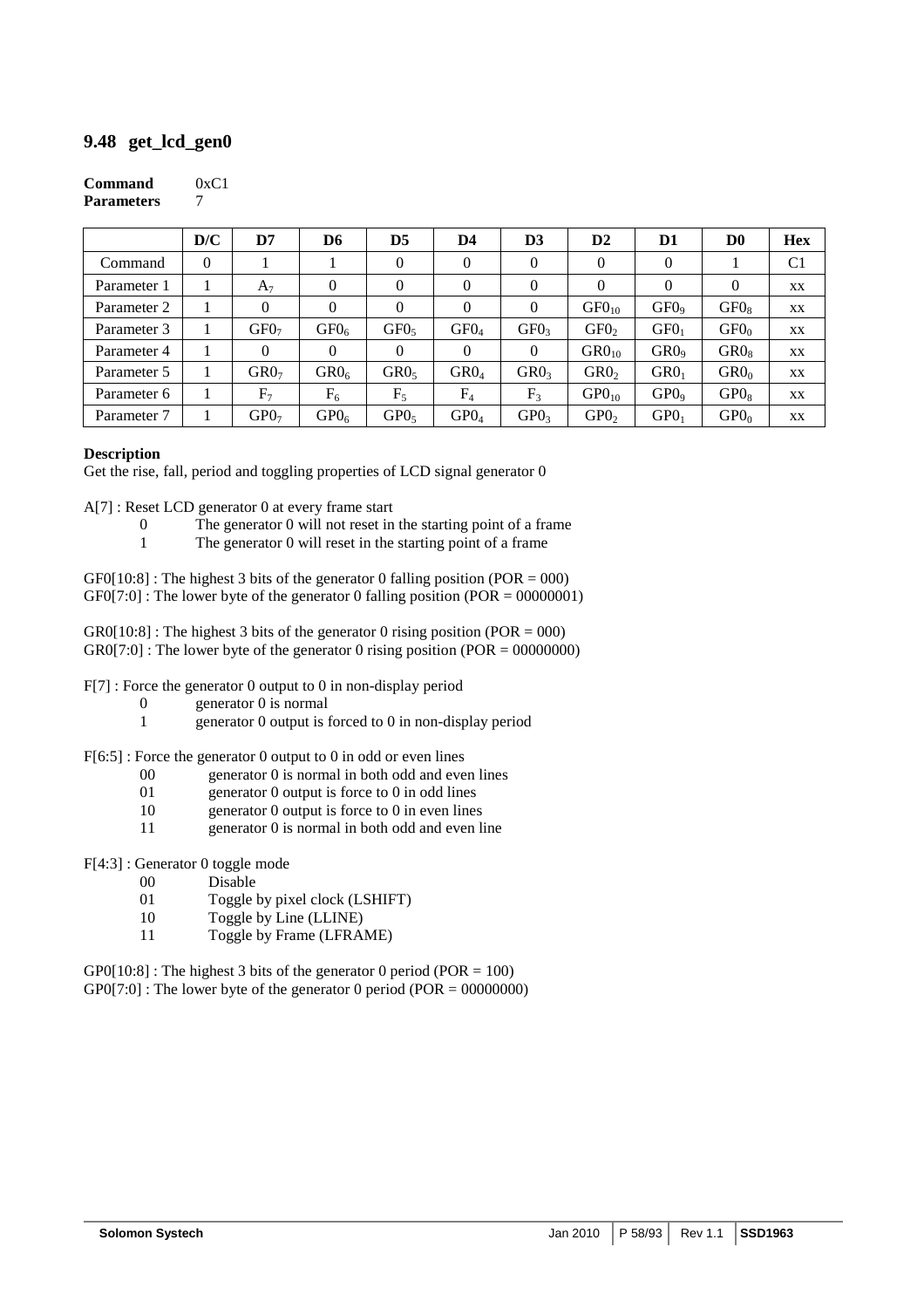## 9.48 get_lcd_gen0

**Command** 0xC1
**Parameters** 7

| | D/C | D7 | D6 | D5 | D4 | D3 | D2 | D1 | D0 | Hex |
|---|---|---|---|---|---|---|---|---|---|---|
| Command | 0 | 1 | 1 | 0 | 0 | 0 | 0 | 0 | 1 | C1 |
| Parameter 1 | 1 | $A_7$ | 0 | 0 | 0 | 0 | 0 | 0 | 0 | xx |
| Parameter 2 | 1 | 0 | 0 | 0 | 0 | 0 | $GF0_{10}$ | $GF0_9$ | $GF0_8$ | xx |
| Parameter 3 | 1 | $GF0_7$ | $GF0_6$ | $GF0_5$ | $GF0_4$ | $GF0_3$ | $GF0_2$ | $GF0_1$ | $GF0_0$ | xx |
| Parameter 4 | 1 | 0 | 0 | 0 | 0 | 0 | $GR0_{10}$ | $GR0_9$ | $GR0_8$ | xx |
| Parameter 5 | 1 | $GR0_7$ | $GR0_6$ | $GR0_5$ | $GR0_4$ | $GR0_3$ | $GR0_2$ | $GR0_1$ | $GR0_0$ | xx |
| Parameter 6 | 1 | $F_7$ | $F_6$ | $F_5$ | $F_4$ | $F_3$ | $GP0_{10}$ | $GP0_9$ | $GP0_8$ | xx |
| Parameter 7 | 1 | $GP0_7$ | $GP0_6$ | $GP0_5$ | $GP0_4$ | $GP0_3$ | $GP0_2$ | $GP0_1$ | $GP0_0$ | xx |

**Description**
Get the rise, fall, period and toggling properties of LCD signal generator 0

A[7] : Reset LCD generator 0 at every frame start
- 0 The generator 0 will not reset in the starting point of a frame
- 1 The generator 0 will reset in the starting point of a frame

GF0[10:8] : The highest 3 bits of the generator 0 falling position (POR = 000)
GF0[7:0] : The lower byte of the generator 0 falling position (POR = 00000001)

GR0[10:8] : The highest 3 bits of the generator 0 rising position (POR = 000)
GR0[7:0] : The lower byte of the generator 0 rising position (POR = 00000000)

F[7] : Force the generator 0 output to 0 in non-display period
- 0 generator 0 is normal
- 1 generator 0 output is forced to 0 in non-display period

F[6:5] : Force the generator 0 output to 0 in odd or even lines
- 00 generator 0 is normal in both odd and even lines
- 01 generator 0 output is force to 0 in odd lines
- 10 generator 0 output is force to 0 in even lines
- 11 generator 0 is normal in both odd and even line

F[4:3] : Generator 0 toggle mode
- 00 Disable
- 01 Toggle by pixel clock (LSHIFT)
- 10 Toggle by Line (LLINE)
- 11 Toggle by Frame (LFRAME)

GP0[10:8] : The highest 3 bits of the generator 0 period (POR = 100)
GP0[7:0] : The lower byte of the generator 0 period (POR = 00000000)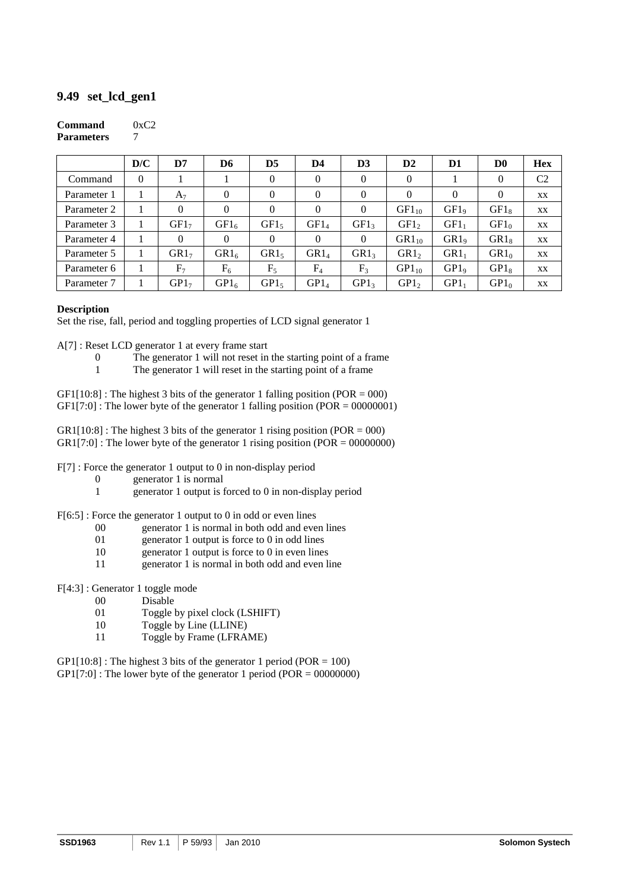## 9.49 set_lcd_gen1

**Command** 0xC2
**Parameters** 7

| | D/C | D7 | D6 | D5 | D4 | D3 | D2 | D1 | D0 | Hex |
|---|---|---|---|---|---|---|---|---|---|---|
| Command | 0 | 1 | 1 | 0 | 0 | 0 | 0 | 1 | 0 | C2 |
| Parameter 1 | 1 | $A_7$ | 0 | 0 | 0 | 0 | 0 | 0 | 0 | xx |
| Parameter 2 | 1 | 0 | 0 | 0 | 0 | 0 | $GF1_{10}$ | $GF1_9$ | $GF1_8$ | xx |
| Parameter 3 | 1 | $GF1_7$ | $GF1_6$ | $GF1_5$ | $GF1_4$ | $GF1_3$ | $GF1_2$ | $GF1_1$ | $GF1_0$ | xx |
| Parameter 4 | 1 | 0 | 0 | 0 | 0 | 0 | $GR1_{10}$ | $GR1_9$ | $GR1_8$ | xx |
| Parameter 5 | 1 | $GR1_7$ | $GR1_6$ | $GR1_5$ | $GR1_4$ | $GR1_3$ | $GR1_2$ | $GR1_1$ | $GR1_0$ | xx |
| Parameter 6 | 1 | $F_7$ | $F_6$ | $F_5$ | $F_4$ | $F_3$ | $GP1_{10}$ | $GP1_9$ | $GP1_8$ | xx |
| Parameter 7 | 1 | $GP1_7$ | $GP1_6$ | $GP1_5$ | $GP1_4$ | $GP1_3$ | $GP1_2$ | $GP1_1$ | $GP1_0$ | xx |

**Description**
Set the rise, fall, period and toggling properties of LCD signal generator 1

A[7] : Reset LCD generator 1 at every frame start
- 0 The generator 1 will not reset in the starting point of a frame
- 1 The generator 1 will reset in the starting point of a frame

GF1[10:8] : The highest 3 bits of the generator 1 falling position (POR = 000)
GF1[7:0] : The lower byte of the generator 1 falling position (POR = 00000001)

GR1[10:8] : The highest 3 bits of the generator 1 rising position (POR = 000)
GR1[7:0] : The lower byte of the generator 1 rising position (POR = 00000000)

F[7] : Force the generator 1 output to 0 in non-display period
- 0 generator 1 is normal
- 1 generator 1 output is forced to 0 in non-display period

F[6:5] : Force the generator 1 output to 0 in odd or even lines
- 00 generator 1 is normal in both odd and even lines
- 01 generator 1 output is force to 0 in odd lines
- 10 generator 1 output is force to 0 in even lines
- 11 generator 1 is normal in both odd and even line

F[4:3] : Generator 1 toggle mode
- 00 Disable
- 01 Toggle by pixel clock (LSHIFT)
- 10 Toggle by Line (LLINE)
- 11 Toggle by Frame (LFRAME)

GP1[10:8] : The highest 3 bits of the generator 1 period (POR = 100)
GP1[7:0] : The lower byte of the generator 1 period (POR = 00000000)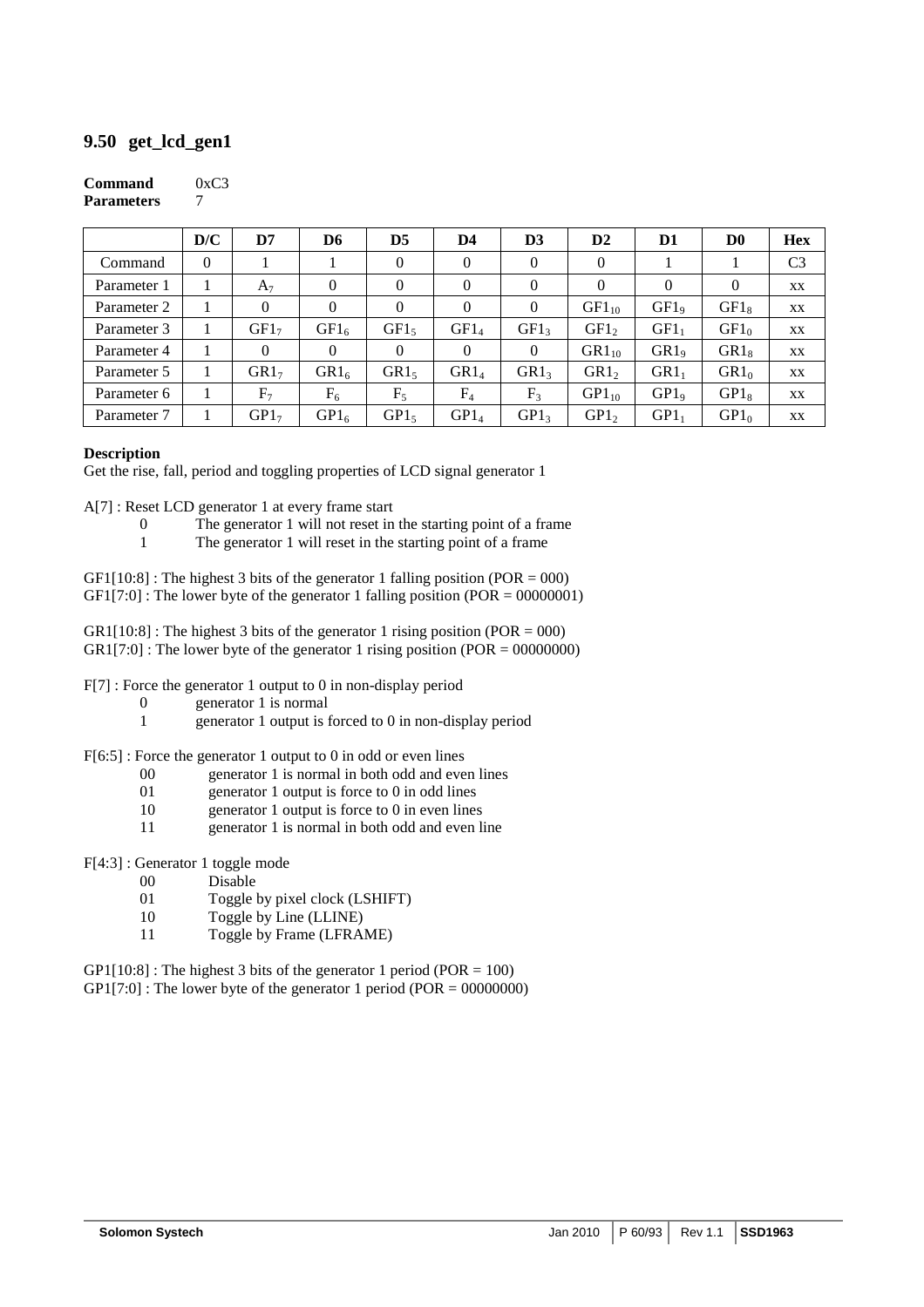### 9.50 get_lcd_gen1

**Command** 0xC3
**Parameters** 7

| | D/C | D7 | D6 | D5 | D4 | D3 | D2 | D1 | D0 | Hex |
|---|---|---|---|---|---|---|---|---|---|---|
| Command | 0 | 1 | 1 | 0 | 0 | 0 | 0 | 1 | 1 | C3 |
| Parameter 1 | 1 | $A_7$ | 0 | 0 | 0 | 0 | 0 | 0 | 0 | xx |
| Parameter 2 | 1 | 0 | 0 | 0 | 0 | 0 | $GF1_{10}$ | $GF1_9$ | $GF1_8$ | xx |
| Parameter 3 | 1 | $GF1_7$ | $GF1_6$ | $GF1_5$ | $GF1_4$ | $GF1_3$ | $GF1_2$ | $GF1_1$ | $GF1_0$ | xx |
| Parameter 4 | 1 | 0 | 0 | 0 | 0 | 0 | $GR1_{10}$ | $GR1_9$ | $GR1_8$ | xx |
| Parameter 5 | 1 | $GR1_7$ | $GR1_6$ | $GR1_5$ | $GR1_4$ | $GR1_3$ | $GR1_2$ | $GR1_1$ | $GR1_0$ | xx |
| Parameter 6 | 1 | $F_7$ | $F_6$ | $F_5$ | $F_4$ | $F_3$ | $GP1_{10}$ | $GP1_9$ | $GP1_8$ | xx |
| Parameter 7 | 1 | $GP1_7$ | $GP1_6$ | $GP1_5$ | $GP1_4$ | $GP1_3$ | $GP1_2$ | $GP1_1$ | $GP1_0$ | xx |

**Description**
Get the rise, fall, period and toggling properties of LCD signal generator 1

A[7] : Reset LCD generator 1 at every frame start
- 0 The generator 1 will not reset in the starting point of a frame
- 1 The generator 1 will reset in the starting point of a frame

GF1[10:8] : The highest 3 bits of the generator 1 falling position (POR = 000)
GF1[7:0] : The lower byte of the generator 1 falling position (POR = 00000001)

GR1[10:8] : The highest 3 bits of the generator 1 rising position (POR = 000)
GR1[7:0] : The lower byte of the generator 1 rising position (POR = 00000000)

F[7] : Force the generator 1 output to 0 in non-display period
- 0 generator 1 is normal
- 1 generator 1 output is forced to 0 in non-display period

F[6:5] : Force the generator 1 output to 0 in odd or even lines
- 00 generator 1 is normal in both odd and even lines
- 01 generator 1 output is force to 0 in odd lines
- 10 generator 1 output is force to 0 in even lines
- 11 generator 1 is normal in both odd and even line

F[4:3] : Generator 1 toggle mode
- 00 Disable
- 01 Toggle by pixel clock (LSHIFT)
- 10 Toggle by Line (LLINE)
- 11 Toggle by Frame (LFRAME)

GP1[10:8] : The highest 3 bits of the generator 1 period (POR = 100)
GP1[7:0] : The lower byte of the generator 1 period (POR = 00000000)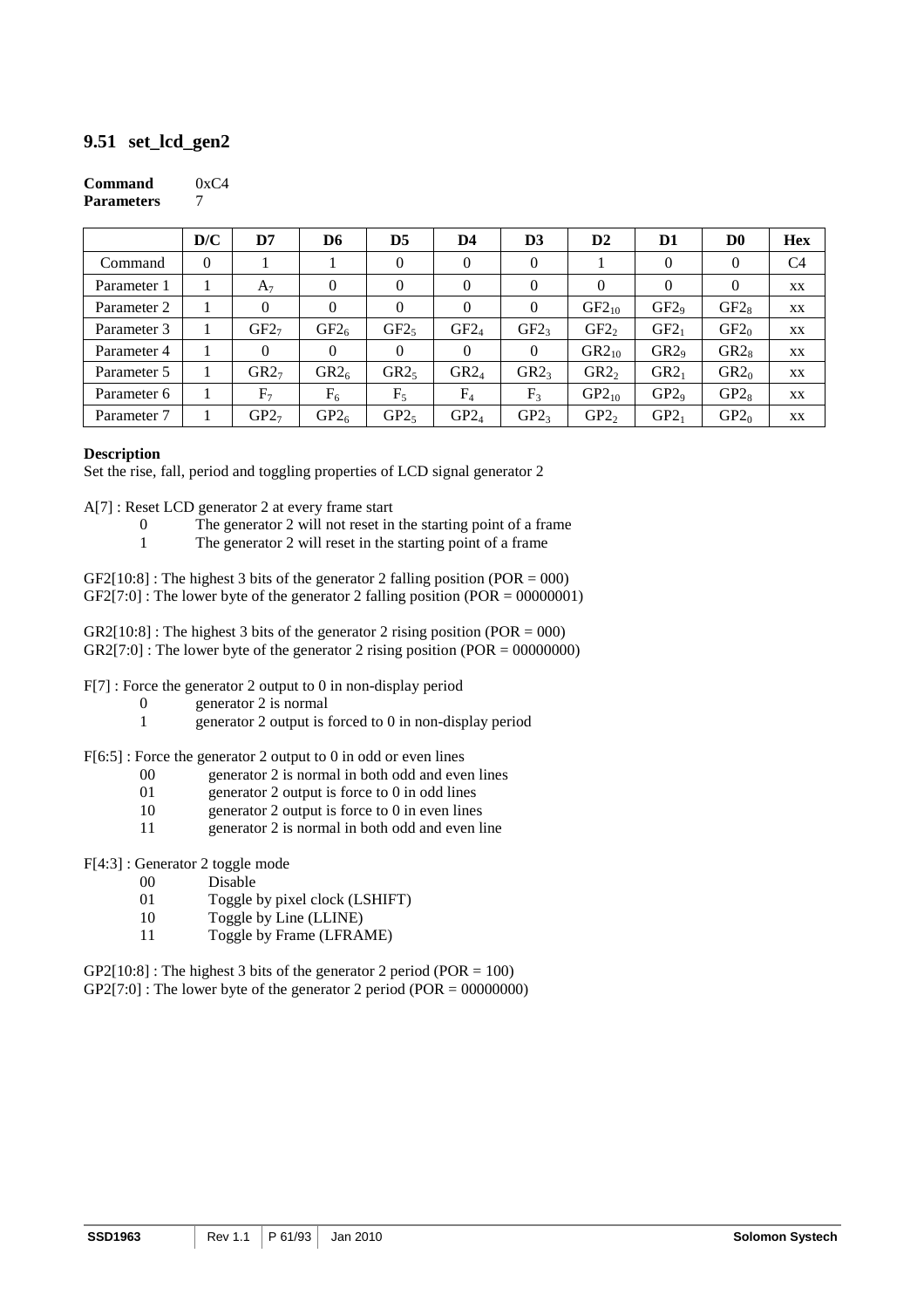### 9.51 set_lcd_gen2

**Command** 0xC4
**Parameters** 7

| | D/C | D7 | D6 | D5 | D4 | D3 | D2 | D1 | D0 | Hex |
|---|---|---|---|---|---|---|---|---|---|---|
| Command | 0 | 1 | 1 | 0 | 0 | 0 | 1 | 0 | 0 | C4 |
| Parameter 1 | 1 | $A_7$ | 0 | 0 | 0 | 0 | 0 | 0 | 0 | xx |
| Parameter 2 | 1 | 0 | 0 | 0 | 0 | 0 | $GF2_{10}$ | $GF2_9$ | $GF2_8$ | xx |
| Parameter 3 | 1 | $GF2_7$ | $GF2_6$ | $GF2_5$ | $GF2_4$ | $GF2_3$ | $GF2_2$ | $GF2_1$ | $GF2_0$ | xx |
| Parameter 4 | 1 | 0 | 0 | 0 | 0 | 0 | $GR2_{10}$ | $GR2_9$ | $GR2_8$ | xx |
| Parameter 5 | 1 | $GR2_7$ | $GR2_6$ | $GR2_5$ | $GR2_4$ | $GR2_3$ | $GR2_2$ | $GR2_1$ | $GR2_0$ | xx |
| Parameter 6 | 1 | $F_7$ | $F_6$ | $F_5$ | $F_4$ | $F_3$ | $GP2_{10}$ | $GP2_9$ | $GP2_8$ | xx |
| Parameter 7 | 1 | $GP2_7$ | $GP2_6$ | $GP2_5$ | $GP2_4$ | $GP2_3$ | $GP2_2$ | $GP2_1$ | $GP2_0$ | xx |

**Description**
Set the rise, fall, period and toggling properties of LCD signal generator 2

A[7] : Reset LCD generator 2 at every frame start
- 0 The generator 2 will not reset in the starting point of a frame
- 1 The generator 2 will reset in the starting point of a frame

GF2[10:8] : The highest 3 bits of the generator 2 falling position (POR = 000)
GF2[7:0] : The lower byte of the generator 2 falling position (POR = 00000001)

GR2[10:8] : The highest 3 bits of the generator 2 rising position (POR = 000)
GR2[7:0] : The lower byte of the generator 2 rising position (POR = 00000000)

F[7] : Force the generator 2 output to 0 in non-display period
- 0 generator 2 is normal
- 1 generator 2 output is forced to 0 in non-display period

F[6:5] : Force the generator 2 output to 0 in odd or even lines
- 00 generator 2 is normal in both odd and even lines
- 01 generator 2 output is force to 0 in odd lines
- 10 generator 2 output is force to 0 in even lines
- 11 generator 2 is normal in both odd and even line

F[4:3] : Generator 2 toggle mode
- 00 Disable
- 01 Toggle by pixel clock (LSHIFT)
- 10 Toggle by Line (LLINE)
- 11 Toggle by Frame (LFRAME)

GP2[10:8] : The highest 3 bits of the generator 2 period (POR = 100)
GP2[7:0] : The lower byte of the generator 2 period (POR = 00000000)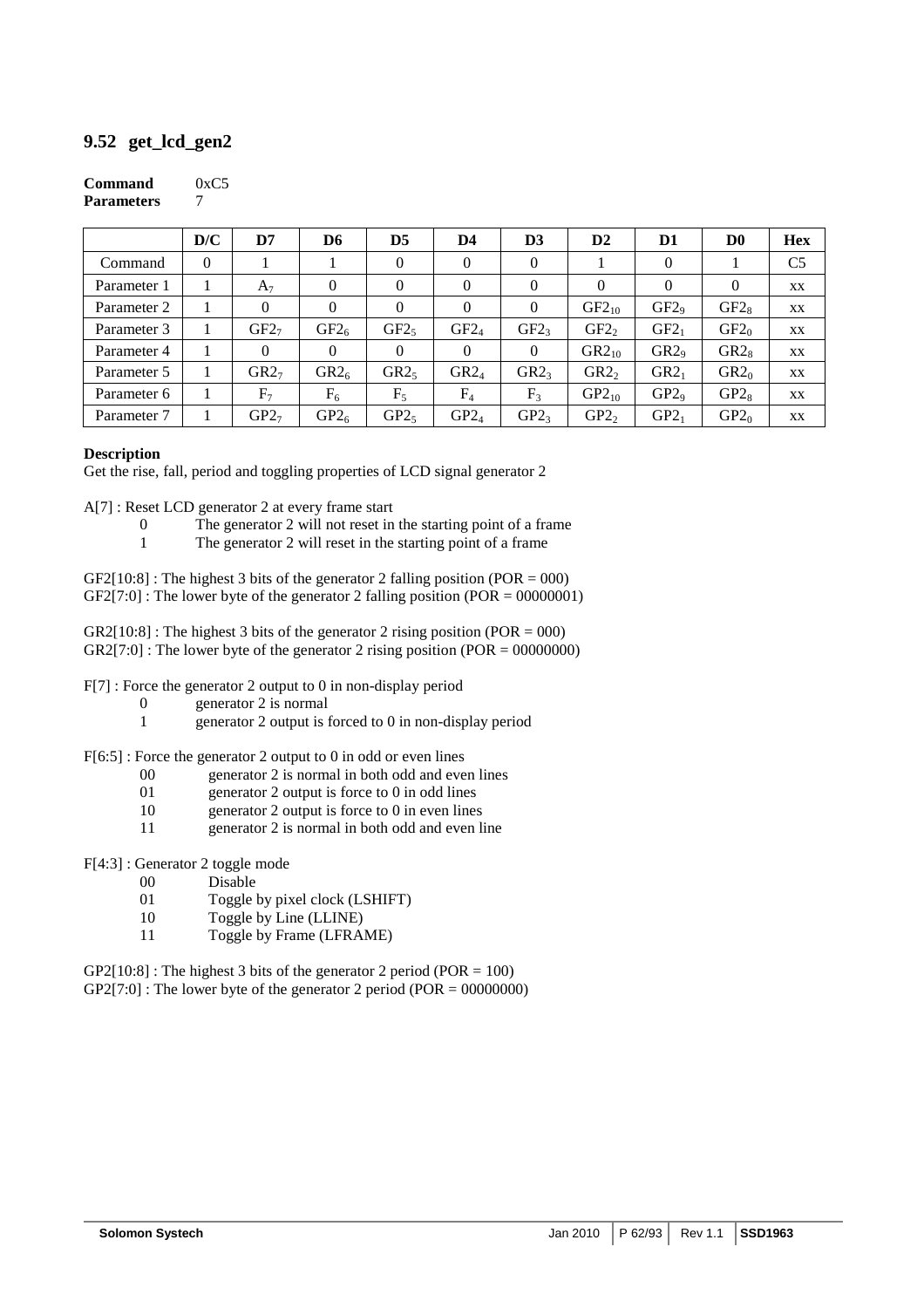## 9.52 get_lcd_gen2

**Command** 0xC5
**Parameters** 7

| | D/C | D7 | D6 | D5 | D4 | D3 | D2 | D1 | D0 | Hex |
|---|---|---|---|---|---|---|---|---|---|---|
| Command | 0 | 1 | 1 | 0 | 0 | 0 | 1 | 0 | 1 | C5 |
| Parameter 1 | 1 | $A_7$ | 0 | 0 | 0 | 0 | 0 | 0 | 0 | xx |
| Parameter 2 | 1 | 0 | 0 | 0 | 0 | 0 | $GF2_{10}$ | $GF2_9$ | $GF2_8$ | xx |
| Parameter 3 | 1 | $GF2_7$ | $GF2_6$ | $GF2_5$ | $GF2_4$ | $GF2_3$ | $GF2_2$ | $GF2_1$ | $GF2_0$ | xx |
| Parameter 4 | 1 | 0 | 0 | 0 | 0 | 0 | $GR2_{10}$ | $GR2_9$ | $GR2_8$ | xx |
| Parameter 5 | 1 | $GR2_7$ | $GR2_6$ | $GR2_5$ | $GR2_4$ | $GR2_3$ | $GR2_2$ | $GR2_1$ | $GR2_0$ | xx |
| Parameter 6 | 1 | $F_7$ | $F_6$ | $F_5$ | $F_4$ | $F_3$ | $GP2_{10}$ | $GP2_9$ | $GP2_8$ | xx |
| Parameter 7 | 1 | $GP2_7$ | $GP2_6$ | $GP2_5$ | $GP2_4$ | $GP2_3$ | $GP2_2$ | $GP2_1$ | $GP2_0$ | xx |

**Description**

Get the rise, fall, period and toggling properties of LCD signal generator 2

A[7] : Reset LCD generator 2 at every frame start

- 0 The generator 2 will not reset in the starting point of a frame
- 1 The generator 2 will reset in the starting point of a frame

GF2[10:8] : The highest 3 bits of the generator 2 falling position (POR = 000)
GF2[7:0] : The lower byte of the generator 2 falling position (POR = 00000001)

GR2[10:8] : The highest 3 bits of the generator 2 rising position (POR = 000)
GR2[7:0] : The lower byte of the generator 2 rising position (POR = 00000000)

F[7] : Force the generator 2 output to 0 in non-display period

- 0 generator 2 is normal
- 1 generator 2 output is forced to 0 in non-display period

F[6:5] : Force the generator 2 output to 0 in odd or even lines

- 00 generator 2 is normal in both odd and even lines
- 01 generator 2 output is force to 0 in odd lines
- 10 generator 2 output is force to 0 in even lines
- 11 generator 2 is normal in both odd and even line

F[4:3] : Generator 2 toggle mode

- 00 Disable
- 01 Toggle by pixel clock (LSHIFT)
- 10 Toggle by Line (LLINE)
- 11 Toggle by Frame (LFRAME)

GP2[10:8] : The highest 3 bits of the generator 2 period (POR = 100)
GP2[7:0] : The lower byte of the generator 2 period (POR = 00000000)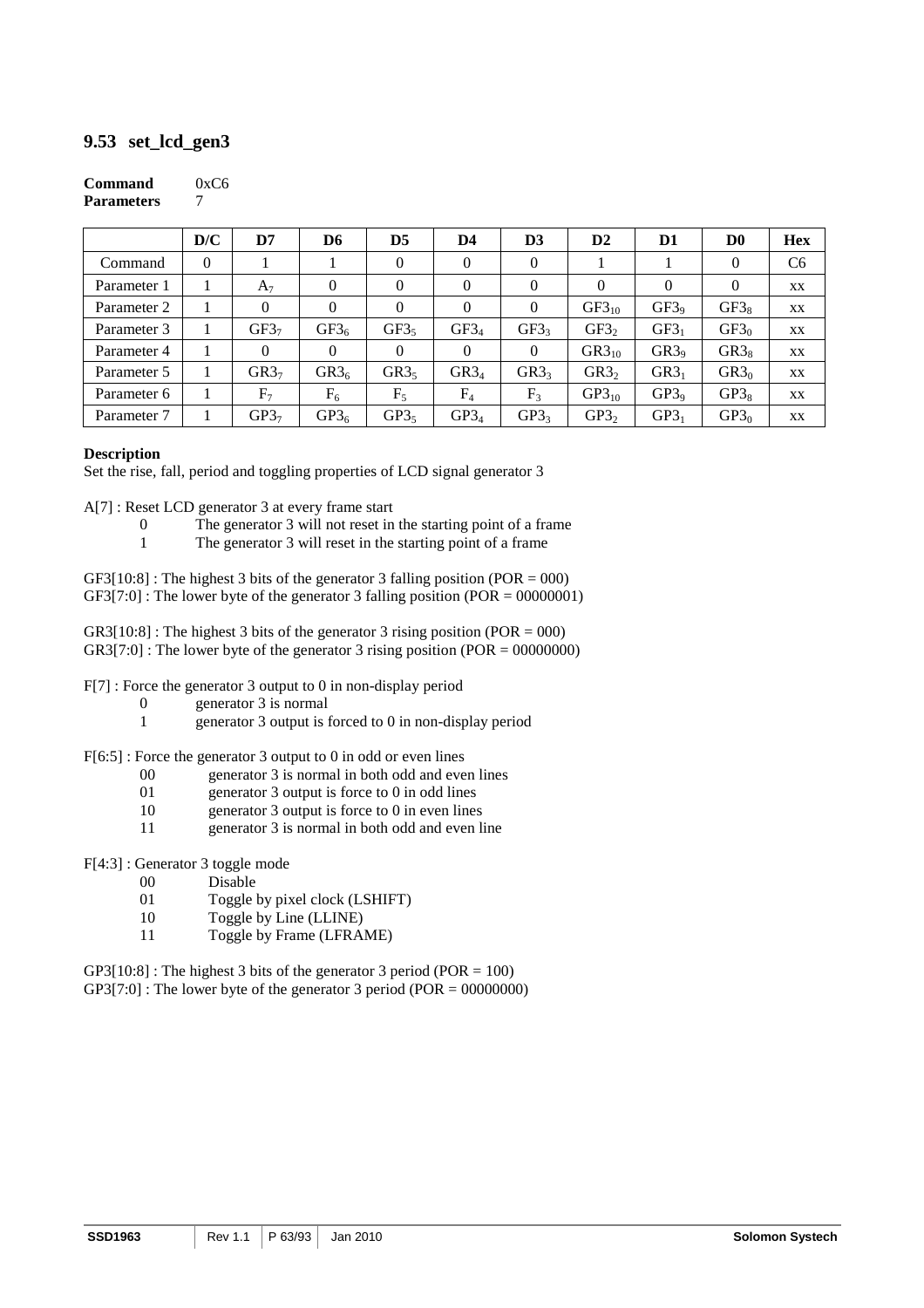### 9.53 set_lcd_gen3

**Command** 0xC6
**Parameters** 7

| | D/C | D7 | D6 | D5 | D4 | D3 | D2 | D1 | D0 | Hex |
|---|---|---|---|---|---|---|---|---|---|---|
| Command | 0 | 1 | 1 | 0 | 0 | 0 | 1 | 1 | 0 | C6 |
| Parameter 1 | 1 | $A_7$ | 0 | 0 | 0 | 0 | 0 | 0 | 0 | xx |
| Parameter 2 | 1 | 0 | 0 | 0 | 0 | 0 | $GF3_{10}$ | $GF3_9$ | $GF3_8$ | xx |
| Parameter 3 | 1 | $GF3_7$ | $GF3_6$ | $GF3_5$ | $GF3_4$ | $GF3_3$ | $GF3_2$ | $GF3_1$ | $GF3_0$ | xx |
| Parameter 4 | 1 | 0 | 0 | 0 | 0 | 0 | $GR3_{10}$ | $GR3_9$ | $GR3_8$ | xx |
| Parameter 5 | 1 | $GR3_7$ | $GR3_6$ | $GR3_5$ | $GR3_4$ | $GR3_3$ | $GR3_2$ | $GR3_1$ | $GR3_0$ | xx |
| Parameter 6 | 1 | $F_7$ | $F_6$ | $F_5$ | $F_4$ | $F_3$ | $GP3_{10}$ | $GP3_9$ | $GP3_8$ | xx |
| Parameter 7 | 1 | $GP3_7$ | $GP3_6$ | $GP3_5$ | $GP3_4$ | $GP3_3$ | $GP3_2$ | $GP3_1$ | $GP3_0$ | xx |

**Description**

Set the rise, fall, period and toggling properties of LCD signal generator 3

A[7] : Reset LCD generator 3 at every frame start
- 0 The generator 3 will not reset in the starting point of a frame
- 1 The generator 3 will reset in the starting point of a frame

GF3[10:8] : The highest 3 bits of the generator 3 falling position (POR = 000)
GF3[7:0] : The lower byte of the generator 3 falling position (POR = 00000001)

GR3[10:8] : The highest 3 bits of the generator 3 rising position (POR = 000)
GR3[7:0] : The lower byte of the generator 3 rising position (POR = 00000000)

F[7] : Force the generator 3 output to 0 in non-display period
- 0 generator 3 is normal
- 1 generator 3 output is forced to 0 in non-display period

F[6:5] : Force the generator 3 output to 0 in odd or even lines
- 00 generator 3 is normal in both odd and even lines
- 01 generator 3 output is force to 0 in odd lines
- 10 generator 3 output is force to 0 in even lines
- 11 generator 3 is normal in both odd and even line

F[4:3] : Generator 3 toggle mode
- 00 Disable
- 01 Toggle by pixel clock (LSHIFT)
- 10 Toggle by Line (LLINE)
- 11 Toggle by Frame (LFRAME)

GP3[10:8] : The highest 3 bits of the generator 3 period (POR = 100)
GP3[7:0] : The lower byte of the generator 3 period (POR = 00000000)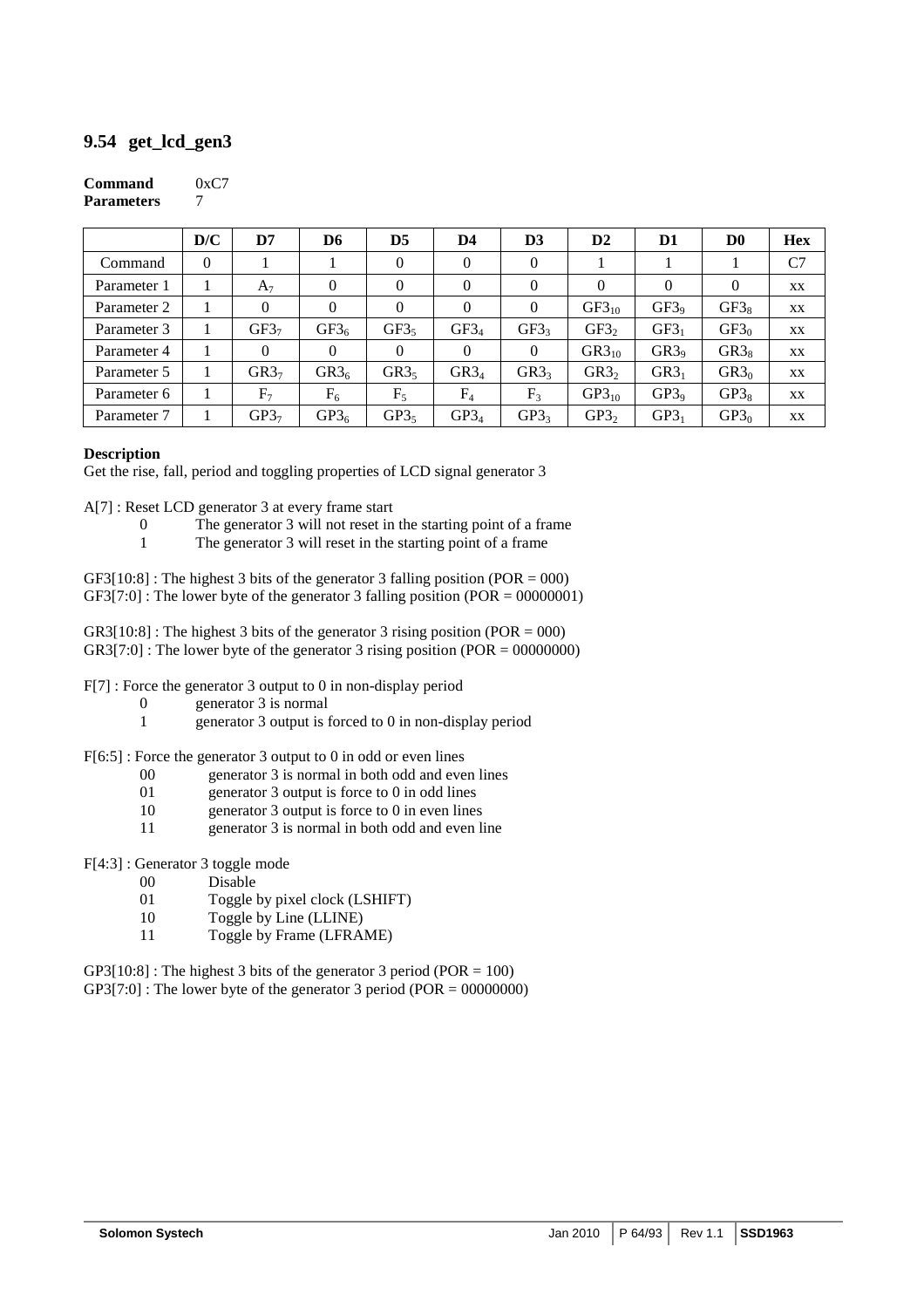### 9.54 get_lcd_gen3

**Command** 0xC7
**Parameters** 7

| | D/C | D7 | D6 | D5 | D4 | D3 | D2 | D1 | D0 | Hex |
|---|---|---|---|---|---|---|---|---|---|---|
| Command | 0 | 1 | 1 | 0 | 0 | 0 | 1 | 1 | 1 | C7 |
| Parameter 1 | 1 | $A_7$ | 0 | 0 | 0 | 0 | 0 | 0 | 0 | xx |
| Parameter 2 | 1 | 0 | 0 | 0 | 0 | 0 | $GF3_{10}$ | $GF3_9$ | $GF3_8$ | xx |
| Parameter 3 | 1 | $GF3_7$ | $GF3_6$ | $GF3_5$ | $GF3_4$ | $GF3_3$ | $GF3_2$ | $GF3_1$ | $GF3_0$ | xx |
| Parameter 4 | 1 | 0 | 0 | 0 | 0 | 0 | $GR3_{10}$ | $GR3_9$ | $GR3_8$ | xx |
| Parameter 5 | 1 | $GR3_7$ | $GR3_6$ | $GR3_5$ | $GR3_4$ | $GR3_3$ | $GR3_2$ | $GR3_1$ | $GR3_0$ | xx |
| Parameter 6 | 1 | $F_7$ | $F_6$ | $F_5$ | $F_4$ | $F_3$ | $GP3_{10}$ | $GP3_9$ | $GP3_8$ | xx |
| Parameter 7 | 1 | $GP3_7$ | $GP3_6$ | $GP3_5$ | $GP3_4$ | $GP3_3$ | $GP3_2$ | $GP3_1$ | $GP3_0$ | xx |

**Description**
Get the rise, fall, period and toggling properties of LCD signal generator 3

A[7] : Reset LCD generator 3 at every frame start
- 0 The generator 3 will not reset in the starting point of a frame
- 1 The generator 3 will reset in the starting point of a frame

GF3[10:8] : The highest 3 bits of the generator 3 falling position (POR = 000)
GF3[7:0] : The lower byte of the generator 3 falling position (POR = 00000001)

GR3[10:8] : The highest 3 bits of the generator 3 rising position (POR = 000)
GR3[7:0] : The lower byte of the generator 3 rising position (POR = 00000000)

F[7] : Force the generator 3 output to 0 in non-display period
- 0 generator 3 is normal
- 1 generator 3 output is forced to 0 in non-display period

F[6:5] : Force the generator 3 output to 0 in odd or even lines
- 00 generator 3 is normal in both odd and even lines
- 01 generator 3 output is force to 0 in odd lines
- 10 generator 3 output is force to 0 in even lines
- 11 generator 3 is normal in both odd and even line

F[4:3] : Generator 3 toggle mode
- 00 Disable
- 01 Toggle by pixel clock (LSHIFT)
- 10 Toggle by Line (LLINE)
- 11 Toggle by Frame (LFRAME)

GP3[10:8] : The highest 3 bits of the generator 3 period (POR = 100)
GP3[7:0] : The lower byte of the generator 3 period (POR = 00000000)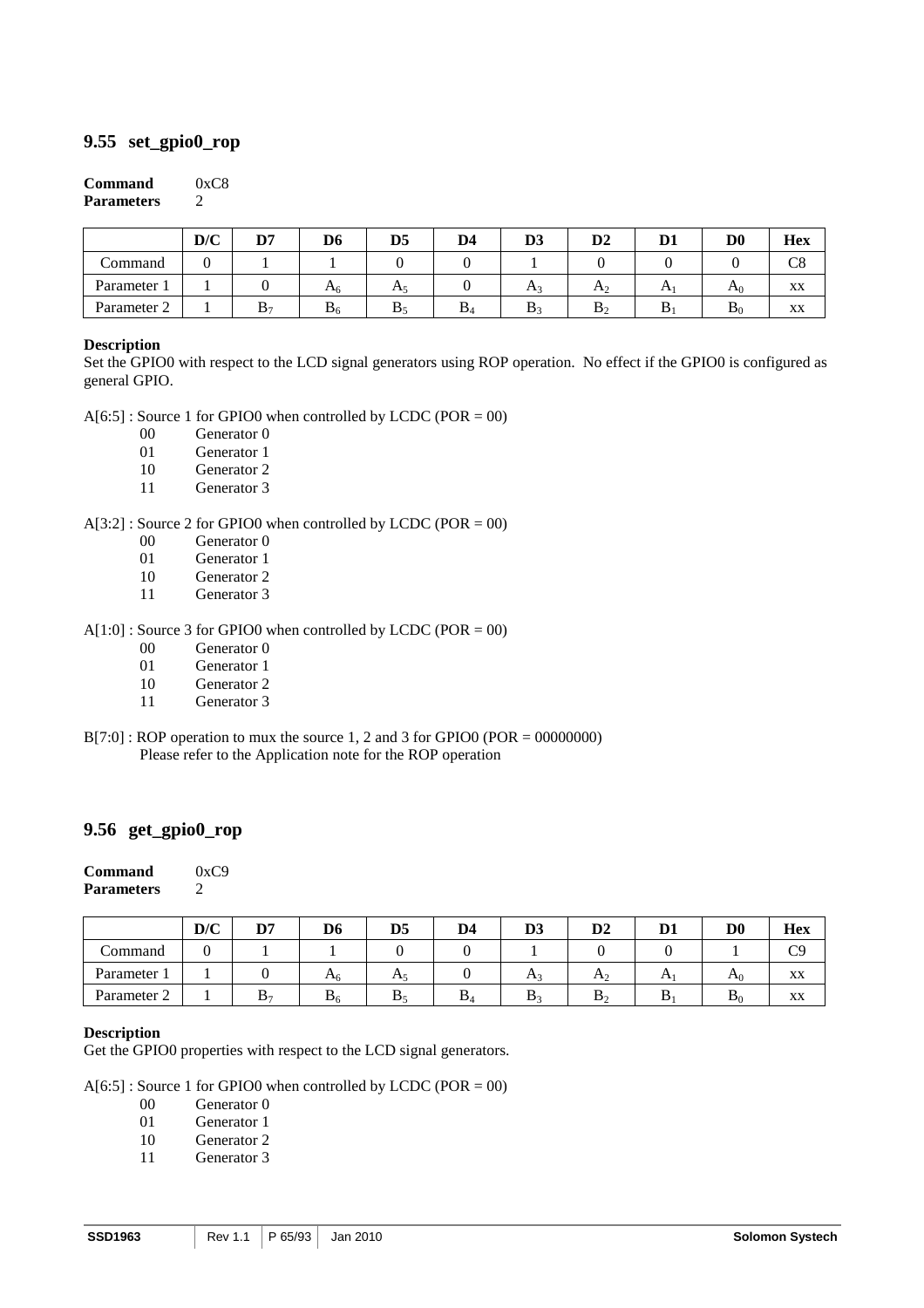## 9.55 set_gpio0_rop

**Command** 0xC8
**Parameters** 2

| | D/C | D7 | D6 | D5 | D4 | D3 | D2 | D1 | D0 | Hex |
|---|---|---|---|---|---|---|---|---|---|---|
| Command | 0 | 1 | 1 | 0 | 0 | 1 | 0 | 0 | 0 | C8 |
| Parameter 1 | 1 | 0 | $A_6$ | $A_5$ | 0 | $A_3$ | $A_2$ | $A_1$ | $A_0$ | xx |
| Parameter 2 | 1 | $B_7$ | $B_6$ | $B_5$ | $B_4$ | $B_3$ | $B_2$ | $B_1$ | $B_0$ | xx |

**Description**
Set the GPIO0 with respect to the LCD signal generators using ROP operation. No effect if the GPIO0 is configured as general GPIO.

A[6:5] : Source 1 for GPIO0 when controlled by LCDC (POR = 00)
- 00 Generator 0
- 01 Generator 1
- 10 Generator 2
- 11 Generator 3

A[3:2] : Source 2 for GPIO0 when controlled by LCDC (POR = 00)
- 00 Generator 0
- 01 Generator 1
- 10 Generator 2
- 11 Generator 3

A[1:0] : Source 3 for GPIO0 when controlled by LCDC (POR = 00)
- 00 Generator 0
- 01 Generator 1
- 10 Generator 2
- 11 Generator 3

B[7:0] : ROP operation to mux the source 1, 2 and 3 for GPIO0 (POR = 00000000)
Please refer to the Application note for the ROP operation

## 9.56 get_gpio0_rop

**Command** 0xC9
**Parameters** 2

| | D/C | D7 | D6 | D5 | D4 | D3 | D2 | D1 | D0 | Hex |
|---|---|---|---|---|---|---|---|---|---|---|
| Command | 0 | 1 | 1 | 0 | 0 | 1 | 0 | 0 | 1 | C9 |
| Parameter 1 | 1 | 0 | $A_6$ | $A_5$ | 0 | $A_3$ | $A_2$ | $A_1$ | $A_0$ | xx |
| Parameter 2 | 1 | $B_7$ | $B_6$ | $B_5$ | $B_4$ | $B_3$ | $B_2$ | $B_1$ | $B_0$ | xx |

**Description**
Get the GPIO0 properties with respect to the LCD signal generators.

A[6:5] : Source 1 for GPIO0 when controlled by LCDC (POR = 00)
- 00 Generator 0
- 01 Generator 1
- 10 Generator 2
- 11 Generator 3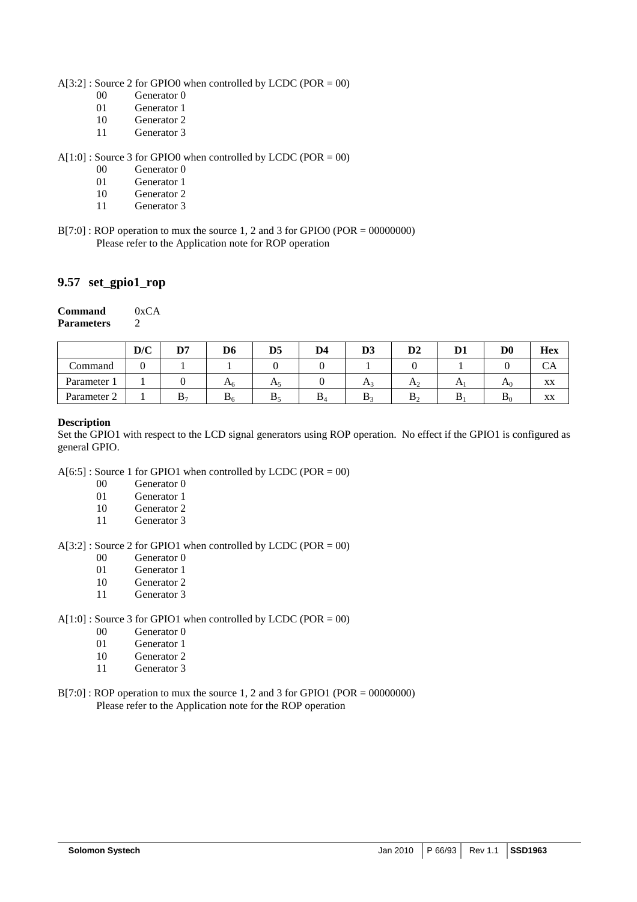A[3:2] : Source 2 for GPIO0 when controlled by LCDC (POR = 00)

- 00 Generator 0
- 01 Generator 1
- 10 Generator 2
- 11 Generator 3

A[1:0] : Source 3 for GPIO0 when controlled by LCDC (POR = 00)

- 00 Generator 0
- 01 Generator 1
- 10 Generator 2
- 11 Generator 3

B[7:0] : ROP operation to mux the source 1, 2 and 3 for GPIO0 (POR = 00000000)
Please refer to the Application note for ROP operation

## 9.57 set_gpio1_rop

**Command** 0xCA
**Parameters** 2

| | D/C | D7 | D6 | D5 | D4 | D3 | D2 | D1 | D0 | Hex |
|---|---|---|---|---|---|---|---|---|---|---|
| Command | 0 | 1 | 1 | 0 | 0 | 1 | 0 | 1 | 0 | CA |
| Parameter 1 | 1 | 0 | $A_6$ | $A_5$ | 0 | $A_3$ | $A_2$ | $A_1$ | $A_0$ | xx |
| Parameter 2 | 1 | $B_7$ | $B_6$ | $B_5$ | $B_4$ | $B_3$ | $B_2$ | $B_1$ | $B_0$ | xx |

**Description**
Set the GPIO1 with respect to the LCD signal generators using ROP operation. No effect if the GPIO1 is configured as general GPIO.

A[6:5] : Source 1 for GPIO1 when controlled by LCDC (POR = 00)

- 00 Generator 0
- 01 Generator 1
- 10 Generator 2
- 11 Generator 3

A[3:2] : Source 2 for GPIO1 when controlled by LCDC (POR = 00)

- 00 Generator 0
- 01 Generator 1
- 10 Generator 2
- 11 Generator 3

A[1:0] : Source 3 for GPIO1 when controlled by LCDC (POR = 00)

- 00 Generator 0
- 01 Generator 1
- 10 Generator 2
- 11 Generator 3

B[7:0] : ROP operation to mux the source 1, 2 and 3 for GPIO1 (POR = 00000000)
Please refer to the Application note for the ROP operation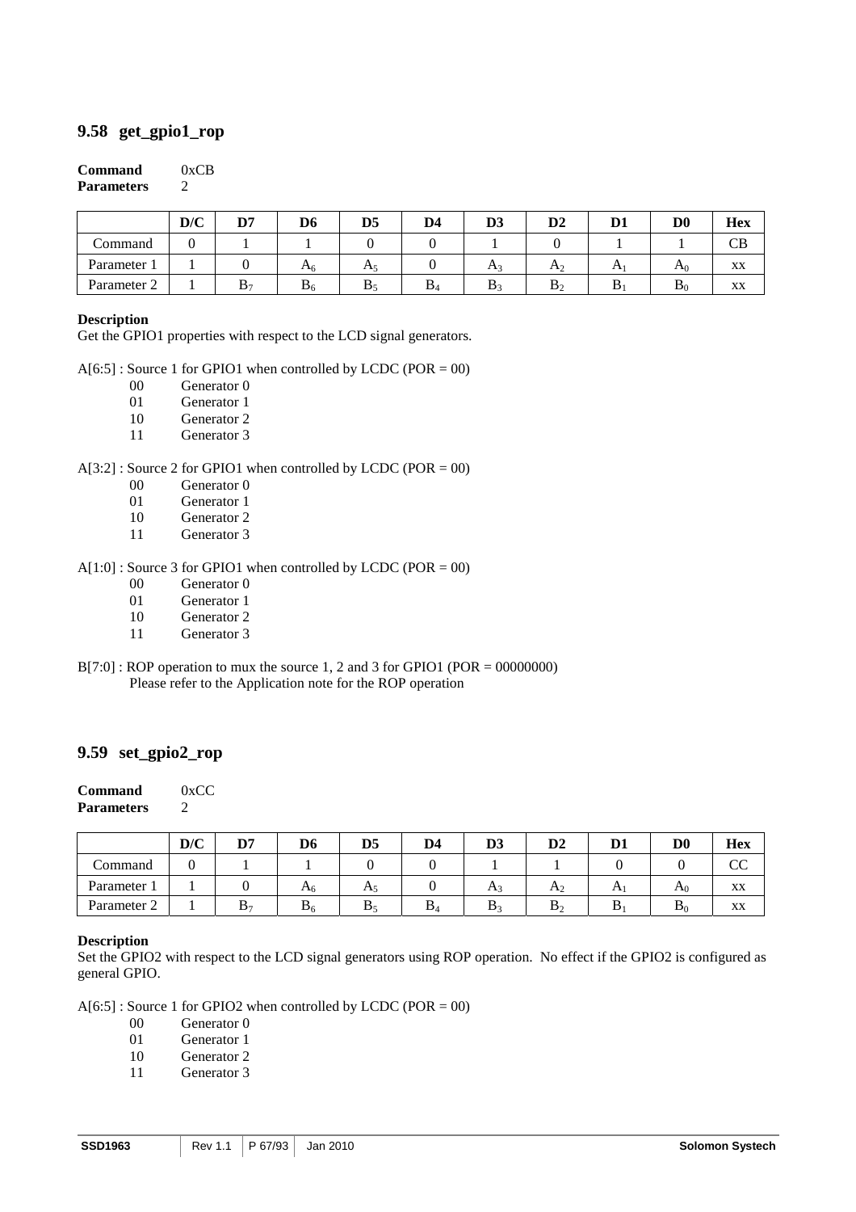## 9.58 get_gpio1_rop

**Command** 0xCB
**Parameters** 2

| | D/C | D7 | D6 | D5 | D4 | D3 | D2 | D1 | D0 | Hex |
|---|---|---|---|---|---|---|---|---|---|---|
| Command | 0 | 1 | 1 | 0 | 0 | 1 | 0 | 1 | 1 | CB |
| Parameter 1 | 1 | 0 | $A_6$ | $A_5$ | 0 | $A_3$ | $A_2$ | $A_1$ | $A_0$ | xx |
| Parameter 2 | 1 | $B_7$ | $B_6$ | $B_5$ | $B_4$ | $B_3$ | $B_2$ | $B_1$ | $B_0$ | xx |

**Description**
Get the GPIO1 properties with respect to the LCD signal generators.

A[6:5] : Source 1 for GPIO1 when controlled by LCDC (POR = 00)
- 00 Generator 0
- 01 Generator 1
- 10 Generator 2
- 11 Generator 3

A[3:2] : Source 2 for GPIO1 when controlled by LCDC (POR = 00)
- 00 Generator 0
- 01 Generator 1
- 10 Generator 2
- 11 Generator 3

A[1:0] : Source 3 for GPIO1 when controlled by LCDC (POR = 00)
- 00 Generator 0
- 01 Generator 1
- 10 Generator 2
- 11 Generator 3

B[7:0] : ROP operation to mux the source 1, 2 and 3 for GPIO1 (POR = 00000000)
Please refer to the Application note for the ROP operation

## 9.59 set_gpio2_rop

**Command** 0xCC
**Parameters** 2

| | D/C | D7 | D6 | D5 | D4 | D3 | D2 | D1 | D0 | Hex |
|---|---|---|---|---|---|---|---|---|---|---|
| Command | 0 | 1 | 1 | 0 | 0 | 1 | 1 | 0 | 0 | CC |
| Parameter 1 | 1 | 0 | $A_6$ | $A_5$ | 0 | $A_3$ | $A_2$ | $A_1$ | $A_0$ | xx |
| Parameter 2 | 1 | $B_7$ | $B_6$ | $B_5$ | $B_4$ | $B_3$ | $B_2$ | $B_1$ | $B_0$ | xx |

**Description**
Set the GPIO2 with respect to the LCD signal generators using ROP operation. No effect if the GPIO2 is configured as general GPIO.

A[6:5] : Source 1 for GPIO2 when controlled by LCDC (POR = 00)
- 00 Generator 0
- 01 Generator 1
- 10 Generator 2
- 11 Generator 3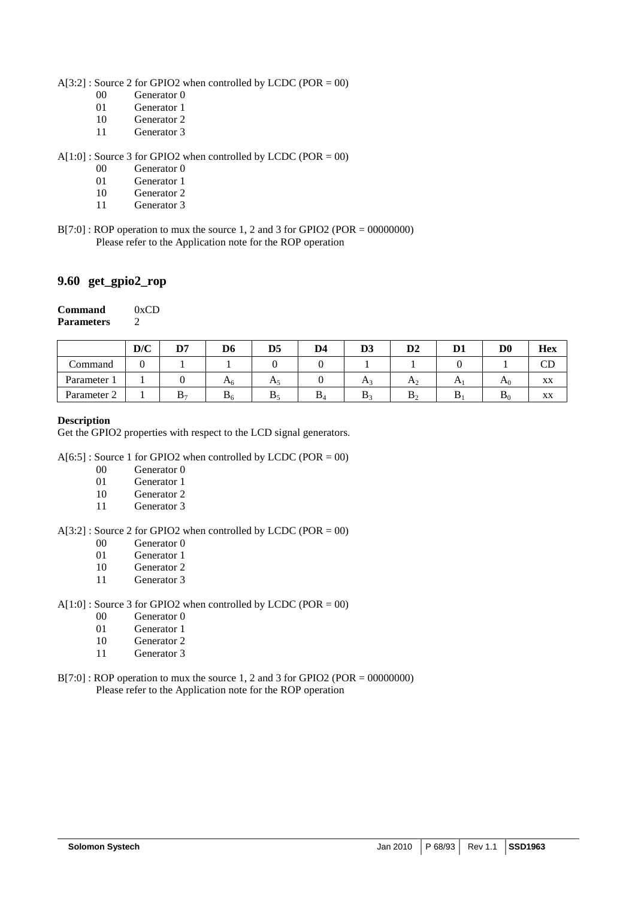A[3:2] : Source 2 for GPIO2 when controlled by LCDC (POR = 00)

- 00 Generator 0
- 01 Generator 1
- 10 Generator 2
- 11 Generator 3

A[1:0] : Source 3 for GPIO2 when controlled by LCDC (POR = 00)

- 00 Generator 0
- 01 Generator 1
- 10 Generator 2
- 11 Generator 3

B[7:0] : ROP operation to mux the source 1, 2 and 3 for GPIO2 (POR = 00000000)
Please refer to the Application note for the ROP operation

## 9.60 get_gpio2_rop

**Command** 0xCD
**Parameters** 2

| | D/C | D7 | D6 | D5 | D4 | D3 | D2 | D1 | D0 | Hex |
|---|---|---|---|---|---|---|---|---|---|---|
| Command | 0 | 1 | 1 | 0 | 0 | 1 | 1 | 0 | 1 | CD |
| Parameter 1 | 1 | 0 | $A_6$ | $A_5$ | 0 | $A_3$ | $A_2$ | $A_1$ | $A_0$ | xx |
| Parameter 2 | 1 | $B_7$ | $B_6$ | $B_5$ | $B_4$ | $B_3$ | $B_2$ | $B_1$ | $B_0$ | xx |

**Description**
Get the GPIO2 properties with respect to the LCD signal generators.

A[6:5] : Source 1 for GPIO2 when controlled by LCDC (POR = 00)

- 00 Generator 0
- 01 Generator 1
- 10 Generator 2
- 11 Generator 3

A[3:2] : Source 2 for GPIO2 when controlled by LCDC (POR = 00)

- 00 Generator 0
- 01 Generator 1
- 10 Generator 2
- 11 Generator 3

A[1:0] : Source 3 for GPIO2 when controlled by LCDC (POR = 00)

- 00 Generator 0
- 01 Generator 1
- 10 Generator 2
- 11 Generator 3

B[7:0] : ROP operation to mux the source 1, 2 and 3 for GPIO2 (POR = 00000000)
Please refer to the Application note for the ROP operation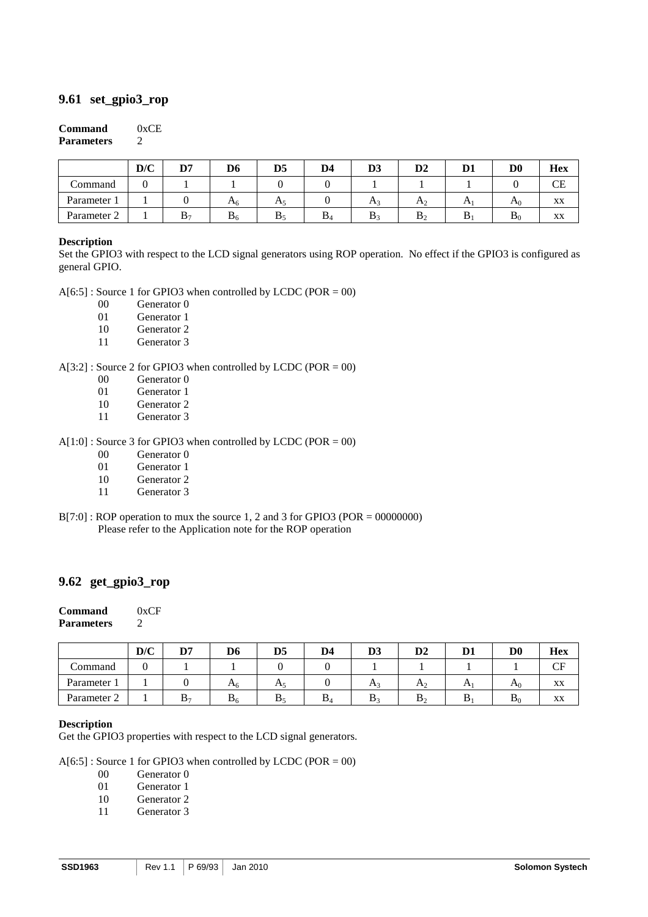### 9.61 set_gpio3_rop

**Command** 0xCE
**Parameters** 2

| | D/C | D7 | D6 | D5 | D4 | D3 | D2 | D1 | D0 | Hex |
|---|---|---|---|---|---|---|---|---|---|---|
| Command | 0 | 1 | 1 | 0 | 0 | 1 | 1 | 1 | 0 | CE |
| Parameter 1 | 1 | 0 | $A_6$ | $A_5$ | 0 | $A_3$ | $A_2$ | $A_1$ | $A_0$ | xx |
| Parameter 2 | 1 | $B_7$ | $B_6$ | $B_5$ | $B_4$ | $B_3$ | $B_2$ | $B_1$ | $B_0$ | xx |

**Description**
Set the GPIO3 with respect to the LCD signal generators using ROP operation. No effect if the GPIO3 is configured as general GPIO.

A[6:5] : Source 1 for GPIO3 when controlled by LCDC (POR = 00)
- 00 Generator 0
- 01 Generator 1
- 10 Generator 2
- 11 Generator 3

A[3:2] : Source 2 for GPIO3 when controlled by LCDC (POR = 00)
- 00 Generator 0
- 01 Generator 1
- 10 Generator 2
- 11 Generator 3

A[1:0] : Source 3 for GPIO3 when controlled by LCDC (POR = 00)
- 00 Generator 0
- 01 Generator 1
- 10 Generator 2
- 11 Generator 3

B[7:0] : ROP operation to mux the source 1, 2 and 3 for GPIO3 (POR = 00000000)
Please refer to the Application note for the ROP operation

### 9.62 get_gpio3_rop

**Command** 0xCF
**Parameters** 2

| | D/C | D7 | D6 | D5 | D4 | D3 | D2 | D1 | D0 | Hex |
|---|---|---|---|---|---|---|---|---|---|---|
| Command | 0 | 1 | 1 | 0 | 0 | 1 | 1 | 1 | 1 | CF |
| Parameter 1 | 1 | 0 | $A_6$ | $A_5$ | 0 | $A_3$ | $A_2$ | $A_1$ | $A_0$ | xx |
| Parameter 2 | 1 | $B_7$ | $B_6$ | $B_5$ | $B_4$ | $B_3$ | $B_2$ | $B_1$ | $B_0$ | xx |

**Description**
Get the GPIO3 properties with respect to the LCD signal generators.

A[6:5] : Source 1 for GPIO3 when controlled by LCDC (POR = 00)
- 00 Generator 0
- 01 Generator 1
- 10 Generator 2
- 11 Generator 3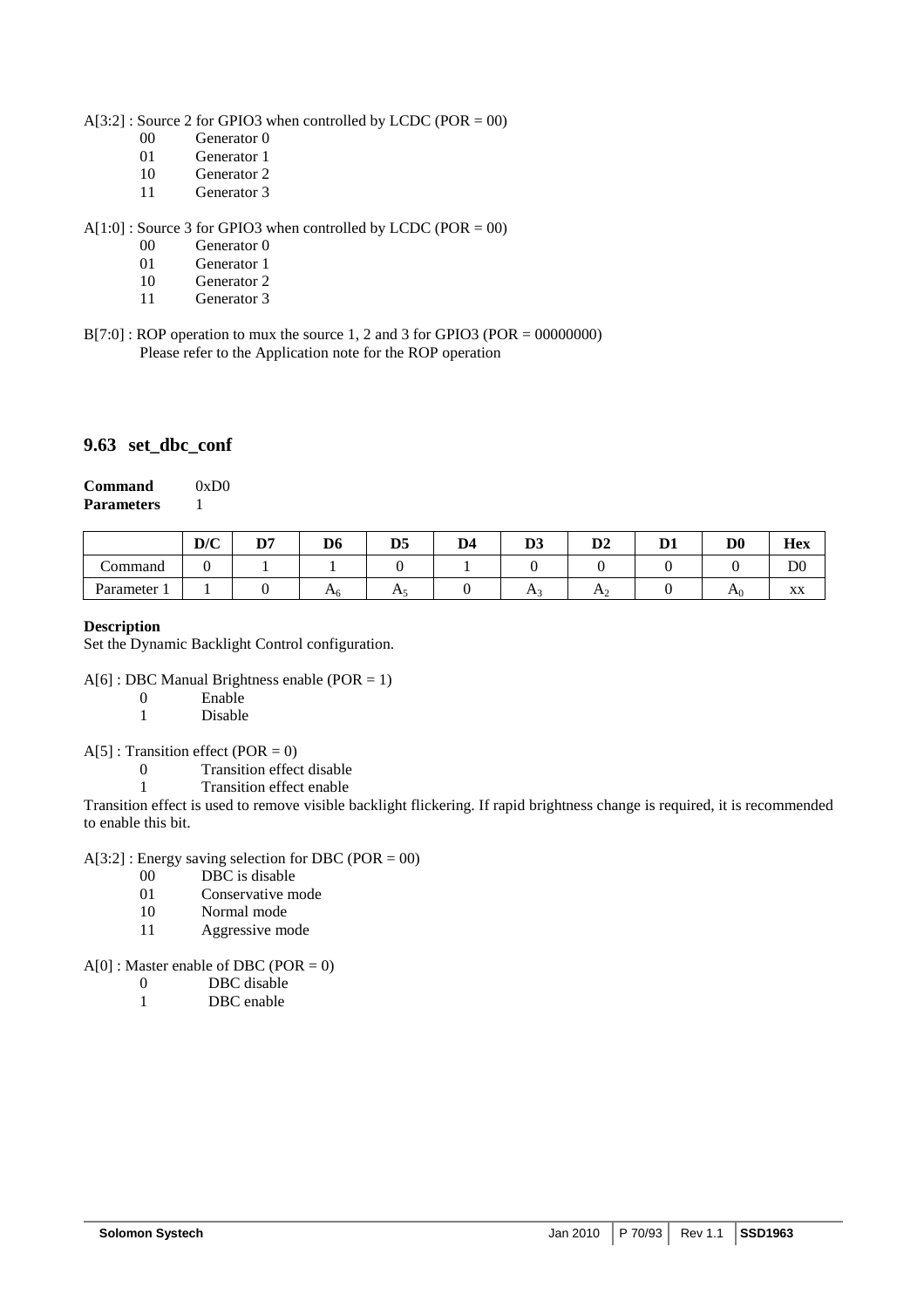A[3:2] : Source 2 for GPIO3 when controlled by LCDC (POR = 00)

- 00 Generator 0
- 01 Generator 1
- 10 Generator 2
- 11 Generator 3

A[1:0] : Source 3 for GPIO3 when controlled by LCDC (POR = 00)

- 00 Generator 0
- 01 Generator 1
- 10 Generator 2
- 11 Generator 3

B[7:0] : ROP operation to mux the source 1, 2 and 3 for GPIO3 (POR = 00000000)
Please refer to the Application note for the ROP operation

## 9.63 set_dbc_conf

**Command** 0xD0
**Parameters** 1

| | D/C | D7 | D6 | D5 | D4 | D3 | D2 | D1 | D0 | Hex |
|---|---|---|---|---|---|---|---|---|---|---|
| Command | 0 | 1 | 1 | 0 | 1 | 0 | 0 | 0 | 0 | D0 |
| Parameter 1 | 1 | 0 | $A_6$ | $A_5$ | 0 | $A_3$ | $A_2$ | 0 | $A_0$ | xx |

**Description**
Set the Dynamic Backlight Control configuration.

A[6] : DBC Manual Brightness enable (POR = 1)

- 0 Enable
- 1 Disable

A[5] : Transition effect (POR = 0)

- 0 Transition effect disable
- 1 Transition effect enable

Transition effect is used to remove visible backlight flickering. If rapid brightness change is required, it is recommended to enable this bit.

A[3:2] : Energy saving selection for DBC (POR = 00)

- 00 DBC is disable
- 01 Conservative mode
- 10 Normal mode
- 11 Aggressive mode

A[0] : Master enable of DBC (POR = 0)

- 0 DBC disable
- 1 DBC enable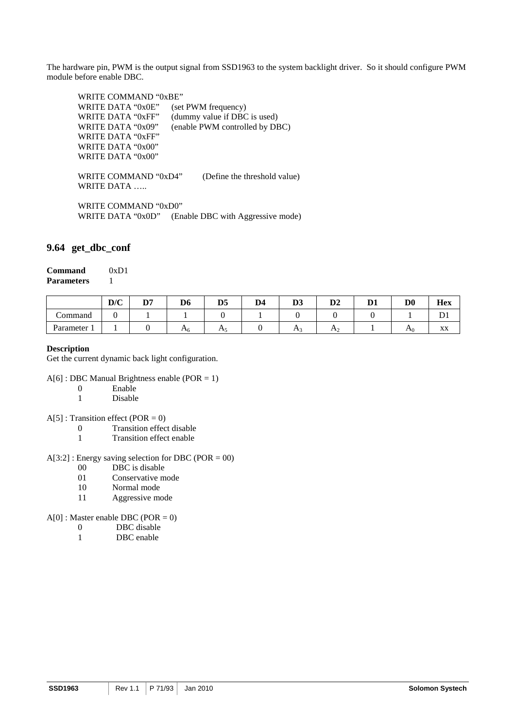The hardware pin, PWM is the output signal from SSD1963 to the system backlight driver. So it should configure PWM module before enable DBC.

```
WRITE COMMAND “0xBE”
WRITE DATA “0x0E”    (set PWM frequency)
WRITE DATA “0xFF”    (dummy value if DBC is used)
WRITE DATA “0x09”    (enable PWM controlled by DBC)
WRITE DATA “0xFF”
WRITE DATA “0x00”
WRITE DATA “0x00”

WRITE COMMAND “0xD4”        (Define the threshold value)
WRITE DATA …..

WRITE COMMAND “0xD0”
WRITE DATA “0x0D”    (Enable DBC with Aggressive mode)
```

## 9.64 get_dbc_conf

**Command** 0xD1
**Parameters** 1

| | D/C | D7 | D6 | D5 | D4 | D3 | D2 | D1 | D0 | Hex |
|---|---|---|---|---|---|---|---|---|---|---|
| Command | 0 | 1 | 1 | 0 | 1 | 0 | 0 | 0 | 1 | D1 |
| Parameter 1 | 1 | 0 | $A_6$ | $A_5$ | 0 | $A_3$ | $A_2$ | 1 | $A_0$ | xx |

**Description**
Get the current dynamic back light configuration.

A[6] : DBC Manual Brightness enable (POR = 1)
- 0 Enable
- 1 Disable

A[5] : Transition effect (POR = 0)
- 0 Transition effect disable
- 1 Transition effect enable

A[3:2] : Energy saving selection for DBC (POR = 00)
- 00 DBC is disable
- 01 Conservative mode
- 10 Normal mode
- 11 Aggressive mode

A[0] : Master enable DBC (POR = 0)
- 0 DBC disable
- 1 DBC enable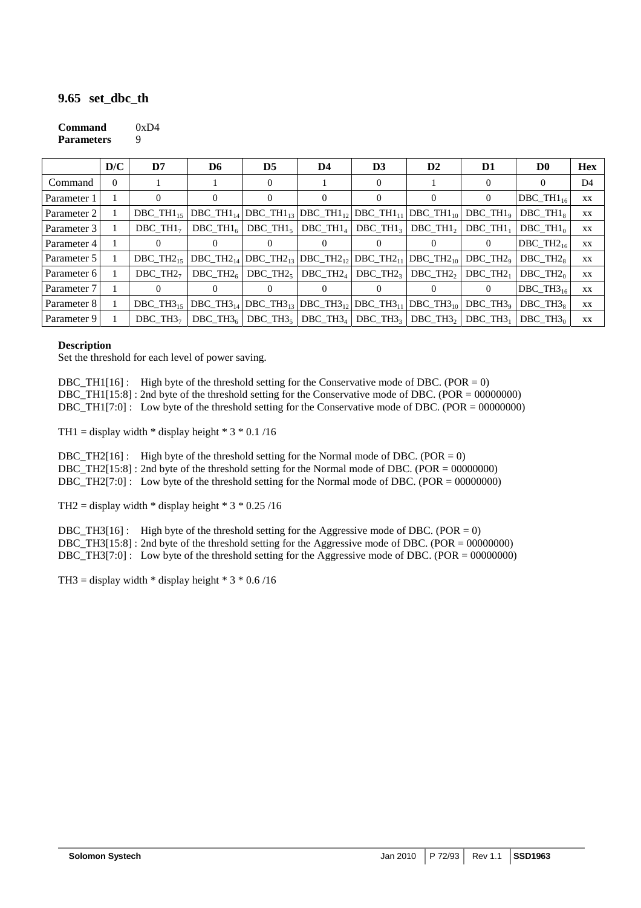## 9.65 set_dbc_th

**Command** 0xD4
**Parameters** 9

| | D/C | D7 | D6 | D5 | D4 | D3 | D2 | D1 | D0 | Hex |
|---|---|---|---|---|---|---|---|---|---|---|
| Command | 0 | 1 | 1 | 0 | 1 | 0 | 1 | 0 | 0 | D4 |
| Parameter 1 | 1 | 0 | 0 | 0 | 0 | 0 | 0 | 0 | $DBC\_TH1_{16}$ | xx |
| Parameter 2 | 1 | $DBC\_TH1_{15}$ | $DBC\_TH1_{14}$ | $DBC\_TH1_{13}$ | $DBC\_TH1_{12}$ | $DBC\_TH1_{11}$ | $DBC\_TH1_{10}$ | $DBC\_TH1_{9}$ | $DBC\_TH1_{8}$ | xx |
| Parameter 3 | 1 | $DBC\_TH1_{7}$ | $DBC\_TH1_{6}$ | $DBC\_TH1_{5}$ | $DBC\_TH1_{4}$ | $DBC\_TH1_{3}$ | $DBC\_TH1_{2}$ | $DBC\_TH1_{1}$ | $DBC\_TH1_{0}$ | xx |
| Parameter 4 | 1 | 0 | 0 | 0 | 0 | 0 | 0 | 0 | $DBC\_TH2_{16}$ | xx |
| Parameter 5 | 1 | $DBC\_TH2_{15}$ | $DBC\_TH2_{14}$ | $DBC\_TH2_{13}$ | $DBC\_TH2_{12}$ | $DBC\_TH2_{11}$ | $DBC\_TH2_{10}$ | $DBC\_TH2_{9}$ | $DBC\_TH2_{8}$ | xx |
| Parameter 6 | 1 | $DBC\_TH2_{7}$ | $DBC\_TH2_{6}$ | $DBC\_TH2_{5}$ | $DBC\_TH2_{4}$ | $DBC\_TH2_{3}$ | $DBC\_TH2_{2}$ | $DBC\_TH2_{1}$ | $DBC\_TH2_{0}$ | xx |
| Parameter 7 | 1 | 0 | 0 | 0 | 0 | 0 | 0 | 0 | $DBC\_TH3_{16}$ | xx |
| Parameter 8 | 1 | $DBC\_TH3_{15}$ | $DBC\_TH3_{14}$ | $DBC\_TH3_{13}$ | $DBC\_TH3_{12}$ | $DBC\_TH3_{11}$ | $DBC\_TH3_{10}$ | $DBC\_TH3_{9}$ | $DBC\_TH3_{8}$ | xx |
| Parameter 9 | 1 | $DBC\_TH3_{7}$ | $DBC\_TH3_{6}$ | $DBC\_TH3_{5}$ | $DBC\_TH3_{4}$ | $DBC\_TH3_{3}$ | $DBC\_TH3_{2}$ | $DBC\_TH3_{1}$ | $DBC\_TH3_{0}$ | xx |

**Description**

Set the threshold for each level of power saving.

DBC_TH1[16] : High byte of the threshold setting for the Conservative mode of DBC. (POR = 0)
DBC_TH1[15:8] : 2nd byte of the threshold setting for the Conservative mode of DBC. (POR = 00000000)
DBC_TH1[7:0] : Low byte of the threshold setting for the Conservative mode of DBC. (POR = 00000000)

TH1 = display width * display height * 3 * 0.1 /16

DBC_TH2[16] : High byte of the threshold setting for the Normal mode of DBC. (POR = 0)
DBC_TH2[15:8] : 2nd byte of the threshold setting for the Normal mode of DBC. (POR = 00000000)
DBC_TH2[7:0] : Low byte of the threshold setting for the Normal mode of DBC. (POR = 00000000)

TH2 = display width * display height * 3 * 0.25 /16

DBC_TH3[16] : High byte of the threshold setting for the Aggressive mode of DBC. (POR = 0)
DBC_TH3[15:8] : 2nd byte of the threshold setting for the Aggressive mode of DBC. (POR = 00000000)
DBC_TH3[7:0] : Low byte of the threshold setting for the Aggressive mode of DBC. (POR = 00000000)

TH3 = display width * display height * 3 * 0.6 /16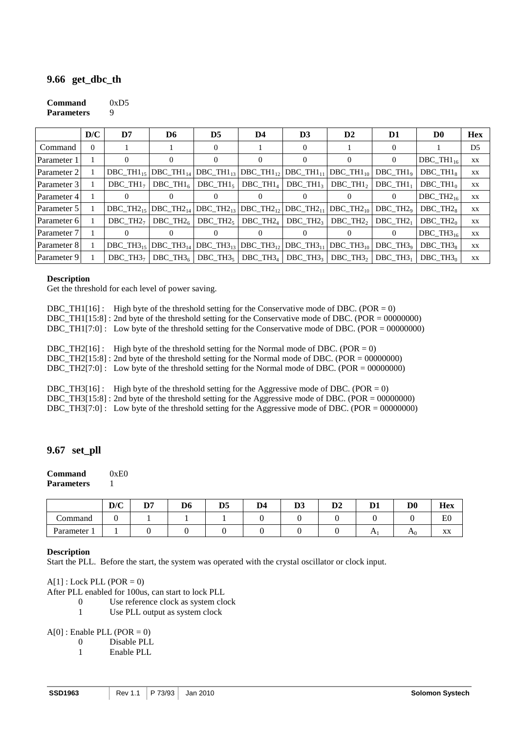## 9.66 get_dbc_th

**Command** 0xD5
**Parameters** 9

| | D/C | D7 | D6 | D5 | D4 | D3 | D2 | D1 | D0 | Hex |
|---|---|---|---|---|---|---|---|---|---|---|
| Command | 0 | 1 | 1 | 0 | 1 | 0 | 1 | 0 | 1 | D5 |
| Parameter 1 | 1 | 0 | 0 | 0 | 0 | 0 | 0 | 0 | $DBC\_TH1_{16}$ | xx |
| Parameter 2 | 1 | $DBC\_TH1_{15}$ | $DBC\_TH1_{14}$ | $DBC\_TH1_{13}$ | $DBC\_TH1_{12}$ | $DBC\_TH1_{11}$ | $DBC\_TH1_{10}$ | $DBC\_TH1_{9}$ | $DBC\_TH1_{8}$ | xx |
| Parameter 3 | 1 | $DBC\_TH1_{7}$ | $DBC\_TH1_{6}$ | $DBC\_TH1_{5}$ | $DBC\_TH1_{4}$ | $DBC\_TH1_{3}$ | $DBC\_TH1_{2}$ | $DBC\_TH1_{1}$ | $DBC\_TH1_{0}$ | xx |
| Parameter 4 | 1 | 0 | 0 | 0 | 0 | 0 | 0 | 0 | $DBC\_TH2_{16}$ | xx |
| Parameter 5 | 1 | $DBC\_TH2_{15}$ | $DBC\_TH2_{14}$ | $DBC\_TH2_{13}$ | $DBC\_TH2_{12}$ | $DBC\_TH2_{11}$ | $DBC\_TH2_{10}$ | $DBC\_TH2_{9}$ | $DBC\_TH2_{8}$ | xx |
| Parameter 6 | 1 | $DBC\_TH2_{7}$ | $DBC\_TH2_{6}$ | $DBC\_TH2_{5}$ | $DBC\_TH2_{4}$ | $DBC\_TH2_{3}$ | $DBC\_TH2_{2}$ | $DBC\_TH2_{1}$ | $DBC\_TH2_{0}$ | xx |
| Parameter 7 | 1 | 0 | 0 | 0 | 0 | 0 | 0 | 0 | $DBC\_TH3_{16}$ | xx |
| Parameter 8 | 1 | $DBC\_TH3_{15}$ | $DBC\_TH3_{14}$ | $DBC\_TH3_{13}$ | $DBC\_TH3_{12}$ | $DBC\_TH3_{11}$ | $DBC\_TH3_{10}$ | $DBC\_TH3_{9}$ | $DBC\_TH3_{8}$ | xx |
| Parameter 9 | 1 | $DBC\_TH3_{7}$ | $DBC\_TH3_{6}$ | $DBC\_TH3_{5}$ | $DBC\_TH3_{4}$ | $DBC\_TH3_{3}$ | $DBC\_TH3_{2}$ | $DBC\_TH3_{1}$ | $DBC\_TH3_{0}$ | xx |

**Description**

Get the threshold for each level of power saving.

DBC_TH1[16] : High byte of the threshold setting for the Conservative mode of DBC. (POR = 0)
DBC_TH1[15:8] : 2nd byte of the threshold setting for the Conservative mode of DBC. (POR = 00000000)
DBC_TH1[7:0] : Low byte of the threshold setting for the Conservative mode of DBC. (POR = 00000000)

DBC_TH2[16] : High byte of the threshold setting for the Normal mode of DBC. (POR = 0)
DBC_TH2[15:8] : 2nd byte of the threshold setting for the Normal mode of DBC. (POR = 00000000)
DBC_TH2[7:0] : Low byte of the threshold setting for the Normal mode of DBC. (POR = 00000000)

DBC_TH3[16] : High byte of the threshold setting for the Aggressive mode of DBC. (POR = 0)
DBC_TH3[15:8] : 2nd byte of the threshold setting for the Aggressive mode of DBC. (POR = 00000000)
DBC_TH3[7:0] : Low byte of the threshold setting for the Aggressive mode of DBC. (POR = 00000000)

## 9.67 set_pll

**Command** 0xE0
**Parameters** 1

| | D/C | D7 | D6 | D5 | D4 | D3 | D2 | D1 | D0 | Hex |
|---|---|---|---|---|---|---|---|---|---|---|
| Command | 0 | 1 | 1 | 1 | 0 | 0 | 0 | 0 | 0 | E0 |
| Parameter 1 | 1 | 0 | 0 | 0 | 0 | 0 | 0 | $A_1$ | $A_0$ | xx |

**Description**

Start the PLL. Before the start, the system was operated with the crystal oscillator or clock input.

A[1] : Lock PLL (POR = 0)
After PLL enabled for 100us, can start to lock PLL
- 0 Use reference clock as system clock
- 1 Use PLL output as system clock

A[0] : Enable PLL (POR = 0)
- 0 Disable PLL
- 1 Enable PLL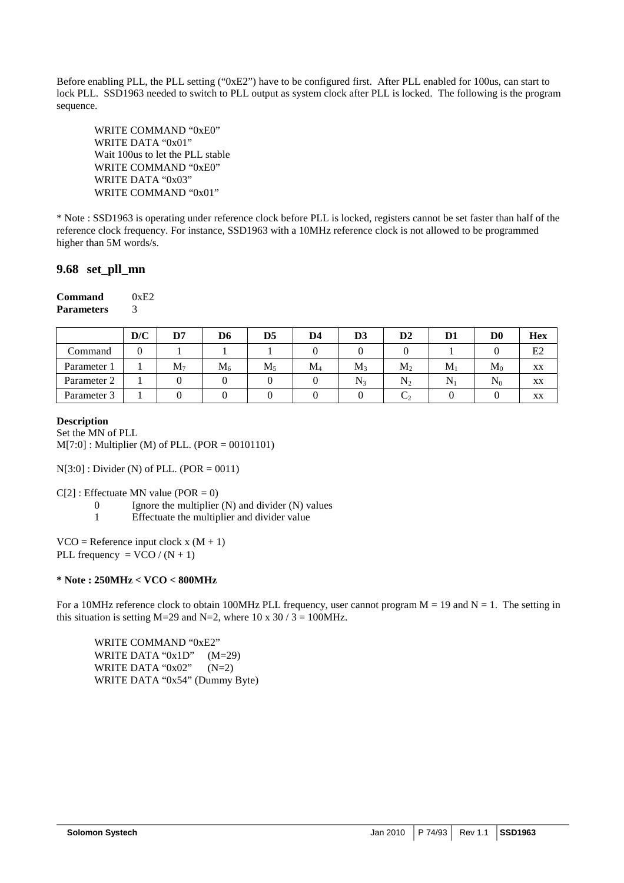Before enabling PLL, the PLL setting (“0xE2”) have to be configured first. After PLL enabled for 100us, can start to lock PLL. SSD1963 needed to switch to PLL output as system clock after PLL is locked. The following is the program sequence.

```
WRITE COMMAND “0xE0”
WRITE DATA “0x01”
Wait 100us to let the PLL stable
WRITE COMMAND “0xE0”
WRITE DATA “0x03”
WRITE COMMAND “0x01”
```

* Note : SSD1963 is operating under reference clock before PLL is locked, registers cannot be set faster than half of the reference clock frequency. For instance, SSD1963 with a 10MHz reference clock is not allowed to be programmed higher than 5M words/s.

## 9.68 set_pll_mn

**Command** 0xE2
**Parameters** 3

| | D/C | D7 | D6 | D5 | D4 | D3 | D2 | D1 | D0 | Hex |
|---|---|---|---|---|---|---|---|---|---|---|
| Command | 0 | 1 | 1 | 1 | 0 | 0 | 0 | 1 | 0 | E2 |
| Parameter 1 | 1 | $M_7$ | $M_6$ | $M_5$ | $M_4$ | $M_3$ | $M_2$ | $M_1$ | $M_0$ | xx |
| Parameter 2 | 1 | 0 | 0 | 0 | 0 | $N_3$ | $N_2$ | $N_1$ | $N_0$ | xx |
| Parameter 3 | 1 | 0 | 0 | 0 | 0 | 0 | $C_2$ | 0 | 0 | xx |

**Description**

Set the MN of PLL

M[7:0] : Multiplier (M) of PLL. (POR = 00101101)

N[3:0] : Divider (N) of PLL. (POR = 0011)

C[2] : Effectuate MN value (POR = 0)

- 0 Ignore the multiplier (N) and divider (N) values
- 1 Effectuate the multiplier and divider value

VCO = Reference input clock x (M + 1)
PLL frequency = VCO / (N + 1)

**\* Note : 250MHz < VCO < 800MHz**

For a 10MHz reference clock to obtain 100MHz PLL frequency, user cannot program M = 19 and N = 1. The setting in this situation is setting M=29 and N=2, where 10 x 30 / 3 = 100MHz.

```
WRITE COMMAND “0xE2”
WRITE DATA “0x1D”    (M=29)
WRITE DATA “0x02”    (N=2)
WRITE DATA “0x54” (Dummy Byte)
```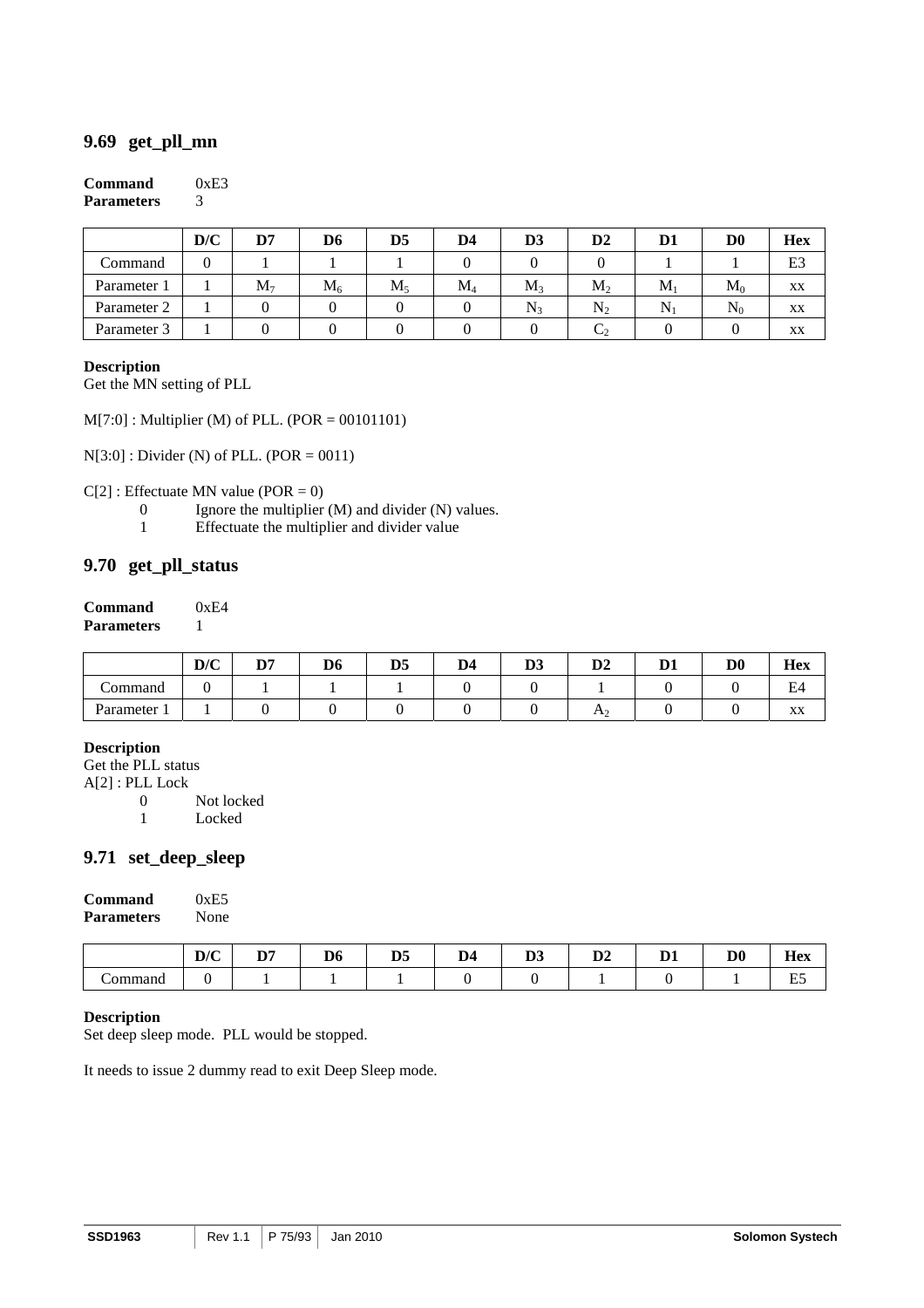## 9.69 get_pll_mn

**Command** 0xE3
**Parameters** 3

| | D/C | D7 | D6 | D5 | D4 | D3 | D2 | D1 | D0 | Hex |
|---|---|---|---|---|---|---|---|---|---|---|
| Command | 0 | 1 | 1 | 1 | 0 | 0 | 0 | 1 | 1 | E3 |
| Parameter 1 | 1 | $M_7$ | $M_6$ | $M_5$ | $M_4$ | $M_3$ | $M_2$ | $M_1$ | $M_0$ | xx |
| Parameter 2 | 1 | 0 | 0 | 0 | 0 | $N_3$ | $N_2$ | $N_1$ | $N_0$ | xx |
| Parameter 3 | 1 | 0 | 0 | 0 | 0 | 0 | $C_2$ | 0 | 0 | xx |

**Description**
Get the MN setting of PLL

M[7:0] : Multiplier (M) of PLL. (POR = 00101101)

N[3:0] : Divider (N) of PLL. (POR = 0011)

C[2] : Effectuate MN value (POR = 0)
- 0 Ignore the multiplier (M) and divider (N) values.
- 1 Effectuate the multiplier and divider value

## 9.70 get_pll_status

**Command** 0xE4
**Parameters** 1

| | D/C | D7 | D6 | D5 | D4 | D3 | D2 | D1 | D0 | Hex |
|---|---|---|---|---|---|---|---|---|---|---|
| Command | 0 | 1 | 1 | 1 | 0 | 0 | 1 | 0 | 0 | E4 |
| Parameter 1 | 1 | 0 | 0 | 0 | 0 | 0 | $A_2$ | 0 | 0 | xx |

**Description**
Get the PLL status
A[2] : PLL Lock
- 0 Not locked
- 1 Locked

## 9.71 set_deep_sleep

**Command** 0xE5
**Parameters** None

| | D/C | D7 | D6 | D5 | D4 | D3 | D2 | D1 | D0 | Hex |
|---|---|---|---|---|---|---|---|---|---|---|
| Command | 0 | 1 | 1 | 1 | 0 | 0 | 1 | 0 | 1 | E5 |

**Description**
Set deep sleep mode. PLL would be stopped.

It needs to issue 2 dummy read to exit Deep Sleep mode.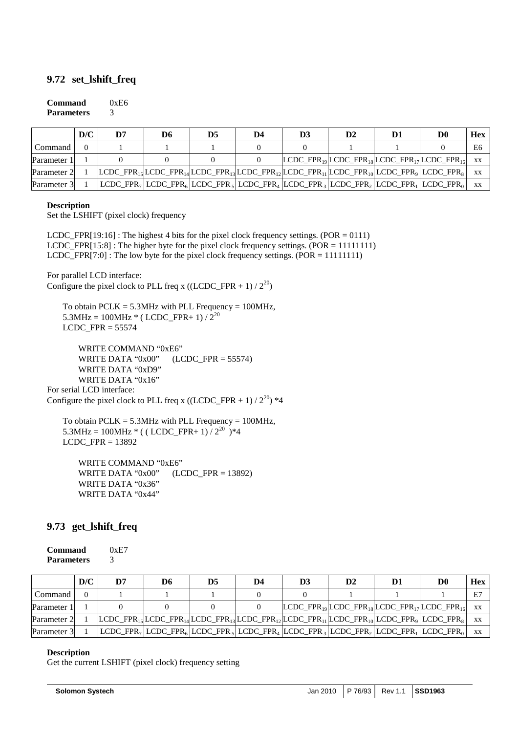## 9.72 set_lshift_freq

**Command** 0xE6
**Parameters** 3

| | D/C | D7 | D6 | D5 | D4 | D3 | D2 | D1 | D0 | Hex |
|---|---|---|---|---|---|---|---|---|---|---|
| Command | 0 | 1 | 1 | 1 | 0 | 0 | 1 | 1 | 0 | E6 |
| Parameter 1 | 1 | 0 | 0 | 0 | 0 | $LCDC\_FPR_{19}$ | $LCDC\_FPR_{18}$ | $LCDC\_FPR_{17}$ | $LCDC\_FPR_{16}$ | xx |
| Parameter 2 | 1 | $LCDC\_FPR_{15}$ | $LCDC\_FPR_{14}$ | $LCDC\_FPR_{13}$ | $LCDC\_FPR_{12}$ | $LCDC\_FPR_{11}$ | $LCDC\_FPR_{10}$ | $LCDC\_FPR_{9}$ | $LCDC\_FPR_{8}$ | xx |
| Parameter 3 | 1 | $LCDC\_FPR_{7}$ | $LCDC\_FPR_{6}$ | $LCDC\_FPR_{5}$ | $LCDC\_FPR_{4}$ | $LCDC\_FPR_{3}$ | $LCDC\_FPR_{2}$ | $LCDC\_FPR_{1}$ | $LCDC\_FPR_{0}$ | xx |

**Description**

Set the LSHIFT (pixel clock) frequency

LCDC_FPR[19:16] : The highest 4 bits for the pixel clock frequency settings. (POR = 0111)
LCDC_FPR[15:8] : The higher byte for the pixel clock frequency settings. (POR = 11111111)
LCDC_FPR[7:0] : The low byte for the pixel clock frequency settings. (POR = 11111111)

For parallel LCD interface:
Configure the pixel clock to PLL freq x ((LCDC_FPR + 1) / $2^{20}$)

To obtain PCLK = 5.3MHz with PLL Frequency = 100MHz,
5.3MHz = 100MHz * ( LCDC_FPR+ 1) / $2^{20}$
LCDC_FPR = 55574

WRITE COMMAND "0xE6"
WRITE DATA "0x00" (LCDC_FPR = 55574)
WRITE DATA "0xD9"
WRITE DATA "0x16"

For serial LCD interface:
Configure the pixel clock to PLL freq x ((LCDC_FPR + 1) / $2^{20}$) *4

To obtain PCLK = 5.3MHz with PLL Frequency = 100MHz,
5.3MHz = 100MHz * ( ( LCDC_FPR+ 1) / $2^{20}$ )*4
LCDC_FPR = 13892

WRITE COMMAND "0xE6"
WRITE DATA "0x00" (LCDC_FPR = 13892)
WRITE DATA "0x36"
WRITE DATA "0x44"

## 9.73 get_lshift_freq

**Command** 0xE7
**Parameters** 3

| | D/C | D7 | D6 | D5 | D4 | D3 | D2 | D1 | D0 | Hex |
|---|---|---|---|---|---|---|---|---|---|---|
| Command | 0 | 1 | 1 | 1 | 0 | 0 | 1 | 1 | 1 | E7 |
| Parameter 1 | 1 | 0 | 0 | 0 | 0 | $LCDC\_FPR_{19}$ | $LCDC\_FPR_{18}$ | $LCDC\_FPR_{17}$ | $LCDC\_FPR_{16}$ | xx |
| Parameter 2 | 1 | $LCDC\_FPR_{15}$ | $LCDC\_FPR_{14}$ | $LCDC\_FPR_{13}$ | $LCDC\_FPR_{12}$ | $LCDC\_FPR_{11}$ | $LCDC\_FPR_{10}$ | $LCDC\_FPR_{9}$ | $LCDC\_FPR_{8}$ | xx |
| Parameter 3 | 1 | $LCDC\_FPR_{7}$ | $LCDC\_FPR_{6}$ | $LCDC\_FPR_{5}$ | $LCDC\_FPR_{4}$ | $LCDC\_FPR_{3}$ | $LCDC\_FPR_{2}$ | $LCDC\_FPR_{1}$ | $LCDC\_FPR_{0}$ | xx |

**Description**

Get the current LSHIFT (pixel clock) frequency setting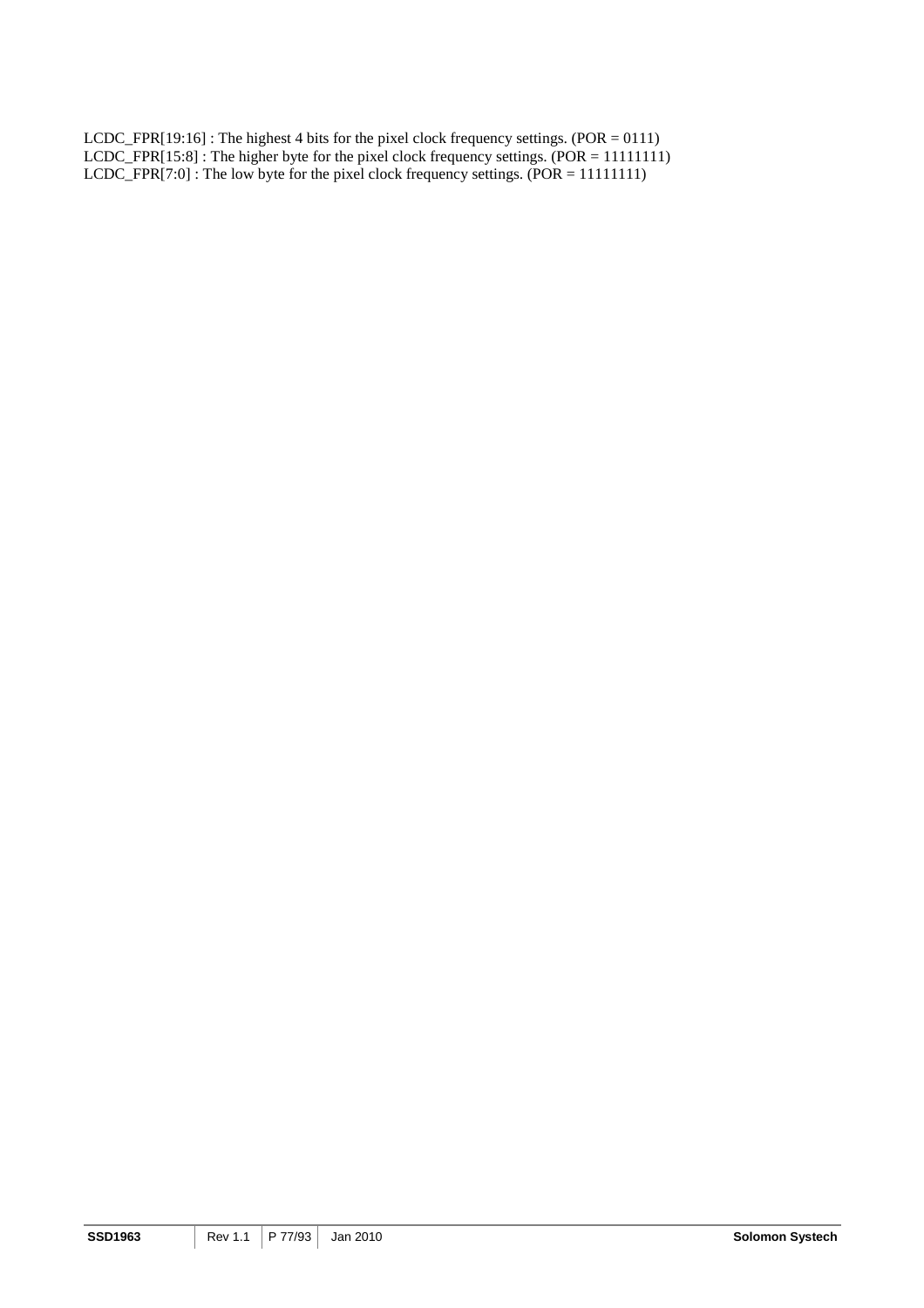LCDC_FPR[19:16] : The highest 4 bits for the pixel clock frequency settings. (POR = 0111)
LCDC_FPR[15:8] : The higher byte for the pixel clock frequency settings. (POR = 11111111)
LCDC_FPR[7:0] : The low byte for the pixel clock frequency settings. (POR = 11111111)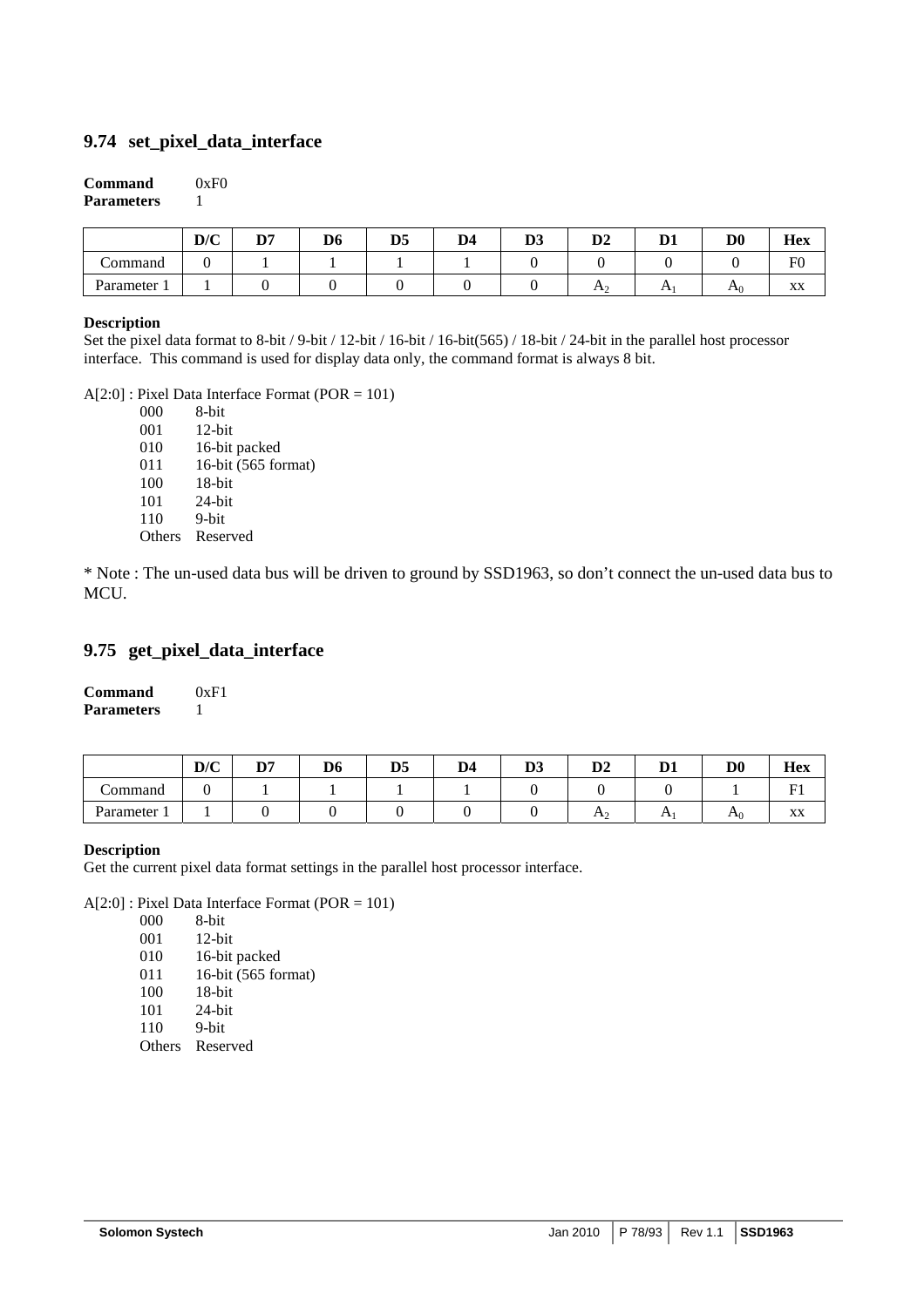## 9.74 set_pixel_data_interface

**Command** 0xF0
**Parameters** 1

| | D/C | D7 | D6 | D5 | D4 | D3 | D2 | D1 | D0 | Hex |
|---|---|---|---|---|---|---|---|---|---|---|
| Command | 0 | 1 | 1 | 1 | 1 | 0 | 0 | 0 | 0 | F0 |
| Parameter 1 | 1 | 0 | 0 | 0 | 0 | 0 | $A_2$ | $A_1$ | $A_0$ | xx |

**Description**
Set the pixel data format to 8-bit / 9-bit / 12-bit / 16-bit / 16-bit(565) / 18-bit / 24-bit in the parallel host processor interface. This command is used for display data only, the command format is always 8 bit.

A[2:0] : Pixel Data Interface Format (POR = 101)

- 000 8-bit
- 001 12-bit
- 010 16-bit packed
- 011 16-bit (565 format)
- 100 18-bit
- 101 24-bit
- 110 9-bit
- Others Reserved

* Note : The un-used data bus will be driven to ground by SSD1963, so don't connect the un-used data bus to MCU.

## 9.75 get_pixel_data_interface

**Command** 0xF1
**Parameters** 1

| | D/C | D7 | D6 | D5 | D4 | D3 | D2 | D1 | D0 | Hex |
|---|---|---|---|---|---|---|---|---|---|---|
| Command | 0 | 1 | 1 | 1 | 1 | 0 | 0 | 0 | 1 | F1 |
| Parameter 1 | 1 | 0 | 0 | 0 | 0 | 0 | $A_2$ | $A_1$ | $A_0$ | xx |

**Description**
Get the current pixel data format settings in the parallel host processor interface.

A[2:0] : Pixel Data Interface Format (POR = 101)

- 000 8-bit
- 001 12-bit
- 010 16-bit packed
- 011 16-bit (565 format)
- 100 18-bit
- 101 24-bit
- 110 9-bit
- Others Reserved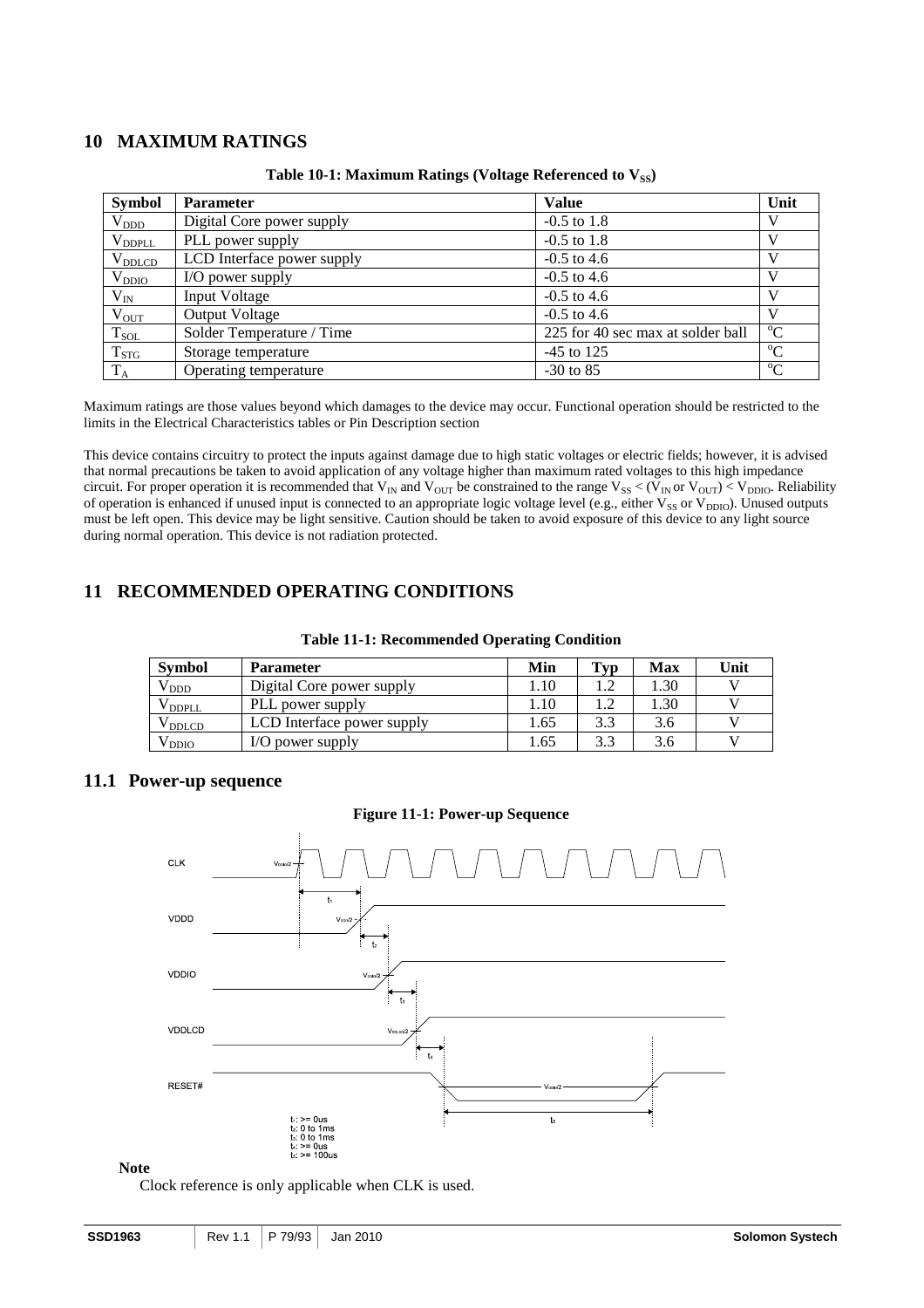# 10 MAXIMUM RATINGS

**Table 10-1: Maximum Ratings (Voltage Referenced to $V_{SS}$)**

| Symbol | Parameter | Value | Unit |
|---|---|---|---|
| $V_{DDD}$ | Digital Core power supply | -0.5 to 1.8 | V |
| $V_{DDPLL}$ | PLL power supply | -0.5 to 1.8 | V |
| $V_{DDLCD}$ | LCD Interface power supply | -0.5 to 4.6 | V |
| $V_{DDIO}$ | I/O power supply | -0.5 to 4.6 | V |
| $V_{IN}$ | Input Voltage | -0.5 to 4.6 | V |
| $V_{OUT}$ | Output Voltage | -0.5 to 4.6 | V |
| $T_{SOL}$ | Solder Temperature / Time | 225 for 40 sec max at solder ball | $^{o}C$ |
| $T_{STG}$ | Storage temperature | -45 to 125 | $^{o}C$ |
| $T_A$ | Operating temperature | -30 to 85 | $^{o}C$ |

Maximum ratings are those values beyond which damages to the device may occur. Functional operation should be restricted to the limits in the Electrical Characteristics tables or Pin Description section

This device contains circuitry to protect the inputs against damage due to high static voltages or electric fields; however, it is advised that normal precautions be taken to avoid application of any voltage higher than maximum rated voltages to this high impedance circuit. For proper operation it is recommended that $V_{IN}$ and $V_{OUT}$ be constrained to the range $V_{SS} < (V_{IN}$ or $V_{OUT}) < V_{DDIO}$. Reliability of operation is enhanced if unused input is connected to an appropriate logic voltage level (e.g., either $V_{SS}$ or $V_{DDIO}$). Unused outputs must be left open. This device may be light sensitive. Caution should be taken to avoid exposure of this device to any light source during normal operation. This device is not radiation protected.

# 11 RECOMMENDED OPERATING CONDITIONS

**Table 11-1: Recommended Operating Condition**

| Symbol | Parameter | Min | Typ | Max | Unit |
|---|---|---|---|---|---|
| $V_{DDD}$ | Digital Core power supply | 1.10 | 1.2 | 1.30 | V |
| $V_{DDPLL}$ | PLL power supply | 1.10 | 1.2 | 1.30 | V |
| $V_{DDLCD}$ | LCD Interface power supply | 1.65 | 3.3 | 3.6 | V |
| $V_{DDIO}$ | I/O power supply | 1.65 | 3.3 | 3.6 | V |

## 11.1 Power-up sequence

**Figure 11-1: Power-up Sequence**

CLK
VDDD
VDDIO
VDDLCD
RESET#

t1: >= 0us
t2: 0 to 1ms
t3: 0 to 1ms
t4: >= 0us
t5: >= 100us

**Note**

Clock reference is only applicable when CLK is used.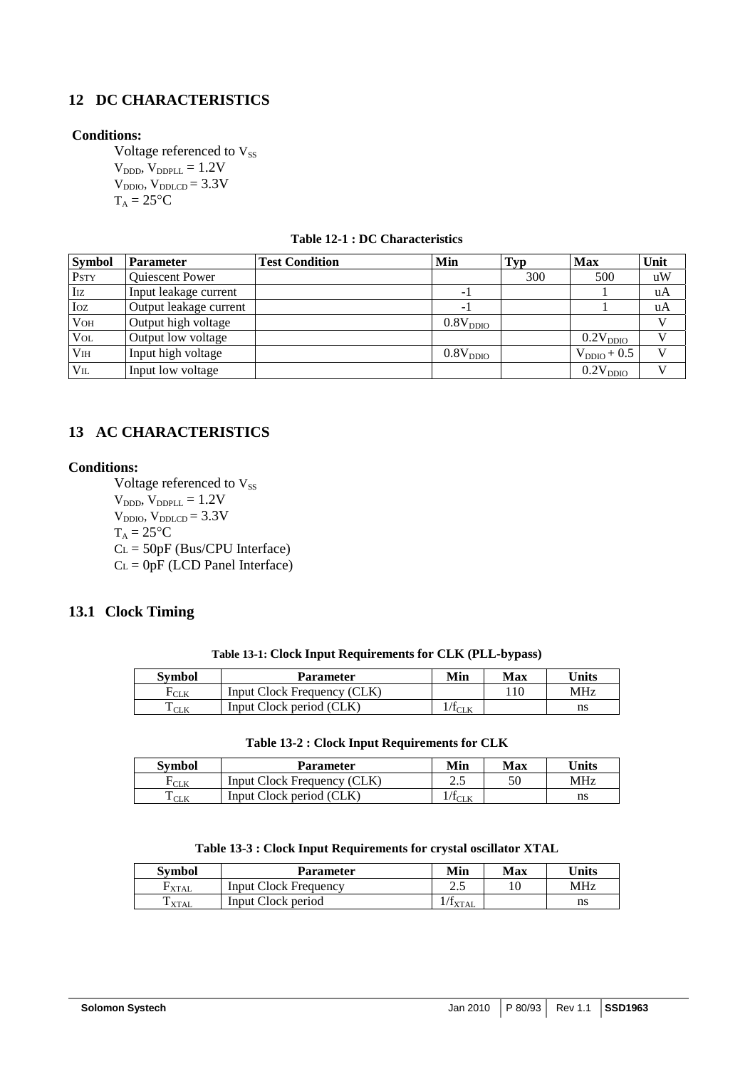## 12 DC CHARACTERISTICS

**Conditions:**

Voltage referenced to $V_{SS}$
$V_{DDD}$, $V_{DDPLL}$ = 1.2V
$V_{DDIO}$, $V_{DDLCD}$ = 3.3V
$T_A$ = 25°C

**Table 12-1 : DC Characteristics**

| Symbol | Parameter | Test Condition | Min | Typ | Max | Unit |
|---|---|---|---|---|---|---|
| $P_{STY}$ | Quiescent Power | | | 300 | 500 | uW |
| $I_{IZ}$ | Input leakage current | | -1 | | 1 | uA |
| $I_{OZ}$ | Output leakage current | | -1 | | 1 | uA |
| $V_{OH}$ | Output high voltage | | $0.8V_{DDIO}$ | | | V |
| $V_{OL}$ | Output low voltage | | | | $0.2V_{DDIO}$ | V |
| $V_{IH}$ | Input high voltage | | $0.8V_{DDIO}$ | | $V_{DDIO} + 0.5$ | V |
| $V_{IL}$ | Input low voltage | | | | $0.2V_{DDIO}$ | V |

## 13 AC CHARACTERISTICS

**Conditions:**

Voltage referenced to $V_{SS}$
$V_{DDD}$, $V_{DDPLL}$ = 1.2V
$V_{DDIO}$, $V_{DDLCD}$ = 3.3V
$T_A$ = 25°C
$C_L$ = 50pF (Bus/CPU Interface)
$C_L$ = 0pF (LCD Panel Interface)

### 13.1 Clock Timing

**Table 13-1: Clock Input Requirements for CLK (PLL-bypass)**

| Symbol | Parameter | Min | Max | Units |
|---|---|---|---|---|
| $F_{CLK}$ | Input Clock Frequency (CLK) | | 110 | MHz |
| $T_{CLK}$ | Input Clock period (CLK) | $1/f_{CLK}$ | | ns |

**Table 13-2 : Clock Input Requirements for CLK**

| Symbol | Parameter | Min | Max | Units |
|---|---|---|---|---|
| $F_{CLK}$ | Input Clock Frequency (CLK) | 2.5 | 50 | MHz |
| $T_{CLK}$ | Input Clock period (CLK) | $1/f_{CLK}$ | | ns |

**Table 13-3 : Clock Input Requirements for crystal oscillator XTAL**

| Symbol | Parameter | Min | Max | Units |
|---|---|---|---|---|
| $F_{XTAL}$ | Input Clock Frequency | 2.5 | 10 | MHz |
| $T_{XTAL}$ | Input Clock period | $1/f_{XTAL}$ | | ns |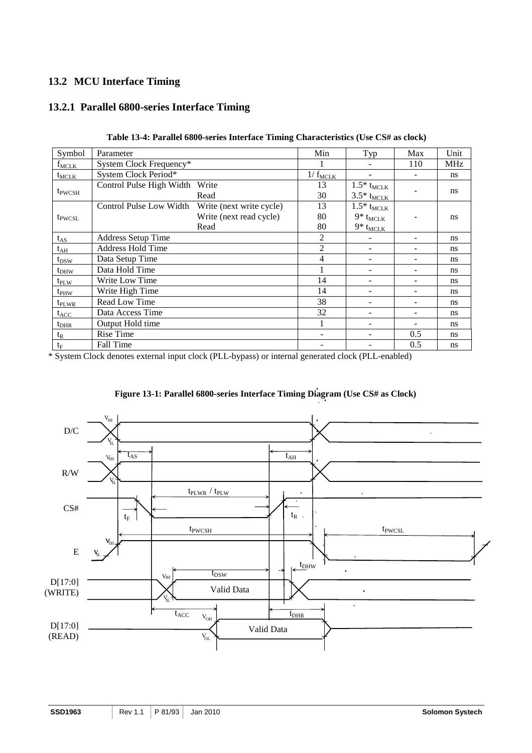## 13.2 MCU Interface Timing

### 13.2.1 Parallel 6800-series Interface Timing

**Table 13-4: Parallel 6800-series Interface Timing Characteristics (Use CS# as clock)**

| Symbol | Parameter | | Min | Typ | Max | Unit |
|---|---|---|---|---|---|---|
| $f_{MCLK}$ | System Clock Frequency* | | 1 | - | 110 | MHz |
| $t_{MCLK}$ | System Clock Period* | | $1/ f_{MCLK}$ | - | - | ns |
| $t_{PWCSH}$ | Control Pulse High Width | Write | 13 | $1.5* t_{MCLK}$ | - | ns |
| | | Read | 30 | $3.5* t_{MCLK}$ | | |
| $t_{PWCSL}$ | Control Pulse Low Width | Write (next write cycle) | 13 | $1.5* t_{MCLK}$ | - | ns |
| | | Write (next read cycle) | 80 | $9* t_{MCLK}$ | | |
| | | Read | 80 | $9* t_{MCLK}$ | | |
| $t_{AS}$ | Address Setup Time | | 2 | - | - | ns |
| $t_{AH}$ | Address Hold Time | | 2 | - | - | ns |
| $t_{DSW}$ | Data Setup Time | | 4 | - | - | ns |
| $t_{DHW}$ | Data Hold Time | | 1 | - | - | ns |
| $t_{PLW}$ | Write Low Time | | 14 | - | - | ns |
| $t_{PHW}$ | Write High Time | | 14 | - | - | ns |
| $t_{PLWR}$ | Read Low Time | | 38 | - | - | ns |
| $t_{ACC}$ | Data Access Time | | 32 | - | - | ns |
| $t_{DHR}$ | Output Hold time | | 1 | - | - | ns |
| $t_R$ | Rise Time | | - | - | 0.5 | ns |
| $t_F$ | Fall Time | | - | - | 0.5 | ns |

* System Clock denotes external input clock (PLL-bypass) or internal generated clock (PLL-enabled)

**Figure 13-1: Parallel 6800-series Interface Timing Diagram (Use CS# as Clock)**

D/C
R/W
CS#
E
D[17:0] (WRITE)
D[17:0] (READ)
$V_{IH}$
$V_{IL}$
$V_{OH}$
$V_{OL}$
$t_{AS}$
$t_{AH}$
$t_{PLWR}$ / $t_{PLW}$
$t_F$
$t_R$
$t_{PWCSH}$
$t_{PWCSL}$
$t_{DHW}$
$t_{DSW}$
Valid Data
$t_{ACC}$
$t_{DHR}$
Valid Data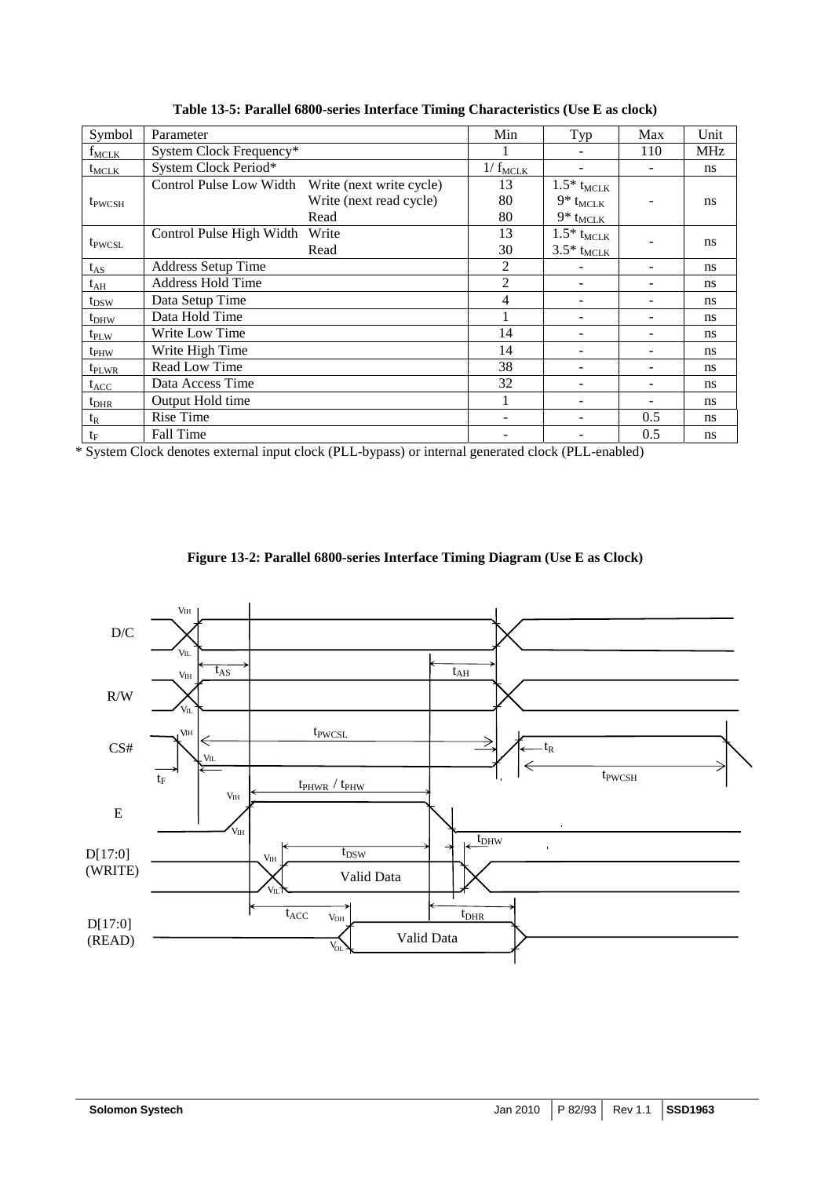**Table 13-5: Parallel 6800-series Interface Timing Characteristics (Use E as clock)**

| Symbol | Parameter | | Min | Typ | Max | Unit |
|---|---|---|---|---|---|---|
| $f_{MCLK}$ | System Clock Frequency* | | 1 | - | 110 | MHz |
| $t_{MCLK}$ | System Clock Period* | | 1/ $f_{MCLK}$ | - | - | ns |
| $t_{PWCSH}$ | Control Pulse Low Width | Write (next write cycle)<br>Write (next read cycle)<br>Read | 13<br>80<br>80 | 1.5* $t_{MCLK}$<br>9* $t_{MCLK}$<br>9* $t_{MCLK}$ | - | ns |
| $t_{PWCSL}$ | Control Pulse High Width | Write<br>Read | 13<br>30 | 1.5* $t_{MCLK}$<br>3.5* $t_{MCLK}$ | - | ns |
| $t_{AS}$ | Address Setup Time | | 2 | - | - | ns |
| $t_{AH}$ | Address Hold Time | | 2 | - | - | ns |
| $t_{DSW}$ | Data Setup Time | | 4 | - | - | ns |
| $t_{DHW}$ | Data Hold Time | | 1 | - | - | ns |
| $t_{PLW}$ | Write Low Time | | 14 | - | - | ns |
| $t_{PHW}$ | Write High Time | | 14 | - | - | ns |
| $t_{PLWR}$ | Read Low Time | | 38 | - | - | ns |
| $t_{ACC}$ | Data Access Time | | 32 | - | - | ns |
| $t_{DHR}$ | Output Hold time | | 1 | - | - | ns |
| $t_R$ | Rise Time | | - | - | 0.5 | ns |
| $t_F$ | Fall Time | | - | - | 0.5 | ns |

* System Clock denotes external input clock (PLL-bypass) or internal generated clock (PLL-enabled)

**Figure 13-2: Parallel 6800-series Interface Timing Diagram (Use E as Clock)**

D/C
R/W
CS#
E
D[17:0] (WRITE)
D[17:0] (READ)

$V_{IH}$ $V_{IL}$ $V_{OH}$ $V_{OL}$
$t_{AS}$ $t_{AH}$ $t_{PWCSL}$ $t_R$ $t_F$ $t_{PWCSH}$ $t_{PHWR}$ / $t_{PHW}$ $t_{DHW}$ $t_{DSW}$ $t_{ACC}$ $t_{DHR}$

Valid Data

Valid Data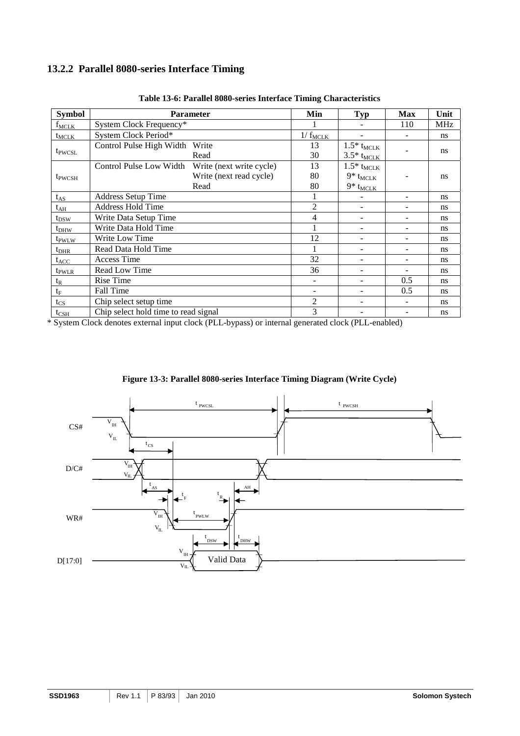### 13.2.2 Parallel 8080-series Interface Timing

**Table 13-6: Parallel 8080-series Interface Timing Characteristics**

| Symbol | Parameter | | Min | Typ | Max | Unit |
|---|---|---|---|---|---|---|
| $f_{MCLK}$ | System Clock Frequency* | | 1 | - | 110 | MHz |
| $t_{MCLK}$ | System Clock Period* | | $1/ f_{MCLK}$ | - | - | ns |
| $t_{PWCSL}$ | Control Pulse High Width | Write<br>Read | 13<br>30 | $1.5* t_{MCLK}$<br>$3.5* t_{MCLK}$ | - | ns |
| $t_{PWCSH}$ | Control Pulse Low Width | Write (next write cycle)<br>Write (next read cycle)<br>Read | 13<br>80<br>80 | $1.5* t_{MCLK}$<br>$9* t_{MCLK}$<br>$9* t_{MCLK}$ | - | ns |
| $t_{AS}$ | Address Setup Time | | 1 | - | - | ns |
| $t_{AH}$ | Address Hold Time | | 2 | - | - | ns |
| $t_{DSW}$ | Write Data Setup Time | | 4 | - | - | ns |
| $t_{DHW}$ | Write Data Hold Time | | 1 | - | - | ns |
| $t_{PWLW}$ | Write Low Time | | 12 | - | - | ns |
| $t_{DHR}$ | Read Data Hold Time | | 1 | - | - | ns |
| $t_{ACC}$ | Access Time | | 32 | - | - | ns |
| $t_{PWLR}$ | Read Low Time | | 36 | - | - | ns |
| $t_R$ | Rise Time | | - | - | 0.5 | ns |
| $t_F$ | Fall Time | | - | - | 0.5 | ns |
| $t_{CS}$ | Chip select setup time | | 2 | - | - | ns |
| $t_{CSH}$ | Chip select hold time to read signal | | 3 | - | - | ns |

\* System Clock denotes external input clock (PLL-bypass) or internal generated clock (PLL-enabled)

**Figure 13-3: Parallel 8080-series Interface Timing Diagram (Write Cycle)**

$t_{PWCSL}$ $t_{PWCSH}$

CS#
$V_{IH}$
$V_{IL}$
$t_{CS}$

D/C#
$V_{IH}$
$V_{IL}$
$t_{AS}$ AH
$t_F$ $t_R$

WR#
$V_{IH}$
$V_{IL}$
$t_{PWLW}$
$t_{DSW}$ $t_{DHW}$

D[17:0]
$V_{IH}$
$V_{IL}$
Valid Data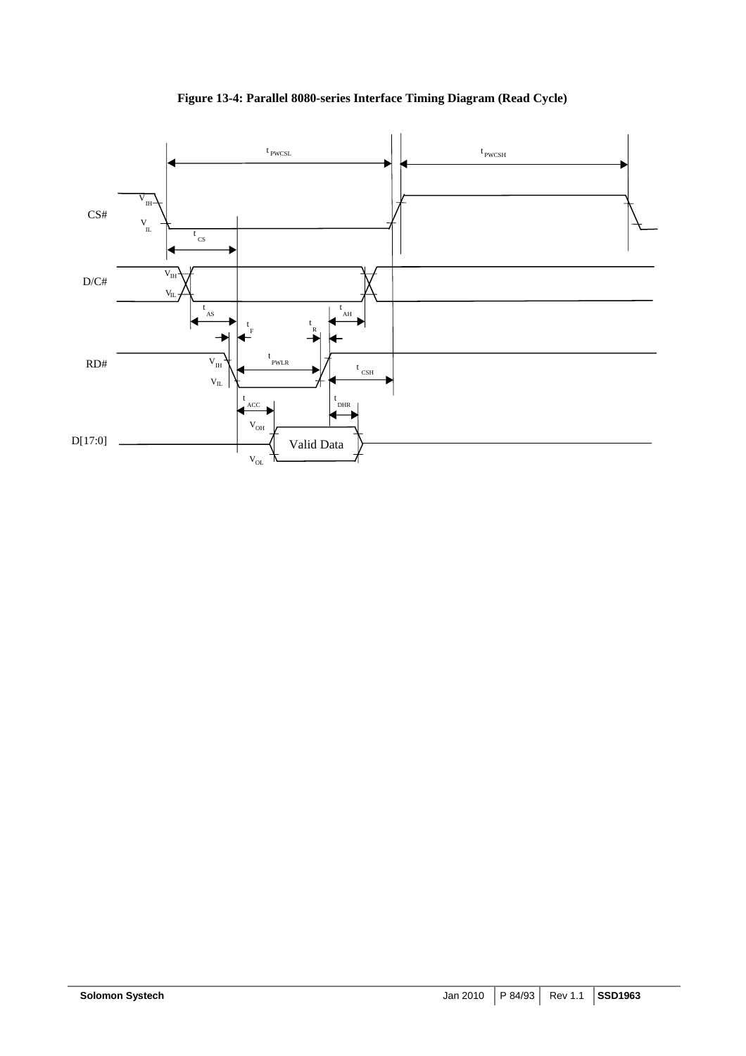**Figure 13-4: Parallel 8080-series Interface Timing Diagram (Read Cycle)**

$t_{PWCSL}$

$t_{PWCSH}$

CS#

$V_{IH}$

$V_{IL}$

$t_{CS}$

D/C#

$V_{IH}$

$V_{IL}$

$t_{AS}$

$t_{AH}$

$t_F$

$t_R$

RD#

$V_{IH}$

$V_{IL}$

$t_{PWLR}$

$t_{CSH}$

$t_{ACC}$

$t_{DHR}$

D[17:0]

$V_{OH}$

$V_{OL}$

Valid Data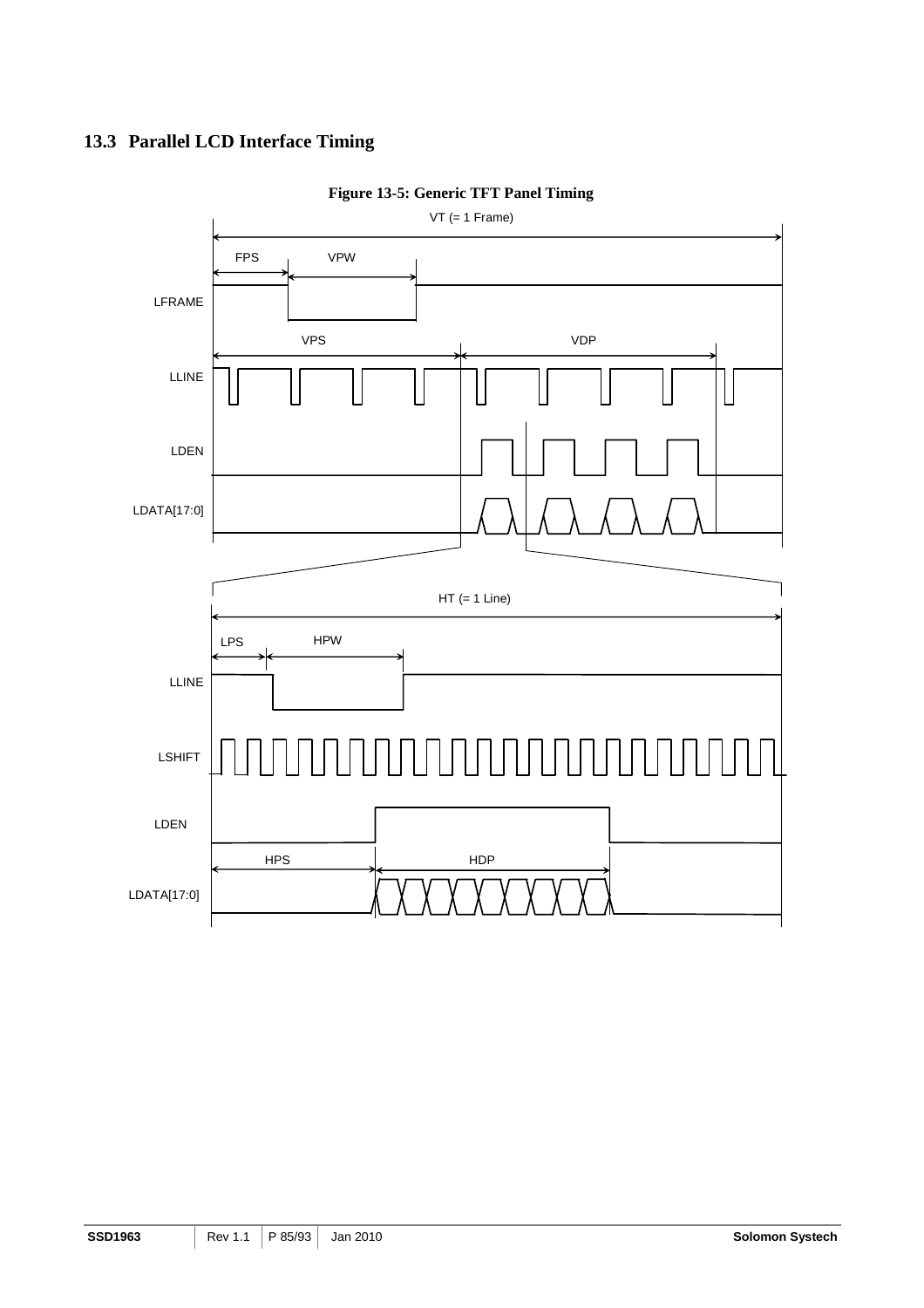## 13.3 Parallel LCD Interface Timing

**Figure 13-5: Generic TFT Panel Timing**

VT (= 1 Frame)

FPS

VPW

LFRAME

VPS

VDP

LLINE

LDEN

LDATA[17:0]

HT (= 1 Line)

LPS

HPW

LLINE

LSHIFT

LDEN

HPS

HDP

LDATA[17:0]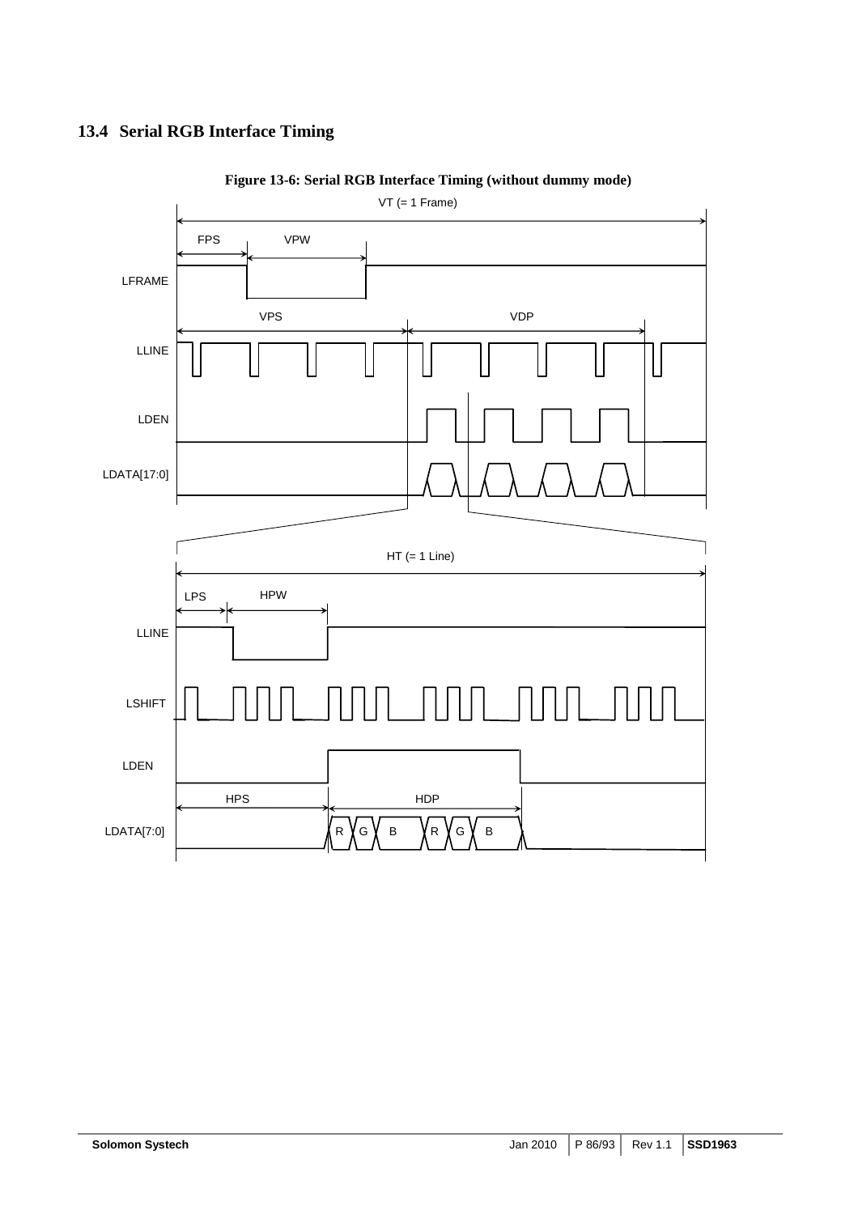## 13.4 Serial RGB Interface Timing

**Figure 13-6: Serial RGB Interface Timing (without dummy mode)**

VT (= 1 Frame)

FPS

VPW

LFRAME

VPS

VDP

LLINE

LDEN

LDATA[17:0]

HT (= 1 Line)

LPS

HPW

LLINE

LSHIFT

LDEN

HPS

HDP

LDATA[7:0]

R G B R G B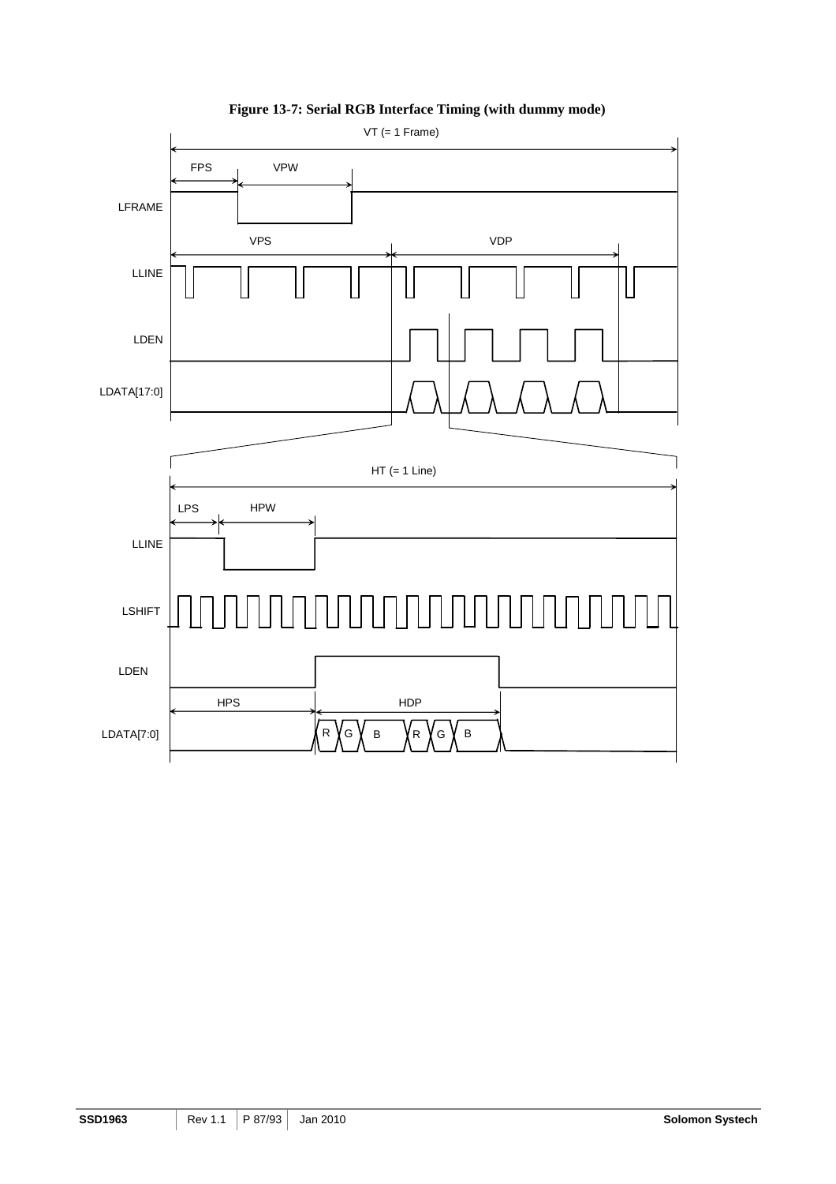**Figure 13-7: Serial RGB Interface Timing (with dummy mode)**

VT (= 1 Frame)

FPS

VPW

LFRAME

VPS

VDP

LLINE

LDEN

LDATA[17:0]

HT (= 1 Line)

LPS

HPW

LLINE

LSHIFT

LDEN

HPS

HDP

LDATA[7:0]

R G B R G B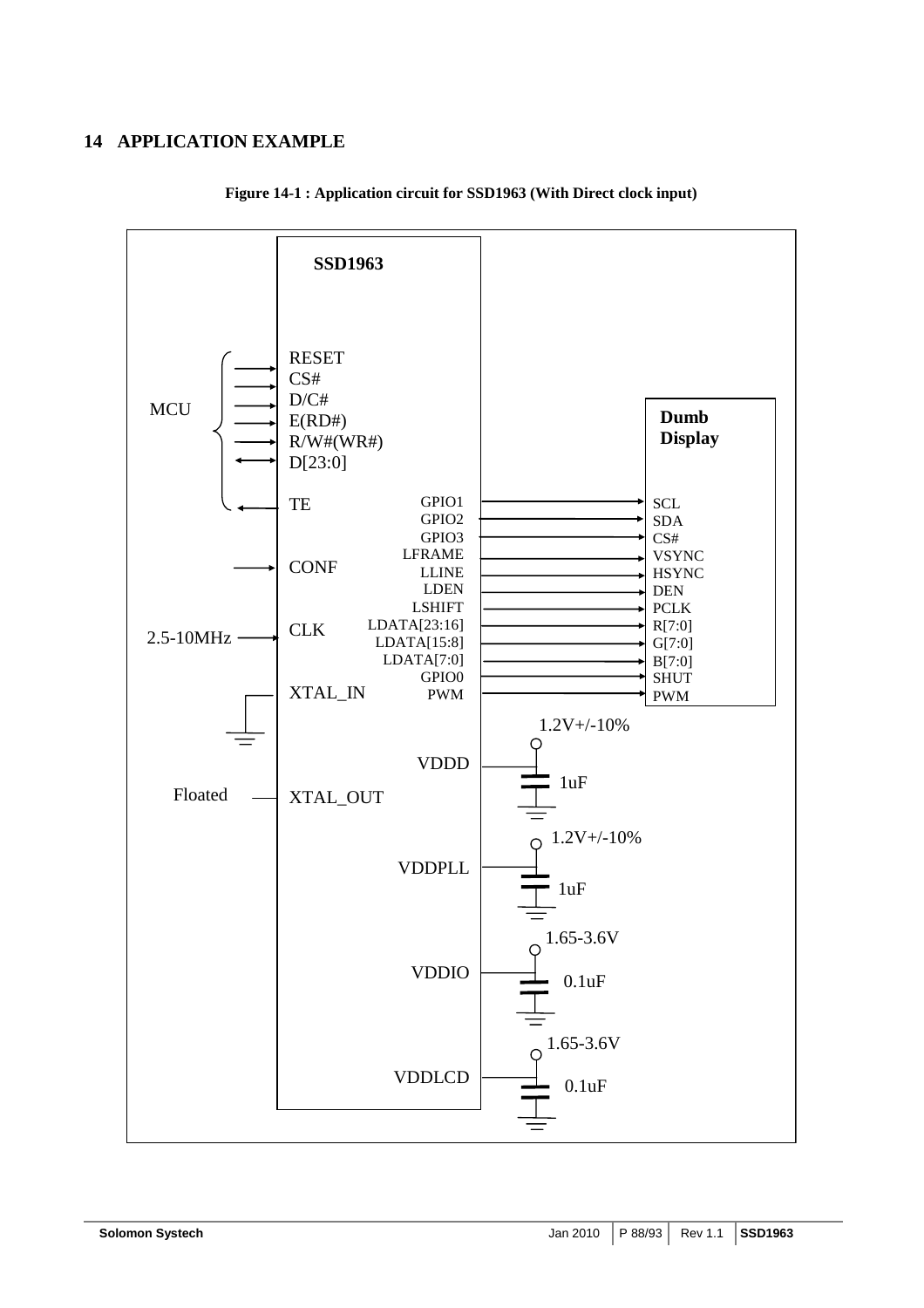# 14 APPLICATION EXAMPLE

**Figure 14-1 : Application circuit for SSD1963 (With Direct clock input)**

SSD1963

MCU

RESET
CS#
D/C#
E(RD#)
R/W#(WR#)
D[23:0]

TE

CONF

2.5-10MHz

CLK

XTAL_IN

Floated

XTAL_OUT

GPIO1
GPIO2
GPIO3
LFRAME
LLINE
LDEN
LSHIFT
LDATA[23:16]
LDATA[15:8]
LDATA[7:0]
GPIO0
PWM

Dumb Display

SCL
SDA
CS#
VSYNC
HSYNC
DEN
PCLK
R[7:0]
G[7:0]
B[7:0]
SHUT
PWM

VDDD

1.2V+/-10%

1uF

VDDPLL

1.2V+/-10%

1uF

VDDIO

1.65-3.6V

0.1uF

VDDLCD

1.65-3.6V

0.1uF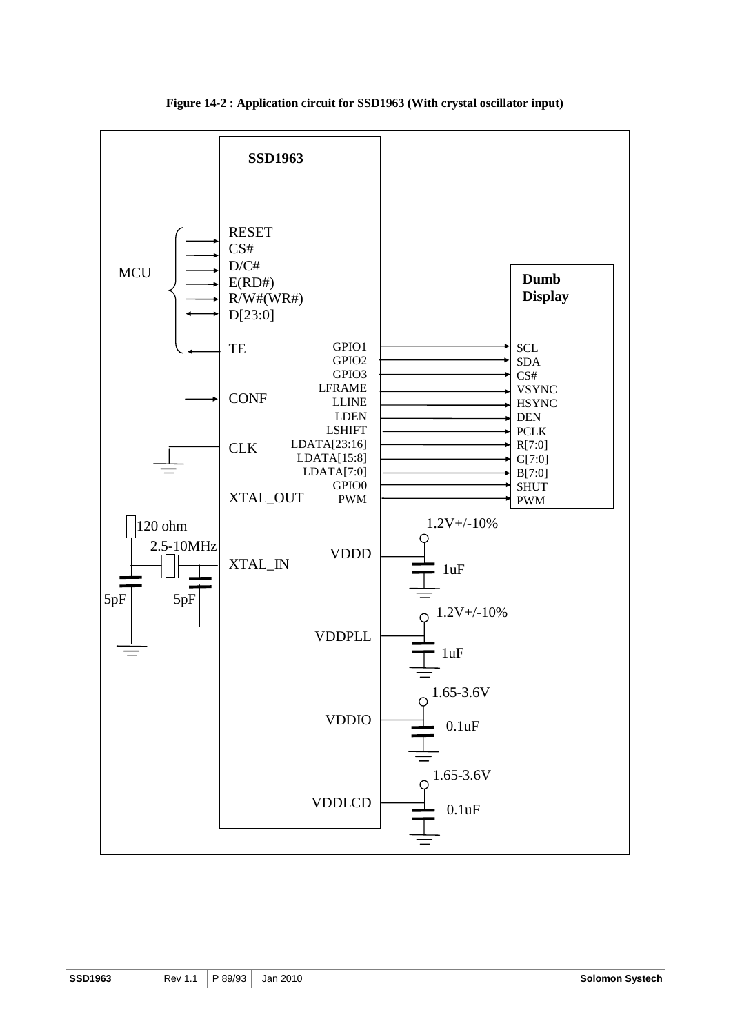**Figure 14-2 : Application circuit for SSD1963 (With crystal oscillator input)**

SSD1963

MCU

RESET
CS#
D/C#
E(RD#)
R/W#(WR#)
D[23:0]

TE

CONF

CLK

XTAL_OUT

XTAL_IN

120 ohm
2.5-10MHz
5pF
5pF

GPIO1
GPIO2
GPIO3
LFRAME
LLINE
LDEN
LSHIFT
LDATA[23:16]
LDATA[15:8]
LDATA[7:0]
GPIO0
PWM

Dumb Display

SCL
SDA
CS#
VSYNC
HSYNC
DEN
PCLK
R[7:0]
G[7:0]
B[7:0]
SHUT
PWM

VDDD
1.2V+/-10%
1uF

VDDPLL
1.2V+/-10%
1uF

VDDIO
1.65-3.6V
0.1uF

VDDLCD
1.65-3.6V
0.1uF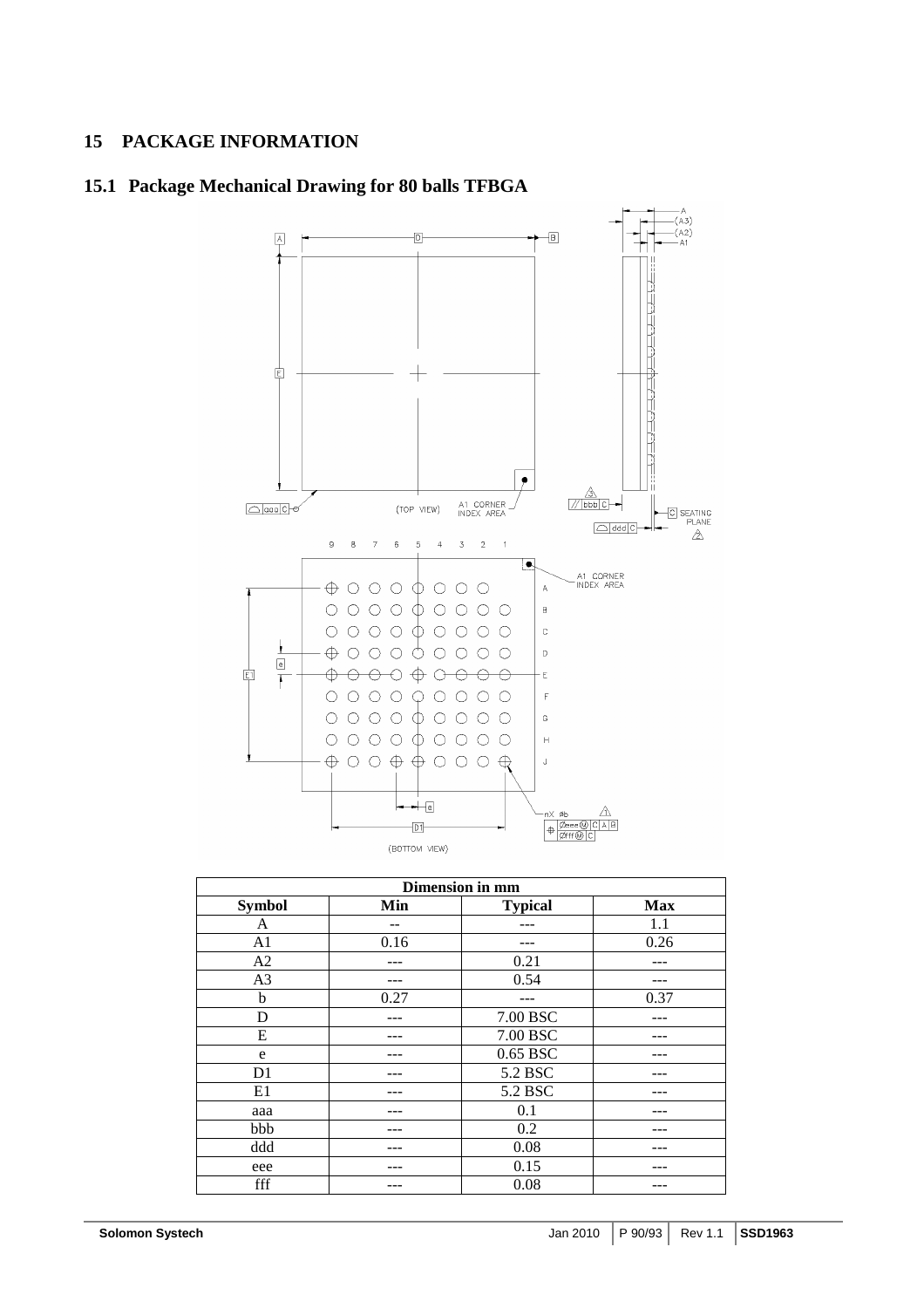# 15 PACKAGE INFORMATION

## 15.1 Package Mechanical Drawing for 80 balls TFBGA

| Dimension in mm | | | |
| --- | --- | --- | --- |
| **Symbol** | **Min** | **Typical** | **Max** |
| A | -- | --- | 1.1 |
| A1 | 0.16 | --- | 0.26 |
| A2 | --- | 0.21 | --- |
| A3 | --- | 0.54 | --- |
| b | 0.27 | --- | 0.37 |
| D | --- | 7.00 BSC | --- |
| E | --- | 7.00 BSC | --- |
| e | --- | 0.65 BSC | --- |
| D1 | --- | 5.2 BSC | --- |
| E1 | --- | 5.2 BSC | --- |
| aaa | --- | 0.1 | --- |
| bbb | --- | 0.2 | --- |
| ddd | --- | 0.08 | --- |
| eee | --- | 0.15 | --- |
| fff | --- | 0.08 | --- |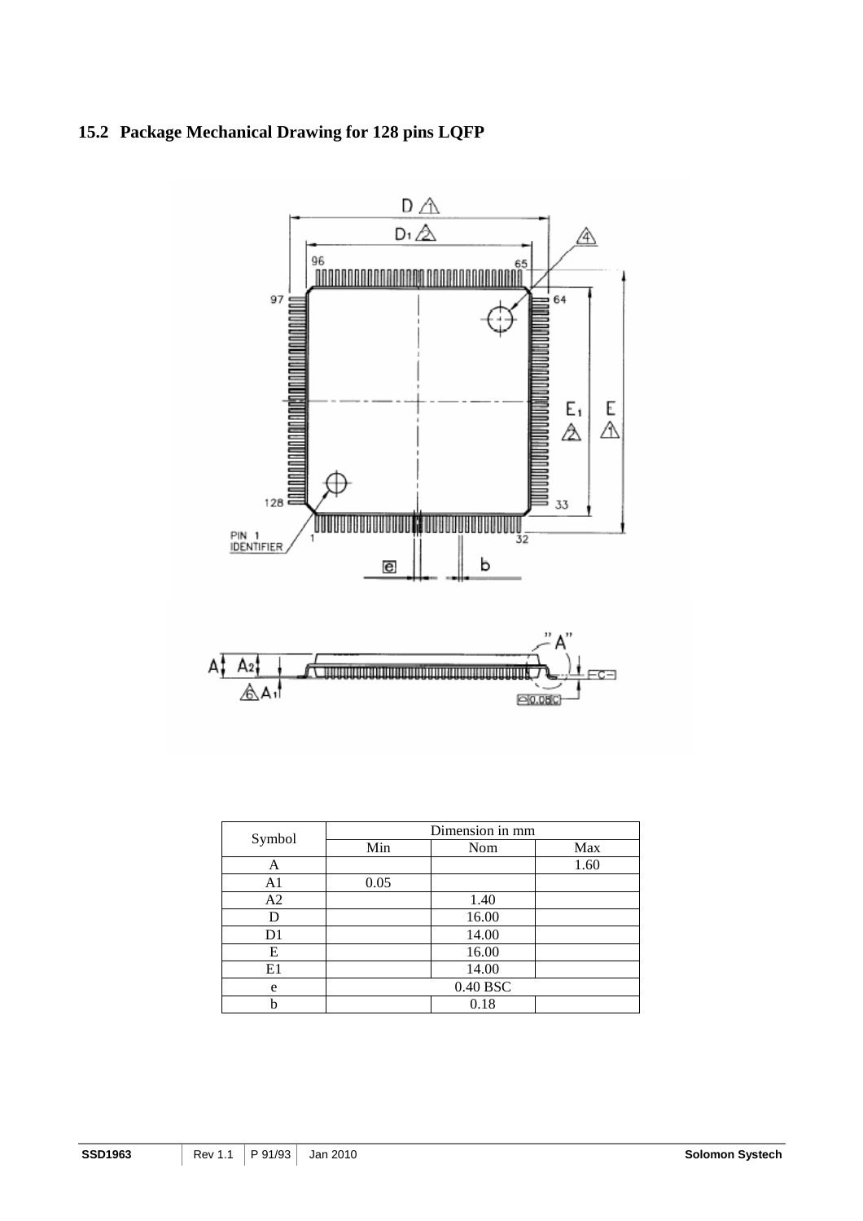## 15.2 Package Mechanical Drawing for 128 pins LQFP

| Symbol | Dimension in mm | | |
|---|---|---|---|
| | Min | Nom | Max |
| A | | | 1.60 |
| A1 | 0.05 | | |
| A2 | | 1.40 | |
| D | | 16.00 | |
| D1 | | 14.00 | |
| E | | 16.00 | |
| E1 | | 14.00 | |
| e | 0.40 BSC | | |
| b | | 0.18 | |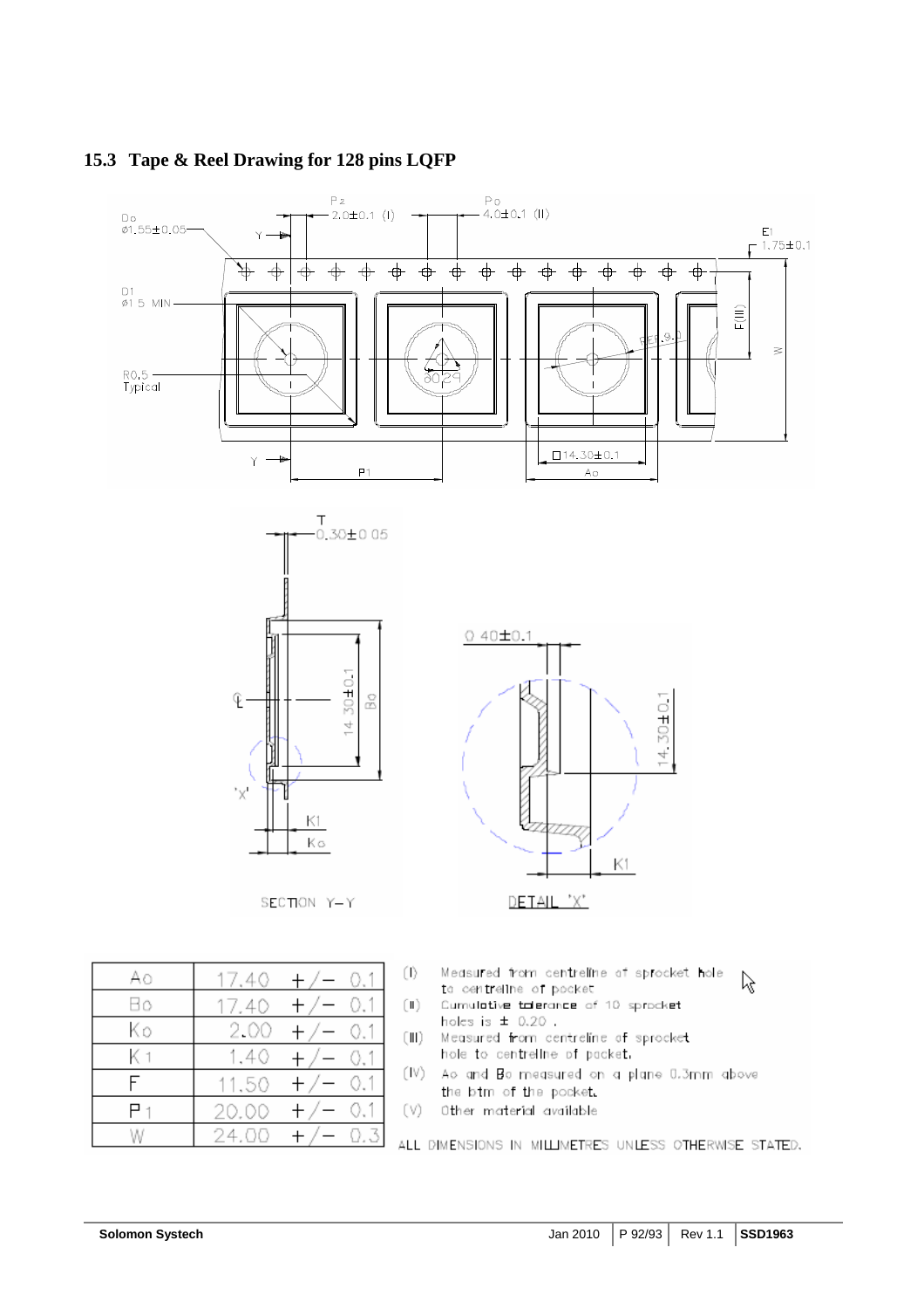## 15.3 Tape & Reel Drawing for 128 pins LQFP

Do
ø1.55±0.05

P2
2.0±0.1 (I)

Po
4.0±0.1 (II)

E1
1.75±0.1

D1
ø1.5 MIN

R0.5
Typical

REF 9.0

F(III)

W

Y

P1

□14.30±0.1
Ao

T
0.30±0.05

14.30±0.1

Bo

'X'

K1

Ko

SECTION Y-Y

0.40±0.1

14.30±0.1

K1

DETAIL 'X'

| | |
|---|---|
| Ao | 17.40 +/− 0.1 |
| Bo | 17.40 +/− 0.1 |
| Ko | 2.00 +/− 0.1 |
| K1 | 1.40 +/− 0.1 |
| F | 11.50 +/− 0.1 |
| P1 | 20.00 +/− 0.1 |
| W | 24.00 +/− 0.3 |

(I) Measured from centreline of sprocket hole to centreline of pocket.

(II) Cumulative tolerance of 10 sprocket holes is ± 0.20 .

(III) Measured from centreline of sprocket hole to centreline of pocket.

(IV) Ao and Bo measured on a plane 0.3mm above the btm of the pocket.

(V) Other material available

ALL DIMENSIONS IN MILLIMETRES UNLESS OTHERWISE STATED.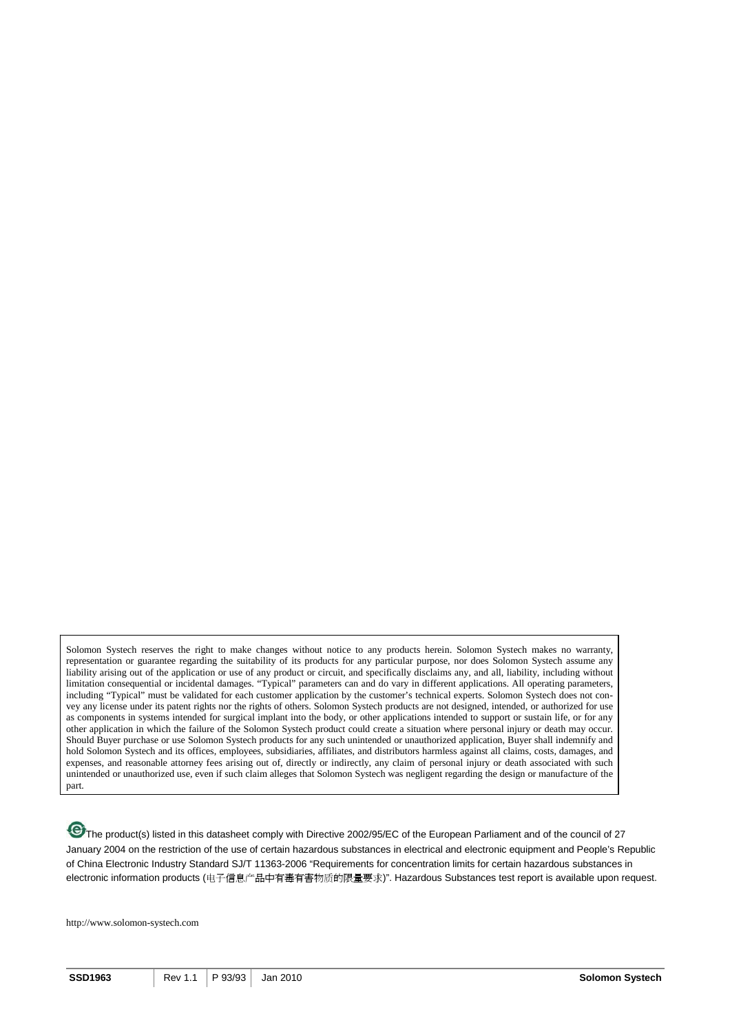Solomon Systech reserves the right to make changes without notice to any products herein. Solomon Systech makes no warranty, representation or guarantee regarding the suitability of its products for any particular purpose, nor does Solomon Systech assume any liability arising out of the application or use of any product or circuit, and specifically disclaims any, and all, liability, including without limitation consequential or incidental damages. "Typical" parameters can and do vary in different applications. All operating parameters, including "Typical" must be validated for each customer application by the customer's technical experts. Solomon Systech does not convey any license under its patent rights nor the rights of others. Solomon Systech products are not designed, intended, or authorized for use as components in systems intended for surgical implant into the body, or other applications intended to support or sustain life, or for any other application in which the failure of the Solomon Systech product could create a situation where personal injury or death may occur. Should Buyer purchase or use Solomon Systech products for any such unintended or unauthorized application, Buyer shall indemnify and hold Solomon Systech and its offices, employees, subsidiaries, affiliates, and distributors harmless against all claims, costs, damages, and expenses, and reasonable attorney fees arising out of, directly or indirectly, any claim of personal injury or death associated with such unintended or unauthorized use, even if such claim alleges that Solomon Systech was negligent regarding the design or manufacture of the part.

The product(s) listed in this datasheet comply with Directive 2002/95/EC of the European Parliament and of the council of 27 January 2004 on the restriction of the use of certain hazardous substances in electrical and electronic equipment and People's Republic of China Electronic Industry Standard SJ/T 11363-2006 "Requirements for concentration limits for certain hazardous substances in electronic information products (电子信息产品中有毒有害物质的限量要求)". Hazardous Substances test report is available upon request.

http://www.solomon-systech.com